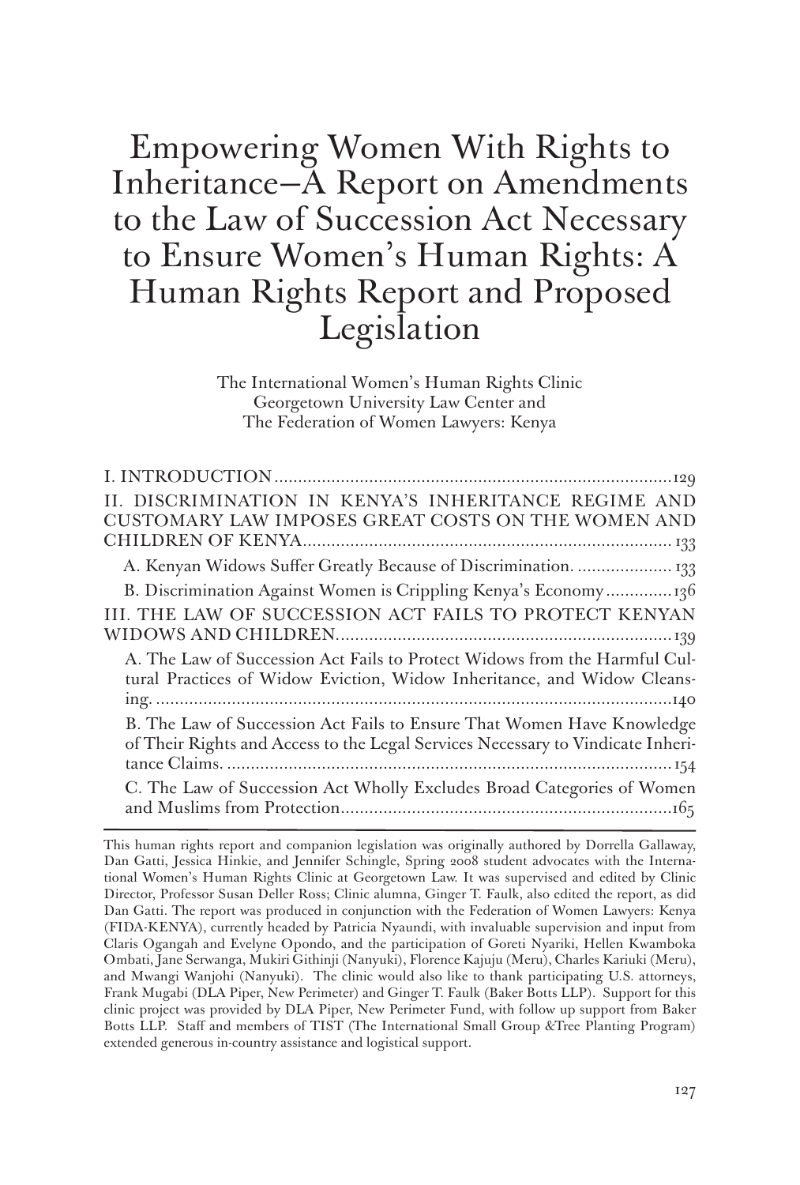# Empowering Women With Rights to Inheritance—A Report on Amendments to the Law of Succession Act Necessary to Ensure Women's Human Rights: A Human Rights Report and Proposed Legislation

The International Women's Human Rights Clinic
Georgetown University Law Center and
The Federation of Women Lawyers: Kenya

I. INTRODUCTION ....................................................................................129

II. DISCRIMINATION IN KENYA'S INHERITANCE REGIME AND CUSTOMARY LAW IMPOSES GREAT COSTS ON THE WOMEN AND CHILDREN OF KENYA............................................................................ 133

- A. Kenyan Widows Suffer Greatly Because of Discrimination. .................... 133
- B. Discrimination Against Women is Crippling Kenya's Economy ..............136

III. THE LAW OF SUCCESSION ACT FAILS TO PROTECT KENYAN WIDOWS AND CHILDREN.......................................................................139

- A. The Law of Succession Act Fails to Protect Widows from the Harmful Cultural Practices of Widow Eviction, Widow Inheritance, and Widow Cleansing. ............................................................................................................140
- B. The Law of Succession Act Fails to Ensure That Women Have Knowledge of Their Rights and Access to the Legal Services Necessary to Vindicate Inheritance Claims. .............................................................................................. 154
- C. The Law of Succession Act Wholly Excludes Broad Categories of Women and Muslims from Protection......................................................................165

---

This human rights report and companion legislation was originally authored by Dorrella Gallaway, Dan Gatti, Jessica Hinkie, and Jennifer Schingle, Spring 2008 student advocates with the International Women's Human Rights Clinic at Georgetown Law. It was supervised and edited by Clinic Director, Professor Susan Deller Ross; Clinic alumna, Ginger T. Faulk, also edited the report, as did Dan Gatti. The report was produced in conjunction with the Federation of Women Lawyers: Kenya (FIDA-KENYA), currently headed by Patricia Nyaundi, with invaluable supervision and input from Claris Ogangah and Evelyne Opondo, and the participation of Goreti Nyariki, Hellen Kwamboka Ombati, Jane Serwanga, Mukiri Githinji (Nanyuki), Florence Kajuju (Meru), Charles Kariuki (Meru), and Mwangi Wanjohi (Nanyuki). The clinic would also like to thank participating U.S. attorneys, Frank Mugabi (DLA Piper, New Perimeter) and Ginger T. Faulk (Baker Botts LLP). Support for this clinic project was provided by DLA Piper, New Perimeter Fund, with follow up support from Baker Botts LLP. Staff and members of TIST (The International Small Group &Tree Planting Program) extended generous in-country assistance and logistical support.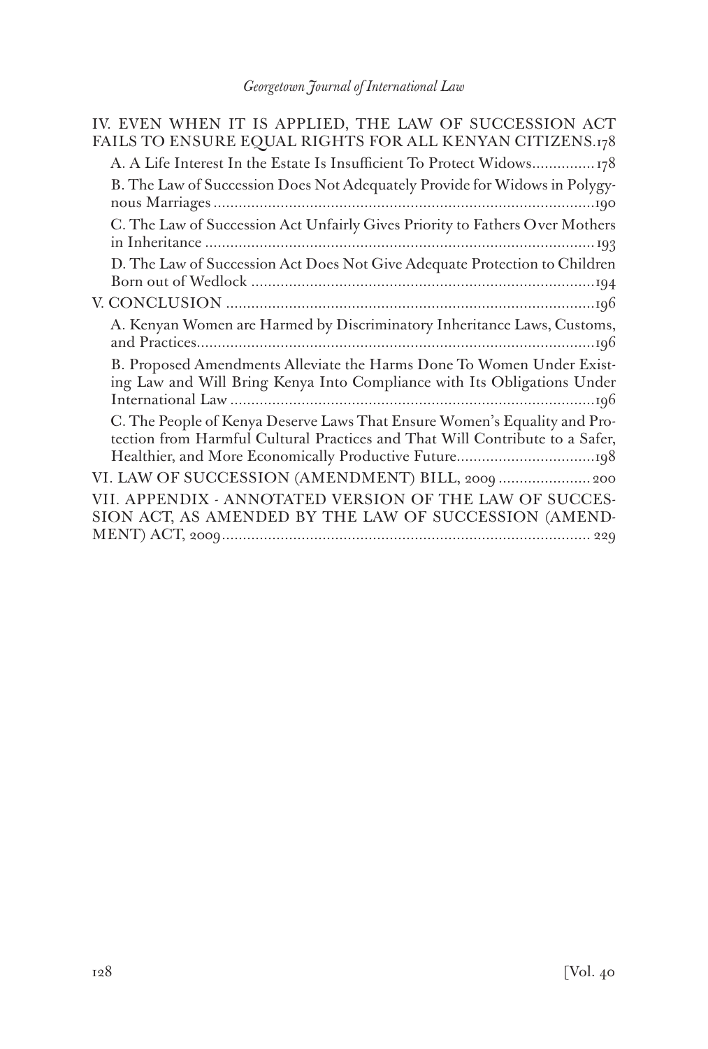IV. EVEN WHEN IT IS APPLIED, THE LAW OF SUCCESSION ACT FAILS TO ENSURE EQUAL RIGHTS FOR ALL KENYAN CITIZENS....178

- A. A Life Interest In the Estate Is Insufficient To Protect Widows...............178
- B. The Law of Succession Does Not Adequately Provide for Widows in Polygynous Marriages..........................................................................................190
- C. The Law of Succession Act Unfairly Gives Priority to Fathers Over Mothers in Inheritance ..........................................................................................193
- D. The Law of Succession Act Does Not Give Adequate Protection to Children Born out of Wedlock ................................................................................194

V. CONCLUSION ......................................................................................196

- A. Kenyan Women are Harmed by Discriminatory Inheritance Laws, Customs, and Practices..............................................................................................196
- B. Proposed Amendments Alleviate the Harms Done To Women Under Existing Law and Will Bring Kenya Into Compliance with Its Obligations Under International Law .....................................................................................196
- C. The People of Kenya Deserve Laws That Ensure Women's Equality and Protection from Harmful Cultural Practices and That Will Contribute to a Safer, Healthier, and More Economically Productive Future.................................198

VI. LAW OF SUCCESSION (AMENDMENT) BILL, 2009 ......................200

VII. APPENDIX - ANNOTATED VERSION OF THE LAW OF SUCCESSION ACT, AS AMENDED BY THE LAW OF SUCCESSION (AMENDMENT) ACT, 2009.......................................................................................229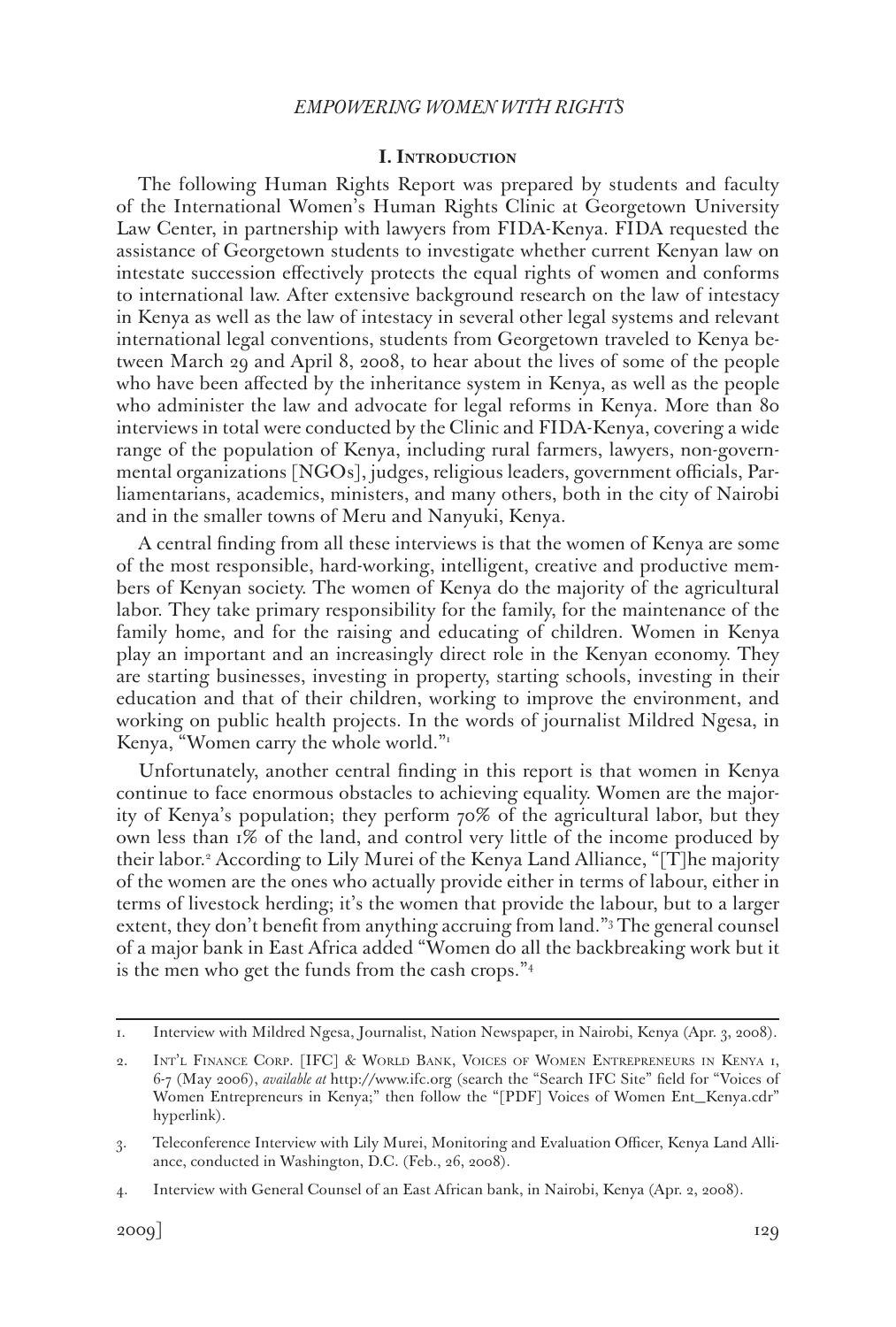## I. Introduction

The following Human Rights Report was prepared by students and faculty of the International Women's Human Rights Clinic at Georgetown University Law Center, in partnership with lawyers from FIDA-Kenya. FIDA requested the assistance of Georgetown students to investigate whether current Kenyan law on intestate succession effectively protects the equal rights of women and conforms to international law. After extensive background research on the law of intestacy in Kenya as well as the law of intestacy in several other legal systems and relevant international legal conventions, students from Georgetown traveled to Kenya between March 29 and April 8, 2008, to hear about the lives of some of the people who have been affected by the inheritance system in Kenya, as well as the people who administer the law and advocate for legal reforms in Kenya. More than 80 interviews in total were conducted by the Clinic and FIDA-Kenya, covering a wide range of the population of Kenya, including rural farmers, lawyers, non-governmental organizations [NGOs], judges, religious leaders, government officials, Parliamentarians, academics, ministers, and many others, both in the city of Nairobi and in the smaller towns of Meru and Nanyuki, Kenya.

A central finding from all these interviews is that the women of Kenya are some of the most responsible, hard-working, intelligent, creative and productive members of Kenyan society. The women of Kenya do the majority of the agricultural labor. They take primary responsibility for the family, for the maintenance of the family home, and for the raising and educating of children. Women in Kenya play an important and an increasingly direct role in the Kenyan economy. They are starting businesses, investing in property, starting schools, investing in their education and that of their children, working to improve the environment, and working on public health projects. In the words of journalist Mildred Ngesa, in Kenya, "Women carry the whole world."[1]

Unfortunately, another central finding in this report is that women in Kenya continue to face enormous obstacles to achieving equality. Women are the majority of Kenya's population; they perform 70% of the agricultural labor, but they own less than 1% of the land, and control very little of the income produced by their labor.[2] According to Lily Murei of the Kenya Land Alliance, "[T]he majority of the women are the ones who actually provide either in terms of labour, either in terms of livestock herding; it's the women that provide the labour, but to a larger extent, they don't benefit from anything accruing from land."[3] The general counsel of a major bank in East Africa added "Women do all the backbreaking work but it is the men who get the funds from the cash crops."[4]

---

1. Interview with Mildred Ngesa, Journalist, Nation Newspaper, in Nairobi, Kenya (Apr. 3, 2008).

2. Int'l Finance Corp. [IFC] & World Bank, Voices of Women Entrepreneurs in Kenya 1, 6-7 (May 2006), *available at* http://www.ifc.org (search the "Search IFC Site" field for "Voices of Women Entrepreneurs in Kenya;" then follow the "[PDF] Voices of Women Ent_Kenya.cdr" hyperlink).

3. Teleconference Interview with Lily Murei, Monitoring and Evaluation Officer, Kenya Land Alliance, conducted in Washington, D.C. (Feb., 26, 2008).

4. Interview with General Counsel of an East African bank, in Nairobi, Kenya (Apr. 2, 2008).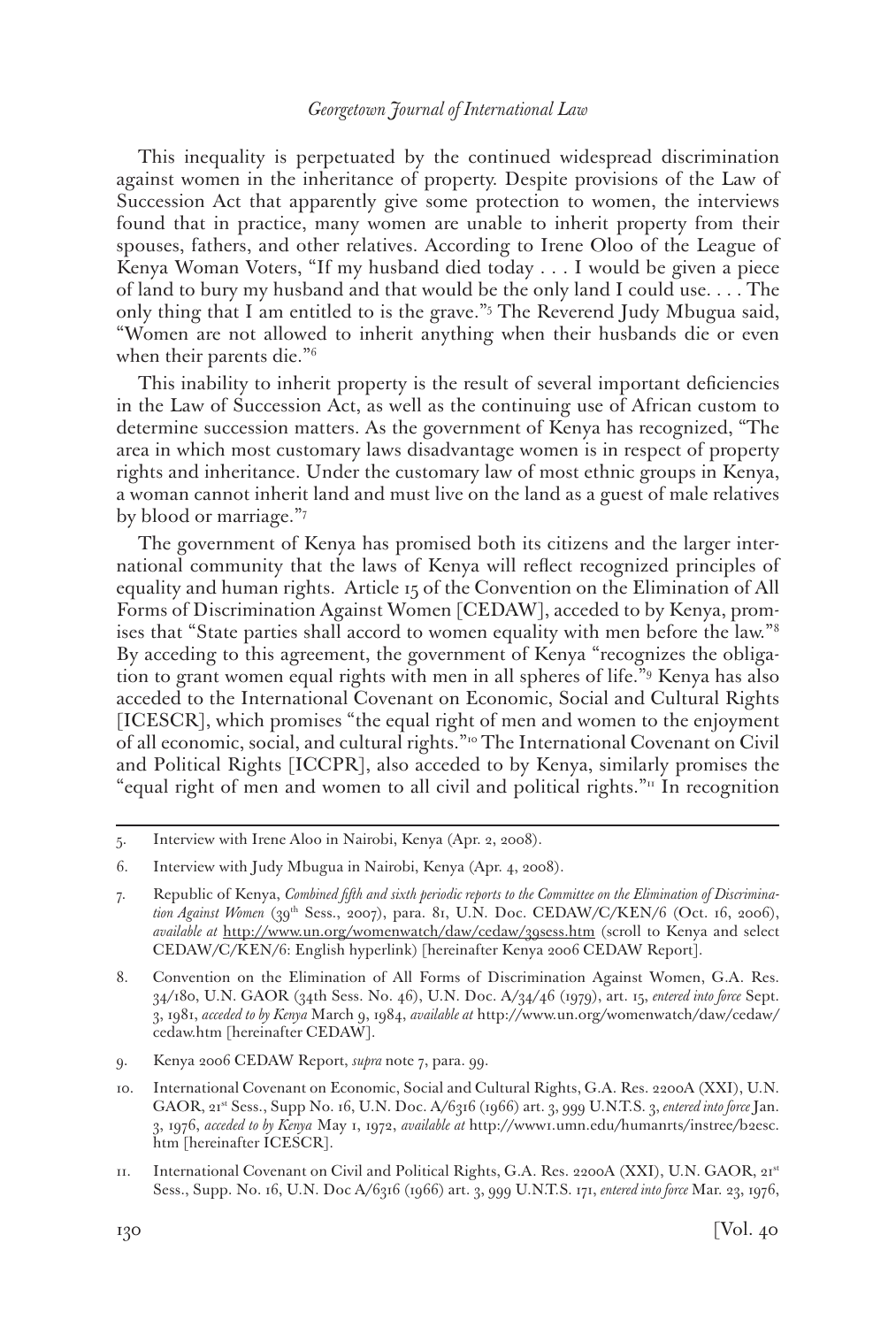This inequality is perpetuated by the continued widespread discrimination against women in the inheritance of property. Despite provisions of the Law of Succession Act that apparently give some protection to women, the interviews found that in practice, many women are unable to inherit property from their spouses, fathers, and other relatives. According to Irene Oloo of the League of Kenya Woman Voters, "If my husband died today . . . I would be given a piece of land to bury my husband and that would be the only land I could use. . . . The only thing that I am entitled to is the grave."[5] The Reverend Judy Mbugua said, "Women are not allowed to inherit anything when their husbands die or even when their parents die."[6]

This inability to inherit property is the result of several important deficiencies in the Law of Succession Act, as well as the continuing use of African custom to determine succession matters. As the government of Kenya has recognized, "The area in which most customary laws disadvantage women is in respect of property rights and inheritance. Under the customary law of most ethnic groups in Kenya, a woman cannot inherit land and must live on the land as a guest of male relatives by blood or marriage."[7]

The government of Kenya has promised both its citizens and the larger international community that the laws of Kenya will reflect recognized principles of equality and human rights. Article 15 of the Convention on the Elimination of All Forms of Discrimination Against Women [CEDAW], acceded to by Kenya, promises that "State parties shall accord to women equality with men before the law."[8] By acceding to this agreement, the government of Kenya "recognizes the obligation to grant women equal rights with men in all spheres of life."[9] Kenya has also acceded to the International Covenant on Economic, Social and Cultural Rights [ICESCR], which promises "the equal right of men and women to the enjoyment of all economic, social, and cultural rights."[10] The International Covenant on Civil and Political Rights [ICCPR], also acceded to by Kenya, similarly promises the "equal right of men and women to all civil and political rights."[11] In recognition

---

5. Interview with Irene Aloo in Nairobi, Kenya (Apr. 2, 2008).

6. Interview with Judy Mbugua in Nairobi, Kenya (Apr. 4, 2008).

7. Republic of Kenya, *Combined fifth and sixth periodic reports to the Committee on the Elimination of Discrimination Against Women* (39th Sess., 2007), para. 81, U.N. Doc. CEDAW/C/KEN/6 (Oct. 16, 2006), *available at* http://www.un.org/womenwatch/daw/cedaw/39sess.htm (scroll to Kenya and select CEDAW/C/KEN/6: English hyperlink) [hereinafter Kenya 2006 CEDAW Report].

8. Convention on the Elimination of All Forms of Discrimination Against Women, G.A. Res. 34/180, U.N. GAOR (34th Sess. No. 46), U.N. Doc. A/34/46 (1979), art. 15, *entered into force* Sept. 3, 1981, *acceded to by Kenya* March 9, 1984, *available at* http://www.un.org/womenwatch/daw/cedaw/cedaw.htm [hereinafter CEDAW].

9. Kenya 2006 CEDAW Report, *supra* note 7, para. 99.

10. International Covenant on Economic, Social and Cultural Rights, G.A. Res. 2200A (XXI), U.N. GAOR, 21st Sess., Supp No. 16, U.N. Doc. A/6316 (1966) art. 3, 999 U.N.T.S. 3, *entered into force* Jan. 3, 1976, *acceded to by Kenya* May 1, 1972, *available at* http://www1.umn.edu/humanrts/instree/b2esc.htm [hereinafter ICESCR].

11. International Covenant on Civil and Political Rights, G.A. Res. 2200A (XXI), U.N. GAOR, 21st Sess., Supp. No. 16, U.N. Doc A/6316 (1966) art. 3, 999 U.N.T.S. 171, *entered into force* Mar. 23, 1976,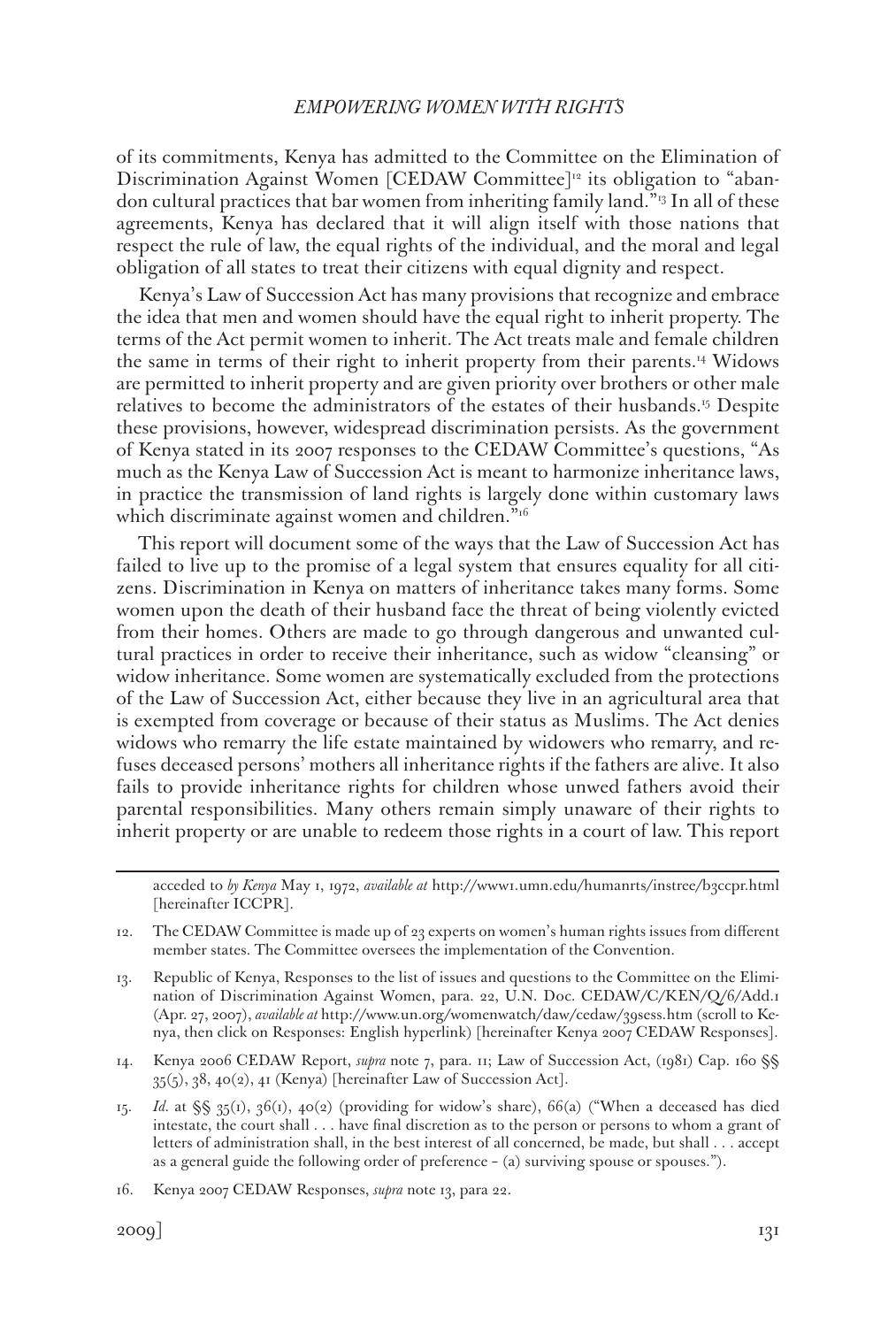of its commitments, Kenya has admitted to the Committee on the Elimination of Discrimination Against Women [CEDAW Committee][12] its obligation to "abandon cultural practices that bar women from inheriting family land."[13] In all of these agreements, Kenya has declared that it will align itself with those nations that respect the rule of law, the equal rights of the individual, and the moral and legal obligation of all states to treat their citizens with equal dignity and respect.

Kenya's Law of Succession Act has many provisions that recognize and embrace the idea that men and women should have the equal right to inherit property. The terms of the Act permit women to inherit. The Act treats male and female children the same in terms of their right to inherit property from their parents.[14] Widows are permitted to inherit property and are given priority over brothers or other male relatives to become the administrators of the estates of their husbands.[15] Despite these provisions, however, widespread discrimination persists. As the government of Kenya stated in its 2007 responses to the CEDAW Committee's questions, "As much as the Kenya Law of Succession Act is meant to harmonize inheritance laws, in practice the transmission of land rights is largely done within customary laws which discriminate against women and children."[16]

This report will document some of the ways that the Law of Succession Act has failed to live up to the promise of a legal system that ensures equality for all citizens. Discrimination in Kenya on matters of inheritance takes many forms. Some women upon the death of their husband face the threat of being violently evicted from their homes. Others are made to go through dangerous and unwanted cultural practices in order to receive their inheritance, such as widow "cleansing" or widow inheritance. Some women are systematically excluded from the protections of the Law of Succession Act, either because they live in an agricultural area that is exempted from coverage or because of their status as Muslims. The Act denies widows who remarry the life estate maintained by widowers who remarry, and refuses deceased persons' mothers all inheritance rights if the fathers are alive. It also fails to provide inheritance rights for children whose unwed fathers avoid their parental responsibilities. Many others remain simply unaware of their rights to inherit property or are unable to redeem those rights in a court of law. This report

---

acceded to *by Kenya* May 1, 1972, *available at* http://www1.umn.edu/humanrts/instree/b3ccpr.html [hereinafter ICCPR].

12. The CEDAW Committee is made up of 23 experts on women's human rights issues from different member states. The Committee oversees the implementation of the Convention.

13. Republic of Kenya, Responses to the list of issues and questions to the Committee on the Elimination of Discrimination Against Women, para. 22, U.N. Doc. CEDAW/C/KEN/Q/6/Add.1 (Apr. 27, 2007), *available at* http://www.un.org/womenwatch/daw/cedaw/39sess.htm (scroll to Kenya, then click on Responses: English hyperlink) [hereinafter Kenya 2007 CEDAW Responses].

14. Kenya 2006 CEDAW Report, *supra* note 7, para. 11; Law of Succession Act, (1981) Cap. 160 §§ 35(5), 38, 40(2), 41 (Kenya) [hereinafter Law of Succession Act].

15. *Id.* at §§ 35(1), 36(1), 40(2) (providing for widow's share), 66(a) ("When a deceased has died intestate, the court shall . . . have final discretion as to the person or persons to whom a grant of letters of administration shall, in the best interest of all concerned, be made, but shall . . . accept as a general guide the following order of preference – (a) surviving spouse or spouses.").

16. Kenya 2007 CEDAW Responses, *supra* note 13, para 22.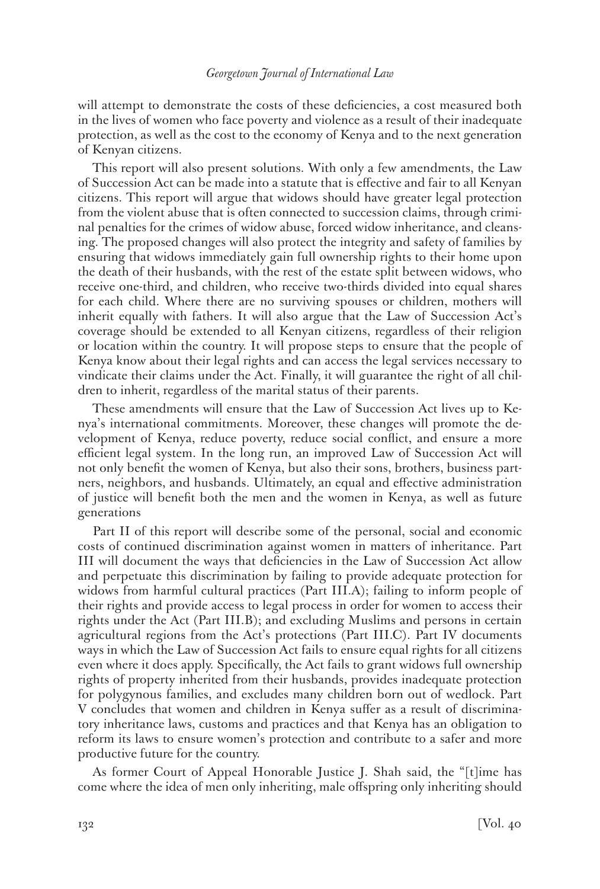will attempt to demonstrate the costs of these deficiencies, a cost measured both in the lives of women who face poverty and violence as a result of their inadequate protection, as well as the cost to the economy of Kenya and to the next generation of Kenyan citizens.

This report will also present solutions. With only a few amendments, the Law of Succession Act can be made into a statute that is effective and fair to all Kenyan citizens. This report will argue that widows should have greater legal protection from the violent abuse that is often connected to succession claims, through criminal penalties for the crimes of widow abuse, forced widow inheritance, and cleansing. The proposed changes will also protect the integrity and safety of families by ensuring that widows immediately gain full ownership rights to their home upon the death of their husbands, with the rest of the estate split between widows, who receive one-third, and children, who receive two-thirds divided into equal shares for each child. Where there are no surviving spouses or children, mothers will inherit equally with fathers. It will also argue that the Law of Succession Act's coverage should be extended to all Kenyan citizens, regardless of their religion or location within the country. It will propose steps to ensure that the people of Kenya know about their legal rights and can access the legal services necessary to vindicate their claims under the Act. Finally, it will guarantee the right of all children to inherit, regardless of the marital status of their parents.

These amendments will ensure that the Law of Succession Act lives up to Kenya's international commitments. Moreover, these changes will promote the development of Kenya, reduce poverty, reduce social conflict, and ensure a more efficient legal system. In the long run, an improved Law of Succession Act will not only benefit the women of Kenya, but also their sons, brothers, business partners, neighbors, and husbands. Ultimately, an equal and effective administration of justice will benefit both the men and the women in Kenya, as well as future generations

Part II of this report will describe some of the personal, social and economic costs of continued discrimination against women in matters of inheritance. Part III will document the ways that deficiencies in the Law of Succession Act allow and perpetuate this discrimination by failing to provide adequate protection for widows from harmful cultural practices (Part III.A); failing to inform people of their rights and provide access to legal process in order for women to access their rights under the Act (Part III.B); and excluding Muslims and persons in certain agricultural regions from the Act's protections (Part III.C). Part IV documents ways in which the Law of Succession Act fails to ensure equal rights for all citizens even where it does apply. Specifically, the Act fails to grant widows full ownership rights of property inherited from their husbands, provides inadequate protection for polygynous families, and excludes many children born out of wedlock. Part V concludes that women and children in Kenya suffer as a result of discriminatory inheritance laws, customs and practices and that Kenya has an obligation to reform its laws to ensure women's protection and contribute to a safer and more productive future for the country.

As former Court of Appeal Honorable Justice J. Shah said, the "[t]ime has come where the idea of men only inheriting, male offspring only inheriting should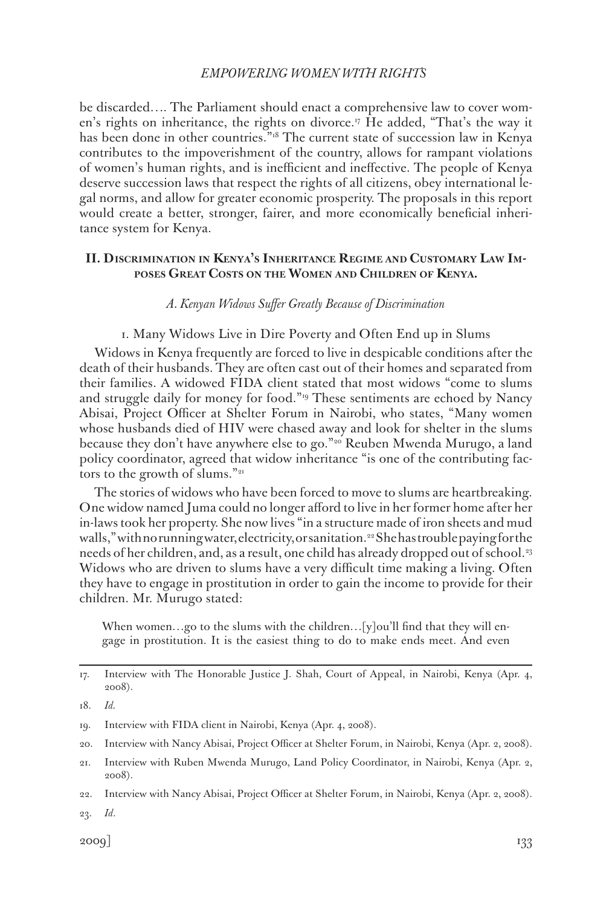be discarded.... The Parliament should enact a comprehensive law to cover women's rights on inheritance, the rights on divorce.[17] He added, "That's the way it has been done in other countries."[18] The current state of succession law in Kenya contributes to the impoverishment of the country, allows for rampant violations of women's human rights, and is inefficient and ineffective. The people of Kenya deserve succession laws that respect the rights of all citizens, obey international legal norms, and allow for greater economic prosperity. The proposals in this report would create a better, stronger, fairer, and more economically beneficial inheritance system for Kenya.

## II. Discrimination in Kenya's Inheritance Regime and Customary Law Imposes Great Costs on the Women and Children of Kenya.

### *A. Kenyan Widows Suffer Greatly Because of Discrimination*

#### 1. Many Widows Live in Dire Poverty and Often End up in Slums

Widows in Kenya frequently are forced to live in despicable conditions after the death of their husbands. They are often cast out of their homes and separated from their families. A widowed FIDA client stated that most widows "come to slums and struggle daily for money for food."[19] These sentiments are echoed by Nancy Abisai, Project Officer at Shelter Forum in Nairobi, who states, "Many women whose husbands died of HIV were chased away and look for shelter in the slums because they don't have anywhere else to go."[20] Reuben Mwenda Murugo, a land policy coordinator, agreed that widow inheritance "is one of the contributing factors to the growth of slums."[21]

The stories of widows who have been forced to move to slums are heartbreaking. One widow named Juma could no longer afford to live in her former home after her in-laws took her property. She now lives "in a structure made of iron sheets and mud walls," with no running water, electricity, or sanitation.[22] She has trouble paying for the needs of her children, and, as a result, one child has already dropped out of school.[23] Widows who are driven to slums have a very difficult time making a living. Often they have to engage in prostitution in order to gain the income to provide for their children. Mr. Murugo stated:

> When women...go to the slums with the children...[y]ou'll find that they will engage in prostitution. It is the easiest thing to do to make ends meet. And even

---

17. Interview with The Honorable Justice J. Shah, Court of Appeal, in Nairobi, Kenya (Apr. 4, 2008).

18. *Id.*

19. Interview with FIDA client in Nairobi, Kenya (Apr. 4, 2008).

20. Interview with Nancy Abisai, Project Officer at Shelter Forum, in Nairobi, Kenya (Apr. 2, 2008).

21. Interview with Ruben Mwenda Murugo, Land Policy Coordinator, in Nairobi, Kenya (Apr. 2, 2008).

22. Interview with Nancy Abisai, Project Officer at Shelter Forum, in Nairobi, Kenya (Apr. 2, 2008).

23. *Id.*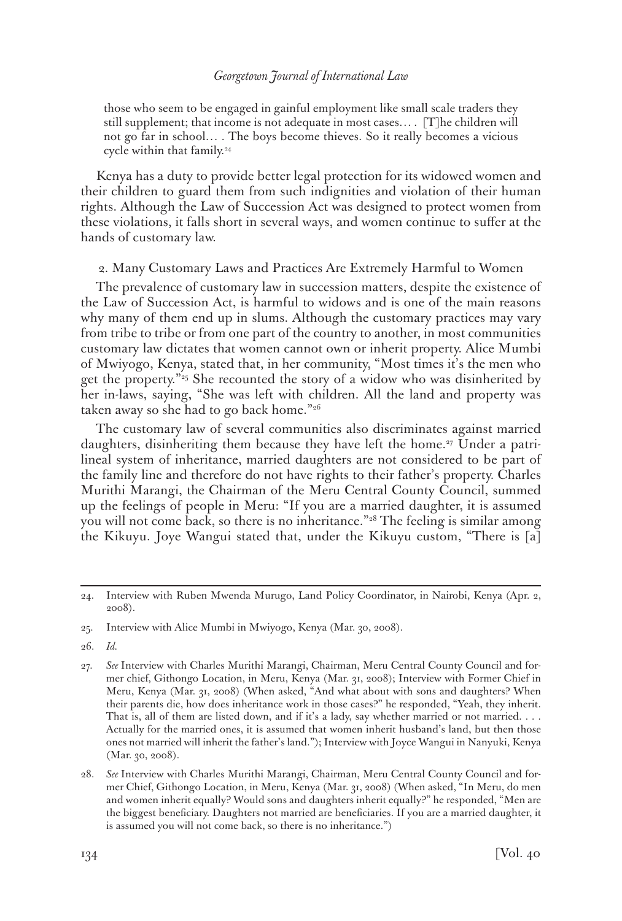> those who seem to be engaged in gainful employment like small scale traders they still supplement; that income is not adequate in most cases. . . . [T]he children will not go far in school. . . . The boys become thieves. So it really becomes a vicious cycle within that family.[24]

Kenya has a duty to provide better legal protection for its widowed women and their children to guard them from such indignities and violation of their human rights. Although the Law of Succession Act was designed to protect women from these violations, it falls short in several ways, and women continue to suffer at the hands of customary law.

2. Many Customary Laws and Practices Are Extremely Harmful to Women

The prevalence of customary law in succession matters, despite the existence of the Law of Succession Act, is harmful to widows and is one of the main reasons why many of them end up in slums. Although the customary practices may vary from tribe to tribe or from one part of the country to another, in most communities customary law dictates that women cannot own or inherit property. Alice Mumbi of Mwiyogo, Kenya, stated that, in her community, "Most times it's the men who get the property."[25] She recounted the story of a widow who was disinherited by her in-laws, saying, "She was left with children. All the land and property was taken away so she had to go back home."[26]

The customary law of several communities also discriminates against married daughters, disinheriting them because they have left the home.[27] Under a patrilineal system of inheritance, married daughters are not considered to be part of the family line and therefore do not have rights to their father's property. Charles Murithi Marangi, the Chairman of the Meru Central County Council, summed up the feelings of people in Meru: "If you are a married daughter, it is assumed you will not come back, so there is no inheritance."[28] The feeling is similar among the Kikuyu. Joye Wangui stated that, under the Kikuyu custom, "There is [a]

---

24. Interview with Ruben Mwenda Murugo, Land Policy Coordinator, in Nairobi, Kenya (Apr. 2, 2008).

25. Interview with Alice Mumbi in Mwiyogo, Kenya (Mar. 30, 2008).

26. *Id.*

27. *See* Interview with Charles Murithi Marangi, Chairman, Meru Central County Council and former chief, Githongo Location, in Meru, Kenya (Mar. 31, 2008); Interview with Former Chief in Meru, Kenya (Mar. 31, 2008) (When asked, "And what about with sons and daughters? When their parents die, how does inheritance work in those cases?" he responded, "Yeah, they inherit. That is, all of them are listed down, and if it's a lady, say whether married or not married. . . . Actually for the married ones, it is assumed that women inherit husband's land, but then those ones not married will inherit the father's land."); Interview with Joyce Wangui in Nanyuki, Kenya (Mar. 30, 2008).

28. *See* Interview with Charles Murithi Marangi, Chairman, Meru Central County Council and former Chief, Githongo Location, in Meru, Kenya (Mar. 31, 2008) (When asked, "In Meru, do men and women inherit equally? Would sons and daughters inherit equally?" he responded, "Men are the biggest beneficiary. Daughters not married are beneficiaries. If you are a married daughter, it is assumed you will not come back, so there is no inheritance.")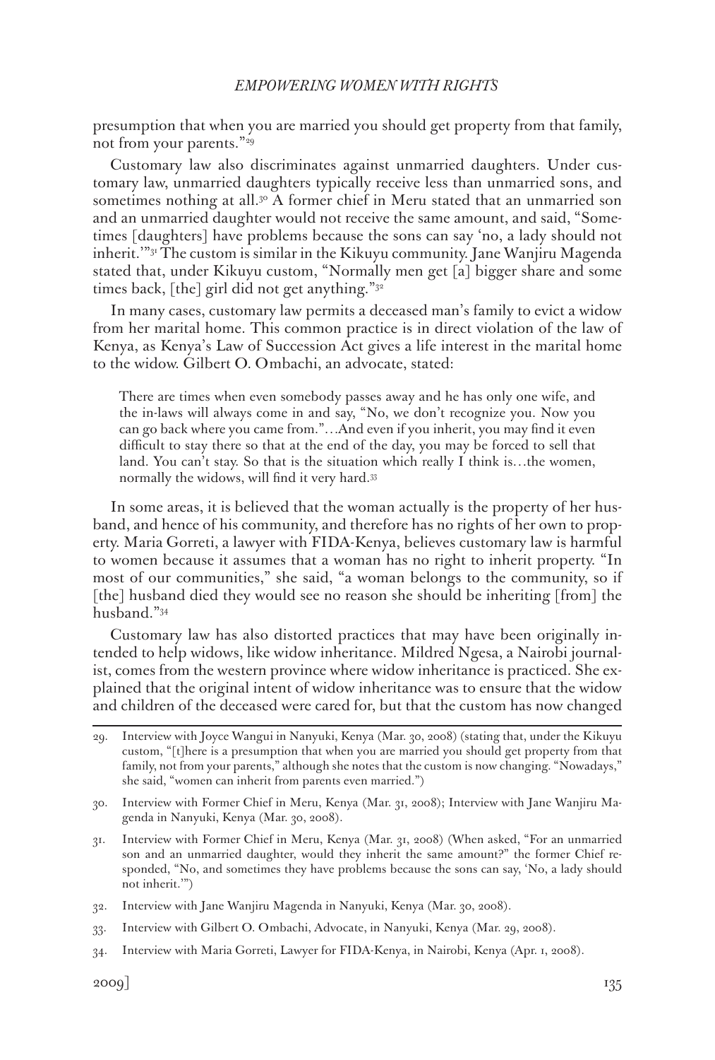presumption that when you are married you should get property from that family, not from your parents."[29]

Customary law also discriminates against unmarried daughters. Under customary law, unmarried daughters typically receive less than unmarried sons, and sometimes nothing at all.[30] A former chief in Meru stated that an unmarried son and an unmarried daughter would not receive the same amount, and said, "Sometimes [daughters] have problems because the sons can say 'no, a lady should not inherit.'"[31] The custom is similar in the Kikuyu community. Jane Wanjiru Magenda stated that, under Kikuyu custom, "Normally men get [a] bigger share and some times back, [the] girl did not get anything."[32]

In many cases, customary law permits a deceased man's family to evict a widow from her marital home. This common practice is in direct violation of the law of Kenya, as Kenya's Law of Succession Act gives a life interest in the marital home to the widow. Gilbert O. Ombachi, an advocate, stated:

> There are times when even somebody passes away and he has only one wife, and the in-laws will always come in and say, "No, we don't recognize you. Now you can go back where you came from."…And even if you inherit, you may find it even difficult to stay there so that at the end of the day, you may be forced to sell that land. You can't stay. So that is the situation which really I think is…the women, normally the widows, will find it very hard.[33]

In some areas, it is believed that the woman actually is the property of her husband, and hence of his community, and therefore has no rights of her own to property. Maria Gorreti, a lawyer with FIDA-Kenya, believes customary law is harmful to women because it assumes that a woman has no right to inherit property. "In most of our communities," she said, "a woman belongs to the community, so if [the] husband died they would see no reason she should be inheriting [from] the husband."[34]

Customary law has also distorted practices that may have been originally intended to help widows, like widow inheritance. Mildred Ngesa, a Nairobi journalist, comes from the western province where widow inheritance is practiced. She explained that the original intent of widow inheritance was to ensure that the widow and children of the deceased were cared for, but that the custom has now changed

---

29. Interview with Joyce Wangui in Nanyuki, Kenya (Mar. 30, 2008) (stating that, under the Kikuyu custom, "[t]here is a presumption that when you are married you should get property from that family, not from your parents," although she notes that the custom is now changing. "Nowadays," she said, "women can inherit from parents even married.")

30. Interview with Former Chief in Meru, Kenya (Mar. 31, 2008); Interview with Jane Wanjiru Magenda in Nanyuki, Kenya (Mar. 30, 2008).

31. Interview with Former Chief in Meru, Kenya (Mar. 31, 2008) (When asked, "For an unmarried son and an unmarried daughter, would they inherit the same amount?" the former Chief responded, "No, and sometimes they have problems because the sons can say, 'No, a lady should not inherit.'")

32. Interview with Jane Wanjiru Magenda in Nanyuki, Kenya (Mar. 30, 2008).

33. Interview with Gilbert O. Ombachi, Advocate, in Nanyuki, Kenya (Mar. 29, 2008).

34. Interview with Maria Gorreti, Lawyer for FIDA-Kenya, in Nairobi, Kenya (Apr. 1, 2008).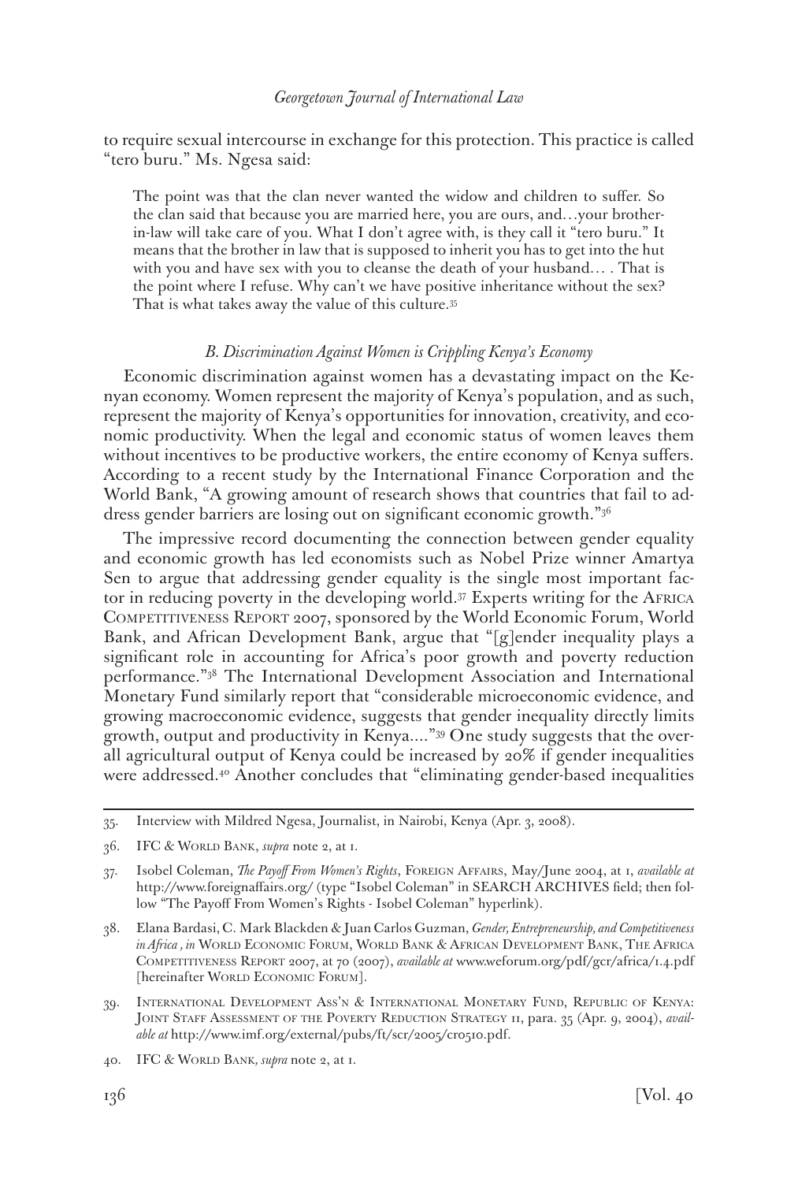to require sexual intercourse in exchange for this protection. This practice is called "tero buru." Ms. Ngesa said:

> The point was that the clan never wanted the widow and children to suffer. So the clan said that because you are married here, you are ours, and…your brother-in-law will take care of you. What I don't agree with, is they call it "tero buru." It means that the brother in law that is supposed to inherit you has to get into the hut with you and have sex with you to cleanse the death of your husband… . That is the point where I refuse. Why can't we have positive inheritance without the sex? That is what takes away the value of this culture.[35]

### *B. Discrimination Against Women is Crippling Kenya's Economy*

Economic discrimination against women has a devastating impact on the Kenyan economy. Women represent the majority of Kenya's population, and as such, represent the majority of Kenya's opportunities for innovation, creativity, and economic productivity. When the legal and economic status of women leaves them without incentives to be productive workers, the entire economy of Kenya suffers. According to a recent study by the International Finance Corporation and the World Bank, "A growing amount of research shows that countries that fail to address gender barriers are losing out on significant economic growth."[36]

The impressive record documenting the connection between gender equality and economic growth has led economists such as Nobel Prize winner Amartya Sen to argue that addressing gender equality is the single most important factor in reducing poverty in the developing world.[37] Experts writing for the AFRICA COMPETITIVENESS REPORT 2007, sponsored by the World Economic Forum, World Bank, and African Development Bank, argue that "[g]ender inequality plays a significant role in accounting for Africa's poor growth and poverty reduction performance."[38] The International Development Association and International Monetary Fund similarly report that "considerable microeconomic evidence, and growing macroeconomic evidence, suggests that gender inequality directly limits growth, output and productivity in Kenya…."[39] One study suggests that the overall agricultural output of Kenya could be increased by 20% if gender inequalities were addressed.[40] Another concludes that "eliminating gender-based inequalities

---

35. Interview with Mildred Ngesa, Journalist, in Nairobi, Kenya (Apr. 3, 2008).

36. IFC & WORLD BANK, *supra* note 2, at 1.

37. Isobel Coleman, *The Payoff From Women's Rights*, FOREIGN AFFAIRS, May/June 2004, at 1, *available at* http://www.foreignaffairs.org/ (type "Isobel Coleman" in SEARCH ARCHIVES field; then follow "The Payoff From Women's Rights - Isobel Coleman" hyperlink).

38. Elana Bardasi, C. Mark Blackden & Juan Carlos Guzman, *Gender, Entrepreneurship, and Competitiveness in Africa* , *in* WORLD ECONOMIC FORUM, WORLD BANK & AFRICAN DEVELOPMENT BANK, THE AFRICA COMPETITIVENESS REPORT 2007, at 70 (2007), *available at* www.weforum.org/pdf/gcr/africa/1.4.pdf [hereinafter WORLD ECONOMIC FORUM].

39. INTERNATIONAL DEVELOPMENT ASS'N & INTERNATIONAL MONETARY FUND, REPUBLIC OF KENYA: JOINT STAFF ASSESSMENT OF THE POVERTY REDUCTION STRATEGY 11, para. 35 (Apr. 9, 2004), *available at* http://www.imf.org/external/pubs/ft/scr/2005/cr0510.pdf.

40. IFC & WORLD BANK, *supra* note 2, at 1.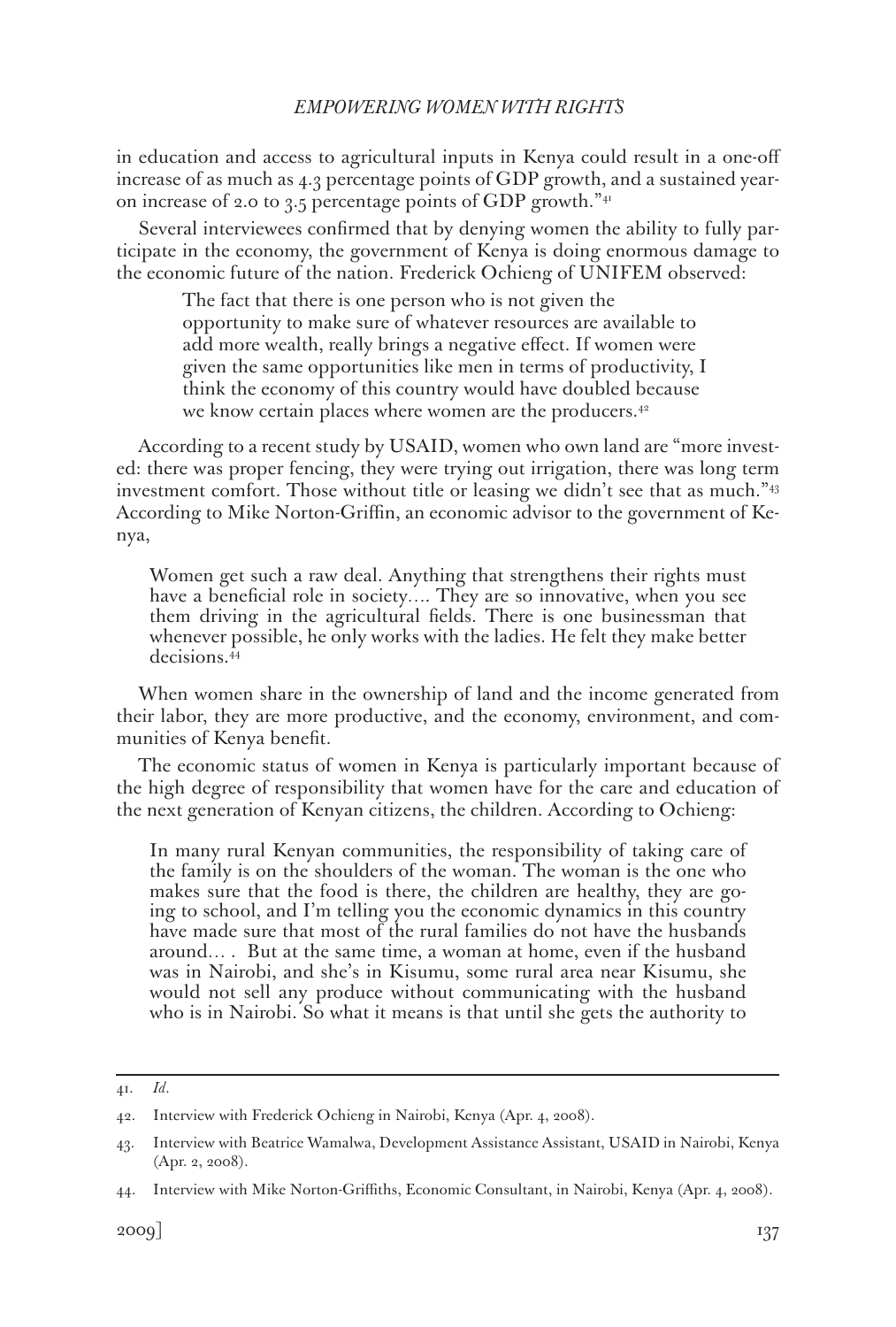in education and access to agricultural inputs in Kenya could result in a one-off increase of as much as 4.3 percentage points of GDP growth, and a sustained year-on increase of 2.0 to 3.5 percentage points of GDP growth."[41]

Several interviewees confirmed that by denying women the ability to fully participate in the economy, the government of Kenya is doing enormous damage to the economic future of the nation. Frederick Ochieng of UNIFEM observed:

> The fact that there is one person who is not given the opportunity to make sure of whatever resources are available to add more wealth, really brings a negative effect. If women were given the same opportunities like men in terms of productivity, I think the economy of this country would have doubled because we know certain places where women are the producers.[42]

According to a recent study by USAID, women who own land are "more invested: there was proper fencing, they were trying out irrigation, there was long term investment comfort. Those without title or leasing we didn't see that as much."[43] According to Mike Norton-Griffin, an economic advisor to the government of Kenya,

> Women get such a raw deal. Anything that strengthens their rights must have a beneficial role in society.... They are so innovative, when you see them driving in the agricultural fields. There is one businessman that whenever possible, he only works with the ladies. He felt they make better decisions.[44]

When women share in the ownership of land and the income generated from their labor, they are more productive, and the economy, environment, and communities of Kenya benefit.

The economic status of women in Kenya is particularly important because of the high degree of responsibility that women have for the care and education of the next generation of Kenyan citizens, the children. According to Ochieng:

> In many rural Kenyan communities, the responsibility of taking care of the family is on the shoulders of the woman. The woman is the one who makes sure that the food is there, the children are healthy, they are going to school, and I'm telling you the economic dynamics in this country have made sure that most of the rural families do not have the husbands around... . But at the same time, a woman at home, even if the husband was in Nairobi, and she's in Kisumu, some rural area near Kisumu, she would not sell any produce without communicating with the husband who is in Nairobi. So what it means is that until she gets the authority to

---

41. *Id.*

42. Interview with Frederick Ochieng in Nairobi, Kenya (Apr. 4, 2008).

43. Interview with Beatrice Wamalwa, Development Assistance Assistant, USAID in Nairobi, Kenya (Apr. 2, 2008).

44. Interview with Mike Norton-Griffiths, Economic Consultant, in Nairobi, Kenya (Apr. 4, 2008).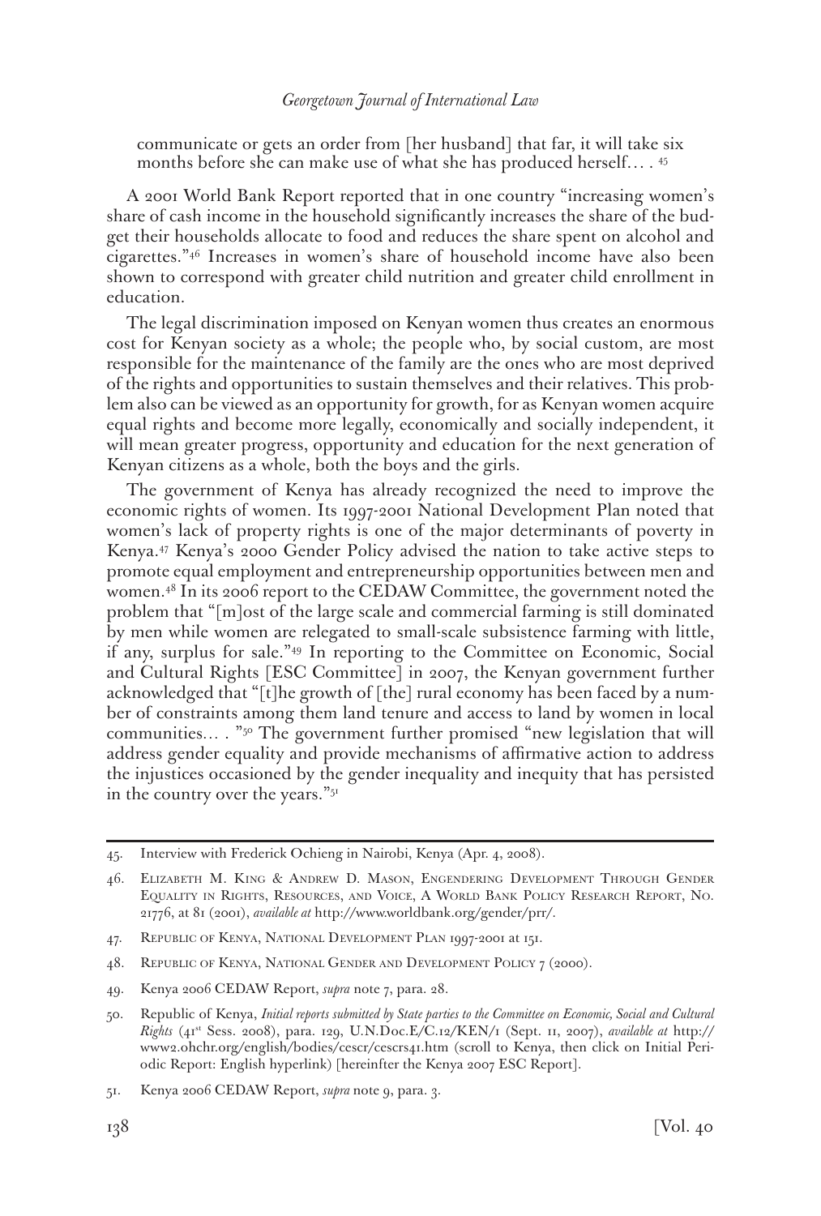> communicate or gets an order from [her husband] that far, it will take six months before she can make use of what she has produced herself… . [45]

A 2001 World Bank Report reported that in one country "increasing women's share of cash income in the household significantly increases the share of the budget their households allocate to food and reduces the share spent on alcohol and cigarettes."[46] Increases in women's share of household income have also been shown to correspond with greater child nutrition and greater child enrollment in education.

The legal discrimination imposed on Kenyan women thus creates an enormous cost for Kenyan society as a whole; the people who, by social custom, are most responsible for the maintenance of the family are the ones who are most deprived of the rights and opportunities to sustain themselves and their relatives. This problem also can be viewed as an opportunity for growth, for as Kenyan women acquire equal rights and become more legally, economically and socially independent, it will mean greater progress, opportunity and education for the next generation of Kenyan citizens as a whole, both the boys and the girls.

The government of Kenya has already recognized the need to improve the economic rights of women. Its 1997-2001 National Development Plan noted that women's lack of property rights is one of the major determinants of poverty in Kenya.[47] Kenya's 2000 Gender Policy advised the nation to take active steps to promote equal employment and entrepreneurship opportunities between men and women.[48] In its 2006 report to the CEDAW Committee, the government noted the problem that "[m]ost of the large scale and commercial farming is still dominated by men while women are relegated to small-scale subsistence farming with little, if any, surplus for sale."[49] In reporting to the Committee on Economic, Social and Cultural Rights [ESC Committee] in 2007, the Kenyan government further acknowledged that "[t]he growth of [the] rural economy has been faced by a number of constraints among them land tenure and access to land by women in local communities… . "[50] The government further promised "new legislation that will address gender equality and provide mechanisms of affirmative action to address the injustices occasioned by the gender inequality and inequity that has persisted in the country over the years."[51]

---

45. Interview with Frederick Ochieng in Nairobi, Kenya (Apr. 4, 2008).

46. Elizabeth M. King & Andrew D. Mason, Engendering Development Through Gender Equality in Rights, Resources, and Voice, A World Bank Policy Research Report, No. 21776, at 81 (2001), *available at* http://www.worldbank.org/gender/prr/.

47. Republic of Kenya, National Development Plan 1997-2001 at 151.

48. Republic of Kenya, National Gender and Development Policy 7 (2000).

49. Kenya 2006 CEDAW Report, *supra* note 7, para. 28.

50. Republic of Kenya, *Initial reports submitted by State parties to the Committee on Economic, Social and Cultural Rights* (41st Sess. 2008), para. 129, U.N.Doc.E/C.12/KEN/1 (Sept. 11, 2007), *available at* http://www2.ohchr.org/english/bodies/cescr/cescrs41.htm (scroll to Kenya, then click on Initial Periodic Report: English hyperlink) [hereinfter the Kenya 2007 ESC Report].

51. Kenya 2006 CEDAW Report, *supra* note 9, para. 3.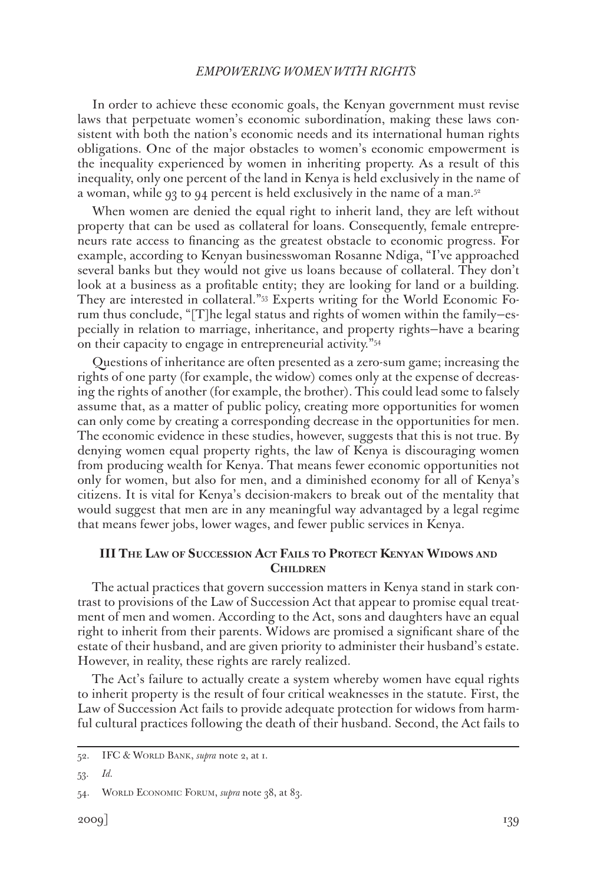In order to achieve these economic goals, the Kenyan government must revise laws that perpetuate women's economic subordination, making these laws consistent with both the nation's economic needs and its international human rights obligations. One of the major obstacles to women's economic empowerment is the inequality experienced by women in inheriting property. As a result of this inequality, only one percent of the land in Kenya is held exclusively in the name of a woman, while 93 to 94 percent is held exclusively in the name of a man.[52]

When women are denied the equal right to inherit land, they are left without property that can be used as collateral for loans. Consequently, female entrepreneurs rate access to financing as the greatest obstacle to economic progress. For example, according to Kenyan businesswoman Rosanne Ndiga, "I've approached several banks but they would not give us loans because of collateral. They don't look at a business as a profitable entity; they are looking for land or a building. They are interested in collateral."[53] Experts writing for the World Economic Forum thus conclude, "[T]he legal status and rights of women within the family—especially in relation to marriage, inheritance, and property rights—have a bearing on their capacity to engage in entrepreneurial activity."[54]

Questions of inheritance are often presented as a zero-sum game; increasing the rights of one party (for example, the widow) comes only at the expense of decreasing the rights of another (for example, the brother). This could lead some to falsely assume that, as a matter of public policy, creating more opportunities for women can only come by creating a corresponding decrease in the opportunities for men. The economic evidence in these studies, however, suggests that this is not true. By denying women equal property rights, the law of Kenya is discouraging women from producing wealth for Kenya. That means fewer economic opportunities not only for women, but also for men, and a diminished economy for all of Kenya's citizens. It is vital for Kenya's decision-makers to break out of the mentality that would suggest that men are in any meaningful way advantaged by a legal regime that means fewer jobs, lower wages, and fewer public services in Kenya.

## III The Law of Succession Act Fails to Protect Kenyan Widows and Children

The actual practices that govern succession matters in Kenya stand in stark contrast to provisions of the Law of Succession Act that appear to promise equal treatment of men and women. According to the Act, sons and daughters have an equal right to inherit from their parents. Widows are promised a significant share of the estate of their husband, and are given priority to administer their husband's estate. However, in reality, these rights are rarely realized.

The Act's failure to actually create a system whereby women have equal rights to inherit property is the result of four critical weaknesses in the statute. First, the Law of Succession Act fails to provide adequate protection for widows from harmful cultural practices following the death of their husband. Second, the Act fails to

---

52. IFC & World Bank, *supra* note 2, at 1.

53. *Id.*

54. World Economic Forum, *supra* note 38, at 83.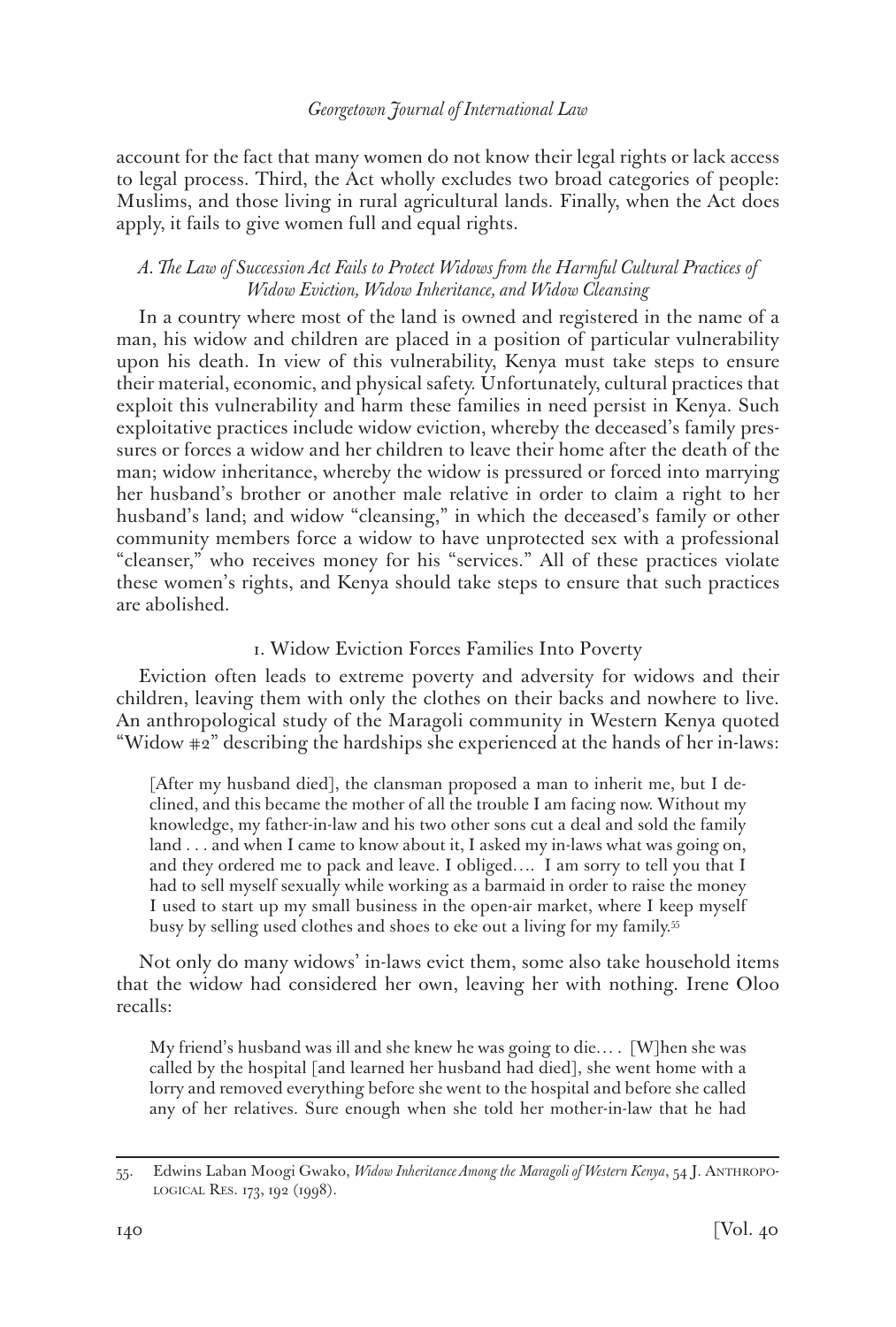account for the fact that many women do not know their legal rights or lack access to legal process. Third, the Act wholly excludes two broad categories of people: Muslims, and those living in rural agricultural lands. Finally, when the Act does apply, it fails to give women full and equal rights.

### *A. The Law of Succession Act Fails to Protect Widows from the Harmful Cultural Practices of Widow Eviction, Widow Inheritance, and Widow Cleansing*

In a country where most of the land is owned and registered in the name of a man, his widow and children are placed in a position of particular vulnerability upon his death. In view of this vulnerability, Kenya must take steps to ensure their material, economic, and physical safety. Unfortunately, cultural practices that exploit this vulnerability and harm these families in need persist in Kenya. Such exploitative practices include widow eviction, whereby the deceased's family pressures or forces a widow and her children to leave their home after the death of the man; widow inheritance, whereby the widow is pressured or forced into marrying her husband's brother or another male relative in order to claim a right to her husband's land; and widow "cleansing," in which the deceased's family or other community members force a widow to have unprotected sex with a professional "cleanser," who receives money for his "services." All of these practices violate these women's rights, and Kenya should take steps to ensure that such practices are abolished.

#### 1. Widow Eviction Forces Families Into Poverty

Eviction often leads to extreme poverty and adversity for widows and their children, leaving them with only the clothes on their backs and nowhere to live. An anthropological study of the Maragoli community in Western Kenya quoted "Widow #2" describing the hardships she experienced at the hands of her in-laws:

> [After my husband died], the clansman proposed a man to inherit me, but I declined, and this became the mother of all the trouble I am facing now. Without my knowledge, my father-in-law and his two other sons cut a deal and sold the family land . . . and when I came to know about it, I asked my in-laws what was going on, and they ordered me to pack and leave. I obliged. . . . I am sorry to tell you that I had to sell myself sexually while working as a barmaid in order to raise the money I used to start up my small business in the open-air market, where I keep myself busy by selling used clothes and shoes to eke out a living for my family.[55]

Not only do many widows' in-laws evict them, some also take household items that the widow had considered her own, leaving her with nothing. Irene Oloo recalls:

> My friend's husband was ill and she knew he was going to die. . . . [W]hen she was called by the hospital [and learned her husband had died], she went home with a lorry and removed everything before she went to the hospital and before she called any of her relatives. Sure enough when she told her mother-in-law that he had

---

55. Edwins Laban Moogi Gwako, *Widow Inheritance Among the Maragoli of Western Kenya*, 54 J. Anthropological Res. 173, 192 (1998).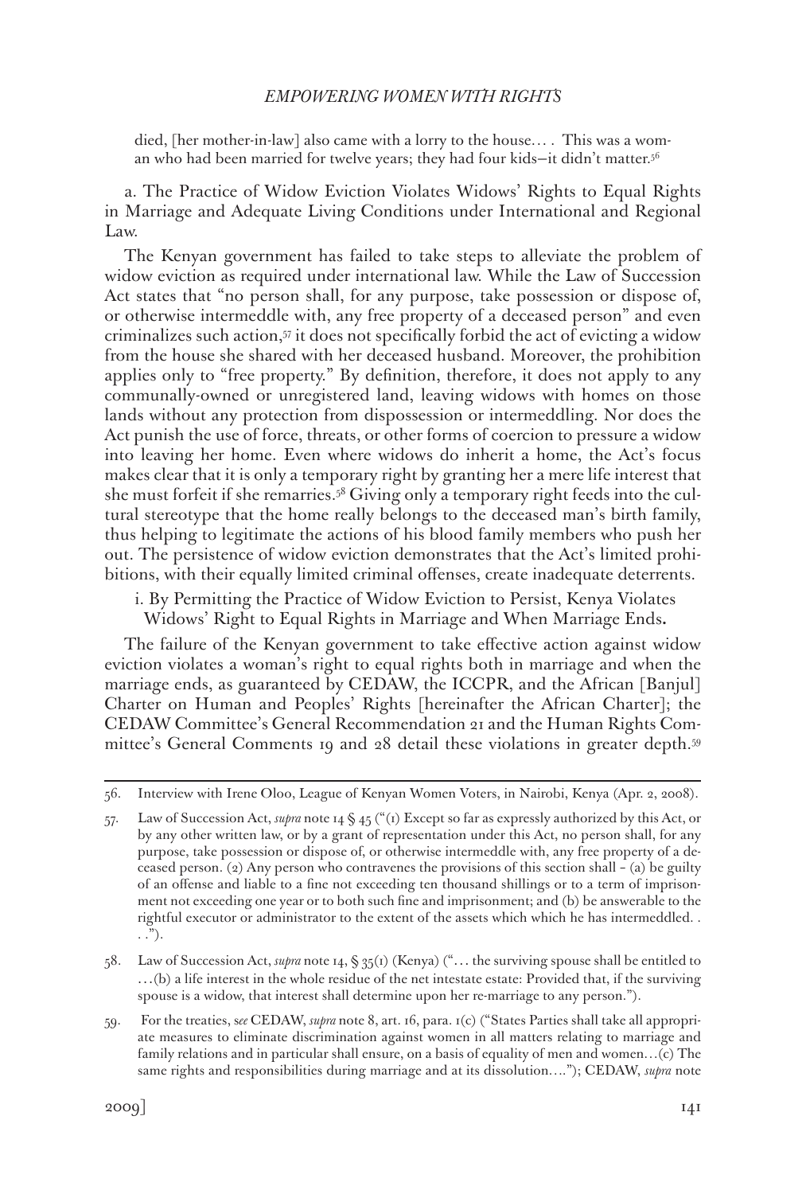died, [her mother-in-law] also came with a lorry to the house… . This was a woman who had been married for twelve years; they had four kids—it didn't matter.[56]

a. The Practice of Widow Eviction Violates Widows' Rights to Equal Rights in Marriage and Adequate Living Conditions under International and Regional Law.

The Kenyan government has failed to take steps to alleviate the problem of widow eviction as required under international law. While the Law of Succession Act states that "no person shall, for any purpose, take possession or dispose of, or otherwise intermeddle with, any free property of a deceased person" and even criminalizes such action,[57] it does not specifically forbid the act of evicting a widow from the house she shared with her deceased husband. Moreover, the prohibition applies only to "free property." By definition, therefore, it does not apply to any communally-owned or unregistered land, leaving widows with homes on those lands without any protection from dispossession or intermeddling. Nor does the Act punish the use of force, threats, or other forms of coercion to pressure a widow into leaving her home. Even where widows do inherit a home, the Act's focus makes clear that it is only a temporary right by granting her a mere life interest that she must forfeit if she remarries.[58] Giving only a temporary right feeds into the cultural stereotype that the home really belongs to the deceased man's birth family, thus helping to legitimate the actions of his blood family members who push her out. The persistence of widow eviction demonstrates that the Act's limited prohibitions, with their equally limited criminal offenses, create inadequate deterrents.

i. By Permitting the Practice of Widow Eviction to Persist, Kenya Violates Widows' Right to Equal Rights in Marriage and When Marriage Ends**.**

The failure of the Kenyan government to take effective action against widow eviction violates a woman's right to equal rights both in marriage and when the marriage ends, as guaranteed by CEDAW, the ICCPR, and the African [Banjul] Charter on Human and Peoples' Rights [hereinafter the African Charter]; the CEDAW Committee's General Recommendation 21 and the Human Rights Committee's General Comments 19 and 28 detail these violations in greater depth.[59]

---

56. Interview with Irene Oloo, League of Kenyan Women Voters, in Nairobi, Kenya (Apr. 2, 2008).

57. Law of Succession Act, *supra* note 14 § 45 ("(1) Except so far as expressly authorized by this Act, or by any other written law, or by a grant of representation under this Act, no person shall, for any purpose, take possession or dispose of, or otherwise intermeddle with, any free property of a deceased person. (2) Any person who contravenes the provisions of this section shall – (a) be guilty of an offense and liable to a fine not exceeding ten thousand shillings or to a term of imprisonment not exceeding one year or to both such fine and imprisonment; and (b) be answerable to the rightful executor or administrator to the extent of the assets which which he has intermeddled. . . .").

58. Law of Succession Act, *supra* note 14, § 35(1) (Kenya) ("… the surviving spouse shall be entitled to …(b) a life interest in the whole residue of the net intestate estate: Provided that, if the surviving spouse is a widow, that interest shall determine upon her re-marriage to any person.").

59. For the treaties, s*ee* CEDAW, *supra* note 8, art. 16, para. 1(c) ("States Parties shall take all appropriate measures to eliminate discrimination against women in all matters relating to marriage and family relations and in particular shall ensure, on a basis of equality of men and women…(c) The same rights and responsibilities during marriage and at its dissolution…."); CEDAW, *supra* note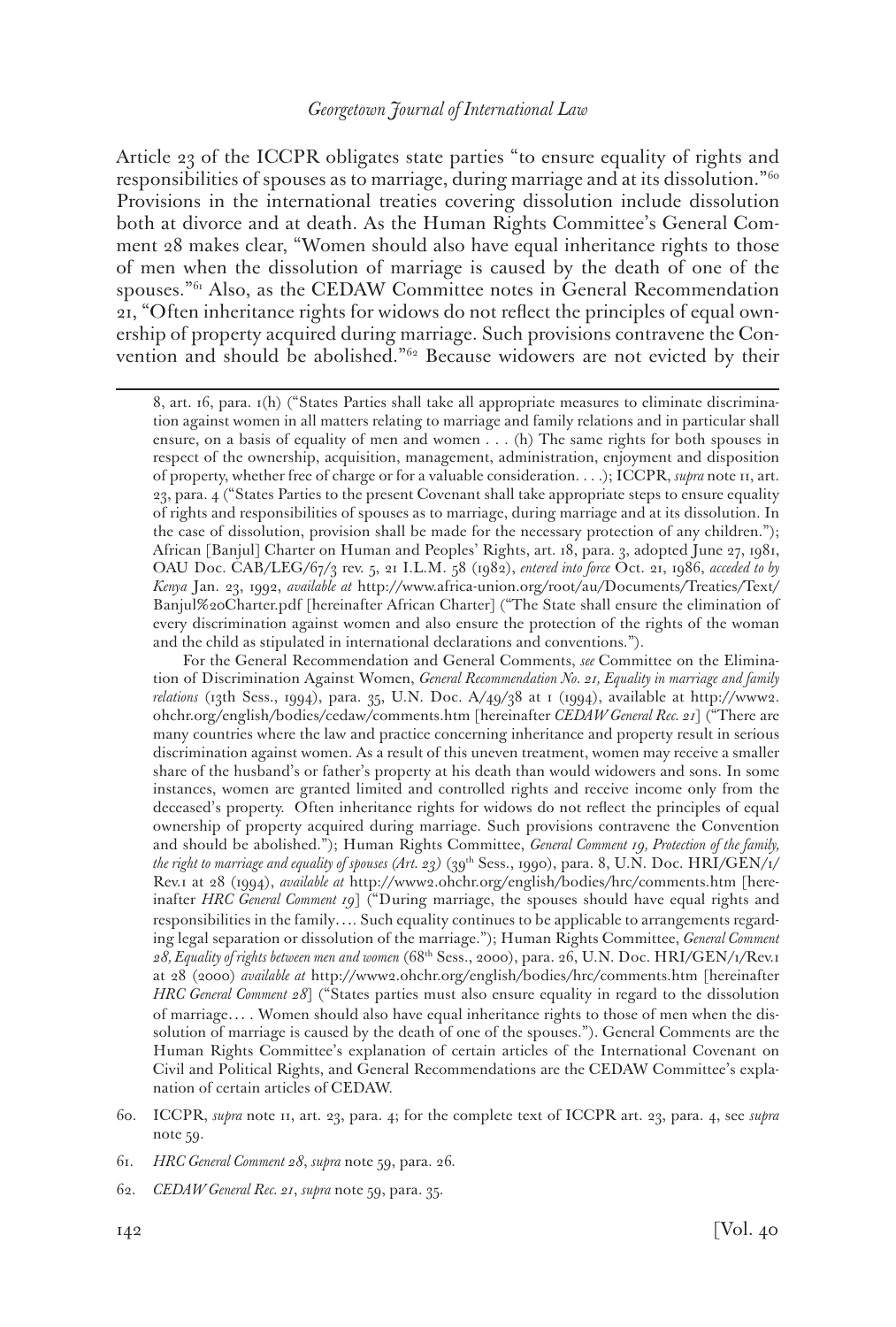Article 23 of the ICCPR obligates state parties "to ensure equality of rights and responsibilities of spouses as to marriage, during marriage and at its dissolution."[60] Provisions in the international treaties covering dissolution include dissolution both at divorce and at death. As the Human Rights Committee's General Comment 28 makes clear, "Women should also have equal inheritance rights to those of men when the dissolution of marriage is caused by the death of one of the spouses."[61] Also, as the CEDAW Committee notes in General Recommendation 21, "Often inheritance rights for widows do not reflect the principles of equal ownership of property acquired during marriage. Such provisions contravene the Convention and should be abolished."[62] Because widowers are not evicted by their

---

8, art. 16, para. 1(h) ("States Parties shall take all appropriate measures to eliminate discrimination against women in all matters relating to marriage and family relations and in particular shall ensure, on a basis of equality of men and women . . . (h) The same rights for both spouses in respect of the ownership, acquisition, management, administration, enjoyment and disposition of property, whether free of charge or for a valuable consideration. . . .); ICCPR, *supra* note 11, art. 23, para. 4 ("States Parties to the present Covenant shall take appropriate steps to ensure equality of rights and responsibilities of spouses as to marriage, during marriage and at its dissolution. In the case of dissolution, provision shall be made for the necessary protection of any children."); African [Banjul] Charter on Human and Peoples' Rights, art. 18, para. 3, adopted June 27, 1981, OAU Doc. CAB/LEG/67/3 rev. 5, 21 I.L.M. 58 (1982), *entered into force* Oct. 21, 1986, *acceded to by Kenya* Jan. 23, 1992, *available at* http://www.africa-union.org/root/au/Documents/Treaties/Text/Banjul%20Charter.pdf [hereinafter African Charter] ("The State shall ensure the elimination of every discrimination against women and also ensure the protection of the rights of the woman and the child as stipulated in international declarations and conventions.").

For the General Recommendation and General Comments, *see* Committee on the Elimination of Discrimination Against Women, *General Recommendation No. 21, Equality in marriage and family relations* (13th Sess., 1994), para. 35, U.N. Doc. A/49/38 at 1 (1994), available at http://www2.ohchr.org/english/bodies/cedaw/comments.htm [hereinafter *CEDAW General Rec. 21*] ("There are many countries where the law and practice concerning inheritance and property result in serious discrimination against women. As a result of this uneven treatment, women may receive a smaller share of the husband's or father's property at his death than would widowers and sons. In some instances, women are granted limited and controlled rights and receive income only from the deceased's property. Often inheritance rights for widows do not reflect the principles of equal ownership of property acquired during marriage. Such provisions contravene the Convention and should be abolished."); Human Rights Committee, *General Comment 19, Protection of the family, the right to marriage and equality of spouses (Art. 23)* (39th Sess., 1990), para. 8, U.N. Doc. HRI/GEN/1/Rev.1 at 28 (1994), *available at* http://www2.ohchr.org/english/bodies/hrc/comments.htm [hereinafter *HRC General Comment 19*] ("During marriage, the spouses should have equal rights and responsibilities in the family. . . . Such equality continues to be applicable to arrangements regarding legal separation or dissolution of the marriage."); Human Rights Committee, *General Comment 28, Equality of rights between men and women* (68th Sess., 2000), para. 26, U.N. Doc. HRI/GEN/1/Rev.1 at 28 (2000) *available at* http://www2.ohchr.org/english/bodies/hrc/comments.htm [hereinafter *HRC General Comment 28*] ("States parties must also ensure equality in regard to the dissolution of marriage. . . . Women should also have equal inheritance rights to those of men when the dissolution of marriage is caused by the death of one of the spouses."). General Comments are the Human Rights Committee's explanation of certain articles of the International Covenant on Civil and Political Rights, and General Recommendations are the CEDAW Committee's explanation of certain articles of CEDAW.

60. ICCPR, *supra* note 11, art. 23, para. 4; for the complete text of ICCPR art. 23, para. 4, see *supra* note 59.

61. *HRC General Comment 28*, *supra* note 59, para. 26.

62. *CEDAW General Rec. 21*, *supra* note 59, para. 35.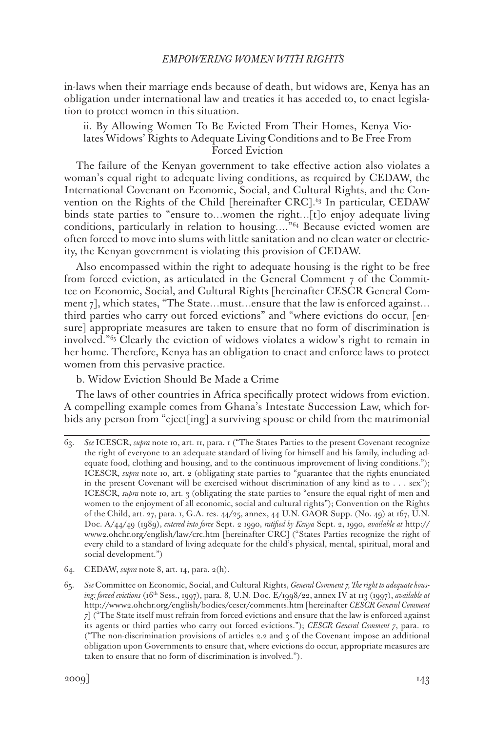in-laws when their marriage ends because of death, but widows are, Kenya has an obligation under international law and treaties it has acceded to, to enact legislation to protect women in this situation.

ii. By Allowing Women To Be Evicted From Their Homes, Kenya Violates Widows' Rights to Adequate Living Conditions and to Be Free From Forced Eviction

The failure of the Kenyan government to take effective action also violates a woman's equal right to adequate living conditions, as required by CEDAW, the International Covenant on Economic, Social, and Cultural Rights, and the Convention on the Rights of the Child [hereinafter CRC].[63] In particular, CEDAW binds state parties to "ensure to…women the right…[t]o enjoy adequate living conditions, particularly in relation to housing…."[64] Because evicted women are often forced to move into slums with little sanitation and no clean water or electricity, the Kenyan government is violating this provision of CEDAW.

Also encompassed within the right to adequate housing is the right to be free from forced eviction, as articulated in the General Comment 7 of the Committee on Economic, Social, and Cultural Rights [hereinafter CESCR General Comment 7], which states, "The State…must…ensure that the law is enforced against…third parties who carry out forced evictions" and "where evictions do occur, [ensure] appropriate measures are taken to ensure that no form of discrimination is involved."[65] Clearly the eviction of widows violates a widow's right to remain in her home. Therefore, Kenya has an obligation to enact and enforce laws to protect women from this pervasive practice.

b. Widow Eviction Should Be Made a Crime

The laws of other countries in Africa specifically protect widows from eviction. A compelling example comes from Ghana's Intestate Succession Law, which forbids any person from "eject[ing] a surviving spouse or child from the matrimonial

---

63. *See* ICESCR, *supra* note 10, art. 11, para. 1 ("The States Parties to the present Covenant recognize the right of everyone to an adequate standard of living for himself and his family, including adequate food, clothing and housing, and to the continuous improvement of living conditions."); ICESCR, *supra* note 10, art. 2 (obligating state parties to "guarantee that the rights enunciated in the present Covenant will be exercised without discrimination of any kind as to . . . sex"); ICESCR, *supra* note 10, art. 3 (obligating the state parties to "ensure the equal right of men and women to the enjoyment of all economic, social and cultural rights"); Convention on the Rights of the Child, art. 27, para. 1, G.A. res. 44/25, annex, 44 U.N. GAOR Supp. (No. 49) at 167, U.N. Doc. A/44/49 (1989), *entered into force* Sept. 2 1990, *ratified by Kenya* Sept. 2, 1990, *available at* http://www2.ohchr.org/english/law/crc.htm [hereinafter CRC] ("States Parties recognize the right of every child to a standard of living adequate for the child's physical, mental, spiritual, moral and social development.")

64. CEDAW, *supra* note 8, art. 14, para. 2(h).

65. *See* Committee on Economic, Social, and Cultural Rights, *General Comment 7, The right to adequate housing: forced evictions* (16th Sess., 1997), para. 8, U.N. Doc. E/1998/22, annex IV at 113 (1997), *available at* http://www2.ohchr.org/english/bodies/cescr/comments.htm [hereinafter *CESCR General Comment 7*] ("The State itself must refrain from forced evictions and ensure that the law is enforced against its agents or third parties who carry out forced evictions."); *CESCR General Comment 7*, para. 10 ("The non-discrimination provisions of articles 2.2 and 3 of the Covenant impose an additional obligation upon Governments to ensure that, where evictions do occur, appropriate measures are taken to ensure that no form of discrimination is involved.").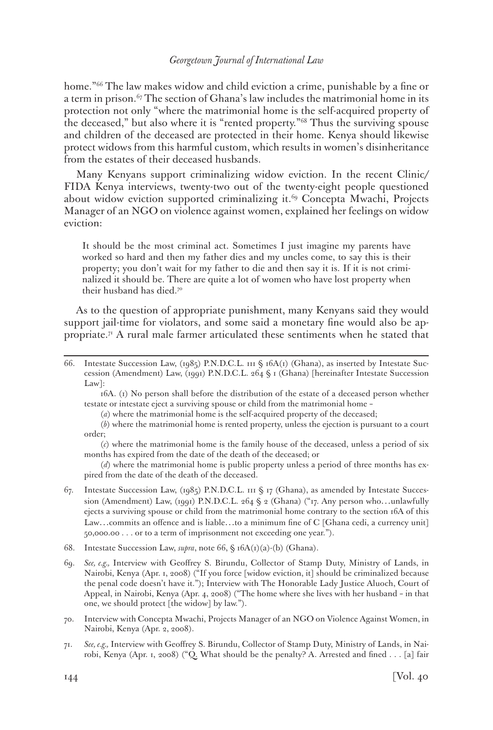home."[66] The law makes widow and child eviction a crime, punishable by a fine or a term in prison.[67] The section of Ghana's law includes the matrimonial home in its protection not only "where the matrimonial home is the self-acquired property of the deceased," but also where it is "rented property."[68] Thus the surviving spouse and children of the deceased are protected in their home. Kenya should likewise protect widows from this harmful custom, which results in women's disinheritance from the estates of their deceased husbands.

Many Kenyans support criminalizing widow eviction. In the recent Clinic/FIDA Kenya interviews, twenty-two out of the twenty-eight people questioned about widow eviction supported criminalizing it.[69] Concepta Mwachi, Projects Manager of an NGO on violence against women, explained her feelings on widow eviction:

> It should be the most criminal act. Sometimes I just imagine my parents have worked so hard and then my father dies and my uncles come, to say this is their property; you don't wait for my father to die and then say it is. If it is not criminalized it should be. There are quite a lot of women who have lost property when their husband has died.[70]

As to the question of appropriate punishment, many Kenyans said they would support jail-time for violators, and some said a monetary fine would also be appropriate.[71] A rural male farmer articulated these sentiments when he stated that

---

66. Intestate Succession Law, (1985) P.N.D.C.L. 111 § 16A(1) (Ghana), as inserted by Intestate Succession (Amendment) Law, (1991) P.N.D.C.L. 264 § 1 (Ghana) [hereinafter Intestate Succession Law]:

    16A. (1) No person shall before the distribution of the estate of a deceased person whether testate or intestate eject a surviving spouse or child from the matrimonial home –

    (*a*) where the matrimonial home is the self-acquired property of the deceased;

    (*b*) where the matrimonial home is rented property, unless the ejection is pursuant to a court order;

    (*c*) where the matrimonial home is the family house of the deceased, unless a period of six months has expired from the date of the death of the deceased; or

    (*d*) where the matrimonial home is public property unless a period of three months has expired from the date of the death of the deceased.

67. Intestate Succession Law, (1985) P.N.D.C.L. 111 § 17 (Ghana), as amended by Intestate Succession (Amendment) Law, (1991) P.N.D.C.L. 264 § 2 (Ghana) ("17. Any person who…unlawfully ejects a surviving spouse or child from the matrimonial home contrary to the section 16A of this Law…commits an offence and is liable…to a minimum fine of C [Ghana cedi, a currency unit] 50,000.00 . . . or to a term of imprisonment not exceeding one year.").

68. Intestate Succession Law, *supra*, note 66, § 16A(1)(a)-(b) (Ghana).

69. *See, e.g.,* Interview with Geoffrey S. Birundu, Collector of Stamp Duty, Ministry of Lands, in Nairobi, Kenya (Apr. 1, 2008) ("If you force [widow eviction, it] should be criminalized because the penal code doesn't have it."); Interview with The Honorable Lady Justice Aluoch, Court of Appeal, in Nairobi, Kenya (Apr. 4, 2008) ("The home where she lives with her husband – in that one, we should protect [the widow] by law.").

70. Interview with Concepta Mwachi, Projects Manager of an NGO on Violence Against Women, in Nairobi, Kenya (Apr. 2, 2008).

71. *See, e.g.,* Interview with Geoffrey S. Birundu, Collector of Stamp Duty, Ministry of Lands, in Nairobi, Kenya (Apr. 1, 2008) ("Q. What should be the penalty? A. Arrested and fined . . . [a] fair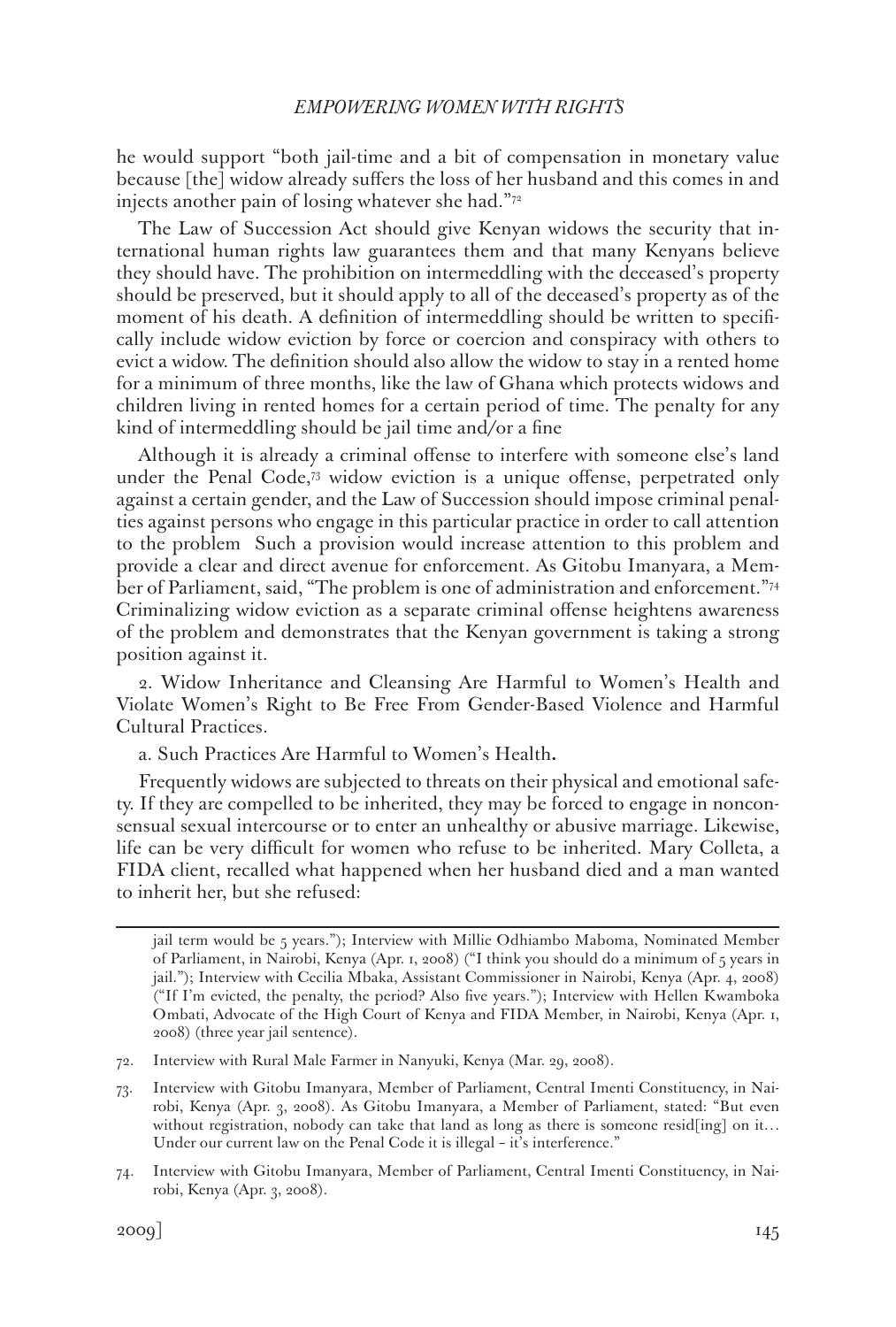he would support "both jail-time and a bit of compensation in monetary value because [the] widow already suffers the loss of her husband and this comes in and injects another pain of losing whatever she had."[72]

The Law of Succession Act should give Kenyan widows the security that international human rights law guarantees them and that many Kenyans believe they should have. The prohibition on intermeddling with the deceased's property should be preserved, but it should apply to all of the deceased's property as of the moment of his death. A definition of intermeddling should be written to specifically include widow eviction by force or coercion and conspiracy with others to evict a widow. The definition should also allow the widow to stay in a rented home for a minimum of three months, like the law of Ghana which protects widows and children living in rented homes for a certain period of time. The penalty for any kind of intermeddling should be jail time and/or a fine

Although it is already a criminal offense to interfere with someone else's land under the Penal Code,[73] widow eviction is a unique offense, perpetrated only against a certain gender, and the Law of Succession should impose criminal penalties against persons who engage in this particular practice in order to call attention to the problem Such a provision would increase attention to this problem and provide a clear and direct avenue for enforcement. As Gitobu Imanyara, a Member of Parliament, said, "The problem is one of administration and enforcement."[74] Criminalizing widow eviction as a separate criminal offense heightens awareness of the problem and demonstrates that the Kenyan government is taking a strong position against it.

2. Widow Inheritance and Cleansing Are Harmful to Women's Health and Violate Women's Right to Be Free From Gender-Based Violence and Harmful Cultural Practices.

a. Such Practices Are Harmful to Women's Health**.**

Frequently widows are subjected to threats on their physical and emotional safety. If they are compelled to be inherited, they may be forced to engage in nonconsensual sexual intercourse or to enter an unhealthy or abusive marriage. Likewise, life can be very difficult for women who refuse to be inherited. Mary Colleta, a FIDA client, recalled what happened when her husband died and a man wanted to inherit her, but she refused:

---

jail term would be 5 years."); Interview with Millie Odhiambo Maboma, Nominated Member of Parliament, in Nairobi, Kenya (Apr. 1, 2008) ("I think you should do a minimum of 5 years in jail."); Interview with Cecilia Mbaka, Assistant Commissioner in Nairobi, Kenya (Apr. 4, 2008) ("If I'm evicted, the penalty, the period? Also five years."); Interview with Hellen Kwamboka Ombati, Advocate of the High Court of Kenya and FIDA Member, in Nairobi, Kenya (Apr. 1, 2008) (three year jail sentence).

72. Interview with Rural Male Farmer in Nanyuki, Kenya (Mar. 29, 2008).

73. Interview with Gitobu Imanyara, Member of Parliament, Central Imenti Constituency, in Nairobi, Kenya (Apr. 3, 2008). As Gitobu Imanyara, a Member of Parliament, stated: "But even without registration, nobody can take that land as long as there is someone resid[ing] on it… Under our current law on the Penal Code it is illegal – it's interference."

74. Interview with Gitobu Imanyara, Member of Parliament, Central Imenti Constituency, in Nairobi, Kenya (Apr. 3, 2008).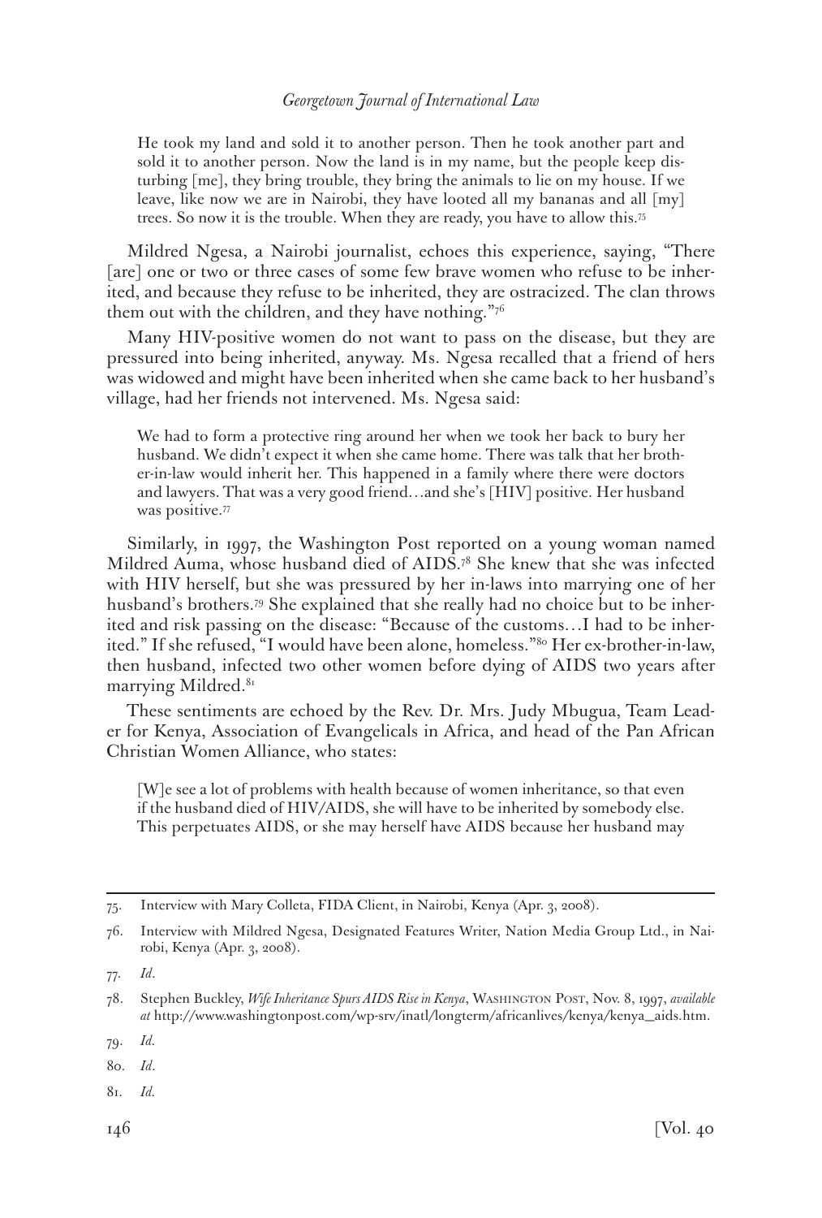> He took my land and sold it to another person. Then he took another part and sold it to another person. Now the land is in my name, but the people keep disturbing [me], they bring trouble, they bring the animals to lie on my house. If we leave, like now we are in Nairobi, they have looted all my bananas and all [my] trees. So now it is the trouble. When they are ready, you have to allow this.[75]

Mildred Ngesa, a Nairobi journalist, echoes this experience, saying, "There [are] one or two or three cases of some few brave women who refuse to be inherited, and because they refuse to be inherited, they are ostracized. The clan throws them out with the children, and they have nothing."[76]

Many HIV-positive women do not want to pass on the disease, but they are pressured into being inherited, anyway. Ms. Ngesa recalled that a friend of hers was widowed and might have been inherited when she came back to her husband's village, had her friends not intervened. Ms. Ngesa said:

> We had to form a protective ring around her when we took her back to bury her husband. We didn't expect it when she came home. There was talk that her brother-in-law would inherit her. This happened in a family where there were doctors and lawyers. That was a very good friend…and she's [HIV] positive. Her husband was positive.[77]

Similarly, in 1997, the Washington Post reported on a young woman named Mildred Auma, whose husband died of AIDS.[78] She knew that she was infected with HIV herself, but she was pressured by her in-laws into marrying one of her husband's brothers.[79] She explained that she really had no choice but to be inherited and risk passing on the disease: "Because of the customs…I had to be inherited." If she refused, "I would have been alone, homeless."[80] Her ex-brother-in-law, then husband, infected two other women before dying of AIDS two years after marrying Mildred.[81]

These sentiments are echoed by the Rev. Dr. Mrs. Judy Mbugua, Team Leader for Kenya, Association of Evangelicals in Africa, and head of the Pan African Christian Women Alliance, who states:

> [W]e see a lot of problems with health because of women inheritance, so that even if the husband died of HIV/AIDS, she will have to be inherited by somebody else. This perpetuates AIDS, or she may herself have AIDS because her husband may

---

75. Interview with Mary Colleta, FIDA Client, in Nairobi, Kenya (Apr. 3, 2008).

76. Interview with Mildred Ngesa, Designated Features Writer, Nation Media Group Ltd., in Nairobi, Kenya (Apr. 3, 2008).

77. *Id.*

78. Stephen Buckley, *Wife Inheritance Spurs AIDS Rise in Kenya*, WASHINGTON POST, Nov. 8, 1997, *available at* http://www.washingtonpost.com/wp-srv/inatl/longterm/africanlives/kenya/kenya_aids.htm.

79. *Id.*

80. *Id.*

81. *Id.*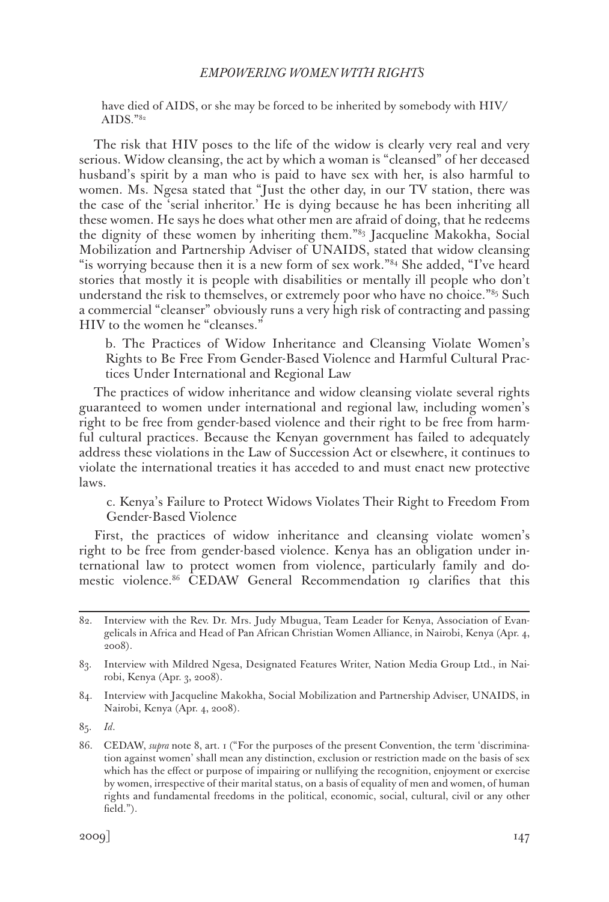have died of AIDS, or she may be forced to be inherited by somebody with HIV/AIDS."[82]

The risk that HIV poses to the life of the widow is clearly very real and very serious. Widow cleansing, the act by which a woman is "cleansed" of her deceased husband's spirit by a man who is paid to have sex with her, is also harmful to women. Ms. Ngesa stated that "Just the other day, in our TV station, there was the case of the 'serial inheritor.' He is dying because he has been inheriting all these women. He says he does what other men are afraid of doing, that he redeems the dignity of these women by inheriting them."[83] Jacqueline Makokha, Social Mobilization and Partnership Adviser of UNAIDS, stated that widow cleansing "is worrying because then it is a new form of sex work."[84] She added, "I've heard stories that mostly it is people with disabilities or mentally ill people who don't understand the risk to themselves, or extremely poor who have no choice."[85] Such a commercial "cleanser" obviously runs a very high risk of contracting and passing HIV to the women he "cleanses."

b. The Practices of Widow Inheritance and Cleansing Violate Women's Rights to Be Free From Gender-Based Violence and Harmful Cultural Practices Under International and Regional Law

The practices of widow inheritance and widow cleansing violate several rights guaranteed to women under international and regional law, including women's right to be free from gender-based violence and their right to be free from harmful cultural practices. Because the Kenyan government has failed to adequately address these violations in the Law of Succession Act or elsewhere, it continues to violate the international treaties it has acceded to and must enact new protective laws.

c. Kenya's Failure to Protect Widows Violates Their Right to Freedom From Gender-Based Violence

First, the practices of widow inheritance and cleansing violate women's right to be free from gender-based violence. Kenya has an obligation under international law to protect women from violence, particularly family and domestic violence.[86] CEDAW General Recommendation 19 clarifies that this

---

82. Interview with the Rev. Dr. Mrs. Judy Mbugua, Team Leader for Kenya, Association of Evangelicals in Africa and Head of Pan African Christian Women Alliance, in Nairobi, Kenya (Apr. 4, 2008).

83. Interview with Mildred Ngesa, Designated Features Writer, Nation Media Group Ltd., in Nairobi, Kenya (Apr. 3, 2008).

84. Interview with Jacqueline Makokha, Social Mobilization and Partnership Adviser, UNAIDS, in Nairobi, Kenya (Apr. 4, 2008).

85. *Id*.

86. CEDAW, *supra* note 8, art. 1 ("For the purposes of the present Convention, the term 'discrimination against women' shall mean any distinction, exclusion or restriction made on the basis of sex which has the effect or purpose of impairing or nullifying the recognition, enjoyment or exercise by women, irrespective of their marital status, on a basis of equality of men and women, of human rights and fundamental freedoms in the political, economic, social, cultural, civil or any other field.").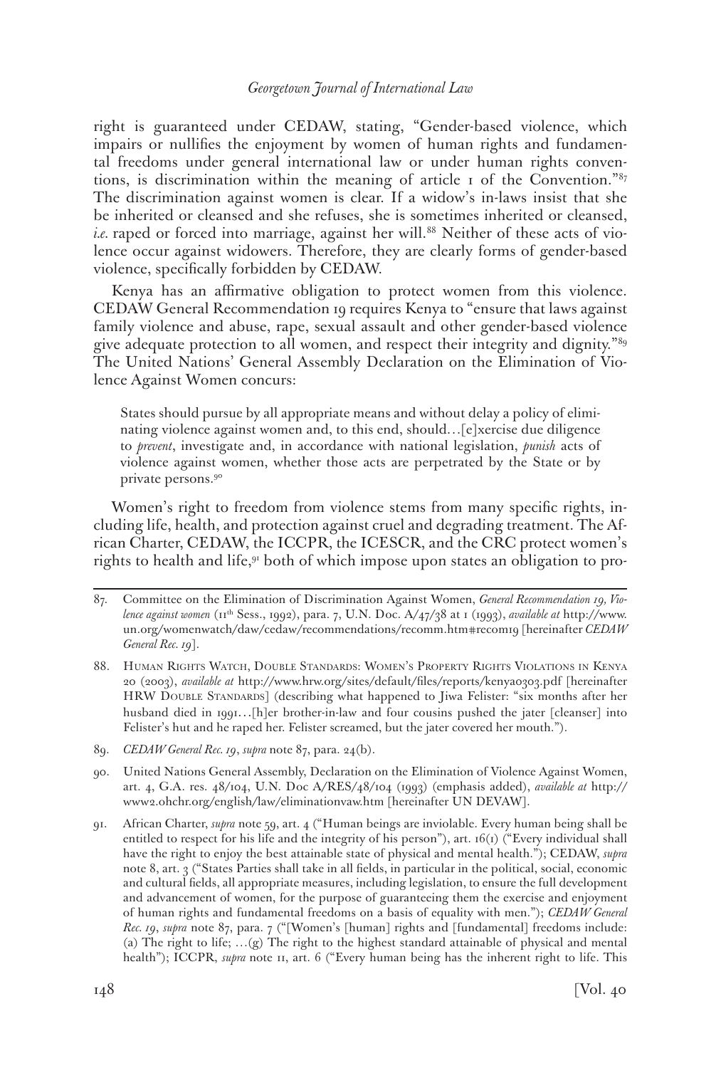right is guaranteed under CEDAW, stating, "Gender-based violence, which impairs or nullifies the enjoyment by women of human rights and fundamental freedoms under general international law or under human rights conventions, is discrimination within the meaning of article 1 of the Convention."[87] The discrimination against women is clear. If a widow's in-laws insist that she be inherited or cleansed and she refuses, she is sometimes inherited or cleansed, *i.e.* raped or forced into marriage, against her will.[88] Neither of these acts of violence occur against widowers. Therefore, they are clearly forms of gender-based violence, specifically forbidden by CEDAW.

Kenya has an affirmative obligation to protect women from this violence. CEDAW General Recommendation 19 requires Kenya to "ensure that laws against family violence and abuse, rape, sexual assault and other gender-based violence give adequate protection to all women, and respect their integrity and dignity."[89] The United Nations' General Assembly Declaration on the Elimination of Violence Against Women concurs:

> States should pursue by all appropriate means and without delay a policy of eliminating violence against women and, to this end, should…[e]xercise due diligence to *prevent*, investigate and, in accordance with national legislation, *punish* acts of violence against women, whether those acts are perpetrated by the State or by private persons.[90]

Women's right to freedom from violence stems from many specific rights, including life, health, and protection against cruel and degrading treatment. The African Charter, CEDAW, the ICCPR, the ICESCR, and the CRC protect women's rights to health and life,[91] both of which impose upon states an obligation to pro-

---

87. Committee on the Elimination of Discrimination Against Women, *General Recommendation 19, Violence against women* (11th Sess., 1992), para. 7, U.N. Doc. A/47/38 at 1 (1993), *available at* http://www.un.org/womenwatch/daw/cedaw/recommendations/recomm.htm#recom19 [hereinafter *CEDAW General Rec. 19*].

88. Human Rights Watch, Double Standards: Women's Property Rights Violations in Kenya 20 (2003), *available at* http://www.hrw.org/sites/default/files/reports/kenya0303.pdf [hereinafter HRW Double Standards] (describing what happened to Jiwa Felister: "six months after her husband died in 1991…[h]er brother-in-law and four cousins pushed the jater [cleanser] into Felister's hut and he raped her. Felister screamed, but the jater covered her mouth.").

89. *CEDAW General Rec. 19*, *supra* note 87, para. 24(b).

90. United Nations General Assembly, Declaration on the Elimination of Violence Against Women, art. 4, G.A. res. 48/104, U.N. Doc A/RES/48/104 (1993) (emphasis added), *available at* http://www2.ohchr.org/english/law/eliminationvaw.htm [hereinafter UN DEVAW].

91. African Charter, *supra* note 59, art. 4 ("Human beings are inviolable. Every human being shall be entitled to respect for his life and the integrity of his person"), art. 16(1) ("Every individual shall have the right to enjoy the best attainable state of physical and mental health."); CEDAW, *supra* note 8, art. 3 ("States Parties shall take in all fields, in particular in the political, social, economic and cultural fields, all appropriate measures, including legislation, to ensure the full development and advancement of women, for the purpose of guaranteeing them the exercise and enjoyment of human rights and fundamental freedoms on a basis of equality with men."); *CEDAW General Rec. 19*, *supra* note 87, para. 7 ("[Women's [human] rights and [fundamental] freedoms include: (a) The right to life; …(g) The right to the highest standard attainable of physical and mental health"); ICCPR, *supra* note 11, art. 6 ("Every human being has the inherent right to life. This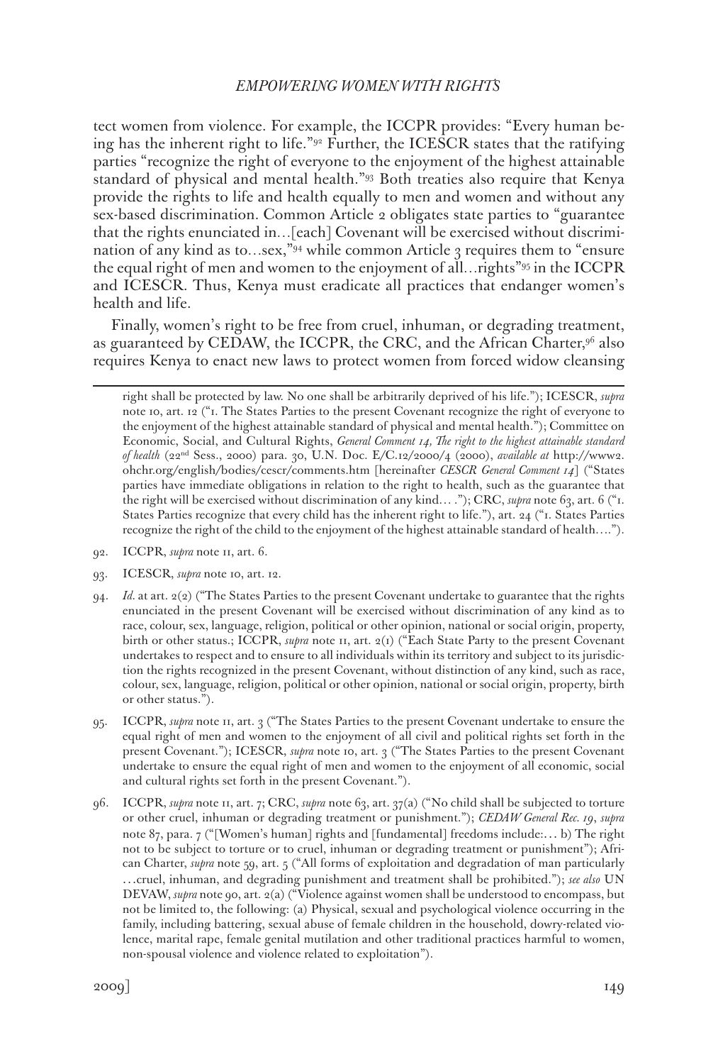tect women from violence. For example, the ICCPR provides: "Every human being has the inherent right to life."[92] Further, the ICESCR states that the ratifying parties "recognize the right of everyone to the enjoyment of the highest attainable standard of physical and mental health."[93] Both treaties also require that Kenya provide the rights to life and health equally to men and women and without any sex-based discrimination. Common Article 2 obligates state parties to "guarantee that the rights enunciated in…[each] Covenant will be exercised without discrimination of any kind as to…sex,"[94] while common Article 3 requires them to "ensure the equal right of men and women to the enjoyment of all…rights"[95] in the ICCPR and ICESCR. Thus, Kenya must eradicate all practices that endanger women's health and life.

Finally, women's right to be free from cruel, inhuman, or degrading treatment, as guaranteed by CEDAW, the ICCPR, the CRC, and the African Charter,[96] also requires Kenya to enact new laws to protect women from forced widow cleansing

---

right shall be protected by law. No one shall be arbitrarily deprived of his life."); ICESCR, *supra* note 10, art. 12 ("1. The States Parties to the present Covenant recognize the right of everyone to the enjoyment of the highest attainable standard of physical and mental health."); Committee on Economic, Social, and Cultural Rights, *General Comment 14, The right to the highest attainable standard of health* (22nd Sess., 2000) para. 30, U.N. Doc. E/C.12/2000/4 (2000), *available at* http://www2.ohchr.org/english/bodies/cescr/comments.htm [hereinafter *CESCR General Comment 14*] ("States parties have immediate obligations in relation to the right to health, such as the guarantee that the right will be exercised without discrimination of any kind… ."); CRC, *supra* note 63, art. 6 ("1. States Parties recognize that every child has the inherent right to life."), art. 24 ("1. States Parties recognize the right of the child to the enjoyment of the highest attainable standard of health….").

92. ICCPR, *supra* note 11, art. 6.

93. ICESCR, *supra* note 10, art. 12.

94. *Id.* at art. 2(2) ("The States Parties to the present Covenant undertake to guarantee that the rights enunciated in the present Covenant will be exercised without discrimination of any kind as to race, colour, sex, language, religion, political or other opinion, national or social origin, property, birth or other status.; ICCPR, *supra* note 11, art. 2(1) ("Each State Party to the present Covenant undertakes to respect and to ensure to all individuals within its territory and subject to its jurisdiction the rights recognized in the present Covenant, without distinction of any kind, such as race, colour, sex, language, religion, political or other opinion, national or social origin, property, birth or other status.").

95. ICCPR, *supra* note 11, art. 3 ("The States Parties to the present Covenant undertake to ensure the equal right of men and women to the enjoyment of all civil and political rights set forth in the present Covenant."); ICESCR, *supra* note 10, art. 3 ("The States Parties to the present Covenant undertake to ensure the equal right of men and women to the enjoyment of all economic, social and cultural rights set forth in the present Covenant.").

96. ICCPR, *supra* note 11, art. 7; CRC, *supra* note 63, art. 37(a) ("No child shall be subjected to torture or other cruel, inhuman or degrading treatment or punishment."); *CEDAW General Rec. 19*, *supra* note 87, para. 7 ("[Women's human] rights and [fundamental] freedoms include:… b) The right not to be subject to torture or to cruel, inhuman or degrading treatment or punishment"); African Charter, *supra* note 59, art. 5 ("All forms of exploitation and degradation of man particularly …cruel, inhuman, and degrading punishment and treatment shall be prohibited."); *see also* UN DEVAW, *supra* note 90, art. 2(a) ("Violence against women shall be understood to encompass, but not be limited to, the following: (a) Physical, sexual and psychological violence occurring in the family, including battering, sexual abuse of female children in the household, dowry-related violence, marital rape, female genital mutilation and other traditional practices harmful to women, non-spousal violence and violence related to exploitation").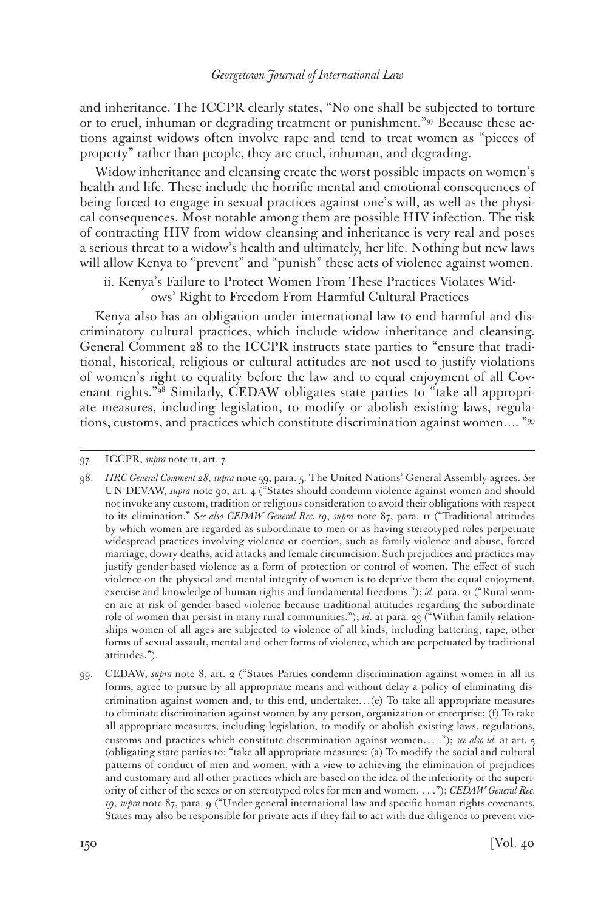and inheritance. The ICCPR clearly states, "No one shall be subjected to torture or to cruel, inhuman or degrading treatment or punishment."[97] Because these actions against widows often involve rape and tend to treat women as "pieces of property" rather than people, they are cruel, inhuman, and degrading.

Widow inheritance and cleansing create the worst possible impacts on women's health and life. These include the horrific mental and emotional consequences of being forced to engage in sexual practices against one's will, as well as the physical consequences. Most notable among them are possible HIV infection. The risk of contracting HIV from widow cleansing and inheritance is very real and poses a serious threat to a widow's health and ultimately, her life. Nothing but new laws will allow Kenya to "prevent" and "punish" these acts of violence against women.

### ii. Kenya's Failure to Protect Women From These Practices Violates Widows' Right to Freedom From Harmful Cultural Practices

Kenya also has an obligation under international law to end harmful and discriminatory cultural practices, which include widow inheritance and cleansing. General Comment 28 to the ICCPR instructs state parties to "ensure that traditional, historical, religious or cultural attitudes are not used to justify violations of women's right to equality before the law and to equal enjoyment of all Covenant rights."[98] Similarly, CEDAW obligates state parties to "take all appropriate measures, including legislation, to modify or abolish existing laws, regulations, customs, and practices which constitute discrimination against women.... "[99]

---

97. ICCPR, *supra* note 11, art. 7.

98. *HRC General Comment 28*, *supra* note 59, para. 5. The United Nations' General Assembly agrees. *See* UN DEVAW, *supra* note 90, art. 4 ("States should condemn violence against women and should not invoke any custom, tradition or religious consideration to avoid their obligations with respect to its elimination." *See also CEDAW General Rec. 19*, *supra* note 87, para. 11 ("Traditional attitudes by which women are regarded as subordinate to men or as having stereotyped roles perpetuate widespread practices involving violence or coercion, such as family violence and abuse, forced marriage, dowry deaths, acid attacks and female circumcision. Such prejudices and practices may justify gender-based violence as a form of protection or control of women. The effect of such violence on the physical and mental integrity of women is to deprive them the equal enjoyment, exercise and knowledge of human rights and fundamental freedoms."); *id*. para. 21 ("Rural women are at risk of gender-based violence because traditional attitudes regarding the subordinate role of women that persist in many rural communities."); *id*. at para. 23 ("Within family relationships women of all ages are subjected to violence of all kinds, including battering, rape, other forms of sexual assault, mental and other forms of violence, which are perpetuated by traditional attitudes.").

99. CEDAW, *supra* note 8, art. 2 ("States Parties condemn discrimination against women in all its forms, agree to pursue by all appropriate means and without delay a policy of eliminating discrimination against women and, to this end, undertake:…(e) To take all appropriate measures to eliminate discrimination against women by any person, organization or enterprise; (f) To take all appropriate measures, including legislation, to modify or abolish existing laws, regulations, customs and practices which constitute discrimination against women… ."); *see also id.* at art. 5 (obligating state parties to: "take all appropriate measures: (a) To modify the social and cultural patterns of conduct of men and women, with a view to achieving the elimination of prejudices and customary and all other practices which are based on the idea of the inferiority or the superiority of either of the sexes or on stereotyped roles for men and women. . . ."); *CEDAW General Rec. 19*, *supra* note 87, para. 9 ("Under general international law and specific human rights covenants, States may also be responsible for private acts if they fail to act with due diligence to prevent vio-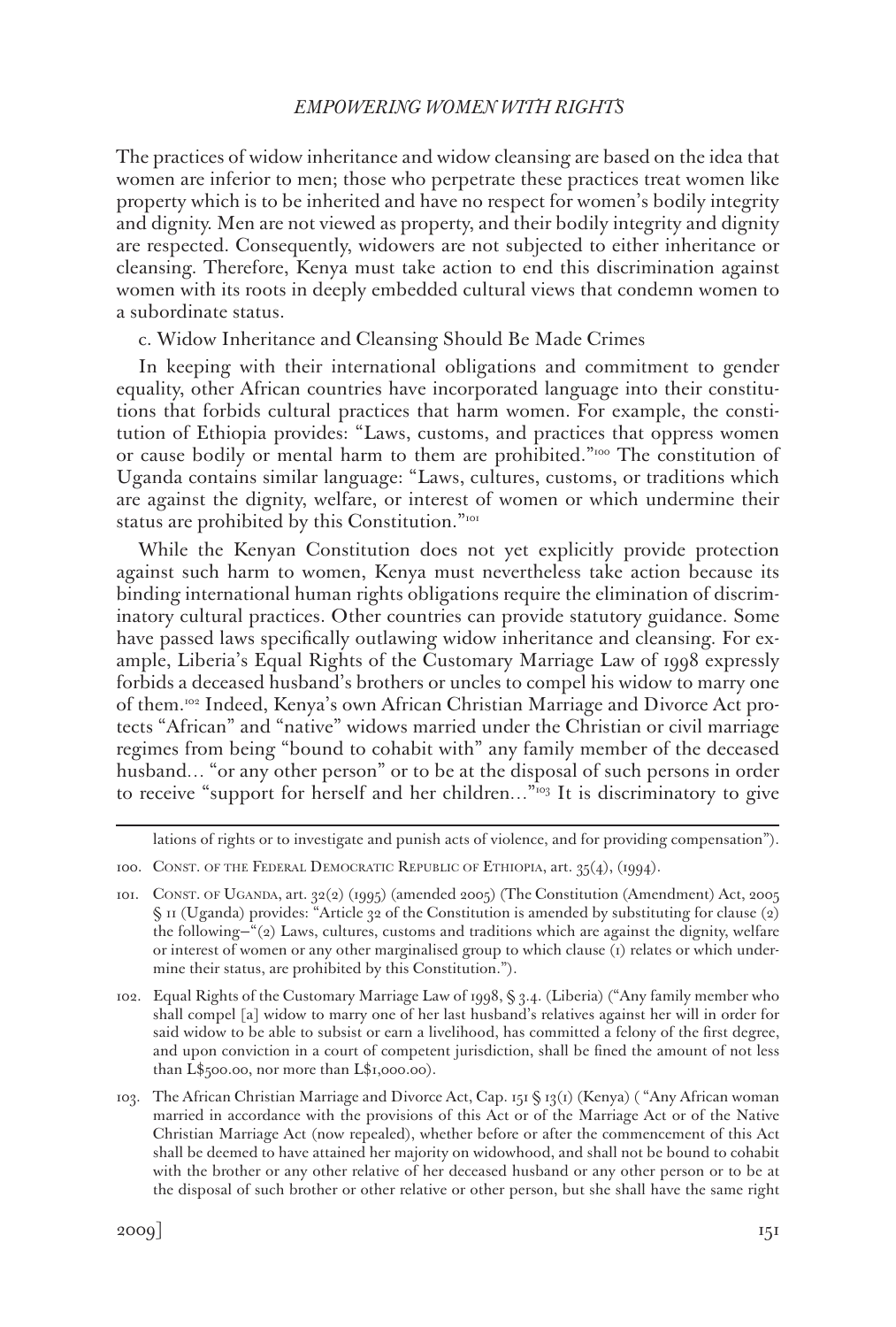The practices of widow inheritance and widow cleansing are based on the idea that women are inferior to men; those who perpetrate these practices treat women like property which is to be inherited and have no respect for women's bodily integrity and dignity. Men are not viewed as property, and their bodily integrity and dignity are respected. Consequently, widowers are not subjected to either inheritance or cleansing. Therefore, Kenya must take action to end this discrimination against women with its roots in deeply embedded cultural views that condemn women to a subordinate status.

c. Widow Inheritance and Cleansing Should Be Made Crimes

In keeping with their international obligations and commitment to gender equality, other African countries have incorporated language into their constitutions that forbids cultural practices that harm women. For example, the constitution of Ethiopia provides: "Laws, customs, and practices that oppress women or cause bodily or mental harm to them are prohibited."[100] The constitution of Uganda contains similar language: "Laws, cultures, customs, or traditions which are against the dignity, welfare, or interest of women or which undermine their status are prohibited by this Constitution."[101]

While the Kenyan Constitution does not yet explicitly provide protection against such harm to women, Kenya must nevertheless take action because its binding international human rights obligations require the elimination of discriminatory cultural practices. Other countries can provide statutory guidance. Some have passed laws specifically outlawing widow inheritance and cleansing. For example, Liberia's Equal Rights of the Customary Marriage Law of 1998 expressly forbids a deceased husband's brothers or uncles to compel his widow to marry one of them.[102] Indeed, Kenya's own African Christian Marriage and Divorce Act protects "African" and "native" widows married under the Christian or civil marriage regimes from being "bound to cohabit with" any family member of the deceased husband... "or any other person" or to be at the disposal of such persons in order to receive "support for herself and her children..."[103] It is discriminatory to give

---

lations of rights or to investigate and punish acts of violence, and for providing compensation").

100. Const. of the Federal Democratic Republic of Ethiopia, art. 35(4), (1994).

101. Const. of Uganda, art. 32(2) (1995) (amended 2005) (The Constitution (Amendment) Act, 2005 § 11 (Uganda) provides: "Article 32 of the Constitution is amended by substituting for clause (2) the following—"(2) Laws, cultures, customs and traditions which are against the dignity, welfare or interest of women or any other marginalised group to which clause (1) relates or which undermine their status, are prohibited by this Constitution.").

102. Equal Rights of the Customary Marriage Law of 1998, § 3.4. (Liberia) ("Any family member who shall compel [a] widow to marry one of her last husband's relatives against her will in order for said widow to be able to subsist or earn a livelihood, has committed a felony of the first degree, and upon conviction in a court of competent jurisdiction, shall be fined the amount of not less than L$500.00, nor more than L$1,000.00).

103. The African Christian Marriage and Divorce Act, Cap. 151 § 13(1) (Kenya) ( "Any African woman married in accordance with the provisions of this Act or of the Marriage Act or of the Native Christian Marriage Act (now repealed), whether before or after the commencement of this Act shall be deemed to have attained her majority on widowhood, and shall not be bound to cohabit with the brother or any other relative of her deceased husband or any other person or to be at the disposal of such brother or other relative or other person, but she shall have the same right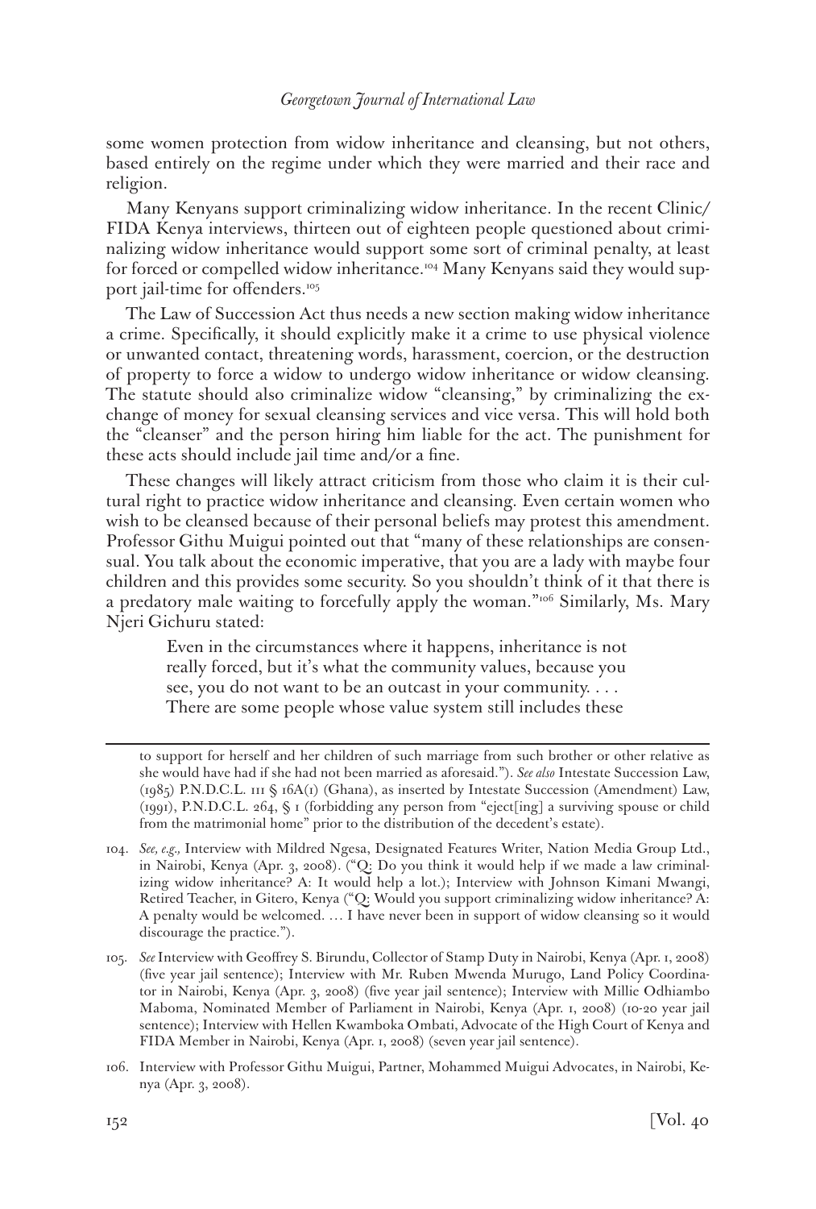some women protection from widow inheritance and cleansing, but not others, based entirely on the regime under which they were married and their race and religion.

Many Kenyans support criminalizing widow inheritance. In the recent Clinic/FIDA Kenya interviews, thirteen out of eighteen people questioned about criminalizing widow inheritance would support some sort of criminal penalty, at least for forced or compelled widow inheritance.[104] Many Kenyans said they would support jail-time for offenders.[105]

The Law of Succession Act thus needs a new section making widow inheritance a crime. Specifically, it should explicitly make it a crime to use physical violence or unwanted contact, threatening words, harassment, coercion, or the destruction of property to force a widow to undergo widow inheritance or widow cleansing. The statute should also criminalize widow "cleansing," by criminalizing the exchange of money for sexual cleansing services and vice versa. This will hold both the "cleanser" and the person hiring him liable for the act. The punishment for these acts should include jail time and/or a fine.

These changes will likely attract criticism from those who claim it is their cultural right to practice widow inheritance and cleansing. Even certain women who wish to be cleansed because of their personal beliefs may protest this amendment. Professor Githu Muigui pointed out that "many of these relationships are consensual. You talk about the economic imperative, that you are a lady with maybe four children and this provides some security. So you shouldn't think of it that there is a predatory male waiting to forcefully apply the woman."[106] Similarly, Ms. Mary Njeri Gichuru stated:

> Even in the circumstances where it happens, inheritance is not really forced, but it's what the community values, because you see, you do not want to be an outcast in your community. . . . There are some people whose value system still includes these

---

to support for herself and her children of such marriage from such brother or other relative as she would have had if she had not been married as aforesaid."). *See also* Intestate Succession Law, (1985) P.N.D.C.L. 111 § 16A(1) (Ghana), as inserted by Intestate Succession (Amendment) Law, (1991), P.N.D.C.L. 264, § 1 (forbidding any person from "eject[ing] a surviving spouse or child from the matrimonial home" prior to the distribution of the decedent's estate).

104. *See, e.g.,* Interview with Mildred Ngesa, Designated Features Writer, Nation Media Group Ltd., in Nairobi, Kenya (Apr. 3, 2008). ("Q: Do you think it would help if we made a law criminalizing widow inheritance? A: It would help a lot.); Interview with Johnson Kimani Mwangi, Retired Teacher, in Gitero, Kenya ("Q: Would you support criminalizing widow inheritance? A: A penalty would be welcomed. … I have never been in support of widow cleansing so it would discourage the practice.").

105. *See* Interview with Geoffrey S. Birundu, Collector of Stamp Duty in Nairobi, Kenya (Apr. 1, 2008) (five year jail sentence); Interview with Mr. Ruben Mwenda Murugo, Land Policy Coordinator in Nairobi, Kenya (Apr. 3, 2008) (five year jail sentence); Interview with Millie Odhiambo Maboma, Nominated Member of Parliament in Nairobi, Kenya (Apr. 1, 2008) (10-20 year jail sentence); Interview with Hellen Kwamboka Ombati, Advocate of the High Court of Kenya and FIDA Member in Nairobi, Kenya (Apr. 1, 2008) (seven year jail sentence).

106. Interview with Professor Githu Muigui, Partner, Mohammed Muigui Advocates, in Nairobi, Kenya (Apr. 3, 2008).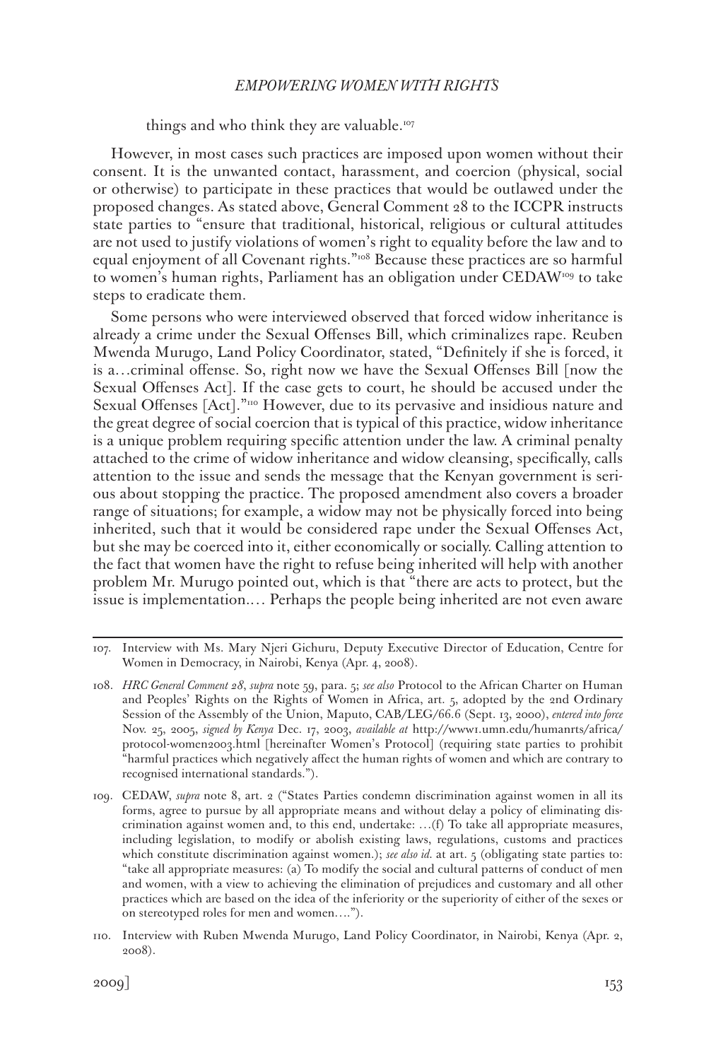things and who think they are valuable.[107]

However, in most cases such practices are imposed upon women without their consent. It is the unwanted contact, harassment, and coercion (physical, social or otherwise) to participate in these practices that would be outlawed under the proposed changes. As stated above, General Comment 28 to the ICCPR instructs state parties to "ensure that traditional, historical, religious or cultural attitudes are not used to justify violations of women's right to equality before the law and to equal enjoyment of all Covenant rights."[108] Because these practices are so harmful to women's human rights, Parliament has an obligation under CEDAW[109] to take steps to eradicate them.

Some persons who were interviewed observed that forced widow inheritance is already a crime under the Sexual Offenses Bill, which criminalizes rape. Reuben Mwenda Murugo, Land Policy Coordinator, stated, "Definitely if she is forced, it is a…criminal offense. So, right now we have the Sexual Offenses Bill [now the Sexual Offenses Act]. If the case gets to court, he should be accused under the Sexual Offenses [Act]."[110] However, due to its pervasive and insidious nature and the great degree of social coercion that is typical of this practice, widow inheritance is a unique problem requiring specific attention under the law. A criminal penalty attached to the crime of widow inheritance and widow cleansing, specifically, calls attention to the issue and sends the message that the Kenyan government is serious about stopping the practice. The proposed amendment also covers a broader range of situations; for example, a widow may not be physically forced into being inherited, such that it would be considered rape under the Sexual Offenses Act, but she may be coerced into it, either economically or socially. Calling attention to the fact that women have the right to refuse being inherited will help with another problem Mr. Murugo pointed out, which is that "there are acts to protect, but the issue is implementation.… Perhaps the people being inherited are not even aware

---

107. Interview with Ms. Mary Njeri Gichuru, Deputy Executive Director of Education, Centre for Women in Democracy, in Nairobi, Kenya (Apr. 4, 2008).

108. *HRC General Comment 28*, *supra* note 59, para. 5; *see also* Protocol to the African Charter on Human and Peoples' Rights on the Rights of Women in Africa, art. 5, adopted by the 2nd Ordinary Session of the Assembly of the Union, Maputo, CAB/LEG/66.6 (Sept. 13, 2000), *entered into force* Nov. 25, 2005, *signed by Kenya* Dec. 17, 2003, *available at* http://www1.umn.edu/humanrts/africa/protocol-women2003.html [hereinafter Women's Protocol] (requiring state parties to prohibit "harmful practices which negatively affect the human rights of women and which are contrary to recognised international standards.").

109. CEDAW, *supra* note 8, art. 2 ("States Parties condemn discrimination against women in all its forms, agree to pursue by all appropriate means and without delay a policy of eliminating discrimination against women and, to this end, undertake: …(f) To take all appropriate measures, including legislation, to modify or abolish existing laws, regulations, customs and practices which constitute discrimination against women.); *see also id.* at art. 5 (obligating state parties to: "take all appropriate measures: (a) To modify the social and cultural patterns of conduct of men and women, with a view to achieving the elimination of prejudices and customary and all other practices which are based on the idea of the inferiority or the superiority of either of the sexes or on stereotyped roles for men and women….").

110. Interview with Ruben Mwenda Murugo, Land Policy Coordinator, in Nairobi, Kenya (Apr. 2, 2008).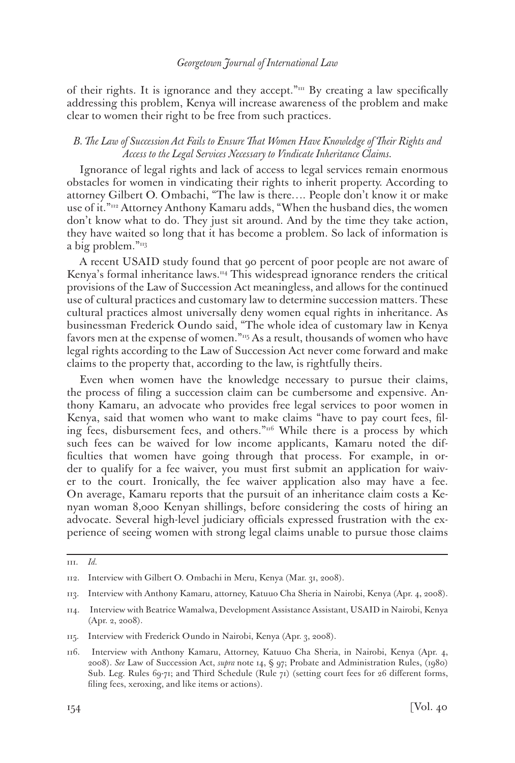of their rights. It is ignorance and they accept."[111] By creating a law specifically addressing this problem, Kenya will increase awareness of the problem and make clear to women their right to be free from such practices.

### *B. The Law of Succession Act Fails to Ensure That Women Have Knowledge of Their Rights and Access to the Legal Services Necessary to Vindicate Inheritance Claims.*

Ignorance of legal rights and lack of access to legal services remain enormous obstacles for women in vindicating their rights to inherit property. According to attorney Gilbert O. Ombachi, "The law is there.... People don't know it or make use of it."[112] Attorney Anthony Kamaru adds, "When the husband dies, the women don't know what to do. They just sit around. And by the time they take action, they have waited so long that it has become a problem. So lack of information is a big problem."[113]

A recent USAID study found that 90 percent of poor people are not aware of Kenya's formal inheritance laws.[114] This widespread ignorance renders the critical provisions of the Law of Succession Act meaningless, and allows for the continued use of cultural practices and customary law to determine succession matters. These cultural practices almost universally deny women equal rights in inheritance. As businessman Frederick Oundo said, "The whole idea of customary law in Kenya favors men at the expense of women."[115] As a result, thousands of women who have legal rights according to the Law of Succession Act never come forward and make claims to the property that, according to the law, is rightfully theirs.

Even when women have the knowledge necessary to pursue their claims, the process of filing a succession claim can be cumbersome and expensive. Anthony Kamaru, an advocate who provides free legal services to poor women in Kenya, said that women who want to make claims "have to pay court fees, filing fees, disbursement fees, and others."[116] While there is a process by which such fees can be waived for low income applicants, Kamaru noted the difficulties that women have going through that process. For example, in order to qualify for a fee waiver, you must first submit an application for waiver to the court. Ironically, the fee waiver application also may have a fee. On average, Kamaru reports that the pursuit of an inheritance claim costs a Kenyan woman 8,000 Kenyan shillings, before considering the costs of hiring an advocate. Several high-level judiciary officials expressed frustration with the experience of seeing women with strong legal claims unable to pursue those claims

---

111. *Id.*

112. Interview with Gilbert O. Ombachi in Meru, Kenya (Mar. 31, 2008).

113. Interview with Anthony Kamaru, attorney, Katuuo Cha Sheria in Nairobi, Kenya (Apr. 4, 2008).

114. Interview with Beatrice Wamalwa, Development Assistance Assistant, USAID in Nairobi, Kenya (Apr. 2, 2008).

115. Interview with Frederick Oundo in Nairobi, Kenya (Apr. 3, 2008).

116. Interview with Anthony Kamaru, Attorney, Katuuo Cha Sheria, in Nairobi, Kenya (Apr. 4, 2008). *See* Law of Succession Act, *supra* note 14, § 97; Probate and Administration Rules, (1980) Sub. Leg. Rules 69-71; and Third Schedule (Rule 71) (setting court fees for 26 different forms, filing fees, xeroxing, and like items or actions).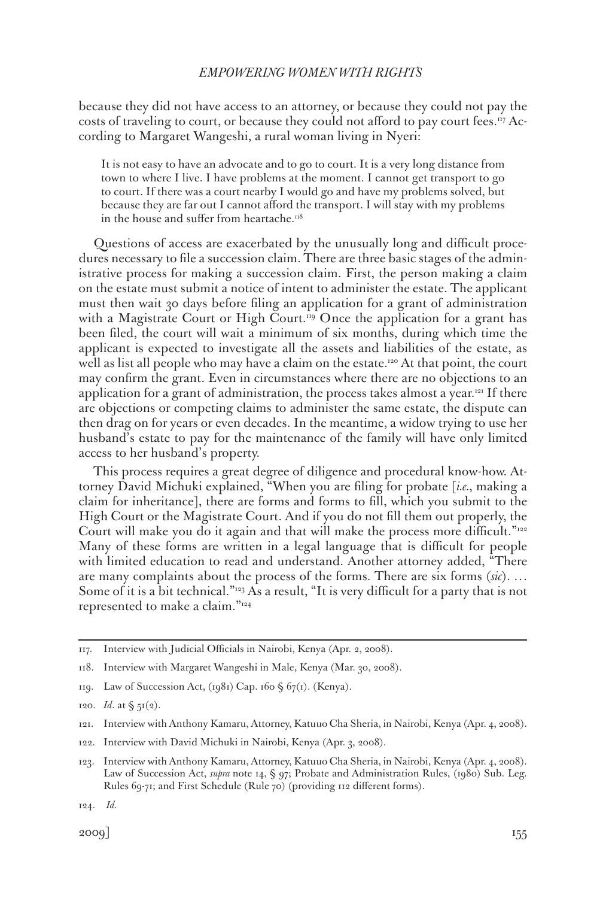because they did not have access to an attorney, or because they could not pay the costs of traveling to court, or because they could not afford to pay court fees.[117] According to Margaret Wangeshi, a rural woman living in Nyeri:

> It is not easy to have an advocate and to go to court. It is a very long distance from town to where I live. I have problems at the moment. I cannot get transport to go to court. If there was a court nearby I would go and have my problems solved, but because they are far out I cannot afford the transport. I will stay with my problems in the house and suffer from heartache.[118]

Questions of access are exacerbated by the unusually long and difficult procedures necessary to file a succession claim. There are three basic stages of the administrative process for making a succession claim. First, the person making a claim on the estate must submit a notice of intent to administer the estate. The applicant must then wait 30 days before filing an application for a grant of administration with a Magistrate Court or High Court.[119] Once the application for a grant has been filed, the court will wait a minimum of six months, during which time the applicant is expected to investigate all the assets and liabilities of the estate, as well as list all people who may have a claim on the estate.[120] At that point, the court may confirm the grant. Even in circumstances where there are no objections to an application for a grant of administration, the process takes almost a year.[121] If there are objections or competing claims to administer the same estate, the dispute can then drag on for years or even decades. In the meantime, a widow trying to use her husband's estate to pay for the maintenance of the family will have only limited access to her husband's property.

This process requires a great degree of diligence and procedural know-how. Attorney David Michuki explained, "When you are filing for probate [*i.e.*, making a claim for inheritance], there are forms and forms to fill, which you submit to the High Court or the Magistrate Court. And if you do not fill them out properly, the Court will make you do it again and that will make the process more difficult."[122] Many of these forms are written in a legal language that is difficult for people with limited education to read and understand. Another attorney added, "There are many complaints about the process of the forms. There are six forms (*sic*). … Some of it is a bit technical."[123] As a result, "It is very difficult for a party that is not represented to make a claim."[124]

---

117. Interview with Judicial Officials in Nairobi, Kenya (Apr. 2, 2008).

118. Interview with Margaret Wangeshi in Male, Kenya (Mar. 30, 2008).

119. Law of Succession Act, (1981) Cap. 160 § 67(1). (Kenya).

120. *Id*. at § 51(2).

121. Interview with Anthony Kamaru, Attorney, Katuuo Cha Sheria, in Nairobi, Kenya (Apr. 4, 2008).

122. Interview with David Michuki in Nairobi, Kenya (Apr. 3, 2008).

123. Interview with Anthony Kamaru, Attorney, Katuuo Cha Sheria, in Nairobi, Kenya (Apr. 4, 2008). Law of Succession Act, *supra* note 14, § 97; Probate and Administration Rules, (1980) Sub. Leg. Rules 69-71; and First Schedule (Rule 70) (providing 112 different forms).

124. *Id.*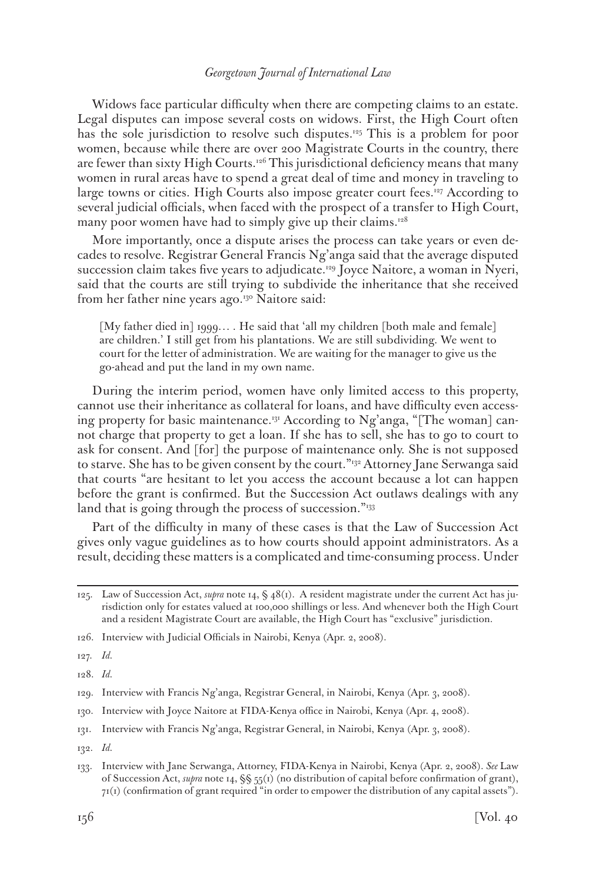Widows face particular difficulty when there are competing claims to an estate. Legal disputes can impose several costs on widows. First, the High Court often has the sole jurisdiction to resolve such disputes.[125] This is a problem for poor women, because while there are over 200 Magistrate Courts in the country, there are fewer than sixty High Courts.[126] This jurisdictional deficiency means that many women in rural areas have to spend a great deal of time and money in traveling to large towns or cities. High Courts also impose greater court fees.[127] According to several judicial officials, when faced with the prospect of a transfer to High Court, many poor women have had to simply give up their claims.[128]

More importantly, once a dispute arises the process can take years or even decades to resolve. Registrar General Francis Ng'anga said that the average disputed succession claim takes five years to adjudicate.[129] Joyce Naitore, a woman in Nyeri, said that the courts are still trying to subdivide the inheritance that she received from her father nine years ago.[130] Naitore said:

> [My father died in] 1999... . He said that 'all my children [both male and female] are children.' I still get from his plantations. We are still subdividing. We went to court for the letter of administration. We are waiting for the manager to give us the go-ahead and put the land in my own name.

During the interim period, women have only limited access to this property, cannot use their inheritance as collateral for loans, and have difficulty even accessing property for basic maintenance.[131] According to Ng'anga, "[The woman] cannot charge that property to get a loan. If she has to sell, she has to go to court to ask for consent. And [for] the purpose of maintenance only. She is not supposed to starve. She has to be given consent by the court."[132] Attorney Jane Serwanga said that courts "are hesitant to let you access the account because a lot can happen before the grant is confirmed. But the Succession Act outlaws dealings with any land that is going through the process of succession."[133]

Part of the difficulty in many of these cases is that the Law of Succession Act gives only vague guidelines as to how courts should appoint administrators. As a result, deciding these matters is a complicated and time-consuming process. Under

---

125. Law of Succession Act, *supra* note 14, § 48(1). A resident magistrate under the current Act has jurisdiction only for estates valued at 100,000 shillings or less. And whenever both the High Court and a resident Magistrate Court are available, the High Court has "exclusive" jurisdiction.

126. Interview with Judicial Officials in Nairobi, Kenya (Apr. 2, 2008).

127. *Id.*

128. *Id.*

129. Interview with Francis Ng'anga, Registrar General, in Nairobi, Kenya (Apr. 3, 2008).

130. Interview with Joyce Naitore at FIDA-Kenya office in Nairobi, Kenya (Apr. 4, 2008).

131. Interview with Francis Ng'anga, Registrar General, in Nairobi, Kenya (Apr. 3, 2008).

132. *Id.*

133. Interview with Jane Serwanga, Attorney, FIDA-Kenya in Nairobi, Kenya (Apr. 2, 2008). *See* Law of Succession Act, *supra* note 14, §§ 55(1) (no distribution of capital before confirmation of grant), 71(1) (confirmation of grant required "in order to empower the distribution of any capital assets").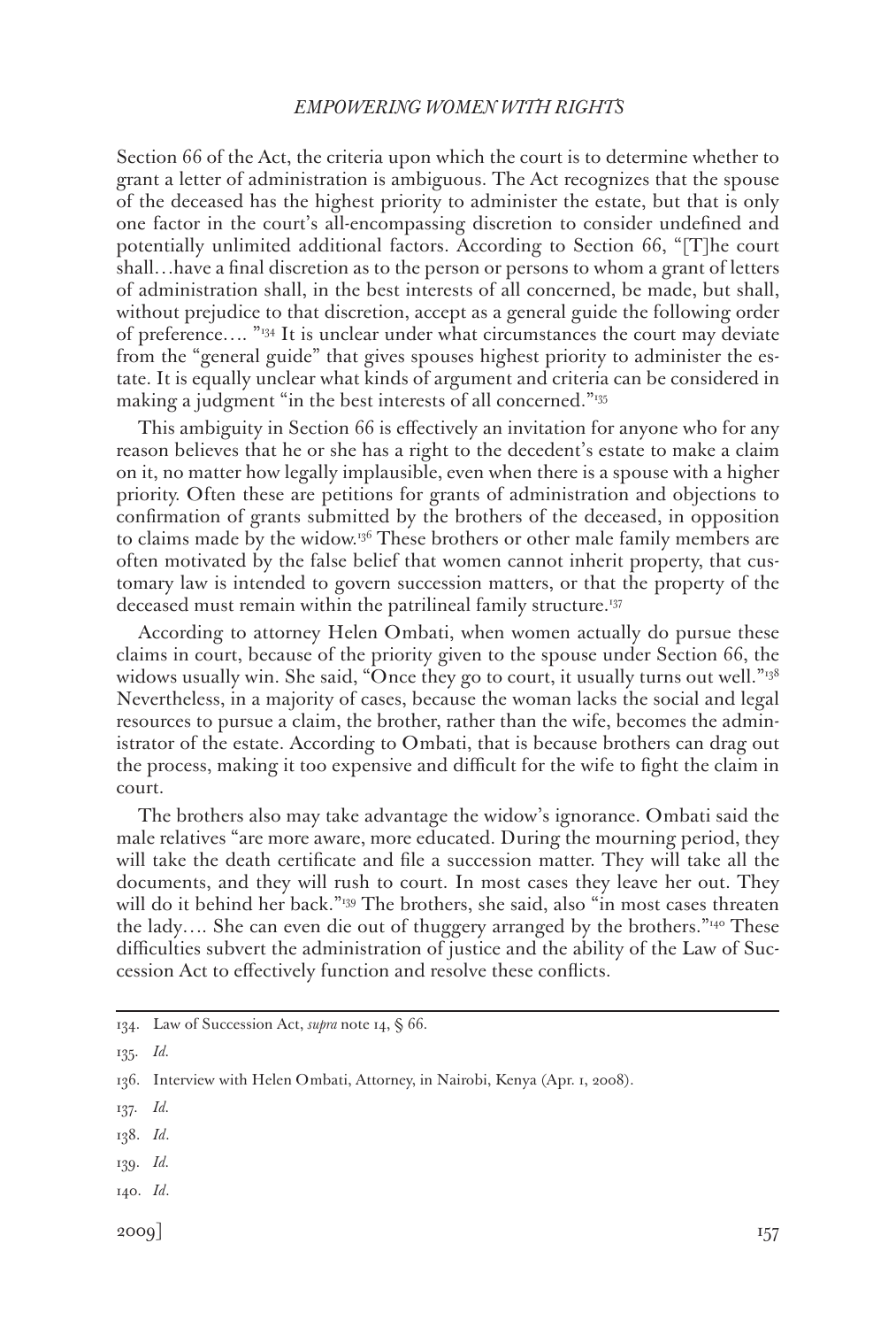Section 66 of the Act, the criteria upon which the court is to determine whether to grant a letter of administration is ambiguous. The Act recognizes that the spouse of the deceased has the highest priority to administer the estate, but that is only one factor in the court's all-encompassing discretion to consider undefined and potentially unlimited additional factors. According to Section 66, "[T]he court shall…have a final discretion as to the person or persons to whom a grant of letters of administration shall, in the best interests of all concerned, be made, but shall, without prejudice to that discretion, accept as a general guide the following order of preference…. "[134] It is unclear under what circumstances the court may deviate from the "general guide" that gives spouses highest priority to administer the estate. It is equally unclear what kinds of argument and criteria can be considered in making a judgment "in the best interests of all concerned."[135]

This ambiguity in Section 66 is effectively an invitation for anyone who for any reason believes that he or she has a right to the decedent's estate to make a claim on it, no matter how legally implausible, even when there is a spouse with a higher priority. Often these are petitions for grants of administration and objections to confirmation of grants submitted by the brothers of the deceased, in opposition to claims made by the widow.[136] These brothers or other male family members are often motivated by the false belief that women cannot inherit property, that customary law is intended to govern succession matters, or that the property of the deceased must remain within the patrilineal family structure.[137]

According to attorney Helen Ombati, when women actually do pursue these claims in court, because of the priority given to the spouse under Section 66, the widows usually win. She said, "Once they go to court, it usually turns out well."[138] Nevertheless, in a majority of cases, because the woman lacks the social and legal resources to pursue a claim, the brother, rather than the wife, becomes the administrator of the estate. According to Ombati, that is because brothers can drag out the process, making it too expensive and difficult for the wife to fight the claim in court.

The brothers also may take advantage the widow's ignorance. Ombati said the male relatives "are more aware, more educated. During the mourning period, they will take the death certificate and file a succession matter. They will take all the documents, and they will rush to court. In most cases they leave her out. They will do it behind her back."[139] The brothers, she said, also "in most cases threaten the lady…. She can even die out of thuggery arranged by the brothers."[140] These difficulties subvert the administration of justice and the ability of the Law of Succession Act to effectively function and resolve these conflicts.

---

134. Law of Succession Act, *supra* note 14, § 66.

135. *Id.*

136. Interview with Helen Ombati, Attorney, in Nairobi, Kenya (Apr. 1, 2008).

137. *Id.*

138. *Id*.

139. *Id.*

140. *Id*.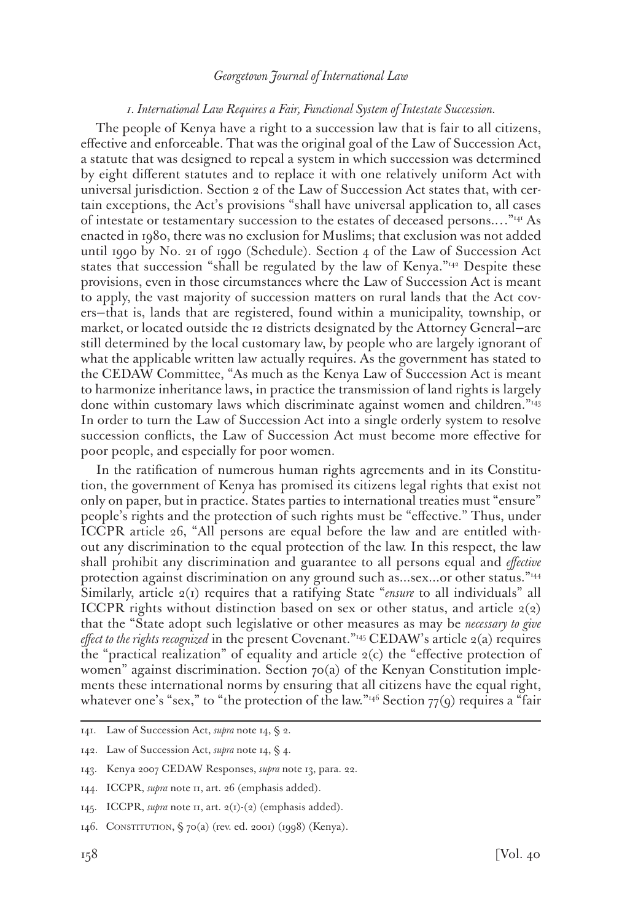### *1. International Law Requires a Fair, Functional System of Intestate Succession.*

The people of Kenya have a right to a succession law that is fair to all citizens, effective and enforceable. That was the original goal of the Law of Succession Act, a statute that was designed to repeal a system in which succession was determined by eight different statutes and to replace it with one relatively uniform Act with universal jurisdiction. Section 2 of the Law of Succession Act states that, with certain exceptions, the Act's provisions "shall have universal application to, all cases of intestate or testamentary succession to the estates of deceased persons. . . ."[141] As enacted in 1980, there was no exclusion for Muslims; that exclusion was not added until 1990 by No. 21 of 1990 (Schedule). Section 4 of the Law of Succession Act states that succession "shall be regulated by the law of Kenya."[142] Despite these provisions, even in those circumstances where the Law of Succession Act is meant to apply, the vast majority of succession matters on rural lands that the Act covers—that is, lands that are registered, found within a municipality, township, or market, or located outside the 12 districts designated by the Attorney General—are still determined by the local customary law, by people who are largely ignorant of what the applicable written law actually requires. As the government has stated to the CEDAW Committee, "As much as the Kenya Law of Succession Act is meant to harmonize inheritance laws, in practice the transmission of land rights is largely done within customary laws which discriminate against women and children."[143] In order to turn the Law of Succession Act into a single orderly system to resolve succession conflicts, the Law of Succession Act must become more effective for poor people, and especially for poor women.

In the ratification of numerous human rights agreements and in its Constitution, the government of Kenya has promised its citizens legal rights that exist not only on paper, but in practice. States parties to international treaties must "ensure" people's rights and the protection of such rights must be "effective." Thus, under ICCPR article 26, "All persons are equal before the law and are entitled without any discrimination to the equal protection of the law. In this respect, the law shall prohibit any discrimination and guarantee to all persons equal and *effective* protection against discrimination on any ground such as...sex...or other status."[144] Similarly, article 2(1) requires that a ratifying State "*ensure* to all individuals" all ICCPR rights without distinction based on sex or other status, and article 2(2) that the "State adopt such legislative or other measures as may be *necessary to give effect to the rights recognized* in the present Covenant."[145] CEDAW's article 2(a) requires the "practical realization" of equality and article 2(c) the "effective protection of women" against discrimination. Section 70(a) of the Kenyan Constitution implements these international norms by ensuring that all citizens have the equal right, whatever one's "sex," to "the protection of the law."[146] Section 77(9) requires a "fair

---

141. Law of Succession Act, *supra* note 14, § 2.

142. Law of Succession Act, *supra* note 14, § 4.

143. Kenya 2007 CEDAW Responses, *supra* note 13, para. 22.

144. ICCPR, *supra* note 11, art. 26 (emphasis added).

145. ICCPR, *supra* note 11, art. 2(1)-(2) (emphasis added).

146. CONSTITUTION, § 70(a) (rev. ed. 2001) (1998) (Kenya).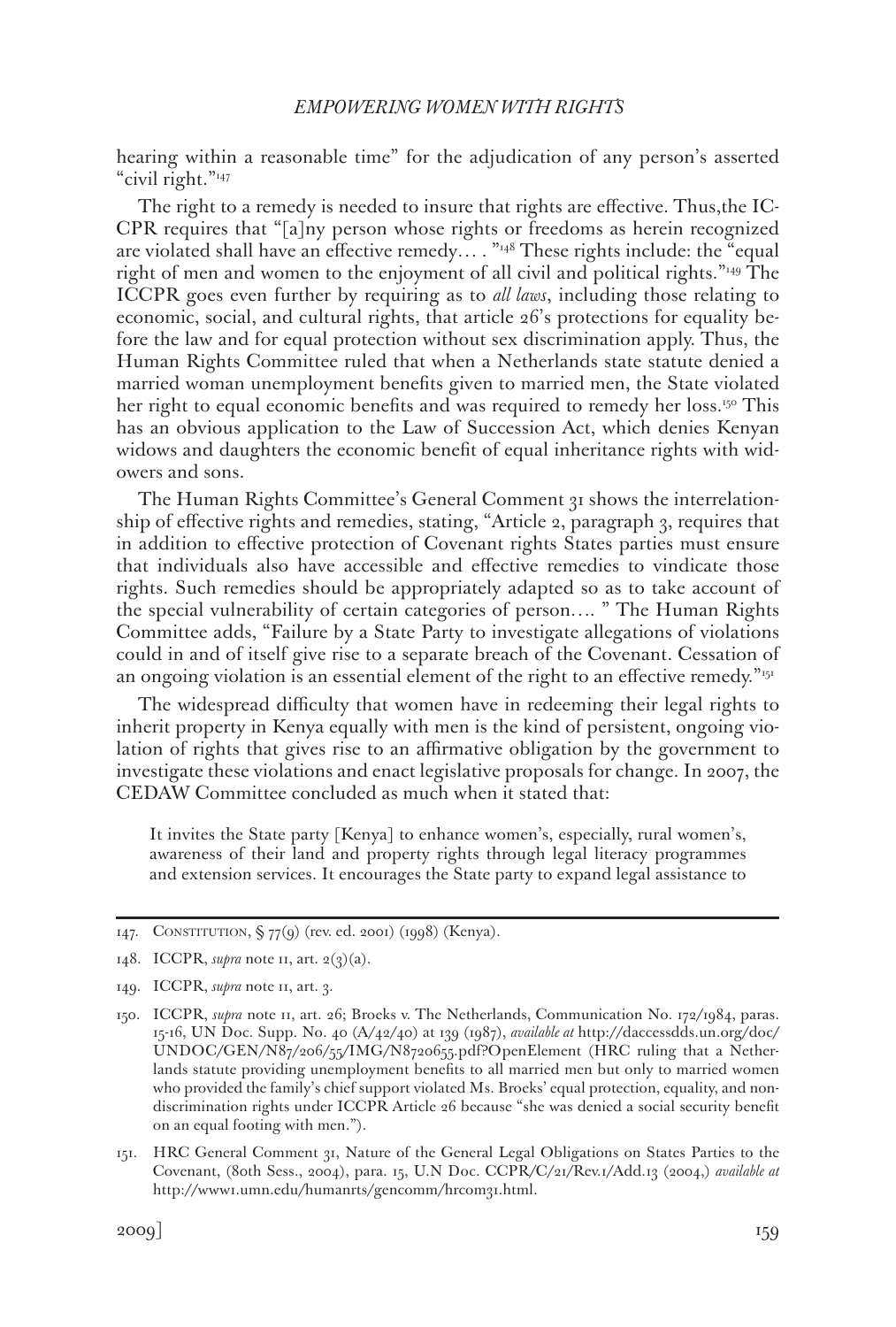hearing within a reasonable time" for the adjudication of any person's asserted "civil right."[147]

The right to a remedy is needed to insure that rights are effective. Thus,the ICCPR requires that "[a]ny person whose rights or freedoms as herein recognized are violated shall have an effective remedy… . "[148] These rights include: the "equal right of men and women to the enjoyment of all civil and political rights."[149] The ICCPR goes even further by requiring as to *all laws*, including those relating to economic, social, and cultural rights, that article 26's protections for equality before the law and for equal protection without sex discrimination apply. Thus, the Human Rights Committee ruled that when a Netherlands state statute denied a married woman unemployment benefits given to married men, the State violated her right to equal economic benefits and was required to remedy her loss.[150] This has an obvious application to the Law of Succession Act, which denies Kenyan widows and daughters the economic benefit of equal inheritance rights with widowers and sons.

The Human Rights Committee's General Comment 31 shows the interrelationship of effective rights and remedies, stating, "Article 2, paragraph 3, requires that in addition to effective protection of Covenant rights States parties must ensure that individuals also have accessible and effective remedies to vindicate those rights. Such remedies should be appropriately adapted so as to take account of the special vulnerability of certain categories of person…. " The Human Rights Committee adds, "Failure by a State Party to investigate allegations of violations could in and of itself give rise to a separate breach of the Covenant. Cessation of an ongoing violation is an essential element of the right to an effective remedy."[151]

The widespread difficulty that women have in redeeming their legal rights to inherit property in Kenya equally with men is the kind of persistent, ongoing violation of rights that gives rise to an affirmative obligation by the government to investigate these violations and enact legislative proposals for change. In 2007, the CEDAW Committee concluded as much when it stated that:

> It invites the State party [Kenya] to enhance women's, especially, rural women's, awareness of their land and property rights through legal literacy programmes and extension services. It encourages the State party to expand legal assistance to

---

147. Constitution, § 77(9) (rev. ed. 2001) (1998) (Kenya).

148. ICCPR, *supra* note 11, art. 2(3)(a).

149. ICCPR, *supra* note 11, art. 3.

150. ICCPR, *supra* note 11, art. 26; Broeks v. The Netherlands, Communication No. 172/1984, paras. 15-16, UN Doc. Supp. No. 40 (A/42/40) at 139 (1987), *available at* http://daccessdds.un.org/doc/UNDOC/GEN/N87/206/55/IMG/N8720655.pdf?OpenElement (HRC ruling that a Netherlands statute providing unemployment benefits to all married men but only to married women who provided the family's chief support violated Ms. Broeks' equal protection, equality, and nondiscrimination rights under ICCPR Article 26 because "she was denied a social security benefit on an equal footing with men.").

151. HRC General Comment 31, Nature of the General Legal Obligations on States Parties to the Covenant, (80th Sess., 2004), para. 15, U.N Doc. CCPR/C/21/Rev.1/Add.13 (2004,) *available at* http://www1.umn.edu/humanrts/gencomm/hrcom31.html.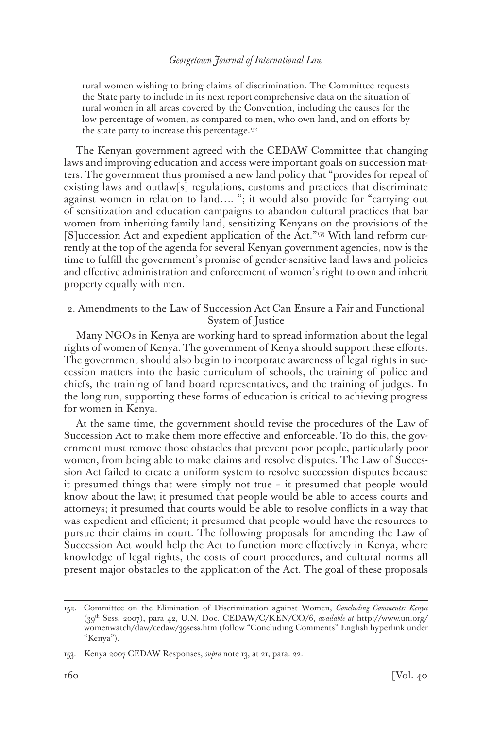rural women wishing to bring claims of discrimination. The Committee requests the State party to include in its next report comprehensive data on the situation of rural women in all areas covered by the Convention, including the causes for the low percentage of women, as compared to men, who own land, and on efforts by the state party to increase this percentage.[152]

The Kenyan government agreed with the CEDAW Committee that changing laws and improving education and access were important goals on succession matters. The government thus promised a new land policy that "provides for repeal of existing laws and outlaw[s] regulations, customs and practices that discriminate against women in relation to land.... "; it would also provide for "carrying out of sensitization and education campaigns to abandon cultural practices that bar women from inheriting family land, sensitizing Kenyans on the provisions of the [S]uccession Act and expedient application of the Act."[153] With land reform currently at the top of the agenda for several Kenyan government agencies, now is the time to fulfill the government's promise of gender-sensitive land laws and policies and effective administration and enforcement of women's right to own and inherit property equally with men.

### 2. Amendments to the Law of Succession Act Can Ensure a Fair and Functional System of Justice

Many NGOs in Kenya are working hard to spread information about the legal rights of women of Kenya. The government of Kenya should support these efforts. The government should also begin to incorporate awareness of legal rights in succession matters into the basic curriculum of schools, the training of police and chiefs, the training of land board representatives, and the training of judges. In the long run, supporting these forms of education is critical to achieving progress for women in Kenya.

At the same time, the government should revise the procedures of the Law of Succession Act to make them more effective and enforceable. To do this, the government must remove those obstacles that prevent poor people, particularly poor women, from being able to make claims and resolve disputes. The Law of Succession Act failed to create a uniform system to resolve succession disputes because it presumed things that were simply not true – it presumed that people would know about the law; it presumed that people would be able to access courts and attorneys; it presumed that courts would be able to resolve conflicts in a way that was expedient and efficient; it presumed that people would have the resources to pursue their claims in court. The following proposals for amending the Law of Succession Act would help the Act to function more effectively in Kenya, where knowledge of legal rights, the costs of court procedures, and cultural norms all present major obstacles to the application of the Act. The goal of these proposals

---

152. Committee on the Elimination of Discrimination against Women, *Concluding Comments: Kenya* (39th Sess. 2007), para 42, U.N. Doc. CEDAW/C/KEN/CO/6, *available at* http://www.un.org/womenwatch/daw/cedaw/39sess.htm (follow "Concluding Comments" English hyperlink under "Kenya").

153. Kenya 2007 CEDAW Responses, *supra* note 13, at 21, para. 22.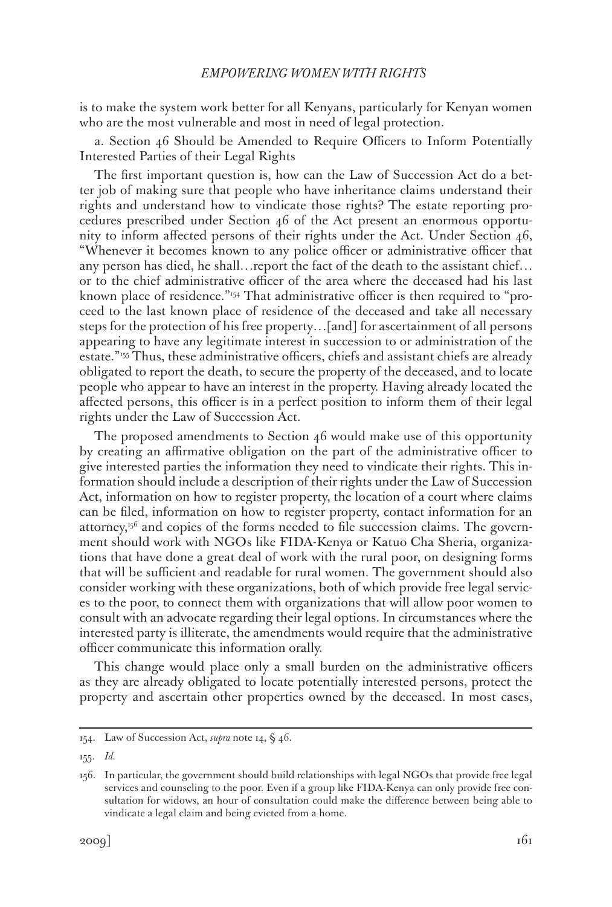is to make the system work better for all Kenyans, particularly for Kenyan women who are the most vulnerable and most in need of legal protection.

a. Section 46 Should be Amended to Require Officers to Inform Potentially Interested Parties of their Legal Rights

The first important question is, how can the Law of Succession Act do a better job of making sure that people who have inheritance claims understand their rights and understand how to vindicate those rights? The estate reporting procedures prescribed under Section 46 of the Act present an enormous opportunity to inform affected persons of their rights under the Act. Under Section 46, "Whenever it becomes known to any police officer or administrative officer that any person has died, he shall…report the fact of the death to the assistant chief…or to the chief administrative officer of the area where the deceased had his last known place of residence."[154] That administrative officer is then required to "proceed to the last known place of residence of the deceased and take all necessary steps for the protection of his free property…[and] for ascertainment of all persons appearing to have any legitimate interest in succession to or administration of the estate."[155] Thus, these administrative officers, chiefs and assistant chiefs are already obligated to report the death, to secure the property of the deceased, and to locate people who appear to have an interest in the property. Having already located the affected persons, this officer is in a perfect position to inform them of their legal rights under the Law of Succession Act.

The proposed amendments to Section 46 would make use of this opportunity by creating an affirmative obligation on the part of the administrative officer to give interested parties the information they need to vindicate their rights. This information should include a description of their rights under the Law of Succession Act, information on how to register property, the location of a court where claims can be filed, information on how to register property, contact information for an attorney,[156] and copies of the forms needed to file succession claims. The government should work with NGOs like FIDA-Kenya or Katuo Cha Sheria, organizations that have done a great deal of work with the rural poor, on designing forms that will be sufficient and readable for rural women. The government should also consider working with these organizations, both of which provide free legal services to the poor, to connect them with organizations that will allow poor women to consult with an advocate regarding their legal options. In circumstances where the interested party is illiterate, the amendments would require that the administrative officer communicate this information orally.

This change would place only a small burden on the administrative officers as they are already obligated to locate potentially interested persons, protect the property and ascertain other properties owned by the deceased. In most cases,

---

154. Law of Succession Act, *supra* note 14, § 46.

155. *Id.*

156. In particular, the government should build relationships with legal NGOs that provide free legal services and counseling to the poor. Even if a group like FIDA-Kenya can only provide free consultation for widows, an hour of consultation could make the difference between being able to vindicate a legal claim and being evicted from a home.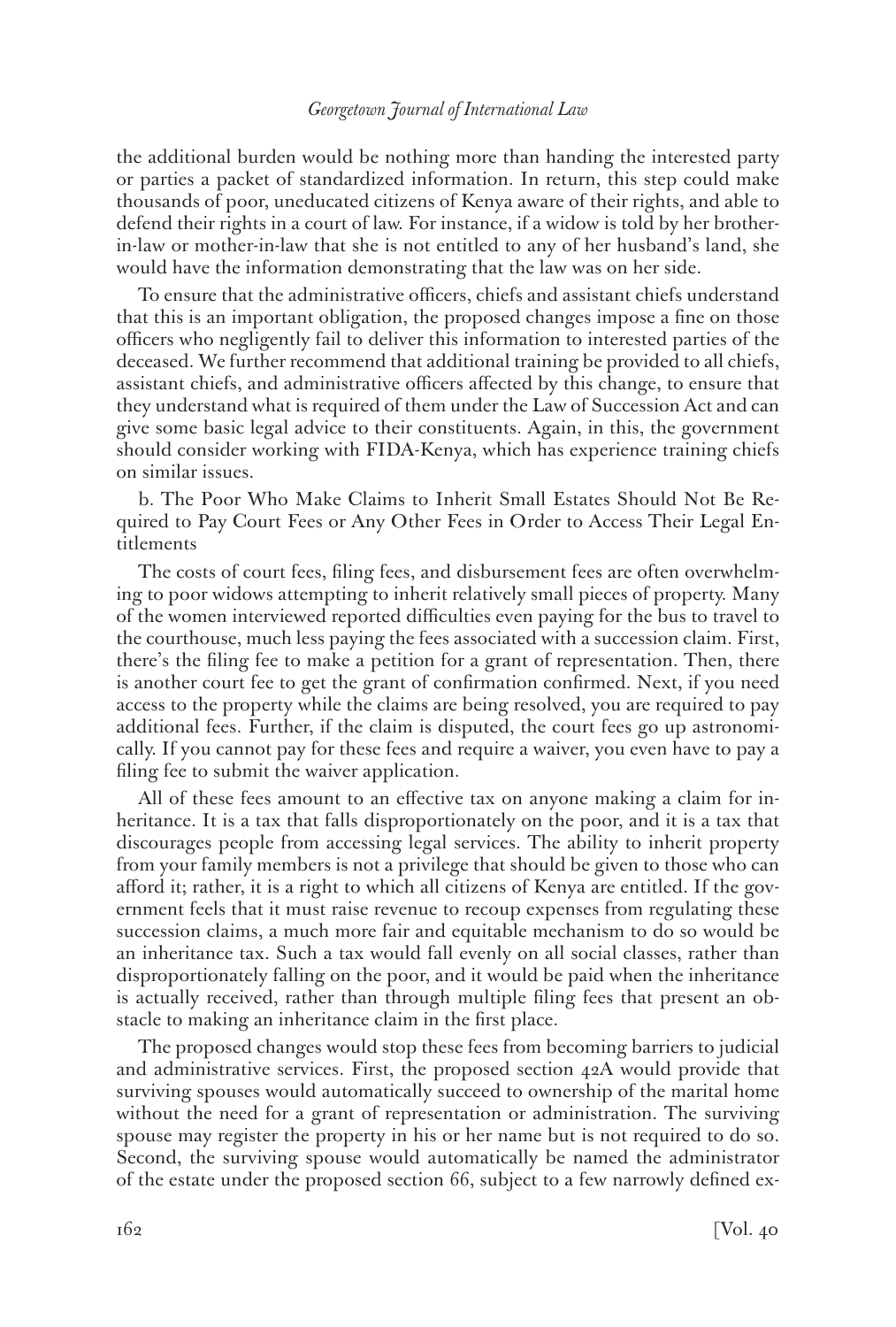the additional burden would be nothing more than handing the interested party or parties a packet of standardized information. In return, this step could make thousands of poor, uneducated citizens of Kenya aware of their rights, and able to defend their rights in a court of law. For instance, if a widow is told by her brother-in-law or mother-in-law that she is not entitled to any of her husband's land, she would have the information demonstrating that the law was on her side.

To ensure that the administrative officers, chiefs and assistant chiefs understand that this is an important obligation, the proposed changes impose a fine on those officers who negligently fail to deliver this information to interested parties of the deceased. We further recommend that additional training be provided to all chiefs, assistant chiefs, and administrative officers affected by this change, to ensure that they understand what is required of them under the Law of Succession Act and can give some basic legal advice to their constituents. Again, in this, the government should consider working with FIDA-Kenya, which has experience training chiefs on similar issues.

b. The Poor Who Make Claims to Inherit Small Estates Should Not Be Required to Pay Court Fees or Any Other Fees in Order to Access Their Legal Entitlements

The costs of court fees, filing fees, and disbursement fees are often overwhelming to poor widows attempting to inherit relatively small pieces of property. Many of the women interviewed reported difficulties even paying for the bus to travel to the courthouse, much less paying the fees associated with a succession claim. First, there's the filing fee to make a petition for a grant of representation. Then, there is another court fee to get the grant of confirmation confirmed. Next, if you need access to the property while the claims are being resolved, you are required to pay additional fees. Further, if the claim is disputed, the court fees go up astronomically. If you cannot pay for these fees and require a waiver, you even have to pay a filing fee to submit the waiver application.

All of these fees amount to an effective tax on anyone making a claim for inheritance. It is a tax that falls disproportionately on the poor, and it is a tax that discourages people from accessing legal services. The ability to inherit property from your family members is not a privilege that should be given to those who can afford it; rather, it is a right to which all citizens of Kenya are entitled. If the government feels that it must raise revenue to recoup expenses from regulating these succession claims, a much more fair and equitable mechanism to do so would be an inheritance tax. Such a tax would fall evenly on all social classes, rather than disproportionately falling on the poor, and it would be paid when the inheritance is actually received, rather than through multiple filing fees that present an obstacle to making an inheritance claim in the first place.

The proposed changes would stop these fees from becoming barriers to judicial and administrative services. First, the proposed section 42A would provide that surviving spouses would automatically succeed to ownership of the marital home without the need for a grant of representation or administration. The surviving spouse may register the property in his or her name but is not required to do so. Second, the surviving spouse would automatically be named the administrator of the estate under the proposed section 66, subject to a few narrowly defined ex-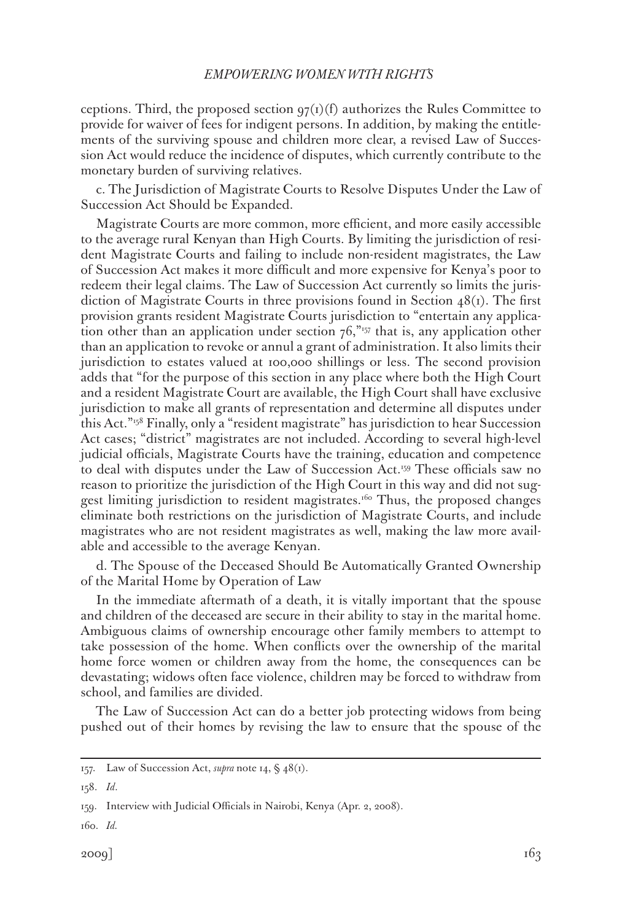ceptions. Third, the proposed section 97(1)(f) authorizes the Rules Committee to provide for waiver of fees for indigent persons. In addition, by making the entitlements of the surviving spouse and children more clear, a revised Law of Succession Act would reduce the incidence of disputes, which currently contribute to the monetary burden of surviving relatives.

c. The Jurisdiction of Magistrate Courts to Resolve Disputes Under the Law of Succession Act Should be Expanded.

Magistrate Courts are more common, more efficient, and more easily accessible to the average rural Kenyan than High Courts. By limiting the jurisdiction of resident Magistrate Courts and failing to include non-resident magistrates, the Law of Succession Act makes it more difficult and more expensive for Kenya's poor to redeem their legal claims. The Law of Succession Act currently so limits the jurisdiction of Magistrate Courts in three provisions found in Section 48(1). The first provision grants resident Magistrate Courts jurisdiction to "entertain any application other than an application under section 76,"[157] that is, any application other than an application to revoke or annul a grant of administration. It also limits their jurisdiction to estates valued at 100,000 shillings or less. The second provision adds that "for the purpose of this section in any place where both the High Court and a resident Magistrate Court are available, the High Court shall have exclusive jurisdiction to make all grants of representation and determine all disputes under this Act."[158] Finally, only a "resident magistrate" has jurisdiction to hear Succession Act cases; "district" magistrates are not included. According to several high-level judicial officials, Magistrate Courts have the training, education and competence to deal with disputes under the Law of Succession Act.[159] These officials saw no reason to prioritize the jurisdiction of the High Court in this way and did not suggest limiting jurisdiction to resident magistrates.[160] Thus, the proposed changes eliminate both restrictions on the jurisdiction of Magistrate Courts, and include magistrates who are not resident magistrates as well, making the law more available and accessible to the average Kenyan.

d. The Spouse of the Deceased Should Be Automatically Granted Ownership of the Marital Home by Operation of Law

In the immediate aftermath of a death, it is vitally important that the spouse and children of the deceased are secure in their ability to stay in the marital home. Ambiguous claims of ownership encourage other family members to attempt to take possession of the home. When conflicts over the ownership of the marital home force women or children away from the home, the consequences can be devastating; widows often face violence, children may be forced to withdraw from school, and families are divided.

The Law of Succession Act can do a better job protecting widows from being pushed out of their homes by revising the law to ensure that the spouse of the

---

157. Law of Succession Act, *supra* note 14, § 48(1).

158. *Id*.

159. Interview with Judicial Officials in Nairobi, Kenya (Apr. 2, 2008).

160. *Id.*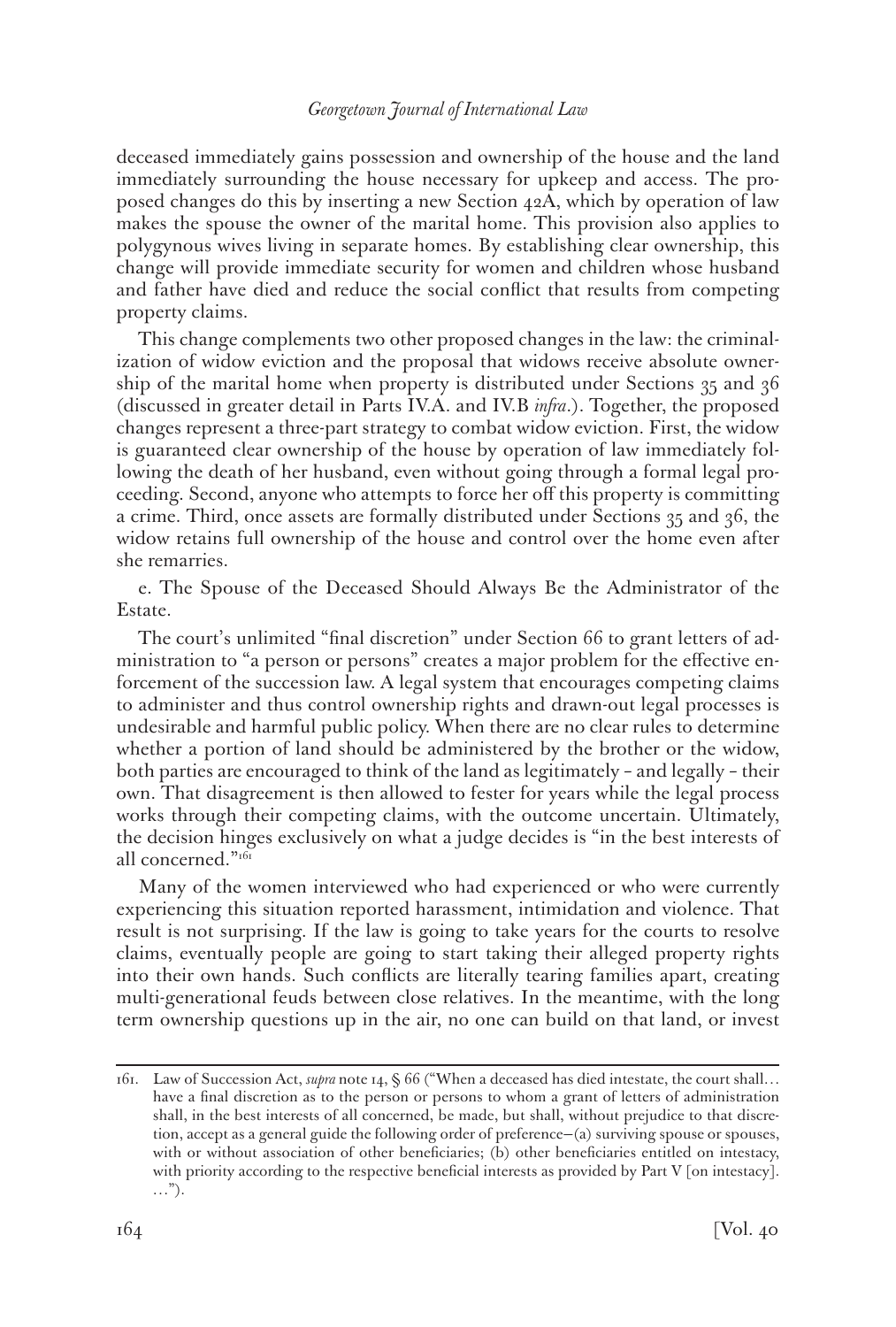deceased immediately gains possession and ownership of the house and the land immediately surrounding the house necessary for upkeep and access. The proposed changes do this by inserting a new Section 42A, which by operation of law makes the spouse the owner of the marital home. This provision also applies to polygynous wives living in separate homes. By establishing clear ownership, this change will provide immediate security for women and children whose husband and father have died and reduce the social conflict that results from competing property claims.

This change complements two other proposed changes in the law: the criminalization of widow eviction and the proposal that widows receive absolute ownership of the marital home when property is distributed under Sections 35 and 36 (discussed in greater detail in Parts IV.A. and IV.B *infra*.). Together, the proposed changes represent a three-part strategy to combat widow eviction. First, the widow is guaranteed clear ownership of the house by operation of law immediately following the death of her husband, even without going through a formal legal proceeding. Second, anyone who attempts to force her off this property is committing a crime. Third, once assets are formally distributed under Sections 35 and 36, the widow retains full ownership of the house and control over the home even after she remarries.

e. The Spouse of the Deceased Should Always Be the Administrator of the Estate.

The court's unlimited "final discretion" under Section 66 to grant letters of administration to "a person or persons" creates a major problem for the effective enforcement of the succession law. A legal system that encourages competing claims to administer and thus control ownership rights and drawn-out legal processes is undesirable and harmful public policy. When there are no clear rules to determine whether a portion of land should be administered by the brother or the widow, both parties are encouraged to think of the land as legitimately – and legally – their own. That disagreement is then allowed to fester for years while the legal process works through their competing claims, with the outcome uncertain. Ultimately, the decision hinges exclusively on what a judge decides is "in the best interests of all concerned."[161]

Many of the women interviewed who had experienced or who were currently experiencing this situation reported harassment, intimidation and violence. That result is not surprising. If the law is going to take years for the courts to resolve claims, eventually people are going to start taking their alleged property rights into their own hands. Such conflicts are literally tearing families apart, creating multi-generational feuds between close relatives. In the meantime, with the long term ownership questions up in the air, no one can build on that land, or invest

---

161. Law of Succession Act, *supra* note 14, § 66 ("When a deceased has died intestate, the court shall… have a final discretion as to the person or persons to whom a grant of letters of administration shall, in the best interests of all concerned, be made, but shall, without prejudice to that discretion, accept as a general guide the following order of preference—(a) surviving spouse or spouses, with or without association of other beneficiaries; (b) other beneficiaries entitled on intestacy, with priority according to the respective beneficial interests as provided by Part V [on intestacy]. …").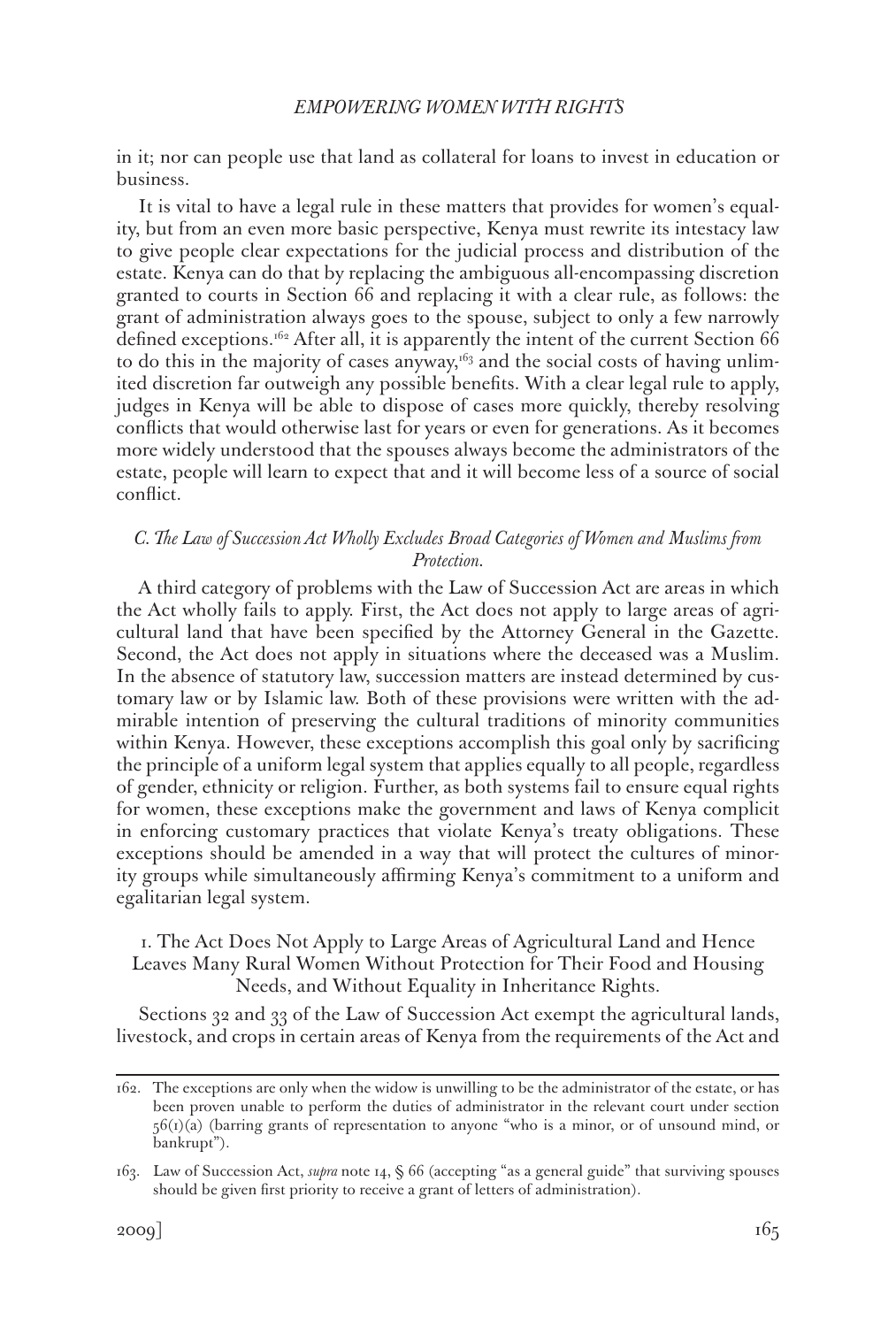in it; nor can people use that land as collateral for loans to invest in education or business.

It is vital to have a legal rule in these matters that provides for women's equality, but from an even more basic perspective, Kenya must rewrite its intestacy law to give people clear expectations for the judicial process and distribution of the estate. Kenya can do that by replacing the ambiguous all-encompassing discretion granted to courts in Section 66 and replacing it with a clear rule, as follows: the grant of administration always goes to the spouse, subject to only a few narrowly defined exceptions.[162] After all, it is apparently the intent of the current Section 66 to do this in the majority of cases anyway,[163] and the social costs of having unlimited discretion far outweigh any possible benefits. With a clear legal rule to apply, judges in Kenya will be able to dispose of cases more quickly, thereby resolving conflicts that would otherwise last for years or even for generations. As it becomes more widely understood that the spouses always become the administrators of the estate, people will learn to expect that and it will become less of a source of social conflict.

### *C. The Law of Succession Act Wholly Excludes Broad Categories of Women and Muslims from Protection.*

A third category of problems with the Law of Succession Act are areas in which the Act wholly fails to apply. First, the Act does not apply to large areas of agricultural land that have been specified by the Attorney General in the Gazette. Second, the Act does not apply in situations where the deceased was a Muslim. In the absence of statutory law, succession matters are instead determined by customary law or by Islamic law. Both of these provisions were written with the admirable intention of preserving the cultural traditions of minority communities within Kenya. However, these exceptions accomplish this goal only by sacrificing the principle of a uniform legal system that applies equally to all people, regardless of gender, ethnicity or religion. Further, as both systems fail to ensure equal rights for women, these exceptions make the government and laws of Kenya complicit in enforcing customary practices that violate Kenya's treaty obligations. These exceptions should be amended in a way that will protect the cultures of minority groups while simultaneously affirming Kenya's commitment to a uniform and egalitarian legal system.

#### 1. The Act Does Not Apply to Large Areas of Agricultural Land and Hence Leaves Many Rural Women Without Protection for Their Food and Housing Needs, and Without Equality in Inheritance Rights.

Sections 32 and 33 of the Law of Succession Act exempt the agricultural lands, livestock, and crops in certain areas of Kenya from the requirements of the Act and

---

162. The exceptions are only when the widow is unwilling to be the administrator of the estate, or has been proven unable to perform the duties of administrator in the relevant court under section 56(1)(a) (barring grants of representation to anyone "who is a minor, or of unsound mind, or bankrupt").

163. Law of Succession Act, *supra* note 14, § 66 (accepting "as a general guide" that surviving spouses should be given first priority to receive a grant of letters of administration).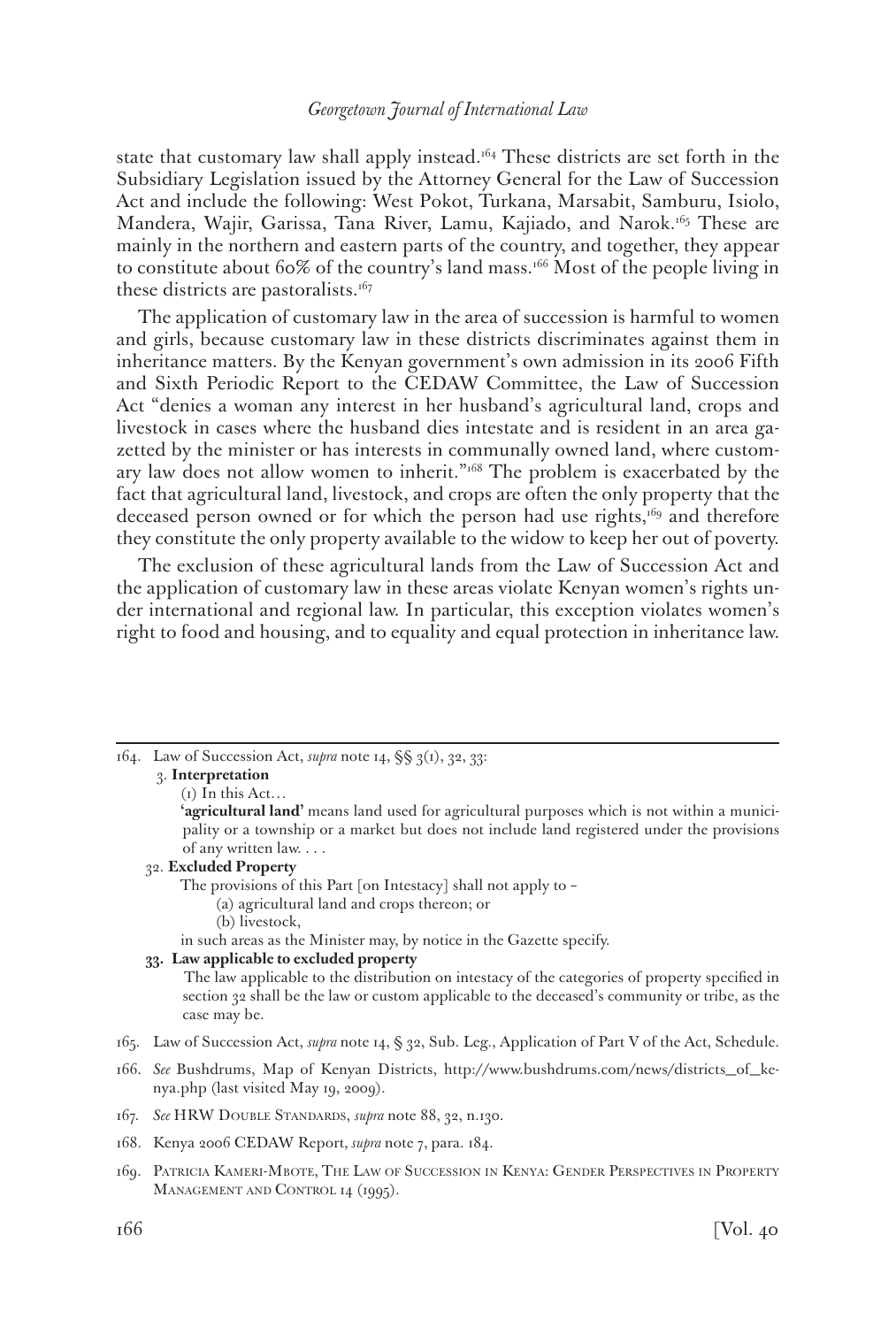state that customary law shall apply instead.[164] These districts are set forth in the Subsidiary Legislation issued by the Attorney General for the Law of Succession Act and include the following: West Pokot, Turkana, Marsabit, Samburu, Isiolo, Mandera, Wajir, Garissa, Tana River, Lamu, Kajiado, and Narok.[165] These are mainly in the northern and eastern parts of the country, and together, they appear to constitute about 60% of the country's land mass.[166] Most of the people living in these districts are pastoralists.[167]

The application of customary law in the area of succession is harmful to women and girls, because customary law in these districts discriminates against them in inheritance matters. By the Kenyan government's own admission in its 2006 Fifth and Sixth Periodic Report to the CEDAW Committee, the Law of Succession Act "denies a woman any interest in her husband's agricultural land, crops and livestock in cases where the husband dies intestate and is resident in an area gazetted by the minister or has interests in communally owned land, where customary law does not allow women to inherit."[168] The problem is exacerbated by the fact that agricultural land, livestock, and crops are often the only property that the deceased person owned or for which the person had use rights,[169] and therefore they constitute the only property available to the widow to keep her out of poverty.

The exclusion of these agricultural lands from the Law of Succession Act and the application of customary law in these areas violate Kenyan women's rights under international and regional law. In particular, this exception violates women's right to food and housing, and to equality and equal protection in inheritance law.

---

164. Law of Succession Act, *supra* note 14, §§ 3(1), 32, 33:

> 3. **Interpretation**
>
> (1) In this Act…
>
> **'agricultural land'** means land used for agricultural purposes which is not within a municipality or a township or a market but does not include land registered under the provisions of any written law. . . .
>
> 32. **Excluded Property**
>
> The provisions of this Part [on Intestacy] shall not apply to –
>
> (a) agricultural land and crops thereon; or
>
> (b) livestock,
>
> in such areas as the Minister may, by notice in the Gazette specify.
>
> **33. Law applicable to excluded property**
>
> The law applicable to the distribution on intestacy of the categories of property specified in section 32 shall be the law or custom applicable to the deceased's community or tribe, as the case may be.

165. Law of Succession Act, *supra* note 14, § 32, Sub. Leg., Application of Part V of the Act, Schedule.

166. *See* Bushdrums, Map of Kenyan Districts, http://www.bushdrums.com/news/districts_of_kenya.php (last visited May 19, 2009).

167. *See* HRW Double Standards, *supra* note 88, 32, n.130.

168. Kenya 2006 CEDAW Report, *supra* note 7, para. 184.

169. Patricia Kameri-Mbote, The Law of Succession in Kenya: Gender Perspectives in Property Management and Control 14 (1995).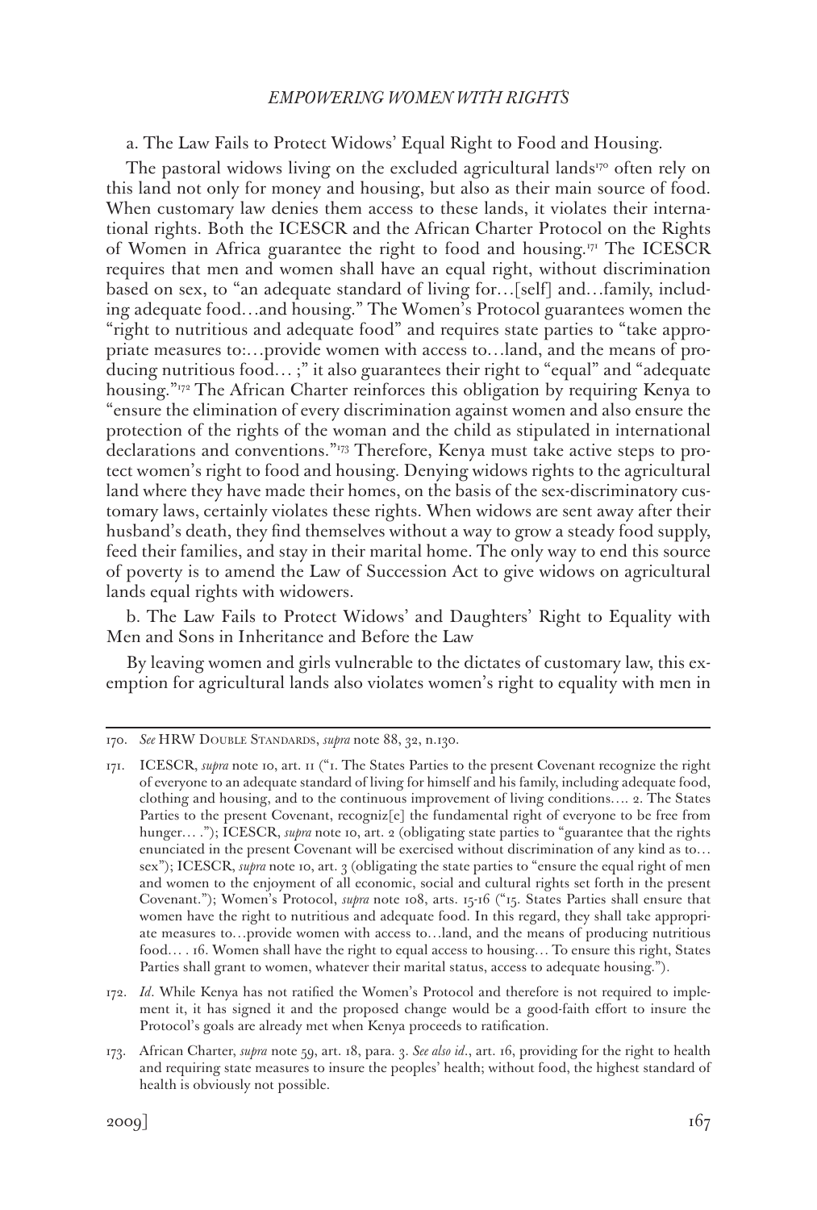a. The Law Fails to Protect Widows' Equal Right to Food and Housing.

The pastoral widows living on the excluded agricultural lands[170] often rely on this land not only for money and housing, but also as their main source of food. When customary law denies them access to these lands, it violates their international rights. Both the ICESCR and the African Charter Protocol on the Rights of Women in Africa guarantee the right to food and housing.[171] The ICESCR requires that men and women shall have an equal right, without discrimination based on sex, to "an adequate standard of living for…[self] and…family, including adequate food…and housing." The Women's Protocol guarantees women the "right to nutritious and adequate food" and requires state parties to "take appropriate measures to:…provide women with access to…land, and the means of producing nutritious food… ;" it also guarantees their right to "equal" and "adequate housing."[172] The African Charter reinforces this obligation by requiring Kenya to "ensure the elimination of every discrimination against women and also ensure the protection of the rights of the woman and the child as stipulated in international declarations and conventions."[173] Therefore, Kenya must take active steps to protect women's right to food and housing. Denying widows rights to the agricultural land where they have made their homes, on the basis of the sex-discriminatory customary laws, certainly violates these rights. When widows are sent away after their husband's death, they find themselves without a way to grow a steady food supply, feed their families, and stay in their marital home. The only way to end this source of poverty is to amend the Law of Succession Act to give widows on agricultural lands equal rights with widowers.

b. The Law Fails to Protect Widows' and Daughters' Right to Equality with Men and Sons in Inheritance and Before the Law

By leaving women and girls vulnerable to the dictates of customary law, this exemption for agricultural lands also violates women's right to equality with men in

---

170. *See* HRW Double Standards, *supra* note 88, 32, n.130.

171. ICESCR, *supra* note 10, art. 11 ("1. The States Parties to the present Covenant recognize the right of everyone to an adequate standard of living for himself and his family, including adequate food, clothing and housing, and to the continuous improvement of living conditions…. 2. The States Parties to the present Covenant, recogniz[e] the fundamental right of everyone to be free from hunger… ."); ICESCR, *supra* note 10, art. 2 (obligating state parties to "guarantee that the rights enunciated in the present Covenant will be exercised without discrimination of any kind as to… sex"); ICESCR, *supra* note 10, art. 3 (obligating the state parties to "ensure the equal right of men and women to the enjoyment of all economic, social and cultural rights set forth in the present Covenant."); Women's Protocol, *supra* note 108, arts. 15-16 ("15. States Parties shall ensure that women have the right to nutritious and adequate food. In this regard, they shall take appropriate measures to…provide women with access to…land, and the means of producing nutritious food… . 16. Women shall have the right to equal access to housing… To ensure this right, States Parties shall grant to women, whatever their marital status, access to adequate housing.").

172. *Id*. While Kenya has not ratified the Women's Protocol and therefore is not required to implement it, it has signed it and the proposed change would be a good-faith effort to insure the Protocol's goals are already met when Kenya proceeds to ratification.

173. African Charter, *supra* note 59, art. 18, para. 3. *See also id*., art. 16, providing for the right to health and requiring state measures to insure the peoples' health; without food, the highest standard of health is obviously not possible.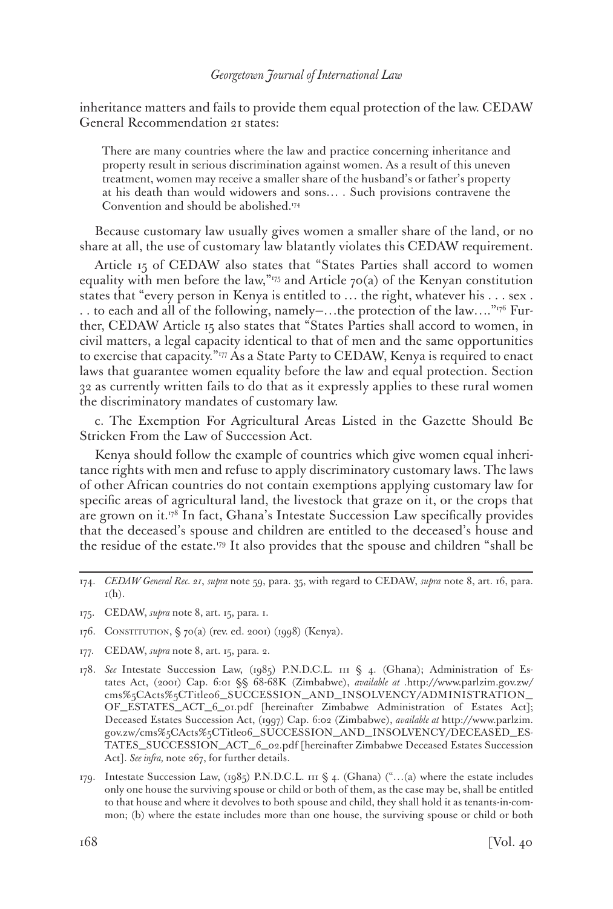inheritance matters and fails to provide them equal protection of the law. CEDAW General Recommendation 21 states:

> There are many countries where the law and practice concerning inheritance and property result in serious discrimination against women. As a result of this uneven treatment, women may receive a smaller share of the husband's or father's property at his death than would widowers and sons… . Such provisions contravene the Convention and should be abolished.[174]

Because customary law usually gives women a smaller share of the land, or no share at all, the use of customary law blatantly violates this CEDAW requirement.

Article 15 of CEDAW also states that "States Parties shall accord to women equality with men before the law,"[175] and Article 70(a) of the Kenyan constitution states that "every person in Kenya is entitled to … the right, whatever his . . . sex . . . to each and all of the following, namely—…the protection of the law…."[176] Further, CEDAW Article 15 also states that "States Parties shall accord to women, in civil matters, a legal capacity identical to that of men and the same opportunities to exercise that capacity."[177] As a State Party to CEDAW, Kenya is required to enact laws that guarantee women equality before the law and equal protection. Section 32 as currently written fails to do that as it expressly applies to these rural women the discriminatory mandates of customary law.

c. The Exemption For Agricultural Areas Listed in the Gazette Should Be Stricken From the Law of Succession Act.

Kenya should follow the example of countries which give women equal inheritance rights with men and refuse to apply discriminatory customary laws. The laws of other African countries do not contain exemptions applying customary law for specific areas of agricultural land, the livestock that graze on it, or the crops that are grown on it.[178] In fact, Ghana's Intestate Succession Law specifically provides that the deceased's spouse and children are entitled to the deceased's house and the residue of the estate.[179] It also provides that the spouse and children "shall be

---

174. *CEDAW General Rec. 21*, *supra* note 59, para. 35, with regard to CEDAW, *supra* note 8, art. 16, para. 1(h).

175. CEDAW, *supra* note 8, art. 15, para. 1.

176. Constitution, § 70(a) (rev. ed. 2001) (1998) (Kenya).

177. CEDAW, *supra* note 8, art. 15, para. 2.

178. *See* Intestate Succession Law, (1985) P.N.D.C.L. 111 § 4. (Ghana); Administration of Estates Act, (2001) Cap. 6:01 §§ 68-68K (Zimbabwe), *available at* .http://www.parlzim.gov.zw/cms%5CActs%5CTitle06_SUCCESSION_AND_INSOLVENCY/ADMINISTRATION_OF_ESTATES_ACT_6_01.pdf [hereinafter Zimbabwe Administration of Estates Act]; Deceased Estates Succession Act, (1997) Cap. 6:02 (Zimbabwe), *available at* http://www.parlzim.gov.zw/cms%5CActs%5CTitle06_SUCCESSION_AND_INSOLVENCY/DECEASED_ESTATES_SUCCESSION_ACT_6_02.pdf [hereinafter Zimbabwe Deceased Estates Succession Act]. *See infra,* note 267, for further details.

179. Intestate Succession Law, (1985) P.N.D.C.L. 111 § 4. (Ghana) ("…(a) where the estate includes only one house the surviving spouse or child or both of them, as the case may be, shall be entitled to that house and where it devolves to both spouse and child, they shall hold it as tenants-in-common; (b) where the estate includes more than one house, the surviving spouse or child or both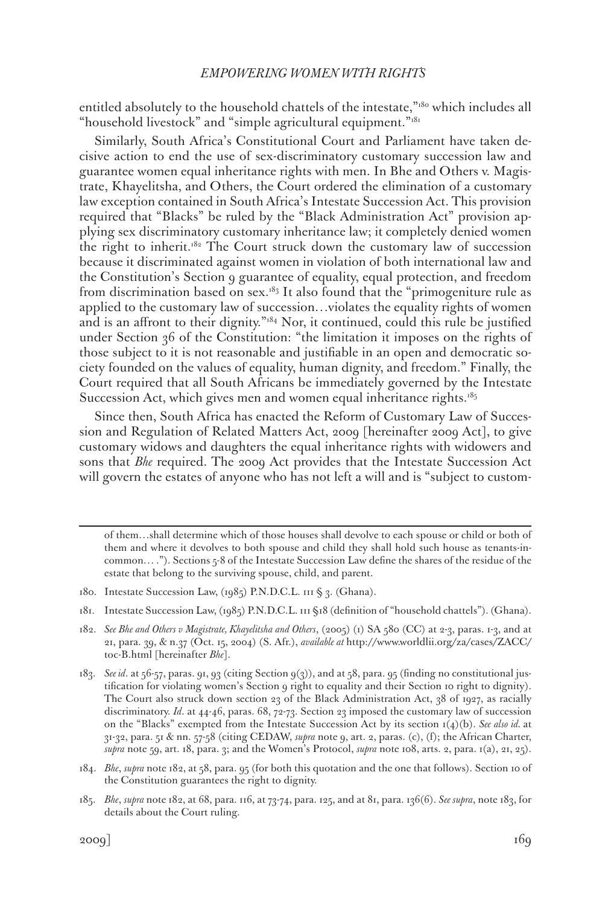entitled absolutely to the household chattels of the intestate,"[180] which includes all "household livestock" and "simple agricultural equipment."[181]

Similarly, South Africa's Constitutional Court and Parliament have taken decisive action to end the use of sex-discriminatory customary succession law and guarantee women equal inheritance rights with men. In Bhe and Others v. Magistrate, Khayelitsha, and Others, the Court ordered the elimination of a customary law exception contained in South Africa's Intestate Succession Act. This provision required that "Blacks" be ruled by the "Black Administration Act" provision applying sex discriminatory customary inheritance law; it completely denied women the right to inherit.[182] The Court struck down the customary law of succession because it discriminated against women in violation of both international law and the Constitution's Section 9 guarantee of equality, equal protection, and freedom from discrimination based on sex.[183] It also found that the "primogeniture rule as applied to the customary law of succession…violates the equality rights of women and is an affront to their dignity."[184] Nor, it continued, could this rule be justified under Section 36 of the Constitution: "the limitation it imposes on the rights of those subject to it is not reasonable and justifiable in an open and democratic society founded on the values of equality, human dignity, and freedom." Finally, the Court required that all South Africans be immediately governed by the Intestate Succession Act, which gives men and women equal inheritance rights.[185]

Since then, South Africa has enacted the Reform of Customary Law of Succession and Regulation of Related Matters Act, 2009 [hereinafter 2009 Act], to give customary widows and daughters the equal inheritance rights with widowers and sons that *Bhe* required. The 2009 Act provides that the Intestate Succession Act will govern the estates of anyone who has not left a will and is "subject to custom-

---

of them…shall determine which of those houses shall devolve to each spouse or child or both of them and where it devolves to both spouse and child they shall hold such house as tenants-in-common… ."). Sections 5-8 of the Intestate Succession Law define the shares of the residue of the estate that belong to the surviving spouse, child, and parent.

180. Intestate Succession Law, (1985) P.N.D.C.L. 111 § 3. (Ghana).

181. Intestate Succession Law, (1985) P.N.D.C.L. 111 §18 (definition of "household chattels"). (Ghana).

182. *See Bhe and Others v Magistrate, Khayelitsha and Others*, (2005) (1) SA 580 (CC) at 2-3, paras. 1-3, and at 21, para. 39, & n.37 (Oct. 15, 2004) (S. Afr.), *available at* http://www.worldlii.org/za/cases/ZACC/toc-B.html [hereinafter *Bhe*].

183. *See id*. at 56-57, paras. 91, 93 (citing Section 9(3)), and at 58, para. 95 (finding no constitutional justification for violating women's Section 9 right to equality and their Section 10 right to dignity). The Court also struck down section 23 of the Black Administration Act, 38 of 1927, as racially discriminatory. *Id*. at 44-46, paras. 68, 72-73. Section 23 imposed the customary law of succession on the "Blacks" exempted from the Intestate Succession Act by its section 1(4)(b). *See also id*. at 31-32, para. 51 & nn. 57-58 (citing CEDAW, *supra* note 9, art. 2, paras. (c), (f); the African Charter, *supra* note 59, art. 18, para. 3; and the Women's Protocol, *supra* note 108, arts. 2, para. 1(a), 21, 25).

184. *Bhe*, *supra* note 182, at 58, para. 95 (for both this quotation and the one that follows). Section 10 of the Constitution guarantees the right to dignity.

185. *Bhe*, *supra* note 182, at 68, para. 116, at 73-74, para. 125, and at 81, para. 136(6). *See supra*, note 183, for details about the Court ruling.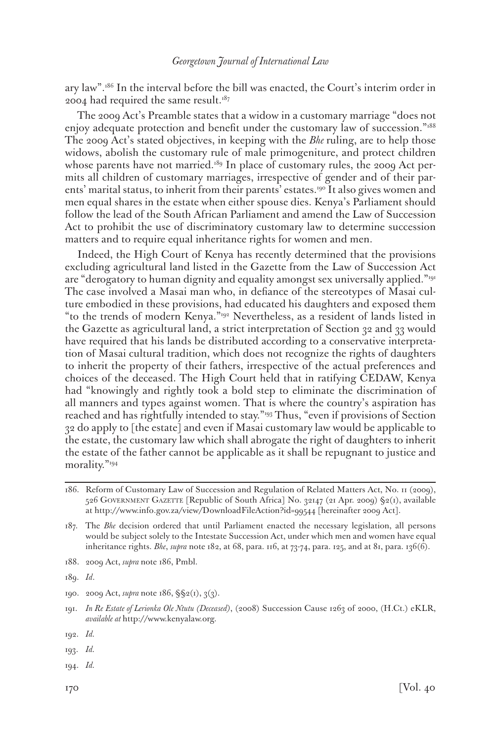ary law".[186] In the interval before the bill was enacted, the Court's interim order in 2004 had required the same result.[187]

The 2009 Act's Preamble states that a widow in a customary marriage "does not enjoy adequate protection and benefit under the customary law of succession."[188] The 2009 Act's stated objectives, in keeping with the *Bhe* ruling, are to help those widows, abolish the customary rule of male primogeniture, and protect children whose parents have not married.[189] In place of customary rules, the 2009 Act permits all children of customary marriages, irrespective of gender and of their parents' marital status, to inherit from their parents' estates.[190] It also gives women and men equal shares in the estate when either spouse dies. Kenya's Parliament should follow the lead of the South African Parliament and amend the Law of Succession Act to prohibit the use of discriminatory customary law to determine succession matters and to require equal inheritance rights for women and men.

Indeed, the High Court of Kenya has recently determined that the provisions excluding agricultural land listed in the Gazette from the Law of Succession Act are "derogatory to human dignity and equality amongst sex universally applied."[191] The case involved a Masai man who, in defiance of the stereotypes of Masai culture embodied in these provisions, had educated his daughters and exposed them "to the trends of modern Kenya."[192] Nevertheless, as a resident of lands listed in the Gazette as agricultural land, a strict interpretation of Section 32 and 33 would have required that his lands be distributed according to a conservative interpretation of Masai cultural tradition, which does not recognize the rights of daughters to inherit the property of their fathers, irrespective of the actual preferences and choices of the deceased. The High Court held that in ratifying CEDAW, Kenya had "knowingly and rightly took a bold step to eliminate the discrimination of all manners and types against women. That is where the country's aspiration has reached and has rightfully intended to stay."[193] Thus, "even if provisions of Section 32 do apply to [the estate] and even if Masai customary law would be applicable to the estate, the customary law which shall abrogate the right of daughters to inherit the estate of the father cannot be applicable as it shall be repugnant to justice and morality."[194]

---

186. Reform of Customary Law of Succession and Regulation of Related Matters Act, No. 11 (2009), 526 GOVERNMENT GAZETTE [Republic of South Africa] No. 32147 (21 Apr. 2009) §2(1), available at http://www.info.gov.za/view/DownloadFileAction?id=99544 [hereinafter 2009 Act].

187. The *Bhe* decision ordered that until Parliament enacted the necessary legislation, all persons would be subject solely to the Intestate Succession Act, under which men and women have equal inheritance rights. *Bhe*, *supra* note 182, at 68, para. 116, at 73-74, para. 125, and at 81, para. 136(6).

188. 2009 Act, *supra* note 186, Pmbl.

189. *Id*.

190. 2009 Act, *supra* note 186, §§2(1), 3(3).

191. *In Re Estate of Lerionka Ole Ntutu (Deceased)*, (2008) Succession Cause 1263 of 2000, (H.Ct.) eKLR, *available at* http://www.kenyalaw.org.

192. *Id.*

193. *Id.*

194. *Id.*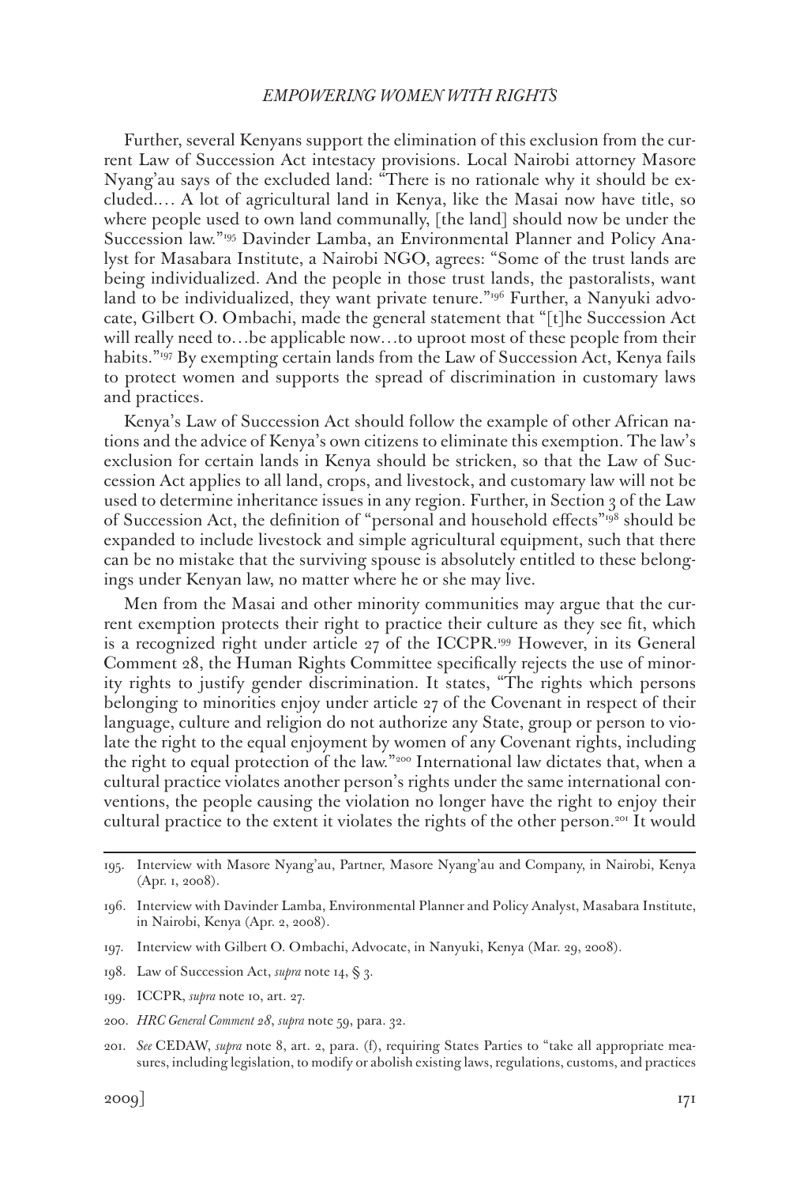Further, several Kenyans support the elimination of this exclusion from the current Law of Succession Act intestacy provisions. Local Nairobi attorney Masore Nyang'au says of the excluded land: "There is no rationale why it should be excluded.… A lot of agricultural land in Kenya, like the Masai now have title, so where people used to own land communally, [the land] should now be under the Succession law."[195] Davinder Lamba, an Environmental Planner and Policy Analyst for Masabara Institute, a Nairobi NGO, agrees: "Some of the trust lands are being individualized. And the people in those trust lands, the pastoralists, want land to be individualized, they want private tenure."[196] Further, a Nanyuki advocate, Gilbert O. Ombachi, made the general statement that "[t]he Succession Act will really need to…be applicable now…to uproot most of these people from their habits."[197] By exempting certain lands from the Law of Succession Act, Kenya fails to protect women and supports the spread of discrimination in customary laws and practices.

Kenya's Law of Succession Act should follow the example of other African nations and the advice of Kenya's own citizens to eliminate this exemption. The law's exclusion for certain lands in Kenya should be stricken, so that the Law of Succession Act applies to all land, crops, and livestock, and customary law will not be used to determine inheritance issues in any region. Further, in Section 3 of the Law of Succession Act, the definition of "personal and household effects"[198] should be expanded to include livestock and simple agricultural equipment, such that there can be no mistake that the surviving spouse is absolutely entitled to these belongings under Kenyan law, no matter where he or she may live.

Men from the Masai and other minority communities may argue that the current exemption protects their right to practice their culture as they see fit, which is a recognized right under article 27 of the ICCPR.[199] However, in its General Comment 28, the Human Rights Committee specifically rejects the use of minority rights to justify gender discrimination. It states, "The rights which persons belonging to minorities enjoy under article 27 of the Covenant in respect of their language, culture and religion do not authorize any State, group or person to violate the right to the equal enjoyment by women of any Covenant rights, including the right to equal protection of the law."[200] International law dictates that, when a cultural practice violates another person's rights under the same international conventions, the people causing the violation no longer have the right to enjoy their cultural practice to the extent it violates the rights of the other person.[201] It would

---

195. Interview with Masore Nyang'au, Partner, Masore Nyang'au and Company, in Nairobi, Kenya (Apr. 1, 2008).

196. Interview with Davinder Lamba, Environmental Planner and Policy Analyst, Masabara Institute, in Nairobi, Kenya (Apr. 2, 2008).

197. Interview with Gilbert O. Ombachi, Advocate, in Nanyuki, Kenya (Mar. 29, 2008).

198. Law of Succession Act, *supra* note 14, § 3.

199. ICCPR, *supra* note 10, art. 27.

200. *HRC General Comment 28*, *supra* note 59, para. 32.

201. *See* CEDAW, *supra* note 8, art. 2, para. (f), requiring States Parties to "take all appropriate measures, including legislation, to modify or abolish existing laws, regulations, customs, and practices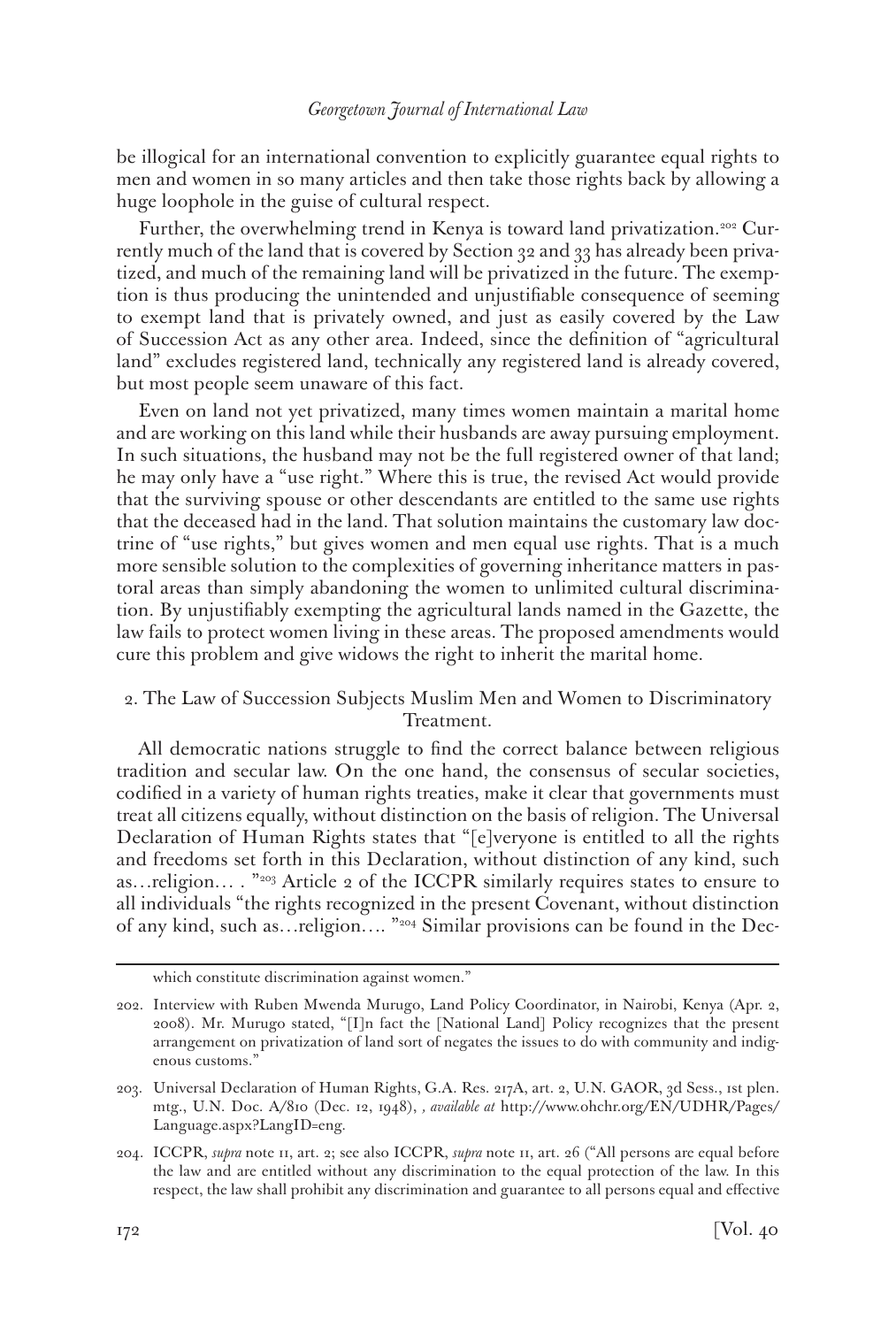be illogical for an international convention to explicitly guarantee equal rights to men and women in so many articles and then take those rights back by allowing a huge loophole in the guise of cultural respect.

Further, the overwhelming trend in Kenya is toward land privatization.[202] Currently much of the land that is covered by Section 32 and 33 has already been privatized, and much of the remaining land will be privatized in the future. The exemption is thus producing the unintended and unjustifiable consequence of seeming to exempt land that is privately owned, and just as easily covered by the Law of Succession Act as any other area. Indeed, since the definition of "agricultural land" excludes registered land, technically any registered land is already covered, but most people seem unaware of this fact.

Even on land not yet privatized, many times women maintain a marital home and are working on this land while their husbands are away pursuing employment. In such situations, the husband may not be the full registered owner of that land; he may only have a "use right." Where this is true, the revised Act would provide that the surviving spouse or other descendants are entitled to the same use rights that the deceased had in the land. That solution maintains the customary law doctrine of "use rights," but gives women and men equal use rights. That is a much more sensible solution to the complexities of governing inheritance matters in pastoral areas than simply abandoning the women to unlimited cultural discrimination. By unjustifiably exempting the agricultural lands named in the Gazette, the law fails to protect women living in these areas. The proposed amendments would cure this problem and give widows the right to inherit the marital home.

### 2. The Law of Succession Subjects Muslim Men and Women to Discriminatory Treatment.

All democratic nations struggle to find the correct balance between religious tradition and secular law. On the one hand, the consensus of secular societies, codified in a variety of human rights treaties, make it clear that governments must treat all citizens equally, without distinction on the basis of religion. The Universal Declaration of Human Rights states that "[e]veryone is entitled to all the rights and freedoms set forth in this Declaration, without distinction of any kind, such as…religion… . "[203] Article 2 of the ICCPR similarly requires states to ensure to all individuals "the rights recognized in the present Covenant, without distinction of any kind, such as…religion…. "[204] Similar provisions can be found in the Dec-

---

which constitute discrimination against women."

202. Interview with Ruben Mwenda Murugo, Land Policy Coordinator, in Nairobi, Kenya (Apr. 2, 2008). Mr. Murugo stated, "[I]n fact the [National Land] Policy recognizes that the present arrangement on privatization of land sort of negates the issues to do with community and indigenous customs."

203. Universal Declaration of Human Rights, G.A. Res. 217A, art. 2, U.N. GAOR, 3d Sess., 1st plen. mtg., U.N. Doc. A/810 (Dec. 12, 1948), *, available at* http://www.ohchr.org/EN/UDHR/Pages/Language.aspx?LangID=eng.

204. ICCPR, *supra* note 11, art. 2; see also ICCPR, *supra* note 11, art. 26 ("All persons are equal before the law and are entitled without any discrimination to the equal protection of the law. In this respect, the law shall prohibit any discrimination and guarantee to all persons equal and effective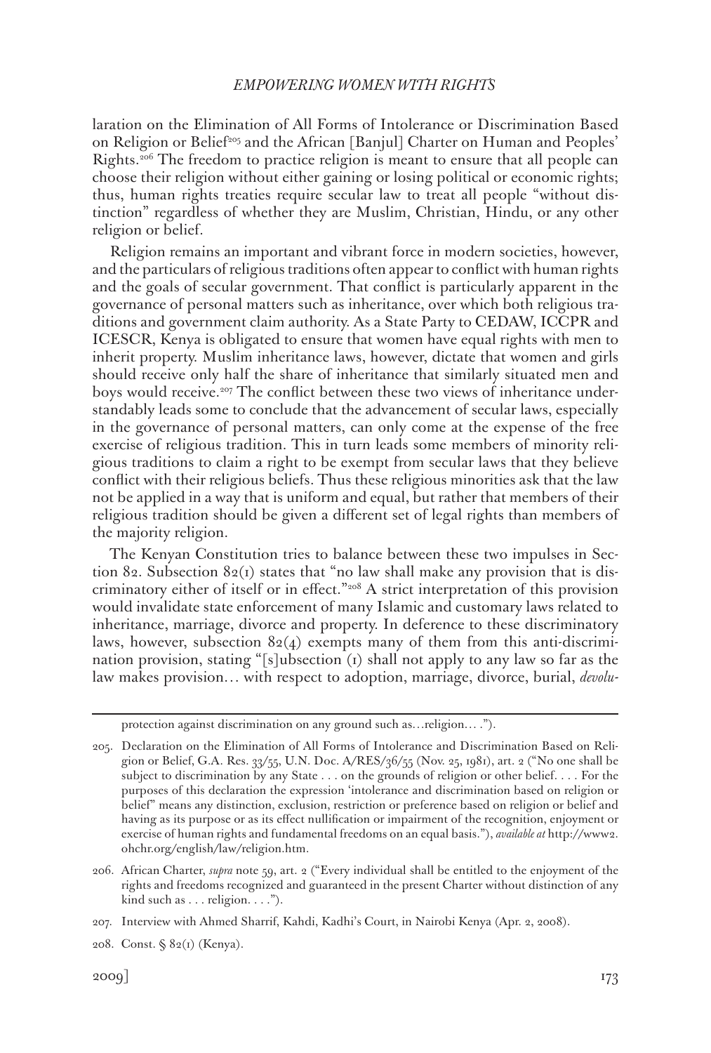laration on the Elimination of All Forms of Intolerance or Discrimination Based on Religion or Belief[205] and the African [Banjul] Charter on Human and Peoples' Rights.[206] The freedom to practice religion is meant to ensure that all people can choose their religion without either gaining or losing political or economic rights; thus, human rights treaties require secular law to treat all people "without distinction" regardless of whether they are Muslim, Christian, Hindu, or any other religion or belief.

Religion remains an important and vibrant force in modern societies, however, and the particulars of religious traditions often appear to conflict with human rights and the goals of secular government. That conflict is particularly apparent in the governance of personal matters such as inheritance, over which both religious traditions and government claim authority. As a State Party to CEDAW, ICCPR and ICESCR, Kenya is obligated to ensure that women have equal rights with men to inherit property. Muslim inheritance laws, however, dictate that women and girls should receive only half the share of inheritance that similarly situated men and boys would receive.[207] The conflict between these two views of inheritance understandably leads some to conclude that the advancement of secular laws, especially in the governance of personal matters, can only come at the expense of the free exercise of religious tradition. This in turn leads some members of minority religious traditions to claim a right to be exempt from secular laws that they believe conflict with their religious beliefs. Thus these religious minorities ask that the law not be applied in a way that is uniform and equal, but rather that members of their religious tradition should be given a different set of legal rights than members of the majority religion.

The Kenyan Constitution tries to balance between these two impulses in Section 82. Subsection 82(1) states that "no law shall make any provision that is discriminatory either of itself or in effect."[208] A strict interpretation of this provision would invalidate state enforcement of many Islamic and customary laws related to inheritance, marriage, divorce and property. In deference to these discriminatory laws, however, subsection 82(4) exempts many of them from this anti-discrimination provision, stating "[s]ubsection (1) shall not apply to any law so far as the law makes provision… with respect to adoption, marriage, divorce, burial, *devolu-*

---

protection against discrimination on any ground such as…religion… .").

205. Declaration on the Elimination of All Forms of Intolerance and Discrimination Based on Religion or Belief, G.A. Res. 33/55, U.N. Doc. A/RES/36/55 (Nov. 25, 1981), art. 2 ("No one shall be subject to discrimination by any State . . . on the grounds of religion or other belief. . . . For the purposes of this declaration the expression 'intolerance and discrimination based on religion or belief" means any distinction, exclusion, restriction or preference based on religion or belief and having as its purpose or as its effect nullification or impairment of the recognition, enjoyment or exercise of human rights and fundamental freedoms on an equal basis."), *available at* http://www2.ohchr.org/english/law/religion.htm.

206. African Charter, *supra* note 59, art. 2 ("Every individual shall be entitled to the enjoyment of the rights and freedoms recognized and guaranteed in the present Charter without distinction of any kind such as . . . religion. . . .").

207. Interview with Ahmed Sharrif, Kahdi, Kadhi's Court, in Nairobi Kenya (Apr. 2, 2008).

208. Const. § 82(1) (Kenya).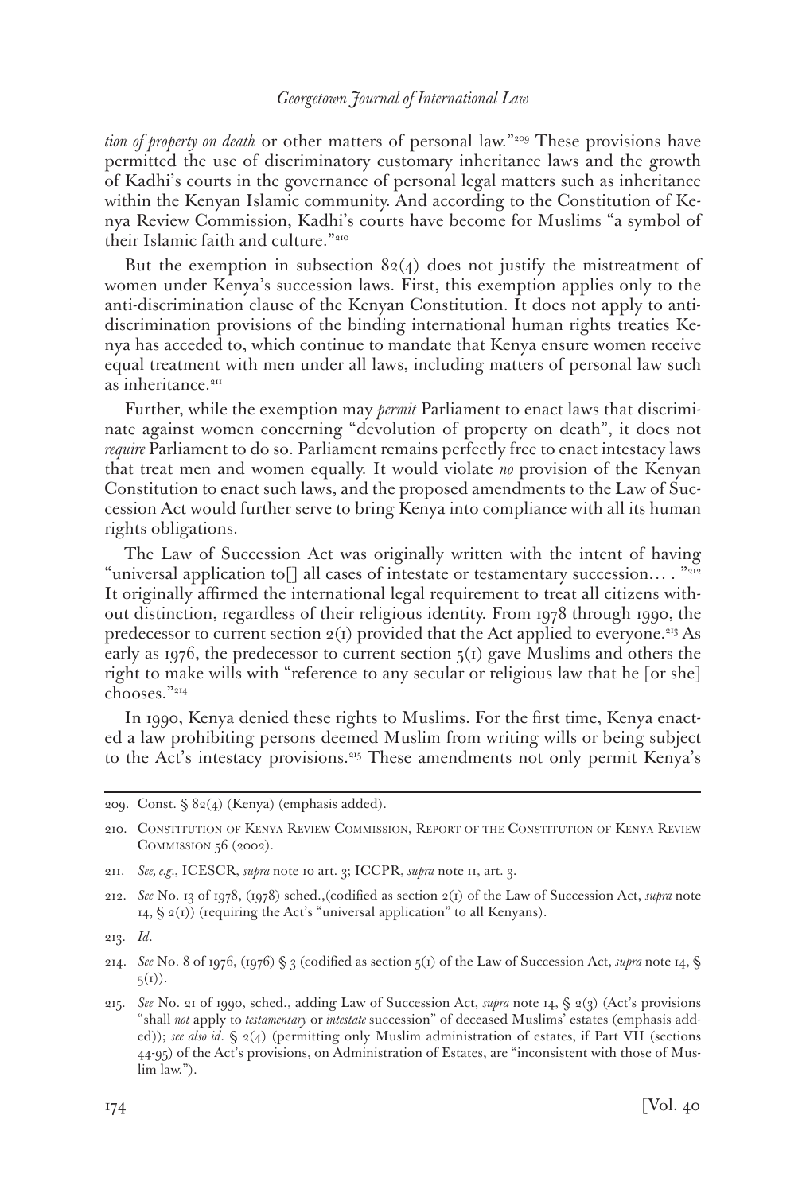*tion of property on death* or other matters of personal law."[209] These provisions have permitted the use of discriminatory customary inheritance laws and the growth of Kadhi's courts in the governance of personal legal matters such as inheritance within the Kenyan Islamic community. And according to the Constitution of Kenya Review Commission, Kadhi's courts have become for Muslims "a symbol of their Islamic faith and culture."[210]

But the exemption in subsection 82(4) does not justify the mistreatment of women under Kenya's succession laws. First, this exemption applies only to the anti-discrimination clause of the Kenyan Constitution. It does not apply to anti-discrimination provisions of the binding international human rights treaties Kenya has acceded to, which continue to mandate that Kenya ensure women receive equal treatment with men under all laws, including matters of personal law such as inheritance.[211]

Further, while the exemption may *permit* Parliament to enact laws that discriminate against women concerning "devolution of property on death", it does not *require* Parliament to do so. Parliament remains perfectly free to enact intestacy laws that treat men and women equally. It would violate *no* provision of the Kenyan Constitution to enact such laws, and the proposed amendments to the Law of Succession Act would further serve to bring Kenya into compliance with all its human rights obligations.

The Law of Succession Act was originally written with the intent of having "universal application to[] all cases of intestate or testamentary succession. . . . "[212] It originally affirmed the international legal requirement to treat all citizens without distinction, regardless of their religious identity. From 1978 through 1990, the predecessor to current section 2(1) provided that the Act applied to everyone.[213] As early as 1976, the predecessor to current section 5(1) gave Muslims and others the right to make wills with "reference to any secular or religious law that he [or she] chooses."[214]

In 1990, Kenya denied these rights to Muslims. For the first time, Kenya enacted a law prohibiting persons deemed Muslim from writing wills or being subject to the Act's intestacy provisions.[215] These amendments not only permit Kenya's

---

209. Const. § 82(4) (Kenya) (emphasis added).

210. Constitution of Kenya Review Commission, Report of the Constitution of Kenya Review Commission 56 (2002).

211. *See, e.g.*, ICESCR, *supra* note 10 art. 3; ICCPR, *supra* note 11, art. 3.

212. *See* No. 13 of 1978, (1978) sched.,(codified as section 2(1) of the Law of Succession Act, *supra* note 14, § 2(1)) (requiring the Act's "universal application" to all Kenyans).

213. *Id*.

214. *See* No. 8 of 1976, (1976) § 3 (codified as section 5(1) of the Law of Succession Act, *supra* note 14, § 5(1)).

215. *See* No. 21 of 1990, sched., adding Law of Succession Act, *supra* note 14, § 2(3) (Act's provisions "shall *not* apply to *testamentary* or *intestate* succession" of deceased Muslims' estates (emphasis added)); *see also id*. § 2(4) (permitting only Muslim administration of estates, if Part VII (sections 44-95) of the Act's provisions, on Administration of Estates, are "inconsistent with those of Muslim law.").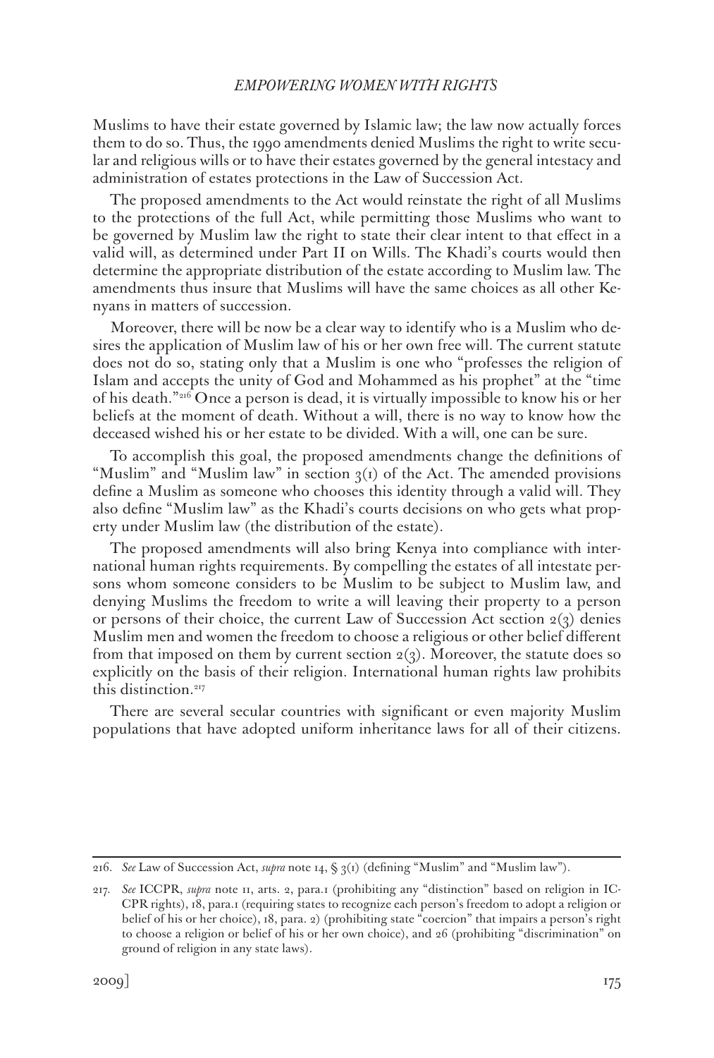Muslims to have their estate governed by Islamic law; the law now actually forces them to do so. Thus, the 1990 amendments denied Muslims the right to write secular and religious wills or to have their estates governed by the general intestacy and administration of estates protections in the Law of Succession Act.

The proposed amendments to the Act would reinstate the right of all Muslims to the protections of the full Act, while permitting those Muslims who want to be governed by Muslim law the right to state their clear intent to that effect in a valid will, as determined under Part II on Wills. The Khadi's courts would then determine the appropriate distribution of the estate according to Muslim law. The amendments thus insure that Muslims will have the same choices as all other Kenyans in matters of succession.

Moreover, there will be now be a clear way to identify who is a Muslim who desires the application of Muslim law of his or her own free will. The current statute does not do so, stating only that a Muslim is one who "professes the religion of Islam and accepts the unity of God and Mohammed as his prophet" at the "time of his death."[216] Once a person is dead, it is virtually impossible to know his or her beliefs at the moment of death. Without a will, there is no way to know how the deceased wished his or her estate to be divided. With a will, one can be sure.

To accomplish this goal, the proposed amendments change the definitions of "Muslim" and "Muslim law" in section 3(1) of the Act. The amended provisions define a Muslim as someone who chooses this identity through a valid will. They also define "Muslim law" as the Khadi's courts decisions on who gets what property under Muslim law (the distribution of the estate).

The proposed amendments will also bring Kenya into compliance with international human rights requirements. By compelling the estates of all intestate persons whom someone considers to be Muslim to be subject to Muslim law, and denying Muslims the freedom to write a will leaving their property to a person or persons of their choice, the current Law of Succession Act section 2(3) denies Muslim men and women the freedom to choose a religious or other belief different from that imposed on them by current section 2(3). Moreover, the statute does so explicitly on the basis of their religion. International human rights law prohibits this distinction.[217]

There are several secular countries with significant or even majority Muslim populations that have adopted uniform inheritance laws for all of their citizens.

---

216. *See* Law of Succession Act, *supra* note 14, § 3(1) (defining "Muslim" and "Muslim law").

217. *See* ICCPR, *supra* note 11, arts. 2, para.1 (prohibiting any "distinction" based on religion in ICCPR rights), 18, para.1 (requiring states to recognize each person's freedom to adopt a religion or belief of his or her choice), 18, para. 2) (prohibiting state "coercion" that impairs a person's right to choose a religion or belief of his or her own choice), and 26 (prohibiting "discrimination" on ground of religion in any state laws).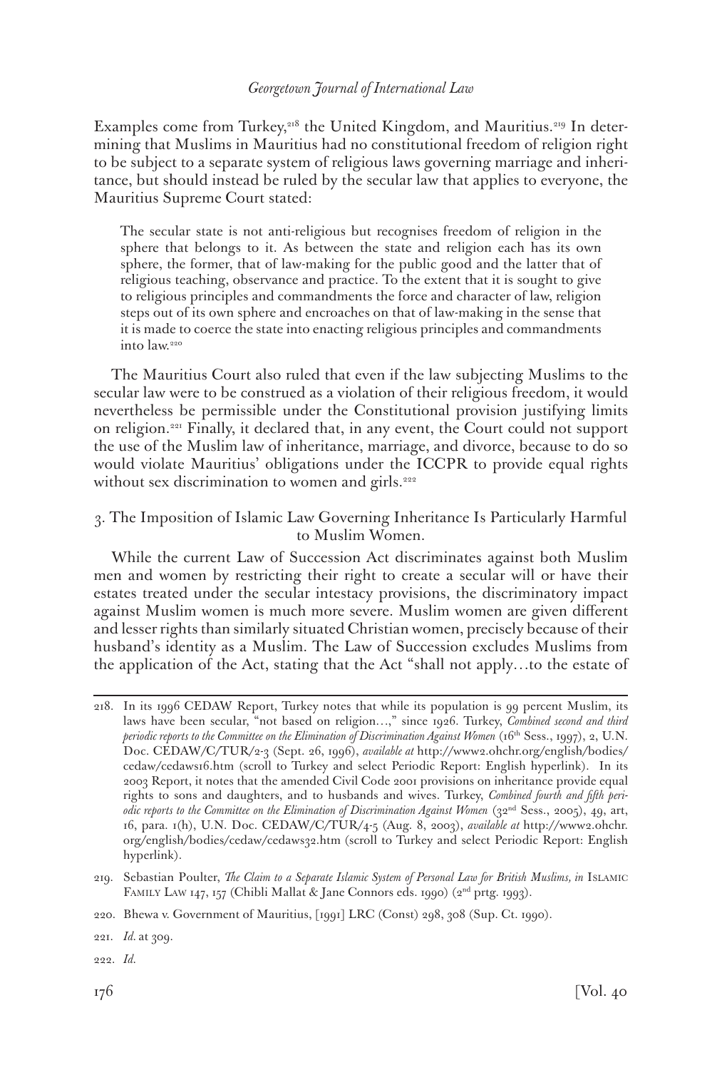Examples come from Turkey,[218] the United Kingdom, and Mauritius.[219] In determining that Muslims in Mauritius had no constitutional freedom of religion right to be subject to a separate system of religious laws governing marriage and inheritance, but should instead be ruled by the secular law that applies to everyone, the Mauritius Supreme Court stated:

> The secular state is not anti-religious but recognises freedom of religion in the sphere that belongs to it. As between the state and religion each has its own sphere, the former, that of law-making for the public good and the latter that of religious teaching, observance and practice. To the extent that it is sought to give to religious principles and commandments the force and character of law, religion steps out of its own sphere and encroaches on that of law-making in the sense that it is made to coerce the state into enacting religious principles and commandments into law.[220]

The Mauritius Court also ruled that even if the law subjecting Muslims to the secular law were to be construed as a violation of their religious freedom, it would nevertheless be permissible under the Constitutional provision justifying limits on religion.[221] Finally, it declared that, in any event, the Court could not support the use of the Muslim law of inheritance, marriage, and divorce, because to do so would violate Mauritius' obligations under the ICCPR to provide equal rights without sex discrimination to women and girls.[222]

### 3. The Imposition of Islamic Law Governing Inheritance Is Particularly Harmful to Muslim Women.

While the current Law of Succession Act discriminates against both Muslim men and women by restricting their right to create a secular will or have their estates treated under the secular intestacy provisions, the discriminatory impact against Muslim women is much more severe. Muslim women are given different and lesser rights than similarly situated Christian women, precisely because of their husband's identity as a Muslim. The Law of Succession excludes Muslims from the application of the Act, stating that the Act "shall not apply…to the estate of

---

218. In its 1996 CEDAW Report, Turkey notes that while its population is 99 percent Muslim, its laws have been secular, "not based on religion…," since 1926. Turkey, *Combined second and third periodic reports to the Committee on the Elimination of Discrimination Against Women* (16th Sess., 1997), 2, U.N. Doc. CEDAW/C/TUR/2-3 (Sept. 26, 1996), *available at* http://www2.ohchr.org/english/bodies/cedaw/cedaws16.htm (scroll to Turkey and select Periodic Report: English hyperlink). In its 2003 Report, it notes that the amended Civil Code 2001 provisions on inheritance provide equal rights to sons and daughters, and to husbands and wives. Turkey, *Combined fourth and fifth periodic reports to the Committee on the Elimination of Discrimination Against Women* (32nd Sess., 2005), 49, art, 16, para. 1(h), U.N. Doc. CEDAW/C/TUR/4-5 (Aug. 8, 2003), *available at* http://www2.ohchr.org/english/bodies/cedaw/cedaws32.htm (scroll to Turkey and select Periodic Report: English hyperlink).

219. Sebastian Poulter, *The Claim to a Separate Islamic System of Personal Law for British Muslims, in* Islamic Family Law 147, 157 (Chibli Mallat & Jane Connors eds. 1990) (2nd prtg. 1993).

220. Bhewa v. Government of Mauritius, [1991] LRC (Const) 298, 308 (Sup. Ct. 1990).

221. *Id.* at 309.

222. *Id.*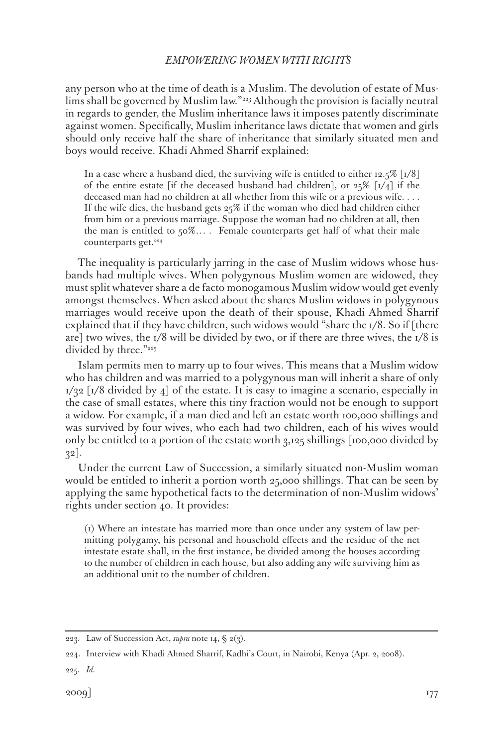any person who at the time of death is a Muslim. The devolution of estate of Muslims shall be governed by Muslim law."[223] Although the provision is facially neutral in regards to gender, the Muslim inheritance laws it imposes patently discriminate against women. Specifically, Muslim inheritance laws dictate that women and girls should only receive half the share of inheritance that similarly situated men and boys would receive. Khadi Ahmed Sharrif explained:

> In a case where a husband died, the surviving wife is entitled to either 12.5% [1/8] of the entire estate [if the deceased husband had children], or 25% [1/4] if the deceased man had no children at all whether from this wife or a previous wife. . . . If the wife dies, the husband gets 25% if the woman who died had children either from him or a previous marriage. Suppose the woman had no children at all, then the man is entitled to 50%. . . . Female counterparts get half of what their male counterparts get.[224]

The inequality is particularly jarring in the case of Muslim widows whose husbands had multiple wives. When polygynous Muslim women are widowed, they must split whatever share a de facto monogamous Muslim widow would get evenly amongst themselves. When asked about the shares Muslim widows in polygynous marriages would receive upon the death of their spouse, Khadi Ahmed Sharrif explained that if they have children, such widows would "share the 1/8. So if [there are] two wives, the 1/8 will be divided by two, or if there are three wives, the 1/8 is divided by three."[225]

Islam permits men to marry up to four wives. This means that a Muslim widow who has children and was married to a polygynous man will inherit a share of only 1/32 [1/8 divided by 4] of the estate. It is easy to imagine a scenario, especially in the case of small estates, where this tiny fraction would not be enough to support a widow. For example, if a man died and left an estate worth 100,000 shillings and was survived by four wives, who each had two children, each of his wives would only be entitled to a portion of the estate worth 3,125 shillings [100,000 divided by 32].

Under the current Law of Succession, a similarly situated non-Muslim woman would be entitled to inherit a portion worth 25,000 shillings. That can be seen by applying the same hypothetical facts to the determination of non-Muslim widows' rights under section 40. It provides:

> (1) Where an intestate has married more than once under any system of law permitting polygamy, his personal and household effects and the residue of the net intestate estate shall, in the first instance, be divided among the houses according to the number of children in each house, but also adding any wife surviving him as an additional unit to the number of children.

---

223. Law of Succession Act, *supra* note 14, § 2(3).

224. Interview with Khadi Ahmed Sharrif, Kadhi's Court, in Nairobi, Kenya (Apr. 2, 2008).

225. *Id.*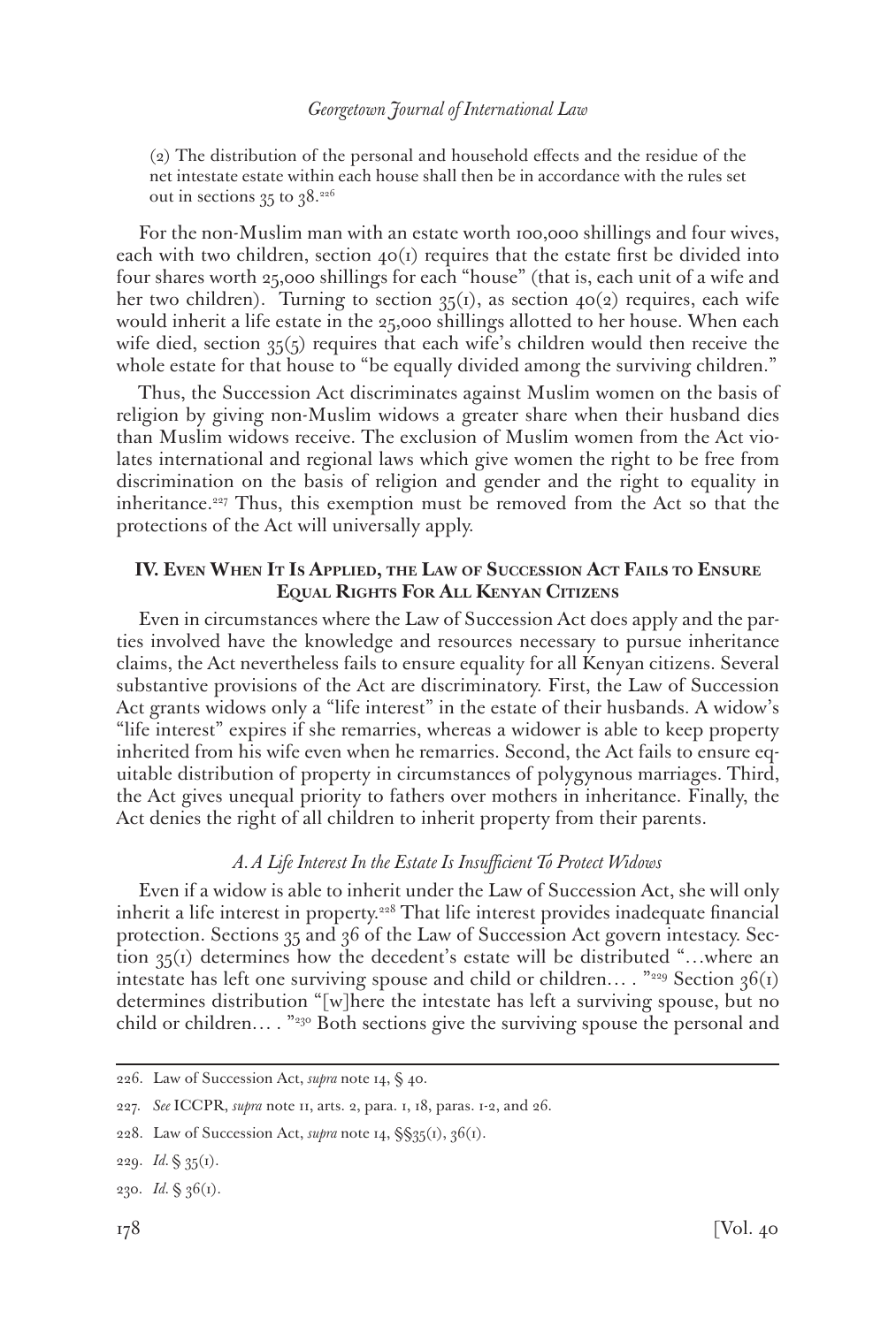(2) The distribution of the personal and household effects and the residue of the net intestate estate within each house shall then be in accordance with the rules set out in sections 35 to 38.[226]

For the non-Muslim man with an estate worth 100,000 shillings and four wives, each with two children, section 40(1) requires that the estate first be divided into four shares worth 25,000 shillings for each "house" (that is, each unit of a wife and her two children). Turning to section 35(1), as section 40(2) requires, each wife would inherit a life estate in the 25,000 shillings allotted to her house. When each wife died, section 35(5) requires that each wife's children would then receive the whole estate for that house to "be equally divided among the surviving children."

Thus, the Succession Act discriminates against Muslim women on the basis of religion by giving non-Muslim widows a greater share when their husband dies than Muslim widows receive. The exclusion of Muslim women from the Act violates international and regional laws which give women the right to be free from discrimination on the basis of religion and gender and the right to equality in inheritance.[227] Thus, this exemption must be removed from the Act so that the protections of the Act will universally apply.

## IV. Even When It Is Applied, the Law of Succession Act Fails to Ensure Equal Rights For All Kenyan Citizens

Even in circumstances where the Law of Succession Act does apply and the parties involved have the knowledge and resources necessary to pursue inheritance claims, the Act nevertheless fails to ensure equality for all Kenyan citizens. Several substantive provisions of the Act are discriminatory. First, the Law of Succession Act grants widows only a "life interest" in the estate of their husbands. A widow's "life interest" expires if she remarries, whereas a widower is able to keep property inherited from his wife even when he remarries. Second, the Act fails to ensure equitable distribution of property in circumstances of polygynous marriages. Third, the Act gives unequal priority to fathers over mothers in inheritance. Finally, the Act denies the right of all children to inherit property from their parents.

### *A. A Life Interest In the Estate Is Insufficient To Protect Widows*

Even if a widow is able to inherit under the Law of Succession Act, she will only inherit a life interest in property.[228] That life interest provides inadequate financial protection. Sections 35 and 36 of the Law of Succession Act govern intestacy. Section 35(1) determines how the decedent's estate will be distributed "…where an intestate has left one surviving spouse and child or children… . "[229] Section 36(1) determines distribution "[w]here the intestate has left a surviving spouse, but no child or children… . "[230] Both sections give the surviving spouse the personal and

---

226. Law of Succession Act, *supra* note 14, § 40.

227. *See* ICCPR, *supra* note 11, arts. 2, para. 1, 18, paras. 1-2, and 26.

228. Law of Succession Act, *supra* note 14, §§35(1), 36(1).

229. *Id.* § 35(1).

230. *Id.* § 36(1).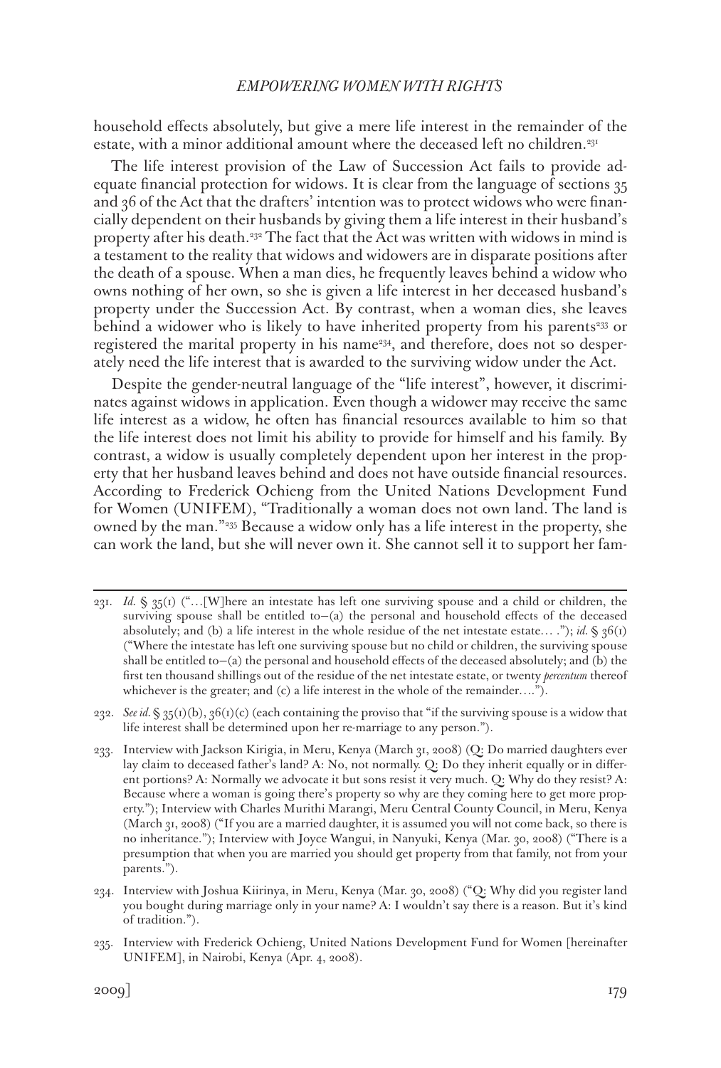household effects absolutely, but give a mere life interest in the remainder of the estate, with a minor additional amount where the deceased left no children.[231]

The life interest provision of the Law of Succession Act fails to provide adequate financial protection for widows. It is clear from the language of sections 35 and 36 of the Act that the drafters' intention was to protect widows who were financially dependent on their husbands by giving them a life interest in their husband's property after his death.[232] The fact that the Act was written with widows in mind is a testament to the reality that widows and widowers are in disparate positions after the death of a spouse. When a man dies, he frequently leaves behind a widow who owns nothing of her own, so she is given a life interest in her deceased husband's property under the Succession Act. By contrast, when a woman dies, she leaves behind a widower who is likely to have inherited property from his parents[233] or registered the marital property in his name[234], and therefore, does not so desperately need the life interest that is awarded to the surviving widow under the Act.

Despite the gender-neutral language of the "life interest", however, it discriminates against widows in application. Even though a widower may receive the same life interest as a widow, he often has financial resources available to him so that the life interest does not limit his ability to provide for himself and his family. By contrast, a widow is usually completely dependent upon her interest in the property that her husband leaves behind and does not have outside financial resources. According to Frederick Ochieng from the United Nations Development Fund for Women (UNIFEM), "Traditionally a woman does not own land. The land is owned by the man."[235] Because a widow only has a life interest in the property, she can work the land, but she will never own it. She cannot sell it to support her fam-

---

231. *Id.* § 35(1) ("…[W]here an intestate has left one surviving spouse and a child or children, the surviving spouse shall be entitled to—(a) the personal and household effects of the deceased absolutely; and (b) a life interest in the whole residue of the net intestate estate… ."); *id.* § 36(1) ("Where the intestate has left one surviving spouse but no child or children, the surviving spouse shall be entitled to—(a) the personal and household effects of the deceased absolutely; and (b) the first ten thousand shillings out of the residue of the net intestate estate, or twenty *percentum* thereof whichever is the greater; and (c) a life interest in the whole of the remainder….").

232. *See id.* § 35(1)(b), 36(1)(c) (each containing the proviso that "if the surviving spouse is a widow that life interest shall be determined upon her re-marriage to any person.").

233. Interview with Jackson Kirigia, in Meru, Kenya (March 31, 2008) (Q: Do married daughters ever lay claim to deceased father's land? A: No, not normally. Q: Do they inherit equally or in different portions? A: Normally we advocate it but sons resist it very much. Q: Why do they resist? A: Because where a woman is going there's property so why are they coming here to get more property."); Interview with Charles Murithi Marangi, Meru Central County Council, in Meru, Kenya (March 31, 2008) ("If you are a married daughter, it is assumed you will not come back, so there is no inheritance."); Interview with Joyce Wangui, in Nanyuki, Kenya (Mar. 30, 2008) ("There is a presumption that when you are married you should get property from that family, not from your parents.").

234. Interview with Joshua Kiirinya, in Meru, Kenya (Mar. 30, 2008) ("Q: Why did you register land you bought during marriage only in your name? A: I wouldn't say there is a reason. But it's kind of tradition.").

235. Interview with Frederick Ochieng, United Nations Development Fund for Women [hereinafter UNIFEM], in Nairobi, Kenya (Apr. 4, 2008).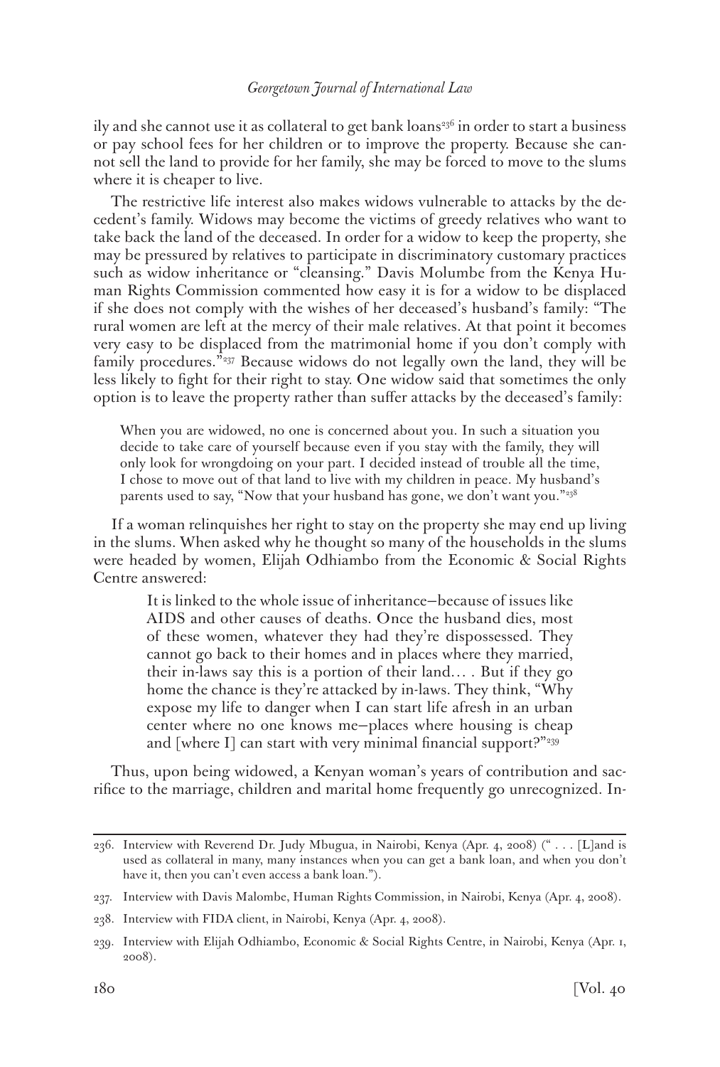ily and she cannot use it as collateral to get bank loans[236] in order to start a business or pay school fees for her children or to improve the property. Because she cannot sell the land to provide for her family, she may be forced to move to the slums where it is cheaper to live.

The restrictive life interest also makes widows vulnerable to attacks by the decedent's family. Widows may become the victims of greedy relatives who want to take back the land of the deceased. In order for a widow to keep the property, she may be pressured by relatives to participate in discriminatory customary practices such as widow inheritance or "cleansing." Davis Molumbe from the Kenya Human Rights Commission commented how easy it is for a widow to be displaced if she does not comply with the wishes of her deceased's husband's family: "The rural women are left at the mercy of their male relatives. At that point it becomes very easy to be displaced from the matrimonial home if you don't comply with family procedures."[237] Because widows do not legally own the land, they will be less likely to fight for their right to stay. One widow said that sometimes the only option is to leave the property rather than suffer attacks by the deceased's family:

> When you are widowed, no one is concerned about you. In such a situation you decide to take care of yourself because even if you stay with the family, they will only look for wrongdoing on your part. I decided instead of trouble all the time, I chose to move out of that land to live with my children in peace. My husband's parents used to say, "Now that your husband has gone, we don't want you."[238]

If a woman relinquishes her right to stay on the property she may end up living in the slums. When asked why he thought so many of the households in the slums were headed by women, Elijah Odhiambo from the Economic & Social Rights Centre answered:

> It is linked to the whole issue of inheritance—because of issues like AIDS and other causes of deaths. Once the husband dies, most of these women, whatever they had they're dispossessed. They cannot go back to their homes and in places where they married, their in-laws say this is a portion of their land. . . . But if they go home the chance is they're attacked by in-laws. They think, "Why expose my life to danger when I can start life afresh in an urban center where no one knows me—places where housing is cheap and [where I] can start with very minimal financial support?"[239]

Thus, upon being widowed, a Kenyan woman's years of contribution and sacrifice to the marriage, children and marital home frequently go unrecognized. In-

---

236. Interview with Reverend Dr. Judy Mbugua, in Nairobi, Kenya (Apr. 4, 2008) (" . . . [L]and is used as collateral in many, many instances when you can get a bank loan, and when you don't have it, then you can't even access a bank loan.").

237. Interview with Davis Malombe, Human Rights Commission, in Nairobi, Kenya (Apr. 4, 2008).

238. Interview with FIDA client, in Nairobi, Kenya (Apr. 4, 2008).

239. Interview with Elijah Odhiambo, Economic & Social Rights Centre, in Nairobi, Kenya (Apr. 1, 2008).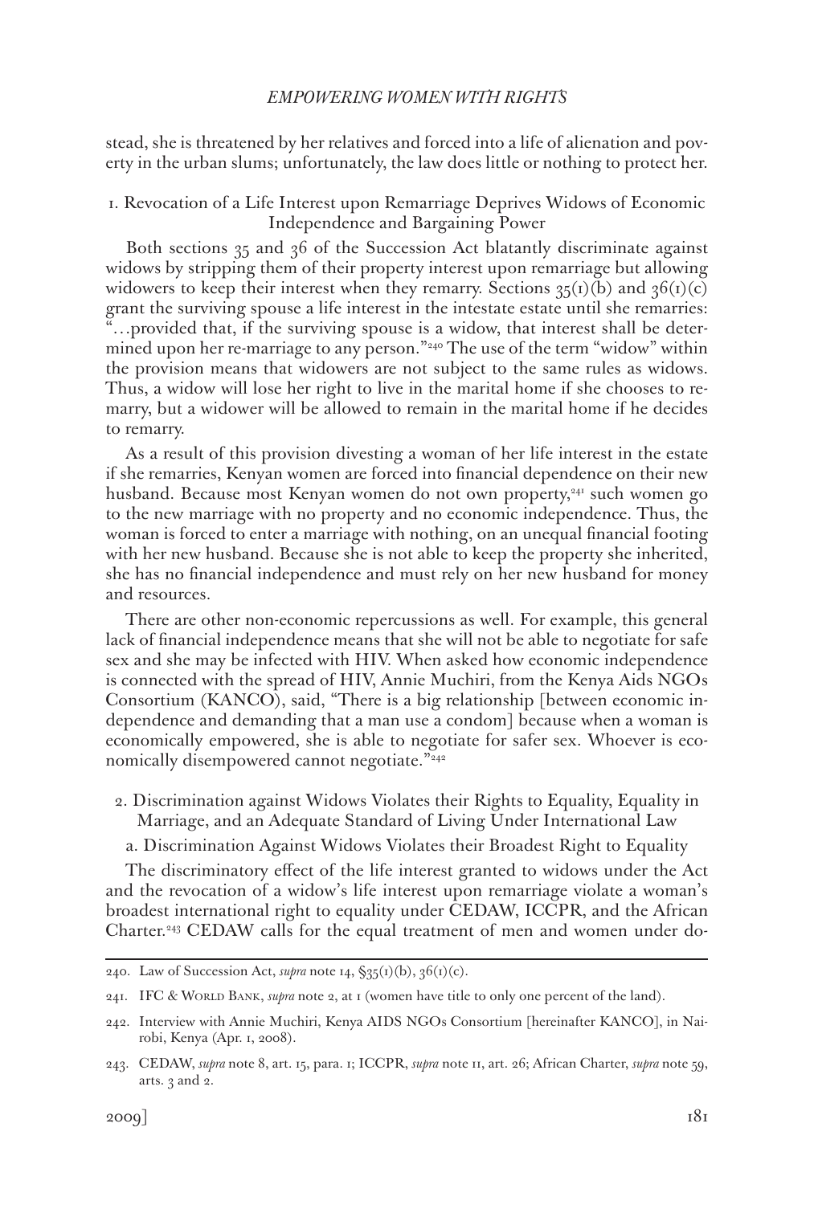stead, she is threatened by her relatives and forced into a life of alienation and poverty in the urban slums; unfortunately, the law does little or nothing to protect her.

### 1. Revocation of a Life Interest upon Remarriage Deprives Widows of Economic Independence and Bargaining Power

Both sections 35 and 36 of the Succession Act blatantly discriminate against widows by stripping them of their property interest upon remarriage but allowing widowers to keep their interest when they remarry. Sections 35(1)(b) and 36(1)(c) grant the surviving spouse a life interest in the intestate estate until she remarries: "…provided that, if the surviving spouse is a widow, that interest shall be determined upon her re-marriage to any person."[240] The use of the term "widow" within the provision means that widowers are not subject to the same rules as widows. Thus, a widow will lose her right to live in the marital home if she chooses to remarry, but a widower will be allowed to remain in the marital home if he decides to remarry.

As a result of this provision divesting a woman of her life interest in the estate if she remarries, Kenyan women are forced into financial dependence on their new husband. Because most Kenyan women do not own property,[241] such women go to the new marriage with no property and no economic independence. Thus, the woman is forced to enter a marriage with nothing, on an unequal financial footing with her new husband. Because she is not able to keep the property she inherited, she has no financial independence and must rely on her new husband for money and resources.

There are other non-economic repercussions as well. For example, this general lack of financial independence means that she will not be able to negotiate for safe sex and she may be infected with HIV. When asked how economic independence is connected with the spread of HIV, Annie Muchiri, from the Kenya Aids NGOs Consortium (KANCO), said, "There is a big relationship [between economic independence and demanding that a man use a condom] because when a woman is economically empowered, she is able to negotiate for safer sex. Whoever is economically disempowered cannot negotiate."[242]

### 2. Discrimination against Widows Violates their Rights to Equality, Equality in Marriage, and an Adequate Standard of Living Under International Law

#### a. Discrimination Against Widows Violates their Broadest Right to Equality

The discriminatory effect of the life interest granted to widows under the Act and the revocation of a widow's life interest upon remarriage violate a woman's broadest international right to equality under CEDAW, ICCPR, and the African Charter.[243] CEDAW calls for the equal treatment of men and women under do-

---

240. Law of Succession Act, *supra* note 14, §35(1)(b), 36(1)(c).

241. IFC & World Bank, *supra* note 2, at 1 (women have title to only one percent of the land).

242. Interview with Annie Muchiri, Kenya AIDS NGOs Consortium [hereinafter KANCO], in Nairobi, Kenya (Apr. 1, 2008).

243. CEDAW, *supra* note 8, art. 15, para. 1; ICCPR, *supra* note 11, art. 26; African Charter, *supra* note 59, arts. 3 and 2.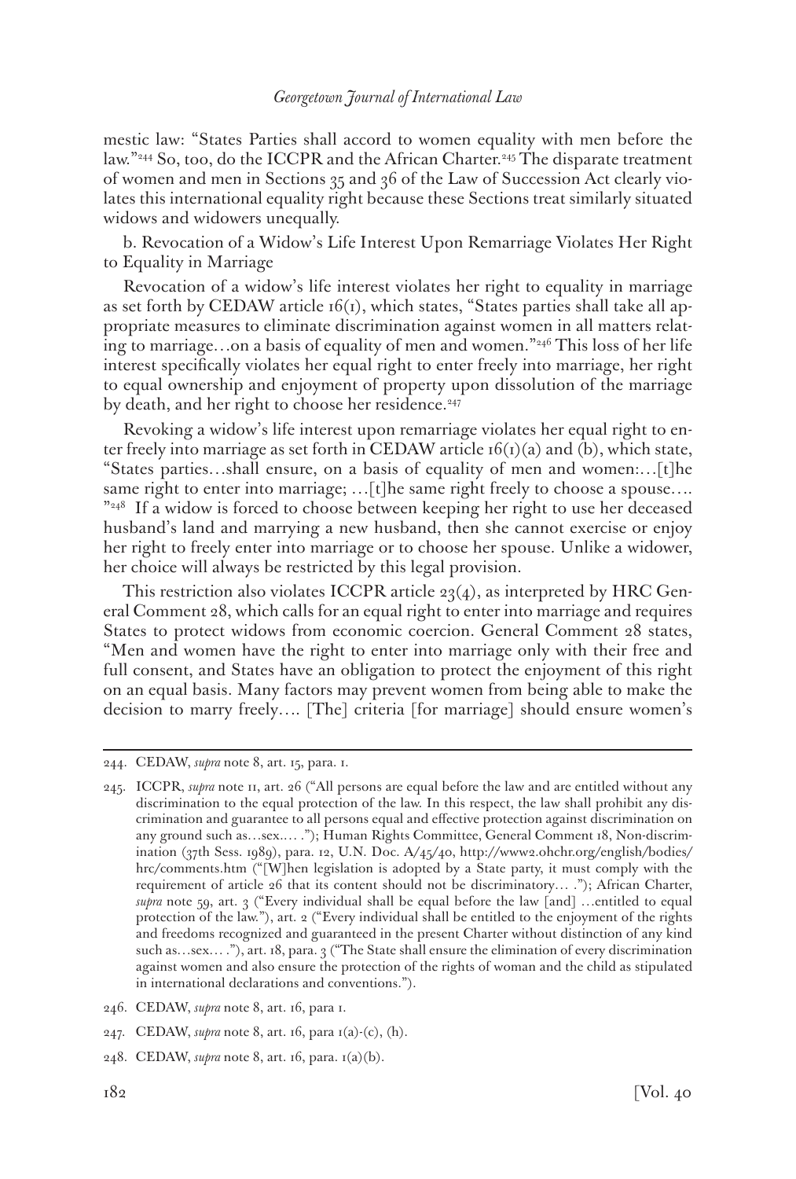mestic law: "States Parties shall accord to women equality with men before the law."[244] So, too, do the ICCPR and the African Charter.[245] The disparate treatment of women and men in Sections 35 and 36 of the Law of Succession Act clearly violates this international equality right because these Sections treat similarly situated widows and widowers unequally.

b. Revocation of a Widow's Life Interest Upon Remarriage Violates Her Right to Equality in Marriage

Revocation of a widow's life interest violates her right to equality in marriage as set forth by CEDAW article 16(1), which states, "States parties shall take all appropriate measures to eliminate discrimination against women in all matters relating to marriage…on a basis of equality of men and women."[246] This loss of her life interest specifically violates her equal right to enter freely into marriage, her right to equal ownership and enjoyment of property upon dissolution of the marriage by death, and her right to choose her residence.[247]

Revoking a widow's life interest upon remarriage violates her equal right to enter freely into marriage as set forth in CEDAW article 16(1)(a) and (b), which state, "States parties…shall ensure, on a basis of equality of men and women:…[t]he same right to enter into marriage; …[t]he same right freely to choose a spouse…. "[248] If a widow is forced to choose between keeping her right to use her deceased husband's land and marrying a new husband, then she cannot exercise or enjoy her right to freely enter into marriage or to choose her spouse. Unlike a widower, her choice will always be restricted by this legal provision.

This restriction also violates ICCPR article 23(4), as interpreted by HRC General Comment 28, which calls for an equal right to enter into marriage and requires States to protect widows from economic coercion. General Comment 28 states, "Men and women have the right to enter into marriage only with their free and full consent, and States have an obligation to protect the enjoyment of this right on an equal basis. Many factors may prevent women from being able to make the decision to marry freely…. [The] criteria [for marriage] should ensure women's

---

244. CEDAW, *supra* note 8, art. 15, para. 1.

245. ICCPR, *supra* note 11, art. 26 ("All persons are equal before the law and are entitled without any discrimination to the equal protection of the law. In this respect, the law shall prohibit any discrimination and guarantee to all persons equal and effective protection against discrimination on any ground such as…sex.… ."); Human Rights Committee, General Comment 18, Non-discrimination (37th Sess. 1989), para. 12, U.N. Doc. A/45/40, http://www2.ohchr.org/english/bodies/hrc/comments.htm ("[W]hen legislation is adopted by a State party, it must comply with the requirement of article 26 that its content should not be discriminatory… ."); African Charter, *supra* note 59, art. 3 ("Every individual shall be equal before the law [and] …entitled to equal protection of the law."), art. 2 ("Every individual shall be entitled to the enjoyment of the rights and freedoms recognized and guaranteed in the present Charter without distinction of any kind such as…sex… ."), art. 18, para. 3 ("The State shall ensure the elimination of every discrimination against women and also ensure the protection of the rights of woman and the child as stipulated in international declarations and conventions.").

246. CEDAW, *supra* note 8, art. 16, para 1.

247. CEDAW, *supra* note 8, art. 16, para 1(a)-(c), (h).

248. CEDAW, *supra* note 8, art. 16, para. 1(a)(b).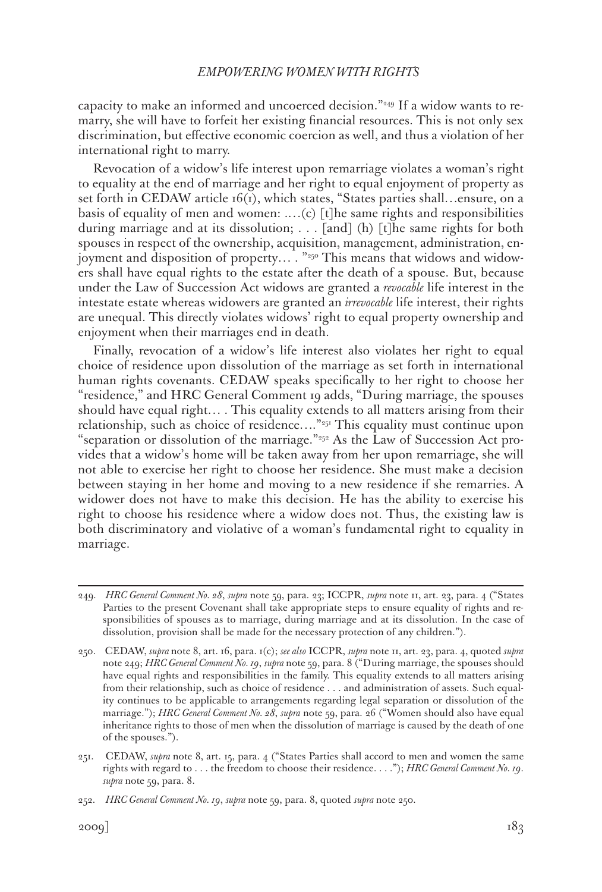capacity to make an informed and uncoerced decision."[249] If a widow wants to remarry, she will have to forfeit her existing financial resources. This is not only sex discrimination, but effective economic coercion as well, and thus a violation of her international right to marry.

Revocation of a widow's life interest upon remarriage violates a woman's right to equality at the end of marriage and her right to equal enjoyment of property as set forth in CEDAW article 16(1), which states, "States parties shall…ensure, on a basis of equality of men and women: ….(c) [t]he same rights and responsibilities during marriage and at its dissolution; . . . [and] (h) [t]he same rights for both spouses in respect of the ownership, acquisition, management, administration, enjoyment and disposition of property… . "[250] This means that widows and widowers shall have equal rights to the estate after the death of a spouse. But, because under the Law of Succession Act widows are granted a *revocable* life interest in the intestate estate whereas widowers are granted an *irrevocable* life interest, their rights are unequal. This directly violates widows' right to equal property ownership and enjoyment when their marriages end in death.

Finally, revocation of a widow's life interest also violates her right to equal choice of residence upon dissolution of the marriage as set forth in international human rights covenants. CEDAW speaks specifically to her right to choose her "residence," and HRC General Comment 19 adds, "During marriage, the spouses should have equal right… . This equality extends to all matters arising from their relationship, such as choice of residence…."[251] This equality must continue upon "separation or dissolution of the marriage."[252] As the Law of Succession Act provides that a widow's home will be taken away from her upon remarriage, she will not able to exercise her right to choose her residence. She must make a decision between staying in her home and moving to a new residence if she remarries. A widower does not have to make this decision. He has the ability to exercise his right to choose his residence where a widow does not. Thus, the existing law is both discriminatory and violative of a woman's fundamental right to equality in marriage.

---

249. *HRC General Comment No. 28*, *supra* note 59, para. 23; ICCPR, *supra* note 11, art. 23, para. 4 ("States Parties to the present Covenant shall take appropriate steps to ensure equality of rights and responsibilities of spouses as to marriage, during marriage and at its dissolution. In the case of dissolution, provision shall be made for the necessary protection of any children.").

250. CEDAW, *supra* note 8, art. 16, para. 1(c); *see also* ICCPR, *supra* note 11, art. 23, para. 4, quoted *supra* note 249; *HRC General Comment No. 19*, *supra* note 59, para. 8 ("During marriage, the spouses should have equal rights and responsibilities in the family. This equality extends to all matters arising from their relationship, such as choice of residence . . . and administration of assets. Such equality continues to be applicable to arrangements regarding legal separation or dissolution of the marriage."); *HRC General Comment No. 28*, *supra* note 59, para. 26 ("Women should also have equal inheritance rights to those of men when the dissolution of marriage is caused by the death of one of the spouses.").

251. CEDAW, *supra* note 8, art. 15, para. 4 ("States Parties shall accord to men and women the same rights with regard to . . . the freedom to choose their residence. . . ."); *HRC General Comment No. 19*. *supra* note 59, para. 8.

252. *HRC General Comment No. 19*, *supra* note 59, para. 8, quoted *supra* note 250.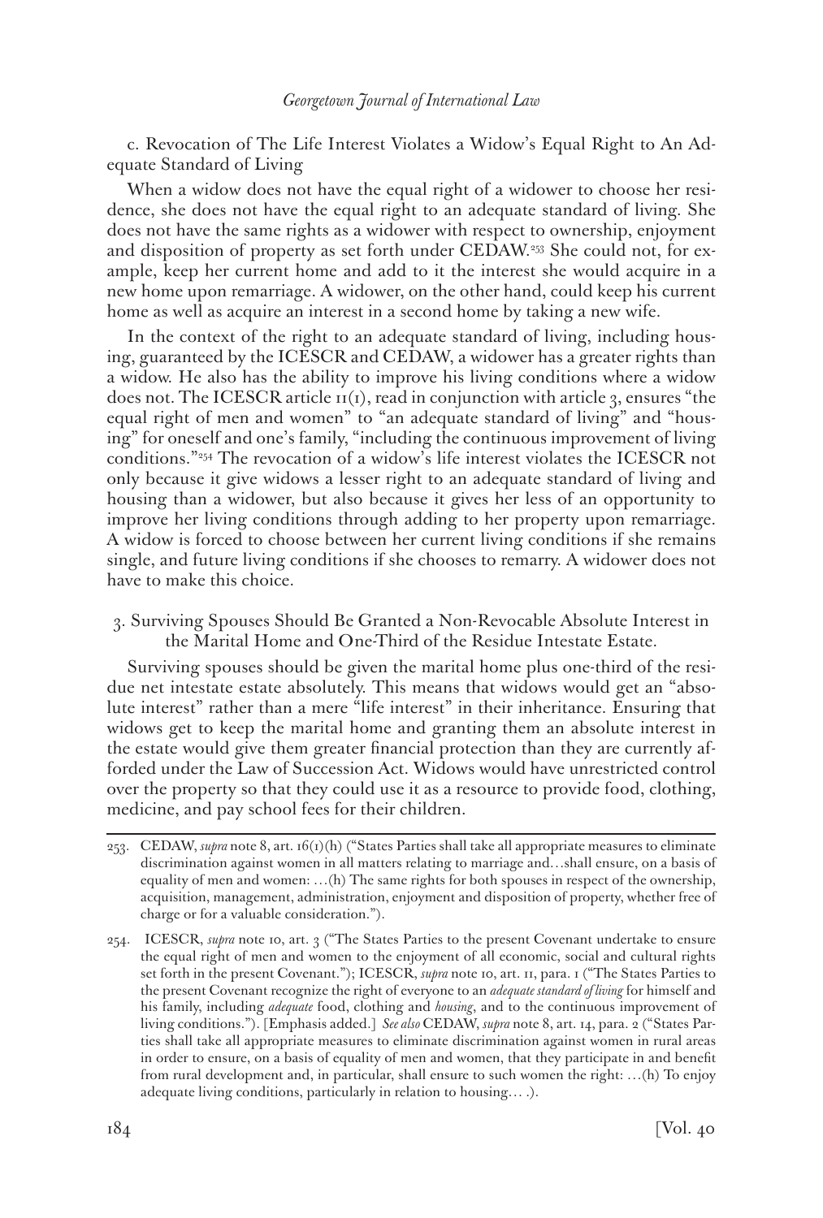c. Revocation of The Life Interest Violates a Widow's Equal Right to An Adequate Standard of Living

When a widow does not have the equal right of a widower to choose her residence, she does not have the equal right to an adequate standard of living. She does not have the same rights as a widower with respect to ownership, enjoyment and disposition of property as set forth under CEDAW.[253] She could not, for example, keep her current home and add to it the interest she would acquire in a new home upon remarriage. A widower, on the other hand, could keep his current home as well as acquire an interest in a second home by taking a new wife.

In the context of the right to an adequate standard of living, including housing, guaranteed by the ICESCR and CEDAW, a widower has a greater rights than a widow. He also has the ability to improve his living conditions where a widow does not. The ICESCR article 11(1), read in conjunction with article 3, ensures "the equal right of men and women" to "an adequate standard of living" and "housing" for oneself and one's family, "including the continuous improvement of living conditions."[254] The revocation of a widow's life interest violates the ICESCR not only because it give widows a lesser right to an adequate standard of living and housing than a widower, but also because it gives her less of an opportunity to improve her living conditions through adding to her property upon remarriage. A widow is forced to choose between her current living conditions if she remains single, and future living conditions if she chooses to remarry. A widower does not have to make this choice.

3. Surviving Spouses Should Be Granted a Non-Revocable Absolute Interest in the Marital Home and One-Third of the Residue Intestate Estate.

Surviving spouses should be given the marital home plus one-third of the residue net intestate estate absolutely. This means that widows would get an "absolute interest" rather than a mere "life interest" in their inheritance. Ensuring that widows get to keep the marital home and granting them an absolute interest in the estate would give them greater financial protection than they are currently afforded under the Law of Succession Act. Widows would have unrestricted control over the property so that they could use it as a resource to provide food, clothing, medicine, and pay school fees for their children.

---

253. CEDAW, *supra* note 8, art. 16(1)(h) ("States Parties shall take all appropriate measures to eliminate discrimination against women in all matters relating to marriage and…shall ensure, on a basis of equality of men and women: …(h) The same rights for both spouses in respect of the ownership, acquisition, management, administration, enjoyment and disposition of property, whether free of charge or for a valuable consideration.").

254. ICESCR, *supra* note 10, art. 3 ("The States Parties to the present Covenant undertake to ensure the equal right of men and women to the enjoyment of all economic, social and cultural rights set forth in the present Covenant."); ICESCR, *supra* note 10, art. 11, para. 1 ("The States Parties to the present Covenant recognize the right of everyone to an *adequate standard of living* for himself and his family, including *adequate* food, clothing and *housing*, and to the continuous improvement of living conditions."). [Emphasis added.] *See also* CEDAW, *supra* note 8, art. 14, para. 2 ("States Parties shall take all appropriate measures to eliminate discrimination against women in rural areas in order to ensure, on a basis of equality of men and women, that they participate in and benefit from rural development and, in particular, shall ensure to such women the right: …(h) To enjoy adequate living conditions, particularly in relation to housing… .).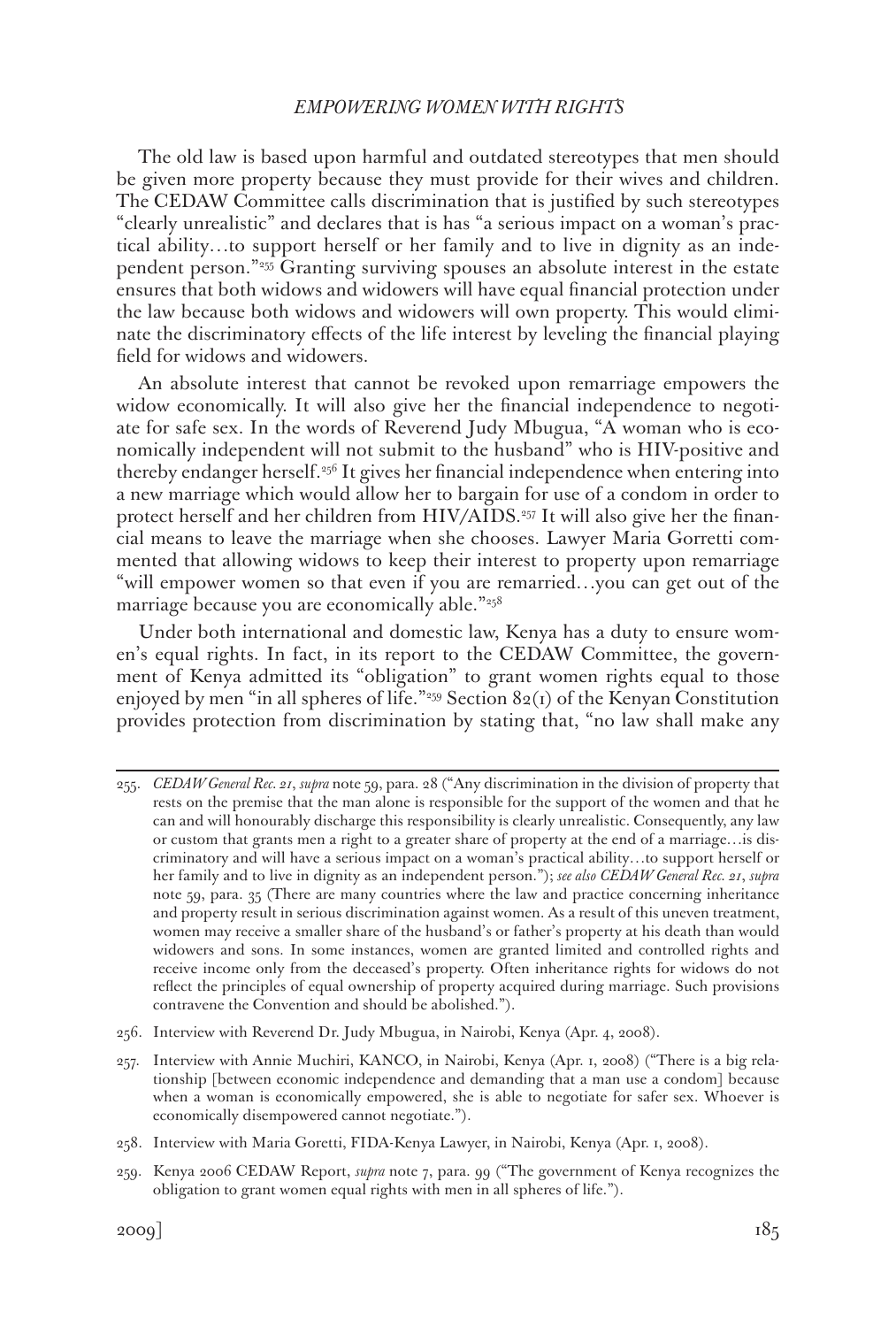The old law is based upon harmful and outdated stereotypes that men should be given more property because they must provide for their wives and children. The CEDAW Committee calls discrimination that is justified by such stereotypes "clearly unrealistic" and declares that is has "a serious impact on a woman's practical ability…to support herself or her family and to live in dignity as an independent person."[255] Granting surviving spouses an absolute interest in the estate ensures that both widows and widowers will have equal financial protection under the law because both widows and widowers will own property. This would eliminate the discriminatory effects of the life interest by leveling the financial playing field for widows and widowers.

An absolute interest that cannot be revoked upon remarriage empowers the widow economically. It will also give her the financial independence to negotiate for safe sex. In the words of Reverend Judy Mbugua, "A woman who is economically independent will not submit to the husband" who is HIV-positive and thereby endanger herself.[256] It gives her financial independence when entering into a new marriage which would allow her to bargain for use of a condom in order to protect herself and her children from HIV/AIDS.[257] It will also give her the financial means to leave the marriage when she chooses. Lawyer Maria Gorretti commented that allowing widows to keep their interest to property upon remarriage "will empower women so that even if you are remarried…you can get out of the marriage because you are economically able."[258]

Under both international and domestic law, Kenya has a duty to ensure women's equal rights. In fact, in its report to the CEDAW Committee, the government of Kenya admitted its "obligation" to grant women rights equal to those enjoyed by men "in all spheres of life."[259] Section 82(1) of the Kenyan Constitution provides protection from discrimination by stating that, "no law shall make any

---

255. *CEDAW General Rec. 21*, *supra* note 59, para. 28 ("Any discrimination in the division of property that rests on the premise that the man alone is responsible for the support of the women and that he can and will honourably discharge this responsibility is clearly unrealistic. Consequently, any law or custom that grants men a right to a greater share of property at the end of a marriage…is discriminatory and will have a serious impact on a woman's practical ability…to support herself or her family and to live in dignity as an independent person."); *see also CEDAW General Rec. 21*, *supra* note 59, para. 35 (There are many countries where the law and practice concerning inheritance and property result in serious discrimination against women. As a result of this uneven treatment, women may receive a smaller share of the husband's or father's property at his death than would widowers and sons. In some instances, women are granted limited and controlled rights and receive income only from the deceased's property. Often inheritance rights for widows do not reflect the principles of equal ownership of property acquired during marriage. Such provisions contravene the Convention and should be abolished.").

256. Interview with Reverend Dr. Judy Mbugua, in Nairobi, Kenya (Apr. 4, 2008).

257. Interview with Annie Muchiri, KANCO, in Nairobi, Kenya (Apr. 1, 2008) ("There is a big relationship [between economic independence and demanding that a man use a condom] because when a woman is economically empowered, she is able to negotiate for safer sex. Whoever is economically disempowered cannot negotiate.").

258. Interview with Maria Goretti, FIDA-Kenya Lawyer, in Nairobi, Kenya (Apr. 1, 2008).

259. Kenya 2006 CEDAW Report, *supra* note 7, para. 99 ("The government of Kenya recognizes the obligation to grant women equal rights with men in all spheres of life.").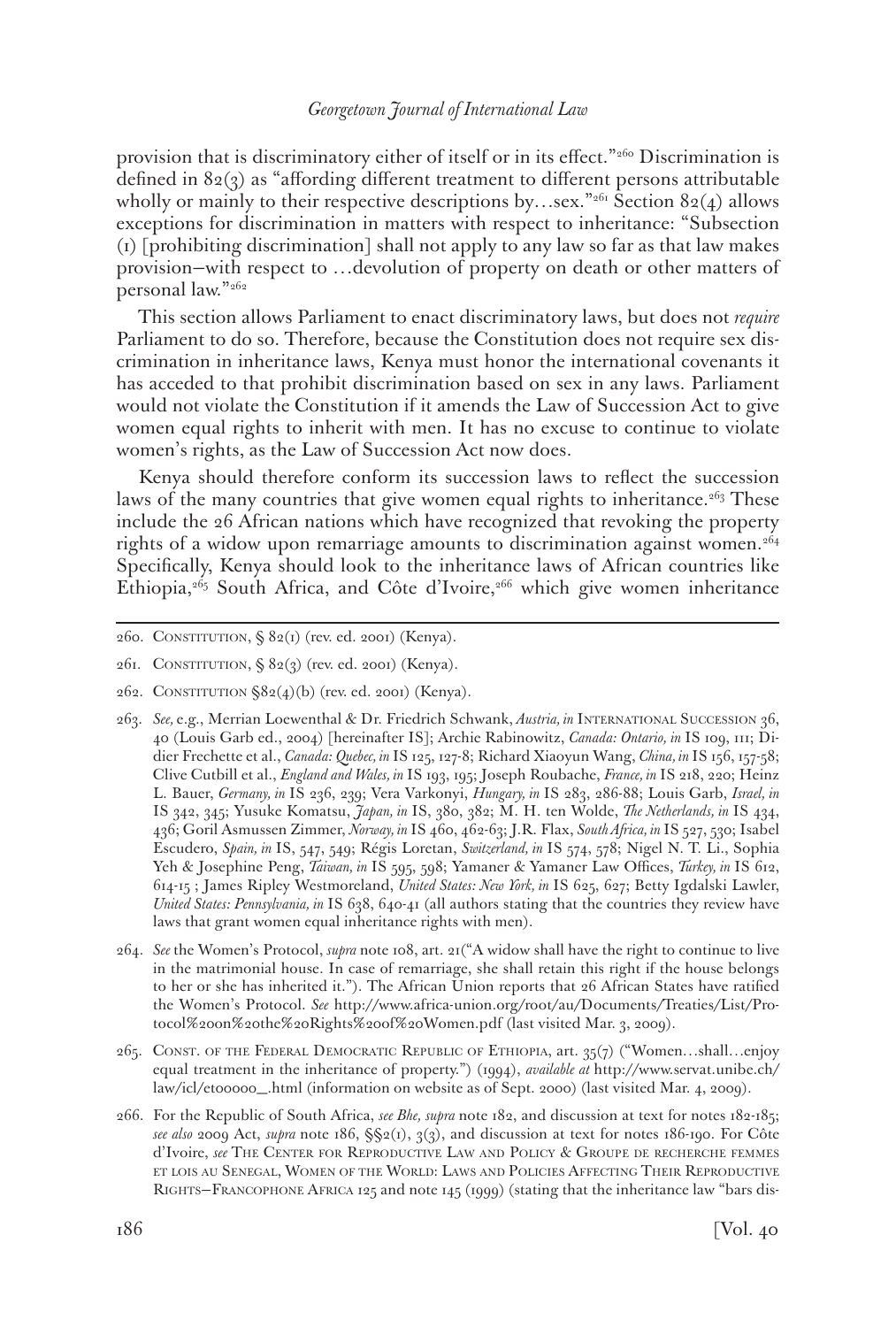provision that is discriminatory either of itself or in its effect."[260] Discrimination is defined in 82(3) as "affording different treatment to different persons attributable wholly or mainly to their respective descriptions by…sex."[261] Section 82(4) allows exceptions for discrimination in matters with respect to inheritance: "Subsection (1) [prohibiting discrimination] shall not apply to any law so far as that law makes provision—with respect to …devolution of property on death or other matters of personal law."[262]

This section allows Parliament to enact discriminatory laws, but does not *require* Parliament to do so. Therefore, because the Constitution does not require sex discrimination in inheritance laws, Kenya must honor the international covenants it has acceded to that prohibit discrimination based on sex in any laws. Parliament would not violate the Constitution if it amends the Law of Succession Act to give women equal rights to inherit with men. It has no excuse to continue to violate women's rights, as the Law of Succession Act now does.

Kenya should therefore conform its succession laws to reflect the succession laws of the many countries that give women equal rights to inheritance.[263] These include the 26 African nations which have recognized that revoking the property rights of a widow upon remarriage amounts to discrimination against women.[264] Specifically, Kenya should look to the inheritance laws of African countries like Ethiopia,[265] South Africa, and Côte d'Ivoire,[266] which give women inheritance

---

260. Constitution, § 82(1) (rev. ed. 2001) (Kenya).

261. Constitution, § 82(3) (rev. ed. 2001) (Kenya).

262. Constitution §82(4)(b) (rev. ed. 2001) (Kenya).

263. *See,* e.g., Merrian Loewenthal & Dr. Friedrich Schwank, *Austria, in* International Succession 36, 40 (Louis Garb ed., 2004) [hereinafter IS]; Archie Rabinowitz, *Canada: Ontario, in* IS 109, 111; Didier Frechette et al., *Canada: Quebec, in* IS 125, 127-8; Richard Xiaoyun Wang, *China, in* IS 156, 157-58; Clive Cutbill et al., *England and Wales, in* IS 193, 195; Joseph Roubache, *France, in* IS 218, 220; Heinz L. Bauer, *Germany, in* IS 236, 239; Vera Varkonyi, *Hungary, in* IS 283, 286-88; Louis Garb, *Israel, in* IS 342, 345; Yusuke Komatsu, *Japan, in* IS, 380, 382; M. H. ten Wolde, *The Netherlands, in* IS 434, 436; Goril Asmussen Zimmer, *Norway, in* IS 460, 462-63; J.R. Flax, *South Africa, in* IS 527, 530; Isabel Escudero, *Spain, in* IS, 547, 549; Régis Loretan, *Switzerland, in* IS 574, 578; Nigel N. T. Li., Sophia Yeh & Josephine Peng, *Taiwan, in* IS 595, 598; Yamaner & Yamaner Law Offices, *Turkey, in* IS 612, 614-15 ; James Ripley Westmoreland, *United States: New York, in* IS 625, 627; Betty Igdalski Lawler, *United States: Pennsylvania, in* IS 638, 640-41 (all authors stating that the countries they review have laws that grant women equal inheritance rights with men).

264. *See* the Women's Protocol, *supra* note 108, art. 21("A widow shall have the right to continue to live in the matrimonial house. In case of remarriage, she shall retain this right if the house belongs to her or she has inherited it."). The African Union reports that 26 African States have ratified the Women's Protocol. *See* http://www.africa-union.org/root/au/Documents/Treaties/List/Protocol%20on%20the%20Rights%20of%20Women.pdf (last visited Mar. 3, 2009).

265. Const. of the Federal Democratic Republic of Ethiopia, art. 35(7) ("Women…shall…enjoy equal treatment in the inheritance of property.") (1994), *available at* http://www.servat.unibe.ch/law/icl/et00000_.html (information on website as of Sept. 2000) (last visited Mar. 4, 2009).

266. For the Republic of South Africa, *see Bhe, supra* note 182, and discussion at text for notes 182-185; *see also* 2009 Act, *supra* note 186, §§2(1), 3(3), and discussion at text for notes 186-190. For Côte d'Ivoire, *see* The Center for Reproductive Law and Policy & Groupe de recherche femmes et lois au Senegal, Women of the World: Laws and Policies Affecting Their Reproductive Rights—Francophone Africa 125 and note 145 (1999) (stating that the inheritance law "bars dis-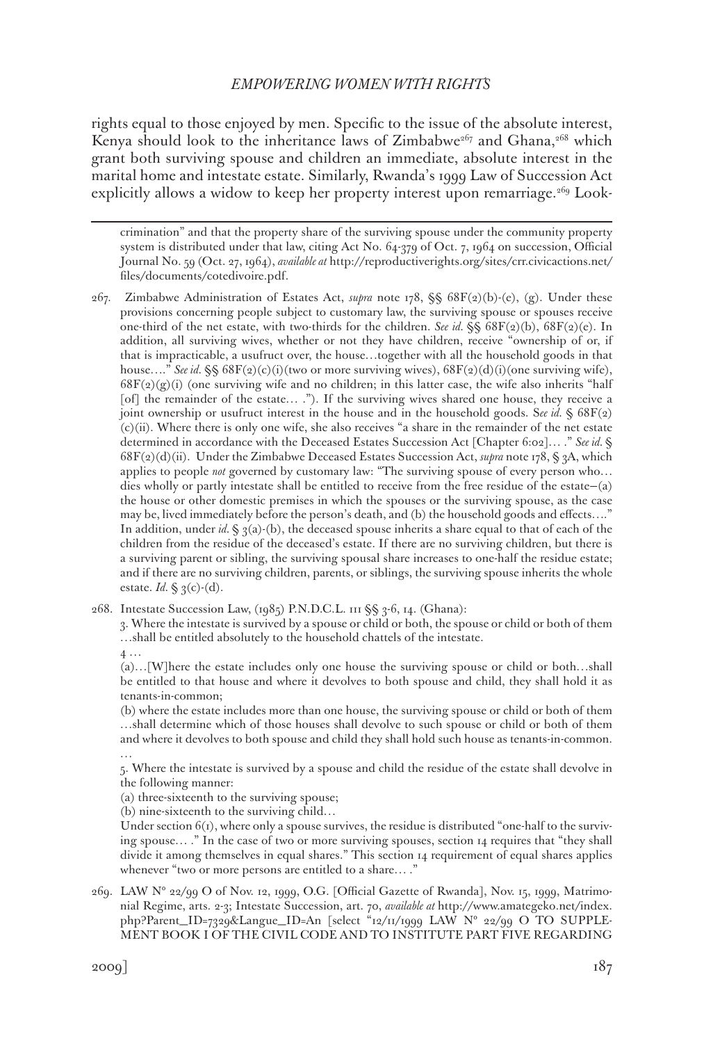rights equal to those enjoyed by men. Specific to the issue of the absolute interest, Kenya should look to the inheritance laws of Zimbabwe[267] and Ghana,[268] which grant both surviving spouse and children an immediate, absolute interest in the marital home and intestate estate. Similarly, Rwanda's 1999 Law of Succession Act explicitly allows a widow to keep her property interest upon remarriage.[269] Look-

---

crimination" and that the property share of the surviving spouse under the community property system is distributed under that law, citing Act No. 64-379 of Oct. 7, 1964 on succession, Official Journal No. 59 (Oct. 27, 1964), *available at* http://reproductiverights.org/sites/crr.civicactions.net/files/documents/cotedivoire.pdf.

267. Zimbabwe Administration of Estates Act, *supra* note 178, §§ 68F(2)(b)-(e), (g). Under these provisions concerning people subject to customary law, the surviving spouse or spouses receive one-third of the net estate, with two-thirds for the children. *See id.* §§ 68F(2)(b), 68F(2)(e). In addition, all surviving wives, whether or not they have children, receive "ownership of or, if that is impracticable, a usufruct over, the house…together with all the household goods in that house…." *See id.* §§ 68F(2)(c)(i)(two or more surviving wives), 68F(2)(d)(i)(one surviving wife), 68F(2)(g)(i) (one surviving wife and no children; in this latter case, the wife also inherits "half [of] the remainder of the estate… ."). If the surviving wives shared one house, they receive a joint ownership or usufruct interest in the house and in the household goods. S*ee id.* § 68F(2)(c)(ii). Where there is only one wife, she also receives "a share in the remainder of the net estate determined in accordance with the Deceased Estates Succession Act [Chapter 6:02]… ." *See id.* § 68F(2)(d)(ii). Under the Zimbabwe Deceased Estates Succession Act, *supra* note 178, § 3A, which applies to people *not* governed by customary law: "The surviving spouse of every person who…dies wholly or partly intestate shall be entitled to receive from the free residue of the estate—(a) the house or other domestic premises in which the spouses or the surviving spouse, as the case may be, lived immediately before the person's death, and (b) the household goods and effects…." In addition, under *id.* § 3(a)-(b), the deceased spouse inherits a share equal to that of each of the children from the residue of the deceased's estate. If there are no surviving children, but there is a surviving parent or sibling, the surviving spousal share increases to one-half the residue estate; and if there are no surviving children, parents, or siblings, the surviving spouse inherits the whole estate. *Id.* § 3(c)-(d).

268. Intestate Succession Law, (1985) P.N.D.C.L. 111 §§ 3-6, 14. (Ghana):

  3. Where the intestate is survived by a spouse or child or both, the spouse or child or both of them …shall be entitled absolutely to the household chattels of the intestate.

  4 …

  (a)…[W]here the estate includes only one house the surviving spouse or child or both…shall be entitled to that house and where it devolves to both spouse and child, they shall hold it as tenants-in-common;

  (b) where the estate includes more than one house, the surviving spouse or child or both of them …shall determine which of those houses shall devolve to such spouse or child or both of them and where it devolves to both spouse and child they shall hold such house as tenants-in-common.

  …

  5. Where the intestate is survived by a spouse and child the residue of the estate shall devolve in the following manner:

  (a) three-sixteenth to the surviving spouse;

  (b) nine-sixteenth to the surviving child…

  Under section 6(1), where only a spouse survives, the residue is distributed "one-half to the surviving spouse… ." In the case of two or more surviving spouses, section 14 requires that "they shall divide it among themselves in equal shares." This section 14 requirement of equal shares applies whenever "two or more persons are entitled to a share… ."

269. LAW N° 22/99 O of Nov. 12, 1999, O.G. [Official Gazette of Rwanda], Nov. 15, 1999, Matrimonial Regime, arts. 2-3; Intestate Succession, art. 70, *available at* http://www.amategeko.net/index.php?Parent_ID=7329&Langue_ID=An [select "12/11/1999 LAW N° 22/99 O TO SUPPLEMENT BOOK I OF THE CIVIL CODE AND TO INSTITUTE PART FIVE REGARDING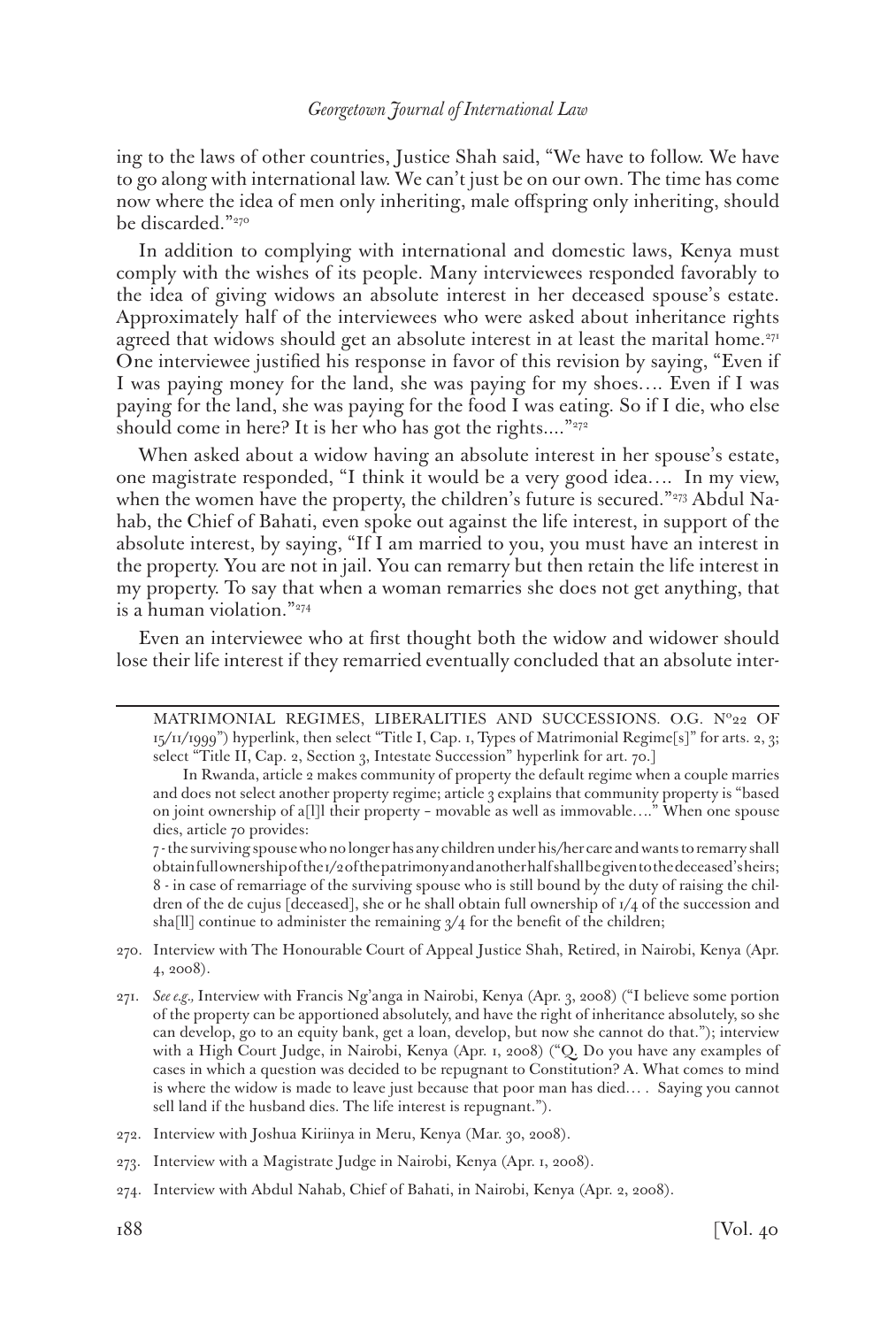ing to the laws of other countries, Justice Shah said, "We have to follow. We have to go along with international law. We can't just be on our own. The time has come now where the idea of men only inheriting, male offspring only inheriting, should be discarded."[270]

In addition to complying with international and domestic laws, Kenya must comply with the wishes of its people. Many interviewees responded favorably to the idea of giving widows an absolute interest in her deceased spouse's estate. Approximately half of the interviewees who were asked about inheritance rights agreed that widows should get an absolute interest in at least the marital home.[271] One interviewee justified his response in favor of this revision by saying, "Even if I was paying money for the land, she was paying for my shoes.... Even if I was paying for the land, she was paying for the food I was eating. So if I die, who else should come in here? It is her who has got the rights...."[272]

When asked about a widow having an absolute interest in her spouse's estate, one magistrate responded, "I think it would be a very good idea.... In my view, when the women have the property, the children's future is secured."[273] Abdul Nahab, the Chief of Bahati, even spoke out against the life interest, in support of the absolute interest, by saying, "If I am married to you, you must have an interest in the property. You are not in jail. You can remarry but then retain the life interest in my property. To say that when a woman remarries she does not get anything, that is a human violation."[274]

Even an interviewee who at first thought both the widow and widower should lose their life interest if they remarried eventually concluded that an absolute inter-

---

MATRIMONIAL REGIMES, LIBERALITIES AND SUCCESSIONS. O.G. N°22 OF 15/11/1999") hyperlink, then select "Title I, Cap. 1, Types of Matrimonial Regime[s]" for arts. 2, 3; select "Title II, Cap. 2, Section 3, Intestate Succession" hyperlink for art. 70.]

In Rwanda, article 2 makes community of property the default regime when a couple marries and does not select another property regime; article 3 explains that community property is "based on joint ownership of a[l]l their property – movable as well as immovable...." When one spouse dies, article 70 provides:

7 - the surviving spouse who no longer has any children under his/her care and wants to remarry shall obtain full ownership of the 1/2 of the patrimony and another half shall be given to the deceased's heirs;
8 - in case of remarriage of the surviving spouse who is still bound by the duty of raising the children of the de cujus [deceased], she or he shall obtain full ownership of 1/4 of the succession and sha[ll] continue to administer the remaining 3/4 for the benefit of the children;

270. Interview with The Honourable Court of Appeal Justice Shah, Retired, in Nairobi, Kenya (Apr. 4, 2008).

271. *See e.g.,* Interview with Francis Ng'anga in Nairobi, Kenya (Apr. 3, 2008) ("I believe some portion of the property can be apportioned absolutely, and have the right of inheritance absolutely, so she can develop, go to an equity bank, get a loan, develop, but now she cannot do that."); interview with a High Court Judge, in Nairobi, Kenya (Apr. 1, 2008) ("Q. Do you have any examples of cases in which a question was decided to be repugnant to Constitution? A. What comes to mind is where the widow is made to leave just because that poor man has died.... Saying you cannot sell land if the husband dies. The life interest is repugnant.").

272. Interview with Joshua Kiriinya in Meru, Kenya (Mar. 30, 2008).

273. Interview with a Magistrate Judge in Nairobi, Kenya (Apr. 1, 2008).

274. Interview with Abdul Nahab, Chief of Bahati, in Nairobi, Kenya (Apr. 2, 2008).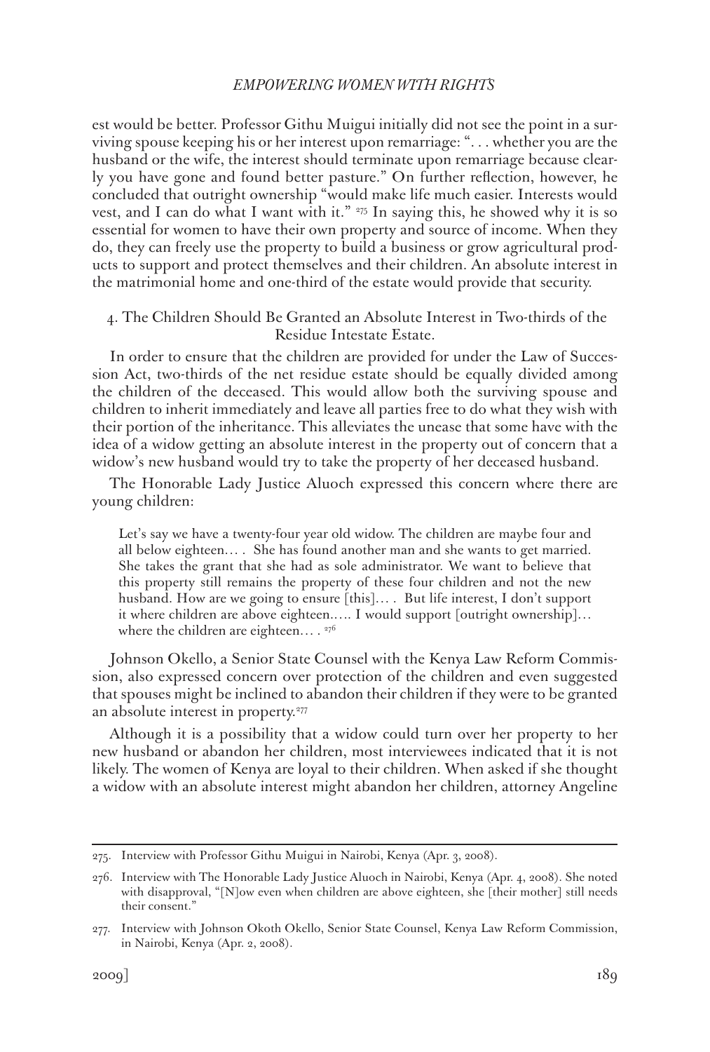est would be better. Professor Githu Muigui initially did not see the point in a surviving spouse keeping his or her interest upon remarriage: ". . . whether you are the husband or the wife, the interest should terminate upon remarriage because clearly you have gone and found better pasture." On further reflection, however, he concluded that outright ownership "would make life much easier. Interests would vest, and I can do what I want with it." [275] In saying this, he showed why it is so essential for women to have their own property and source of income. When they do, they can freely use the property to build a business or grow agricultural products to support and protect themselves and their children. An absolute interest in the matrimonial home and one-third of the estate would provide that security.

#### 4. The Children Should Be Granted an Absolute Interest in Two-thirds of the Residue Intestate Estate.

In order to ensure that the children are provided for under the Law of Succession Act, two-thirds of the net residue estate should be equally divided among the children of the deceased. This would allow both the surviving spouse and children to inherit immediately and leave all parties free to do what they wish with their portion of the inheritance. This alleviates the unease that some have with the idea of a widow getting an absolute interest in the property out of concern that a widow's new husband would try to take the property of her deceased husband.

The Honorable Lady Justice Aluoch expressed this concern where there are young children:

> Let's say we have a twenty-four year old widow. The children are maybe four and all below eighteen… . She has found another man and she wants to get married. She takes the grant that she had as sole administrator. We want to believe that this property still remains the property of these four children and not the new husband. How are we going to ensure [this]… . But life interest, I don't support it where children are above eighteen.…. I would support [outright ownership]… where the children are eighteen… . [276]

Johnson Okello, a Senior State Counsel with the Kenya Law Reform Commission, also expressed concern over protection of the children and even suggested that spouses might be inclined to abandon their children if they were to be granted an absolute interest in property.[277]

Although it is a possibility that a widow could turn over her property to her new husband or abandon her children, most interviewees indicated that it is not likely. The women of Kenya are loyal to their children. When asked if she thought a widow with an absolute interest might abandon her children, attorney Angeline

---

275. Interview with Professor Githu Muigui in Nairobi, Kenya (Apr. 3, 2008).

276. Interview with The Honorable Lady Justice Aluoch in Nairobi, Kenya (Apr. 4, 2008). She noted with disapproval, "[N]ow even when children are above eighteen, she [their mother] still needs their consent."

277. Interview with Johnson Okoth Okello, Senior State Counsel, Kenya Law Reform Commission, in Nairobi, Kenya (Apr. 2, 2008).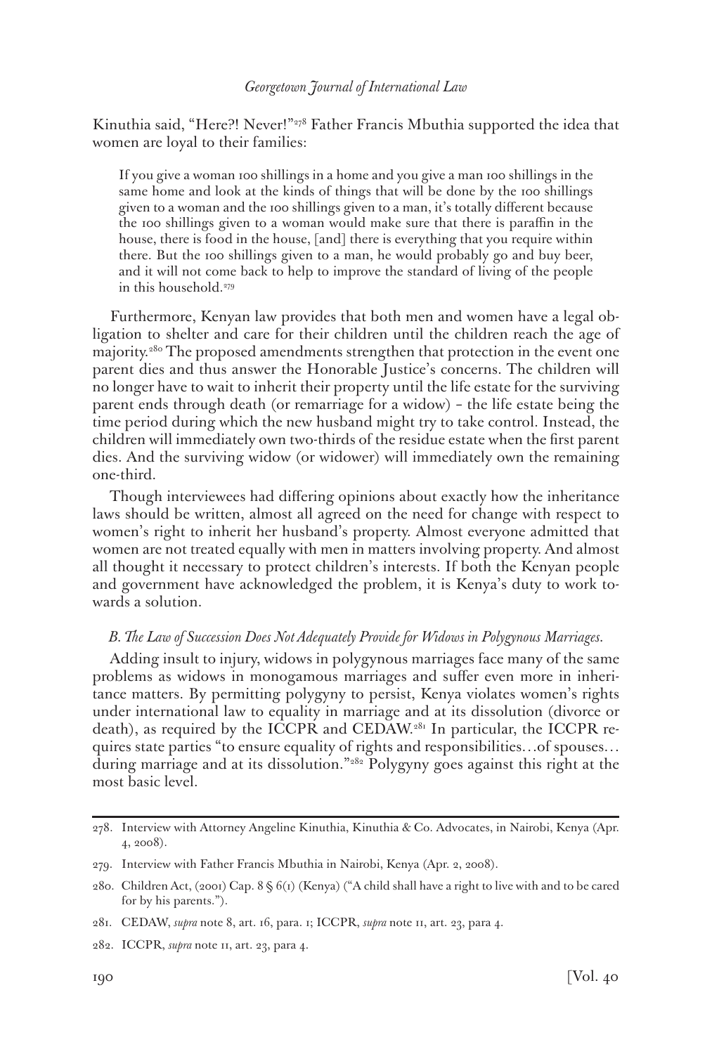Kinuthia said, "Here?! Never!"[278] Father Francis Mbuthia supported the idea that women are loyal to their families:

> If you give a woman 100 shillings in a home and you give a man 100 shillings in the same home and look at the kinds of things that will be done by the 100 shillings given to a woman and the 100 shillings given to a man, it's totally different because the 100 shillings given to a woman would make sure that there is paraffin in the house, there is food in the house, [and] there is everything that you require within there. But the 100 shillings given to a man, he would probably go and buy beer, and it will not come back to help to improve the standard of living of the people in this household.[279]

Furthermore, Kenyan law provides that both men and women have a legal obligation to shelter and care for their children until the children reach the age of majority.[280] The proposed amendments strengthen that protection in the event one parent dies and thus answer the Honorable Justice's concerns. The children will no longer have to wait to inherit their property until the life estate for the surviving parent ends through death (or remarriage for a widow) – the life estate being the time period during which the new husband might try to take control. Instead, the children will immediately own two-thirds of the residue estate when the first parent dies. And the surviving widow (or widower) will immediately own the remaining one-third.

Though interviewees had differing opinions about exactly how the inheritance laws should be written, almost all agreed on the need for change with respect to women's right to inherit her husband's property. Almost everyone admitted that women are not treated equally with men in matters involving property. And almost all thought it necessary to protect children's interests. If both the Kenyan people and government have acknowledged the problem, it is Kenya's duty to work towards a solution.

### *B. The Law of Succession Does Not Adequately Provide for Widows in Polygynous Marriages.*

Adding insult to injury, widows in polygynous marriages face many of the same problems as widows in monogamous marriages and suffer even more in inheritance matters. By permitting polygyny to persist, Kenya violates women's rights under international law to equality in marriage and at its dissolution (divorce or death), as required by the ICCPR and CEDAW.[281] In particular, the ICCPR requires state parties "to ensure equality of rights and responsibilities…of spouses…during marriage and at its dissolution."[282] Polygyny goes against this right at the most basic level.

---

278. Interview with Attorney Angeline Kinuthia, Kinuthia & Co. Advocates, in Nairobi, Kenya (Apr. 4, 2008).

279. Interview with Father Francis Mbuthia in Nairobi, Kenya (Apr. 2, 2008).

280. Children Act, (2001) Cap. 8 § 6(1) (Kenya) ("A child shall have a right to live with and to be cared for by his parents.").

281. CEDAW, *supra* note 8, art. 16, para. 1; ICCPR, *supra* note 11, art. 23, para 4.

282. ICCPR, *supra* note 11, art. 23, para 4.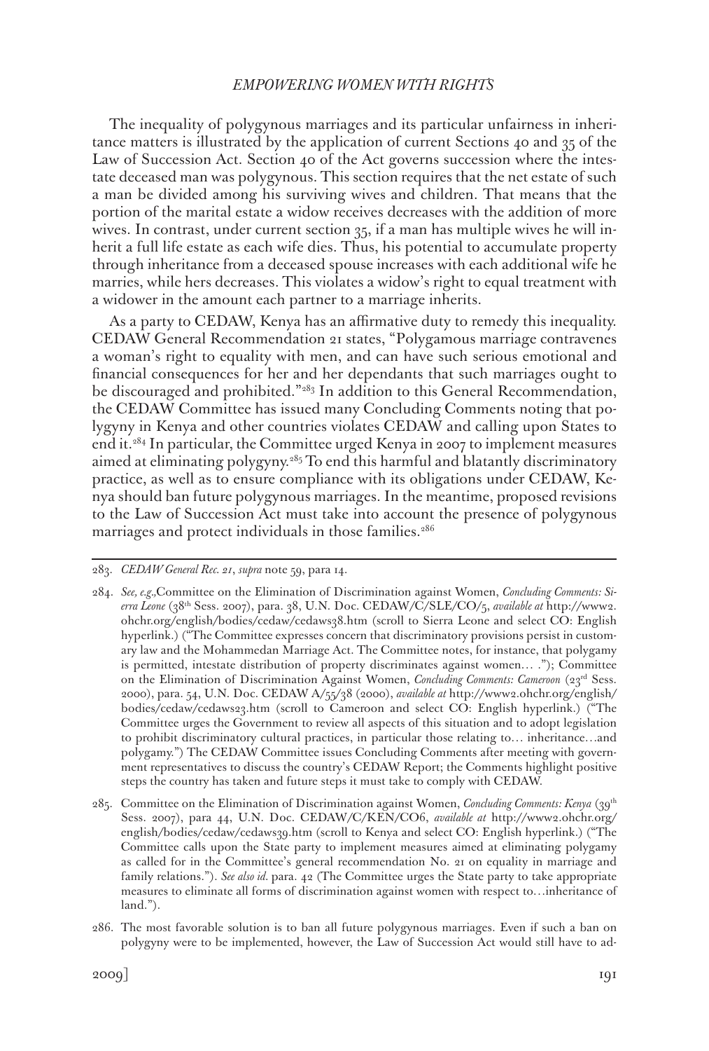The inequality of polygynous marriages and its particular unfairness in inheritance matters is illustrated by the application of current Sections 40 and 35 of the Law of Succession Act. Section 40 of the Act governs succession where the intestate deceased man was polygynous. This section requires that the net estate of such a man be divided among his surviving wives and children. That means that the portion of the marital estate a widow receives decreases with the addition of more wives. In contrast, under current section 35, if a man has multiple wives he will inherit a full life estate as each wife dies. Thus, his potential to accumulate property through inheritance from a deceased spouse increases with each additional wife he marries, while hers decreases. This violates a widow's right to equal treatment with a widower in the amount each partner to a marriage inherits.

As a party to CEDAW, Kenya has an affirmative duty to remedy this inequality. CEDAW General Recommendation 21 states, "Polygamous marriage contravenes a woman's right to equality with men, and can have such serious emotional and financial consequences for her and her dependants that such marriages ought to be discouraged and prohibited."[283] In addition to this General Recommendation, the CEDAW Committee has issued many Concluding Comments noting that polygyny in Kenya and other countries violates CEDAW and calling upon States to end it.[284] In particular, the Committee urged Kenya in 2007 to implement measures aimed at eliminating polygyny.[285] To end this harmful and blatantly discriminatory practice, as well as to ensure compliance with its obligations under CEDAW, Kenya should ban future polygynous marriages. In the meantime, proposed revisions to the Law of Succession Act must take into account the presence of polygynous marriages and protect individuals in those families.[286]

---

283. *CEDAW General Rec. 21*, *supra* note 59, para 14.

284. *See, e.g.,*Committee on the Elimination of Discrimination against Women, *Concluding Comments: Sierra Leone* (38th Sess. 2007), para. 38, U.N. Doc. CEDAW/C/SLE/CO/5, *available at* http://www2.ohchr.org/english/bodies/cedaw/cedaws38.htm (scroll to Sierra Leone and select CO: English hyperlink.) ("The Committee expresses concern that discriminatory provisions persist in customary law and the Mohammedan Marriage Act. The Committee notes, for instance, that polygamy is permitted, intestate distribution of property discriminates against women… ."); Committee on the Elimination of Discrimination Against Women, *Concluding Comments: Cameroon* (23rd Sess. 2000), para. 54, U.N. Doc. CEDAW A/55/38 (2000), *available at* http://www2.ohchr.org/english/bodies/cedaw/cedaws23.htm (scroll to Cameroon and select CO: English hyperlink.) ("The Committee urges the Government to review all aspects of this situation and to adopt legislation to prohibit discriminatory cultural practices, in particular those relating to… inheritance…and polygamy.") The CEDAW Committee issues Concluding Comments after meeting with government representatives to discuss the country's CEDAW Report; the Comments highlight positive steps the country has taken and future steps it must take to comply with CEDAW.

285. Committee on the Elimination of Discrimination against Women, *Concluding Comments: Kenya* (39th Sess. 2007), para 44, U.N. Doc. CEDAW/C/KEN/CO6, *available at* http://www2.ohchr.org/english/bodies/cedaw/cedaws39.htm (scroll to Kenya and select CO: English hyperlink.) ("The Committee calls upon the State party to implement measures aimed at eliminating polygamy as called for in the Committee's general recommendation No. 21 on equality in marriage and family relations."). *See also id.* para. 42 (The Committee urges the State party to take appropriate measures to eliminate all forms of discrimination against women with respect to…inheritance of land.").

286. The most favorable solution is to ban all future polygynous marriages. Even if such a ban on polygyny were to be implemented, however, the Law of Succession Act would still have to ad-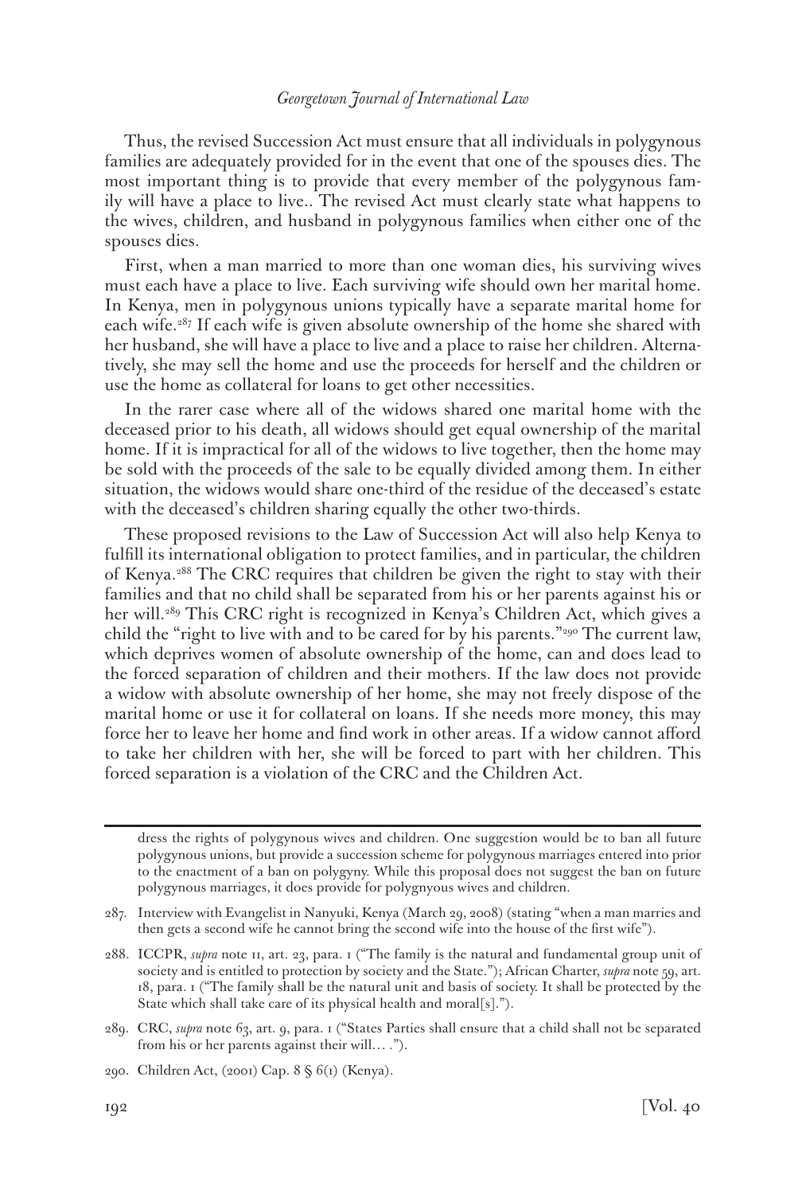Thus, the revised Succession Act must ensure that all individuals in polygynous families are adequately provided for in the event that one of the spouses dies. The most important thing is to provide that every member of the polygynous family will have a place to live.. The revised Act must clearly state what happens to the wives, children, and husband in polygynous families when either one of the spouses dies.

First, when a man married to more than one woman dies, his surviving wives must each have a place to live. Each surviving wife should own her marital home. In Kenya, men in polygynous unions typically have a separate marital home for each wife.[287] If each wife is given absolute ownership of the home she shared with her husband, she will have a place to live and a place to raise her children. Alternatively, she may sell the home and use the proceeds for herself and the children or use the home as collateral for loans to get other necessities.

In the rarer case where all of the widows shared one marital home with the deceased prior to his death, all widows should get equal ownership of the marital home. If it is impractical for all of the widows to live together, then the home may be sold with the proceeds of the sale to be equally divided among them. In either situation, the widows would share one-third of the residue of the deceased's estate with the deceased's children sharing equally the other two-thirds.

These proposed revisions to the Law of Succession Act will also help Kenya to fulfill its international obligation to protect families, and in particular, the children of Kenya.[288] The CRC requires that children be given the right to stay with their families and that no child shall be separated from his or her parents against his or her will.[289] This CRC right is recognized in Kenya's Children Act, which gives a child the "right to live with and to be cared for by his parents."[290] The current law, which deprives women of absolute ownership of the home, can and does lead to the forced separation of children and their mothers. If the law does not provide a widow with absolute ownership of her home, she may not freely dispose of the marital home or use it for collateral on loans. If she needs more money, this may force her to leave her home and find work in other areas. If a widow cannot afford to take her children with her, she will be forced to part with her children. This forced separation is a violation of the CRC and the Children Act.

---

dress the rights of polygynous wives and children. One suggestion would be to ban all future polygynous unions, but provide a succession scheme for polygynous marriages entered into prior to the enactment of a ban on polygyny. While this proposal does not suggest the ban on future polygynous marriages, it does provide for polygnyous wives and children.

287. Interview with Evangelist in Nanyuki, Kenya (March 29, 2008) (stating "when a man marries and then gets a second wife he cannot bring the second wife into the house of the first wife").

288. ICCPR, *supra* note 11, art. 23, para. 1 ("The family is the natural and fundamental group unit of society and is entitled to protection by society and the State."); African Charter, *supra* note 59, art. 18, para. 1 ("The family shall be the natural unit and basis of society. It shall be protected by the State which shall take care of its physical health and moral[s].").

289. CRC, *supra* note 63, art. 9, para. 1 ("States Parties shall ensure that a child shall not be separated from his or her parents against their will. . . .").

290. Children Act, (2001) Cap. 8 § 6(1) (Kenya).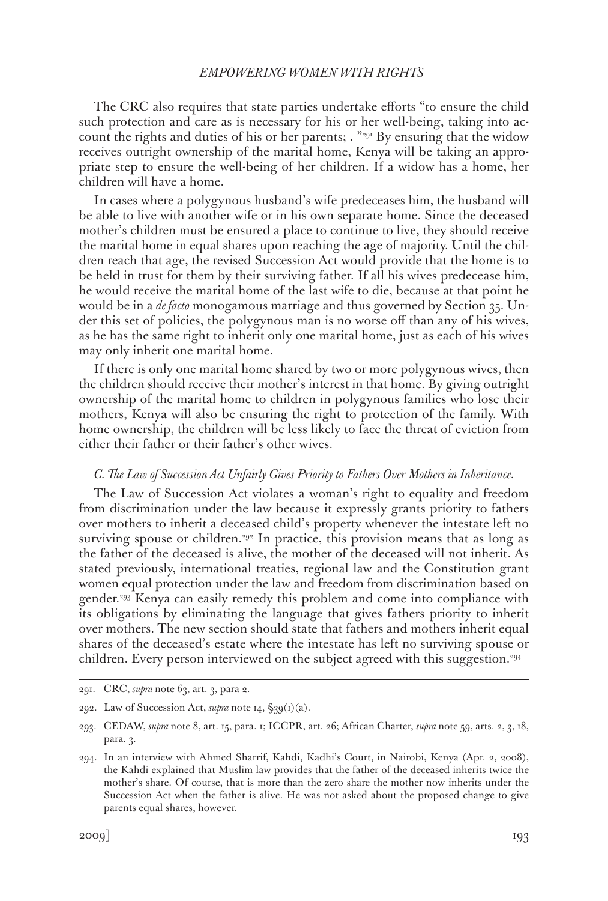The CRC also requires that state parties undertake efforts "to ensure the child such protection and care as is necessary for his or her well-being, taking into account the rights and duties of his or her parents; . "[291] By ensuring that the widow receives outright ownership of the marital home, Kenya will be taking an appropriate step to ensure the well-being of her children. If a widow has a home, her children will have a home.

In cases where a polygynous husband's wife predeceases him, the husband will be able to live with another wife or in his own separate home. Since the deceased mother's children must be ensured a place to continue to live, they should receive the marital home in equal shares upon reaching the age of majority. Until the children reach that age, the revised Succession Act would provide that the home is to be held in trust for them by their surviving father. If all his wives predecease him, he would receive the marital home of the last wife to die, because at that point he would be in a *de facto* monogamous marriage and thus governed by Section 35. Under this set of policies, the polygynous man is no worse off than any of his wives, as he has the same right to inherit only one marital home, just as each of his wives may only inherit one marital home.

If there is only one marital home shared by two or more polygynous wives, then the children should receive their mother's interest in that home. By giving outright ownership of the marital home to children in polygynous families who lose their mothers, Kenya will also be ensuring the right to protection of the family. With home ownership, the children will be less likely to face the threat of eviction from either their father or their father's other wives.

### *C. The Law of Succession Act Unfairly Gives Priority to Fathers Over Mothers in Inheritance.*

The Law of Succession Act violates a woman's right to equality and freedom from discrimination under the law because it expressly grants priority to fathers over mothers to inherit a deceased child's property whenever the intestate left no surviving spouse or children.[292] In practice, this provision means that as long as the father of the deceased is alive, the mother of the deceased will not inherit. As stated previously, international treaties, regional law and the Constitution grant women equal protection under the law and freedom from discrimination based on gender.[293] Kenya can easily remedy this problem and come into compliance with its obligations by eliminating the language that gives fathers priority to inherit over mothers. The new section should state that fathers and mothers inherit equal shares of the deceased's estate where the intestate has left no surviving spouse or children. Every person interviewed on the subject agreed with this suggestion.[294]

---

291. CRC, *supra* note 63, art. 3, para 2.

292. Law of Succession Act, *supra* note 14, §39(1)(a).

293. CEDAW, *supra* note 8, art. 15, para. 1; ICCPR, art. 26; African Charter, *supra* note 59, arts. 2, 3, 18, para. 3.

294. In an interview with Ahmed Sharrif, Kahdi, Kadhi's Court, in Nairobi, Kenya (Apr. 2, 2008), the Kahdi explained that Muslim law provides that the father of the deceased inherits twice the mother's share. Of course, that is more than the zero share the mother now inherits under the Succession Act when the father is alive. He was not asked about the proposed change to give parents equal shares, however.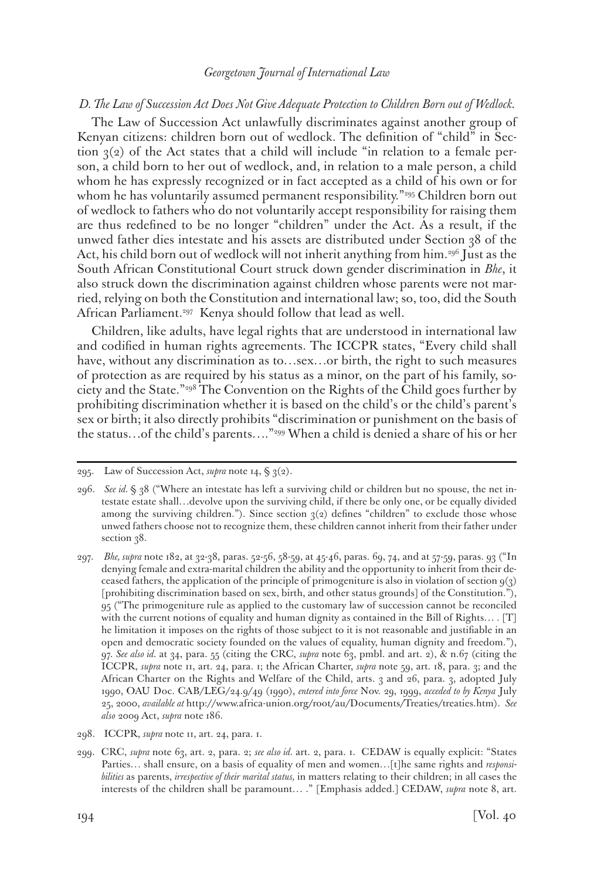### *D. The Law of Succession Act Does Not Give Adequate Protection to Children Born out of Wedlock.*

The Law of Succession Act unlawfully discriminates against another group of Kenyan citizens: children born out of wedlock. The definition of "child" in Section 3(2) of the Act states that a child will include "in relation to a female person, a child born to her out of wedlock, and, in relation to a male person, a child whom he has expressly recognized or in fact accepted as a child of his own or for whom he has voluntarily assumed permanent responsibility."[295] Children born out of wedlock to fathers who do not voluntarily accept responsibility for raising them are thus redefined to be no longer "children" under the Act. As a result, if the unwed father dies intestate and his assets are distributed under Section 38 of the Act, his child born out of wedlock will not inherit anything from him.[296] Just as the South African Constitutional Court struck down gender discrimination in *Bhe*, it also struck down the discrimination against children whose parents were not married, relying on both the Constitution and international law; so, too, did the South African Parliament.[297] Kenya should follow that lead as well.

Children, like adults, have legal rights that are understood in international law and codified in human rights agreements. The ICCPR states, "Every child shall have, without any discrimination as to…sex…or birth, the right to such measures of protection as are required by his status as a minor, on the part of his family, society and the State."[298] The Convention on the Rights of the Child goes further by prohibiting discrimination whether it is based on the child's or the child's parent's sex or birth; it also directly prohibits "discrimination or punishment on the basis of the status…of the child's parents…."[299] When a child is denied a share of his or her

---

295. Law of Succession Act, *supra* note 14, § 3(2).

296. *See id.* § 38 ("Where an intestate has left a surviving child or children but no spouse, the net intestate estate shall…devolve upon the surviving child, if there be only one, or be equally divided among the surviving children."). Since section 3(2) defines "children" to exclude those whose unwed fathers choose not to recognize them, these children cannot inherit from their father under section 38.

297. *Bhe, supra* note 182, at 32-38, paras. 52-56, 58-59, at 45-46, paras. 69, 74, and at 57-59, paras. 93 ("In denying female and extra-marital children the ability and the opportunity to inherit from their deceased fathers, the application of the principle of primogeniture is also in violation of section 9(3) [prohibiting discrimination based on sex, birth, and other status grounds] of the Constitution."), 95 ("The primogeniture rule as applied to the customary law of succession cannot be reconciled with the current notions of equality and human dignity as contained in the Bill of Rights… . [T]he limitation it imposes on the rights of those subject to it is not reasonable and justifiable in an open and democratic society founded on the values of equality, human dignity and freedom."), 97. *See also id.* at 34, para. 55 (citing the CRC, *supra* note 63, pmbl. and art. 2), & n.67 (citing the ICCPR, *supra* note 11, art. 24, para. 1; the African Charter, *supra* note 59, art. 18, para. 3; and the African Charter on the Rights and Welfare of the Child, arts. 3 and 26, para. 3, adopted July 1990, OAU Doc. CAB/LEG/24.9/49 (1990), *entered into force* Nov. 29, 1999, *acceded to by Kenya* July 25, 2000, *available at* http://www.africa-union.org/root/au/Documents/Treaties/treaties.htm). *See also* 2009 Act, *supra* note 186.

298. ICCPR, *supra* note 11, art. 24, para. 1.

299. CRC, *supra* note 63, art. 2, para. 2; *see also id.* art. 2, para. 1. CEDAW is equally explicit: "States Parties… shall ensure, on a basis of equality of men and women…[t]he same rights and *responsibilities* as parents, *irrespective of their marital status,* in matters relating to their children; in all cases the interests of the children shall be paramount… ." [Emphasis added.] CEDAW, *supra* note 8, art.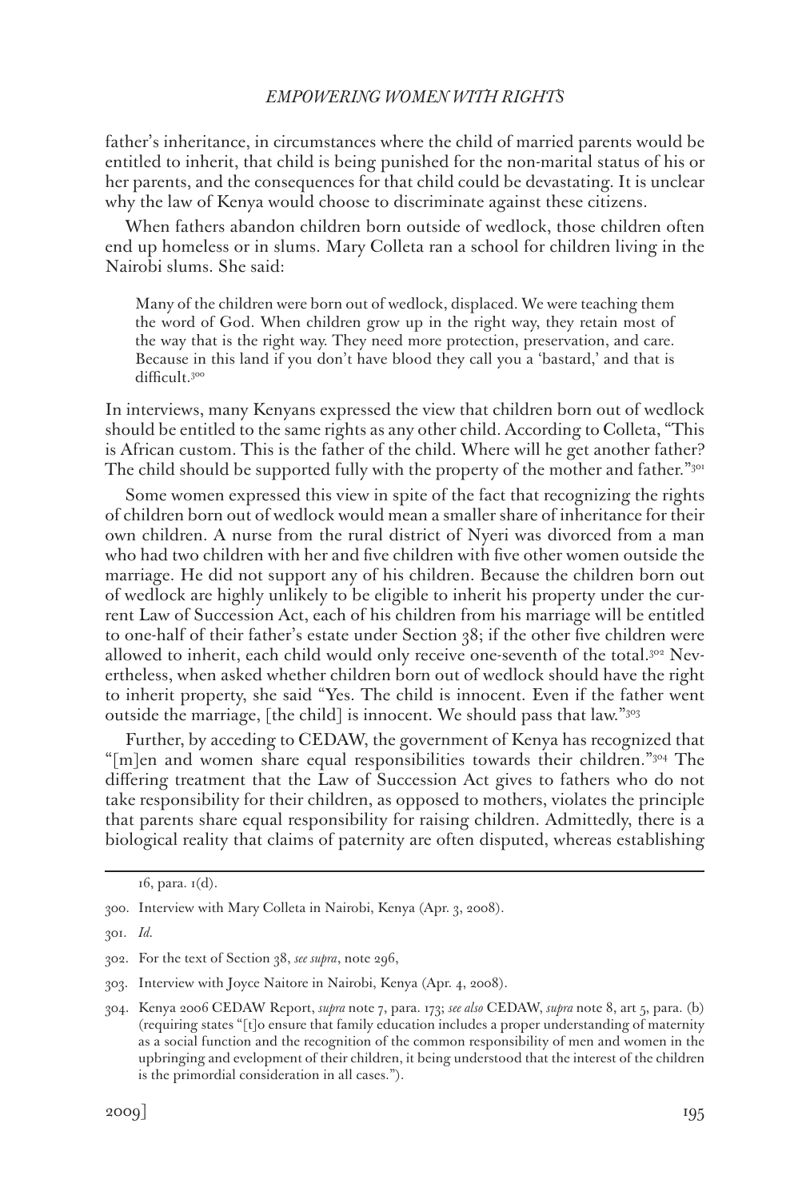father's inheritance, in circumstances where the child of married parents would be entitled to inherit, that child is being punished for the non-marital status of his or her parents, and the consequences for that child could be devastating. It is unclear why the law of Kenya would choose to discriminate against these citizens.

When fathers abandon children born outside of wedlock, those children often end up homeless or in slums. Mary Colleta ran a school for children living in the Nairobi slums. She said:

> Many of the children were born out of wedlock, displaced. We were teaching them the word of God. When children grow up in the right way, they retain most of the way that is the right way. They need more protection, preservation, and care. Because in this land if you don't have blood they call you a 'bastard,' and that is difficult.[300]

In interviews, many Kenyans expressed the view that children born out of wedlock should be entitled to the same rights as any other child. According to Colleta, "This is African custom. This is the father of the child. Where will he get another father? The child should be supported fully with the property of the mother and father."[301]

Some women expressed this view in spite of the fact that recognizing the rights of children born out of wedlock would mean a smaller share of inheritance for their own children. A nurse from the rural district of Nyeri was divorced from a man who had two children with her and five children with five other women outside the marriage. He did not support any of his children. Because the children born out of wedlock are highly unlikely to be eligible to inherit his property under the current Law of Succession Act, each of his children from his marriage will be entitled to one-half of their father's estate under Section 38; if the other five children were allowed to inherit, each child would only receive one-seventh of the total.[302] Nevertheless, when asked whether children born out of wedlock should have the right to inherit property, she said "Yes. The child is innocent. Even if the father went outside the marriage, [the child] is innocent. We should pass that law."[303]

Further, by acceding to CEDAW, the government of Kenya has recognized that "[m]en and women share equal responsibilities towards their children."[304] The differing treatment that the Law of Succession Act gives to fathers who do not take responsibility for their children, as opposed to mothers, violates the principle that parents share equal responsibility for raising children. Admittedly, there is a biological reality that claims of paternity are often disputed, whereas establishing

---

16, para. 1(d).

300. Interview with Mary Colleta in Nairobi, Kenya (Apr. 3, 2008).

301. *Id.*

302. For the text of Section 38, *see supra*, note 296,

303. Interview with Joyce Naitore in Nairobi, Kenya (Apr. 4, 2008).

304. Kenya 2006 CEDAW Report, *supra* note 7, para. 173; *see also* CEDAW, *supra* note 8, art 5, para. (b) (requiring states "[t]o ensure that family education includes a proper understanding of maternity as a social function and the recognition of the common responsibility of men and women in the upbringing and evelopment of their children, it being understood that the interest of the children is the primordial consideration in all cases.").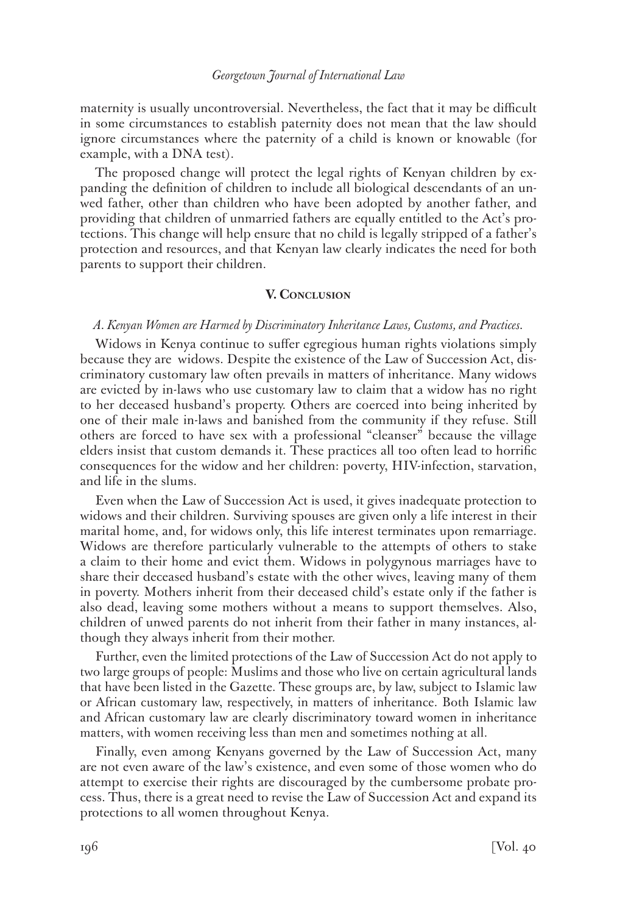maternity is usually uncontroversial. Nevertheless, the fact that it may be difficult in some circumstances to establish paternity does not mean that the law should ignore circumstances where the paternity of a child is known or knowable (for example, with a DNA test).

The proposed change will protect the legal rights of Kenyan children by expanding the definition of children to include all biological descendants of an unwed father, other than children who have been adopted by another father, and providing that children of unmarried fathers are equally entitled to the Act's protections. This change will help ensure that no child is legally stripped of a father's protection and resources, and that Kenyan law clearly indicates the need for both parents to support their children.

## V. Conclusion

### *A. Kenyan Women are Harmed by Discriminatory Inheritance Laws, Customs, and Practices.*

Widows in Kenya continue to suffer egregious human rights violations simply because they are widows. Despite the existence of the Law of Succession Act, discriminatory customary law often prevails in matters of inheritance. Many widows are evicted by in-laws who use customary law to claim that a widow has no right to her deceased husband's property. Others are coerced into being inherited by one of their male in-laws and banished from the community if they refuse. Still others are forced to have sex with a professional "cleanser" because the village elders insist that custom demands it. These practices all too often lead to horrific consequences for the widow and her children: poverty, HIV-infection, starvation, and life in the slums.

Even when the Law of Succession Act is used, it gives inadequate protection to widows and their children. Surviving spouses are given only a life interest in their marital home, and, for widows only, this life interest terminates upon remarriage. Widows are therefore particularly vulnerable to the attempts of others to stake a claim to their home and evict them. Widows in polygynous marriages have to share their deceased husband's estate with the other wives, leaving many of them in poverty. Mothers inherit from their deceased child's estate only if the father is also dead, leaving some mothers without a means to support themselves. Also, children of unwed parents do not inherit from their father in many instances, although they always inherit from their mother.

Further, even the limited protections of the Law of Succession Act do not apply to two large groups of people: Muslims and those who live on certain agricultural lands that have been listed in the Gazette. These groups are, by law, subject to Islamic law or African customary law, respectively, in matters of inheritance. Both Islamic law and African customary law are clearly discriminatory toward women in inheritance matters, with women receiving less than men and sometimes nothing at all.

Finally, even among Kenyans governed by the Law of Succession Act, many are not even aware of the law's existence, and even some of those women who do attempt to exercise their rights are discouraged by the cumbersome probate process. Thus, there is a great need to revise the Law of Succession Act and expand its protections to all women throughout Kenya.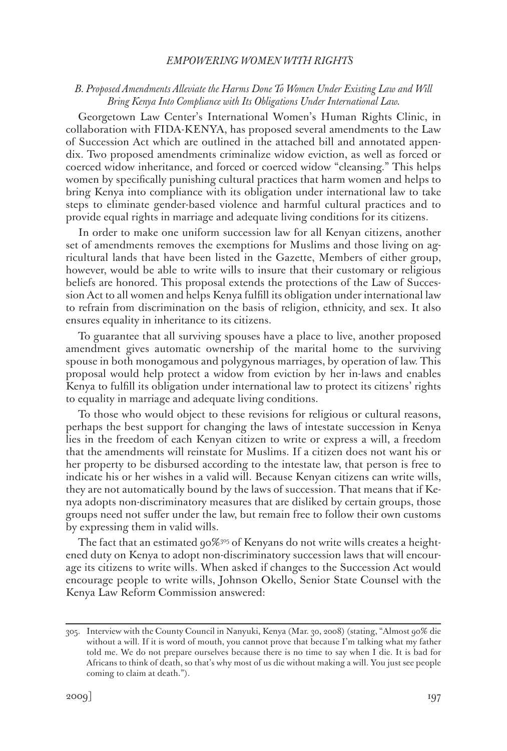### *B. Proposed Amendments Alleviate the Harms Done To Women Under Existing Law and Will Bring Kenya Into Compliance with Its Obligations Under International Law.*

Georgetown Law Center's International Women's Human Rights Clinic, in collaboration with FIDA-KENYA, has proposed several amendments to the Law of Succession Act which are outlined in the attached bill and annotated appendix. Two proposed amendments criminalize widow eviction, as well as forced or coerced widow inheritance, and forced or coerced widow "cleansing." This helps women by specifically punishing cultural practices that harm women and helps to bring Kenya into compliance with its obligation under international law to take steps to eliminate gender-based violence and harmful cultural practices and to provide equal rights in marriage and adequate living conditions for its citizens.

In order to make one uniform succession law for all Kenyan citizens, another set of amendments removes the exemptions for Muslims and those living on agricultural lands that have been listed in the Gazette, Members of either group, however, would be able to write wills to insure that their customary or religious beliefs are honored. This proposal extends the protections of the Law of Succession Act to all women and helps Kenya fulfill its obligation under international law to refrain from discrimination on the basis of religion, ethnicity, and sex. It also ensures equality in inheritance to its citizens.

To guarantee that all surviving spouses have a place to live, another proposed amendment gives automatic ownership of the marital home to the surviving spouse in both monogamous and polygynous marriages, by operation of law. This proposal would help protect a widow from eviction by her in-laws and enables Kenya to fulfill its obligation under international law to protect its citizens' rights to equality in marriage and adequate living conditions.

To those who would object to these revisions for religious or cultural reasons, perhaps the best support for changing the laws of intestate succession in Kenya lies in the freedom of each Kenyan citizen to write or express a will, a freedom that the amendments will reinstate for Muslims. If a citizen does not want his or her property to be disbursed according to the intestate law, that person is free to indicate his or her wishes in a valid will. Because Kenyan citizens can write wills, they are not automatically bound by the laws of succession. That means that if Kenya adopts non-discriminatory measures that are disliked by certain groups, those groups need not suffer under the law, but remain free to follow their own customs by expressing them in valid wills.

The fact that an estimated 90%[305] of Kenyans do not write wills creates a heightened duty on Kenya to adopt non-discriminatory succession laws that will encourage its citizens to write wills. When asked if changes to the Succession Act would encourage people to write wills, Johnson Okello, Senior State Counsel with the Kenya Law Reform Commission answered:

---

305. Interview with the County Council in Nanyuki, Kenya (Mar. 30, 2008) (stating, "Almost 90% die without a will. If it is word of mouth, you cannot prove that because I'm talking what my father told me. We do not prepare ourselves because there is no time to say when I die. It is bad for Africans to think of death, so that's why most of us die without making a will. You just see people coming to claim at death.").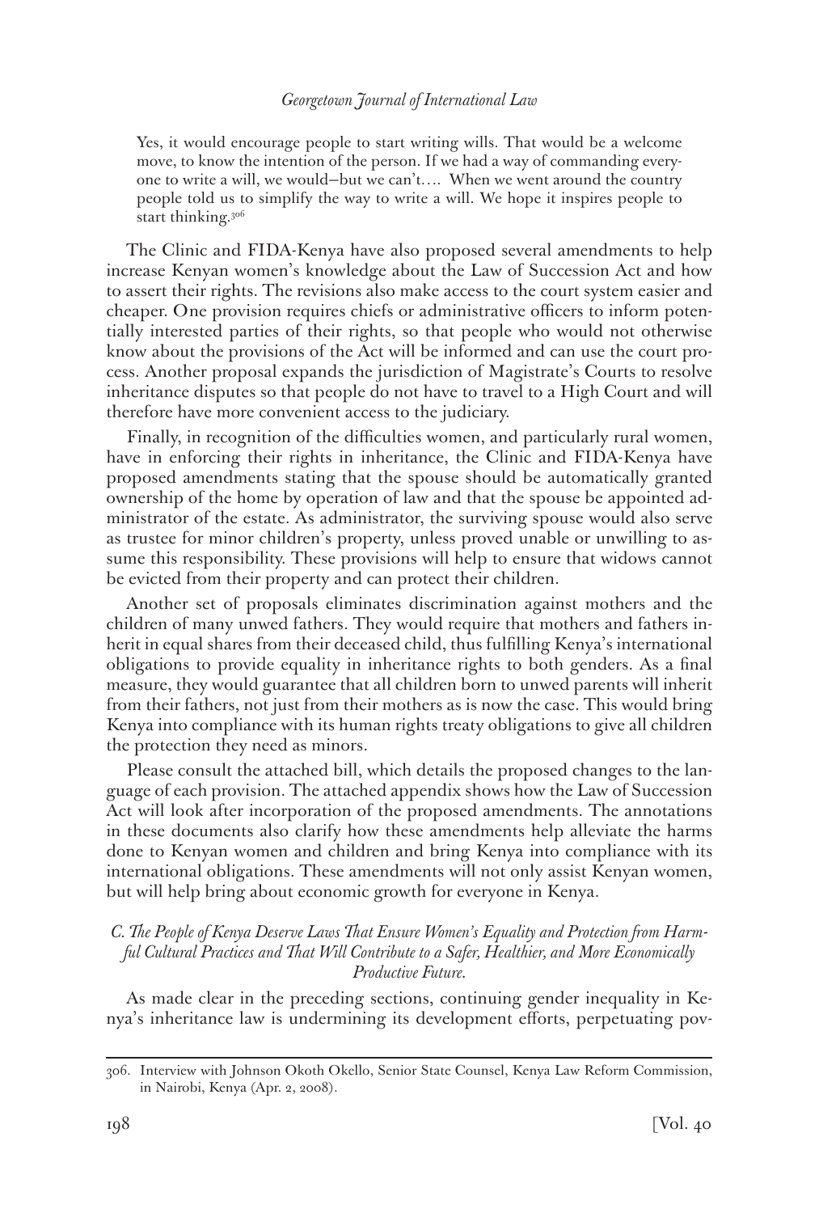> Yes, it would encourage people to start writing wills. That would be a welcome move, to know the intention of the person. If we had a way of commanding everyone to write a will, we would—but we can't.... When we went around the country people told us to simplify the way to write a will. We hope it inspires people to start thinking.[306]

The Clinic and FIDA-Kenya have also proposed several amendments to help increase Kenyan women's knowledge about the Law of Succession Act and how to assert their rights. The revisions also make access to the court system easier and cheaper. One provision requires chiefs or administrative officers to inform potentially interested parties of their rights, so that people who would not otherwise know about the provisions of the Act will be informed and can use the court process. Another proposal expands the jurisdiction of Magistrate's Courts to resolve inheritance disputes so that people do not have to travel to a High Court and will therefore have more convenient access to the judiciary.

Finally, in recognition of the difficulties women, and particularly rural women, have in enforcing their rights in inheritance, the Clinic and FIDA-Kenya have proposed amendments stating that the spouse should be automatically granted ownership of the home by operation of law and that the spouse be appointed administrator of the estate. As administrator, the surviving spouse would also serve as trustee for minor children's property, unless proved unable or unwilling to assume this responsibility. These provisions will help to ensure that widows cannot be evicted from their property and can protect their children.

Another set of proposals eliminates discrimination against mothers and the children of many unwed fathers. They would require that mothers and fathers inherit in equal shares from their deceased child, thus fulfilling Kenya's international obligations to provide equality in inheritance rights to both genders. As a final measure, they would guarantee that all children born to unwed parents will inherit from their fathers, not just from their mothers as is now the case. This would bring Kenya into compliance with its human rights treaty obligations to give all children the protection they need as minors.

Please consult the attached bill, which details the proposed changes to the language of each provision. The attached appendix shows how the Law of Succession Act will look after incorporation of the proposed amendments. The annotations in these documents also clarify how these amendments help alleviate the harms done to Kenyan women and children and bring Kenya into compliance with its international obligations. These amendments will not only assist Kenyan women, but will help bring about economic growth for everyone in Kenya.

### *C. The People of Kenya Deserve Laws That Ensure Women's Equality and Protection from Harmful Cultural Practices and That Will Contribute to a Safer, Healthier, and More Economically Productive Future.*

As made clear in the preceding sections, continuing gender inequality in Kenya's inheritance law is undermining its development efforts, perpetuating pov-

---

306. Interview with Johnson Okoth Okello, Senior State Counsel, Kenya Law Reform Commission, in Nairobi, Kenya (Apr. 2, 2008).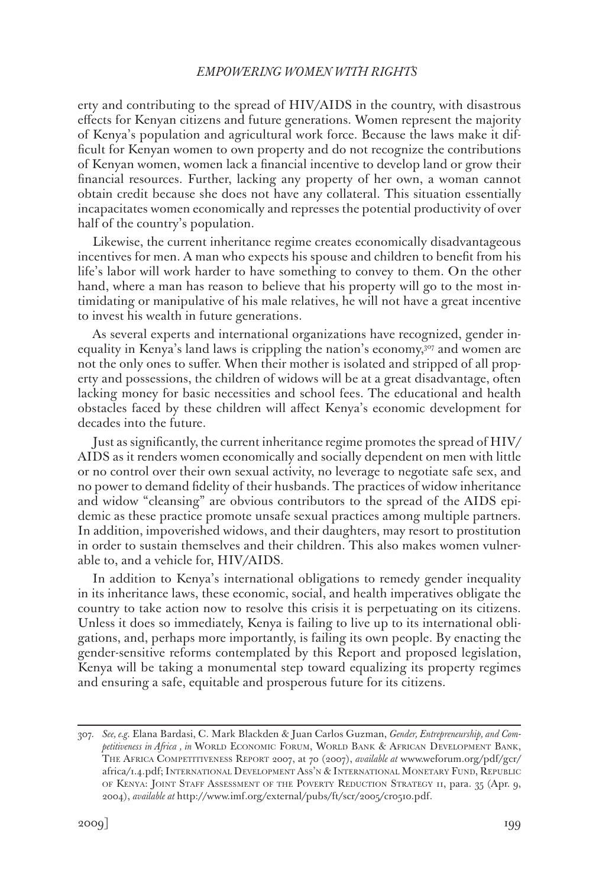erty and contributing to the spread of HIV/AIDS in the country, with disastrous effects for Kenyan citizens and future generations. Women represent the majority of Kenya's population and agricultural work force. Because the laws make it difficult for Kenyan women to own property and do not recognize the contributions of Kenyan women, women lack a financial incentive to develop land or grow their financial resources. Further, lacking any property of her own, a woman cannot obtain credit because she does not have any collateral. This situation essentially incapacitates women economically and represses the potential productivity of over half of the country's population.

Likewise, the current inheritance regime creates economically disadvantageous incentives for men. A man who expects his spouse and children to benefit from his life's labor will work harder to have something to convey to them. On the other hand, where a man has reason to believe that his property will go to the most intimidating or manipulative of his male relatives, he will not have a great incentive to invest his wealth in future generations.

As several experts and international organizations have recognized, gender inequality in Kenya's land laws is crippling the nation's economy,[307] and women are not the only ones to suffer. When their mother is isolated and stripped of all property and possessions, the children of widows will be at a great disadvantage, often lacking money for basic necessities and school fees. The educational and health obstacles faced by these children will affect Kenya's economic development for decades into the future.

Just as significantly, the current inheritance regime promotes the spread of HIV/AIDS as it renders women economically and socially dependent on men with little or no control over their own sexual activity, no leverage to negotiate safe sex, and no power to demand fidelity of their husbands. The practices of widow inheritance and widow "cleansing" are obvious contributors to the spread of the AIDS epidemic as these practice promote unsafe sexual practices among multiple partners. In addition, impoverished widows, and their daughters, may resort to prostitution in order to sustain themselves and their children. This also makes women vulnerable to, and a vehicle for, HIV/AIDS.

In addition to Kenya's international obligations to remedy gender inequality in its inheritance laws, these economic, social, and health imperatives obligate the country to take action now to resolve this crisis it is perpetuating on its citizens. Unless it does so immediately, Kenya is failing to live up to its international obligations, and, perhaps more importantly, is failing its own people. By enacting the gender-sensitive reforms contemplated by this Report and proposed legislation, Kenya will be taking a monumental step toward equalizing its property regimes and ensuring a safe, equitable and prosperous future for its citizens.

---

307. *See, e.g.* Elana Bardasi, C. Mark Blackden & Juan Carlos Guzman, *Gender, Entrepreneurship, and Competitiveness in Africa , in* World Economic Forum, World Bank & African Development Bank, The Africa Competitiveness Report 2007, at 70 (2007), *available at* www.weforum.org/pdf/gcr/africa/1.4.pdf; International Development Ass'n & International Monetary Fund, Republic of Kenya: Joint Staff Assessment of the Poverty Reduction Strategy 11, para. 35 (Apr. 9, 2004), *available at* http://www.imf.org/external/pubs/ft/scr/2005/cr0510.pdf.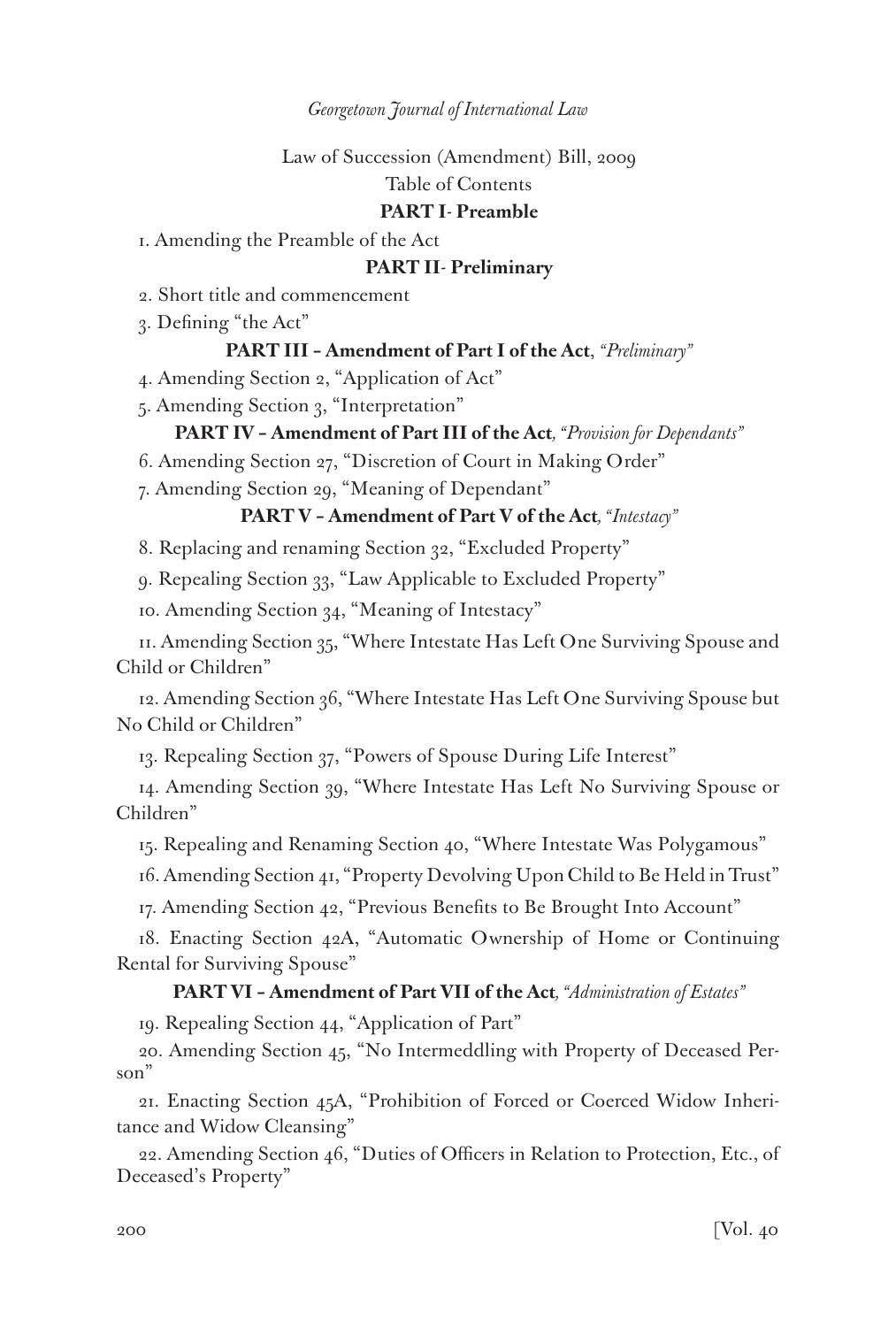Law of Succession (Amendment) Bill, 2009

Table of Contents

**PART I- Preamble**

1. Amending the Preamble of the Act

**PART II- Preliminary**

2. Short title and commencement
3. Defining "the Act"

**PART III – Amendment of Part I of the Act**, *"Preliminary"*

4. Amending Section 2, "Application of Act"
5. Amending Section 3, "Interpretation"

**PART IV – Amendment of Part III of the Act***, "Provision for Dependants"*

6. Amending Section 27, "Discretion of Court in Making Order"
7. Amending Section 29, "Meaning of Dependant"

**PART V – Amendment of Part V of the Act***, "Intestacy"*

8. Replacing and renaming Section 32, "Excluded Property"
9. Repealing Section 33, "Law Applicable to Excluded Property"
10. Amending Section 34, "Meaning of Intestacy"
11. Amending Section 35, "Where Intestate Has Left One Surviving Spouse and Child or Children"
12. Amending Section 36, "Where Intestate Has Left One Surviving Spouse but No Child or Children"
13. Repealing Section 37, "Powers of Spouse During Life Interest"
14. Amending Section 39, "Where Intestate Has Left No Surviving Spouse or Children"
15. Repealing and Renaming Section 40, "Where Intestate Was Polygamous"
16. Amending Section 41, "Property Devolving Upon Child to Be Held in Trust"
17. Amending Section 42, "Previous Benefits to Be Brought Into Account"
18. Enacting Section 42A, "Automatic Ownership of Home or Continuing Rental for Surviving Spouse"

**PART VI – Amendment of Part VII of the Act***, "Administration of Estates"*

19. Repealing Section 44, "Application of Part"
20. Amending Section 45, "No Intermeddling with Property of Deceased Person"
21. Enacting Section 45A, "Prohibition of Forced or Coerced Widow Inheritance and Widow Cleansing"
22. Amending Section 46, "Duties of Officers in Relation to Protection, Etc., of Deceased's Property"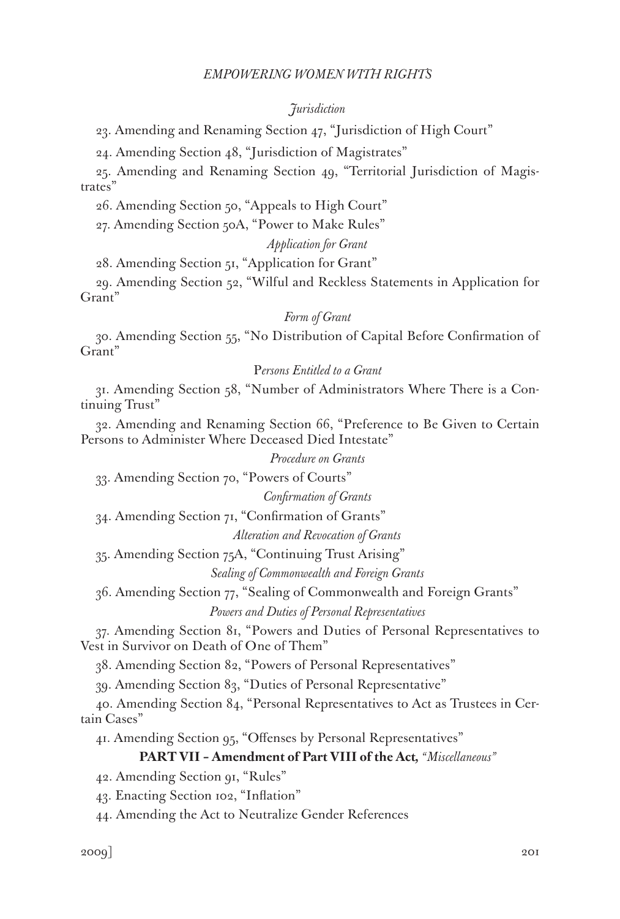*Jurisdiction*

23. Amending and Renaming Section 47, "Jurisdiction of High Court"

24. Amending Section 48, "Jurisdiction of Magistrates"

25. Amending and Renaming Section 49, "Territorial Jurisdiction of Magistrates"

26. Amending Section 50, "Appeals to High Court"

27. Amending Section 50A, "Power to Make Rules"

*Application for Grant*

28. Amending Section 51, "Application for Grant"

29. Amending Section 52, "Wilful and Reckless Statements in Application for Grant"

*Form of Grant*

30. Amending Section 55, "No Distribution of Capital Before Confirmation of Grant"

*Persons Entitled to a Grant*

31. Amending Section 58, "Number of Administrators Where There is a Continuing Trust"

32. Amending and Renaming Section 66, "Preference to Be Given to Certain Persons to Administer Where Deceased Died Intestate"

*Procedure on Grants*

33. Amending Section 70, "Powers of Courts"

*Confirmation of Grants*

34. Amending Section 71, "Confirmation of Grants"

*Alteration and Revocation of Grants*

35. Amending Section 75A, "Continuing Trust Arising"

*Sealing of Commonwealth and Foreign Grants*

36. Amending Section 77, "Sealing of Commonwealth and Foreign Grants"

*Powers and Duties of Personal Representatives*

37. Amending Section 81, "Powers and Duties of Personal Representatives to Vest in Survivor on Death of One of Them"

38. Amending Section 82, "Powers of Personal Representatives"

39. Amending Section 83, "Duties of Personal Representative"

40. Amending Section 84, "Personal Representatives to Act as Trustees in Certain Cases"

41. Amending Section 95, "Offenses by Personal Representatives"

**PART VII – Amendment of Part VIII of the Act,** *"Miscellaneous"*

42. Amending Section 91, "Rules"

43. Enacting Section 102, "Inflation"

44. Amending the Act to Neutralize Gender References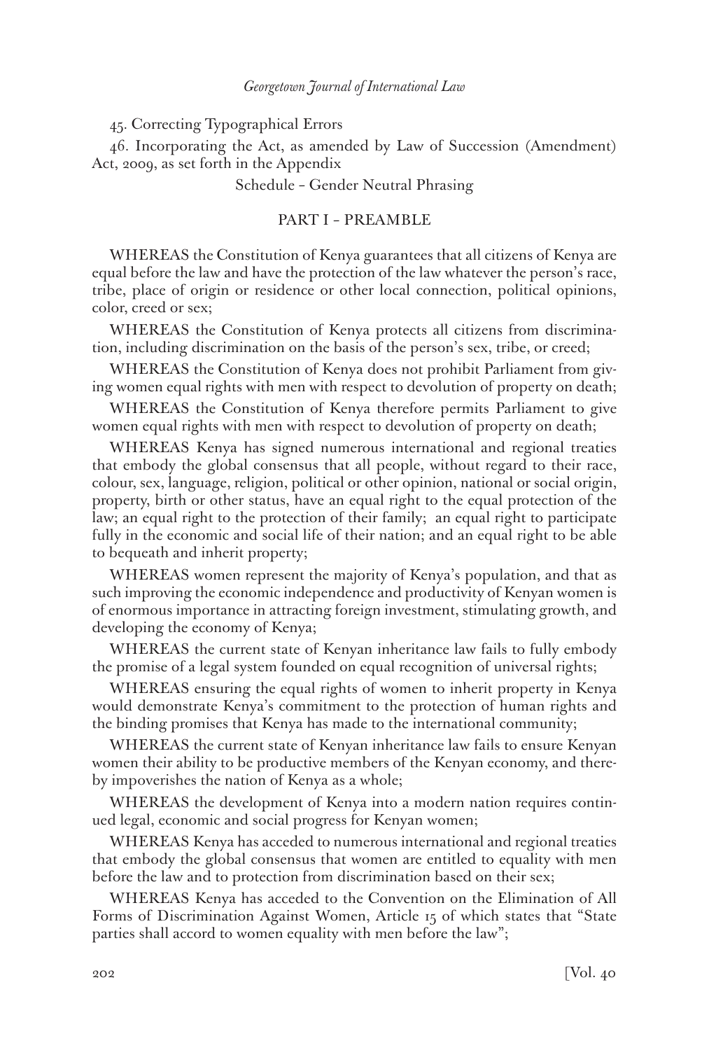45. Correcting Typographical Errors

46. Incorporating the Act, as amended by Law of Succession (Amendment) Act, 2009, as set forth in the Appendix

Schedule – Gender Neutral Phrasing

## PART I – PREAMBLE

WHEREAS the Constitution of Kenya guarantees that all citizens of Kenya are equal before the law and have the protection of the law whatever the person's race, tribe, place of origin or residence or other local connection, political opinions, color, creed or sex;

WHEREAS the Constitution of Kenya protects all citizens from discrimination, including discrimination on the basis of the person's sex, tribe, or creed;

WHEREAS the Constitution of Kenya does not prohibit Parliament from giving women equal rights with men with respect to devolution of property on death;

WHEREAS the Constitution of Kenya therefore permits Parliament to give women equal rights with men with respect to devolution of property on death;

WHEREAS Kenya has signed numerous international and regional treaties that embody the global consensus that all people, without regard to their race, colour, sex, language, religion, political or other opinion, national or social origin, property, birth or other status, have an equal right to the equal protection of the law; an equal right to the protection of their family; an equal right to participate fully in the economic and social life of their nation; and an equal right to be able to bequeath and inherit property;

WHEREAS women represent the majority of Kenya's population, and that as such improving the economic independence and productivity of Kenyan women is of enormous importance in attracting foreign investment, stimulating growth, and developing the economy of Kenya;

WHEREAS the current state of Kenyan inheritance law fails to fully embody the promise of a legal system founded on equal recognition of universal rights;

WHEREAS ensuring the equal rights of women to inherit property in Kenya would demonstrate Kenya's commitment to the protection of human rights and the binding promises that Kenya has made to the international community;

WHEREAS the current state of Kenyan inheritance law fails to ensure Kenyan women their ability to be productive members of the Kenyan economy, and thereby impoverishes the nation of Kenya as a whole;

WHEREAS the development of Kenya into a modern nation requires continued legal, economic and social progress for Kenyan women;

WHEREAS Kenya has acceded to numerous international and regional treaties that embody the global consensus that women are entitled to equality with men before the law and to protection from discrimination based on their sex;

WHEREAS Kenya has acceded to the Convention on the Elimination of All Forms of Discrimination Against Women, Article 15 of which states that "State parties shall accord to women equality with men before the law";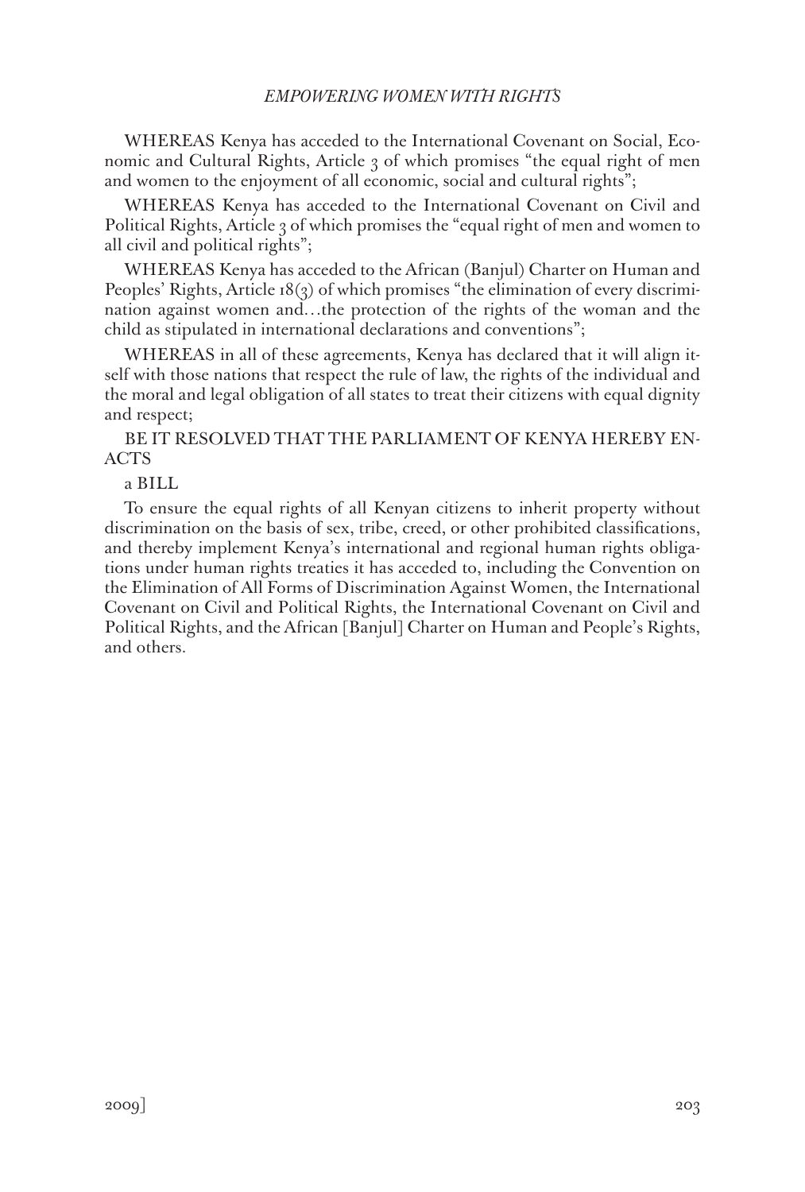WHEREAS Kenya has acceded to the International Covenant on Social, Economic and Cultural Rights, Article 3 of which promises "the equal right of men and women to the enjoyment of all economic, social and cultural rights";

WHEREAS Kenya has acceded to the International Covenant on Civil and Political Rights, Article 3 of which promises the "equal right of men and women to all civil and political rights";

WHEREAS Kenya has acceded to the African (Banjul) Charter on Human and Peoples' Rights, Article 18(3) of which promises "the elimination of every discrimination against women and…the protection of the rights of the woman and the child as stipulated in international declarations and conventions";

WHEREAS in all of these agreements, Kenya has declared that it will align itself with those nations that respect the rule of law, the rights of the individual and the moral and legal obligation of all states to treat their citizens with equal dignity and respect;

BE IT RESOLVED THAT THE PARLIAMENT OF KENYA HEREBY ENACTS

a BILL

To ensure the equal rights of all Kenyan citizens to inherit property without discrimination on the basis of sex, tribe, creed, or other prohibited classifications, and thereby implement Kenya's international and regional human rights obligations under human rights treaties it has acceded to, including the Convention on the Elimination of All Forms of Discrimination Against Women, the International Covenant on Civil and Political Rights, the International Covenant on Civil and Political Rights, and the African [Banjul] Charter on Human and People's Rights, and others.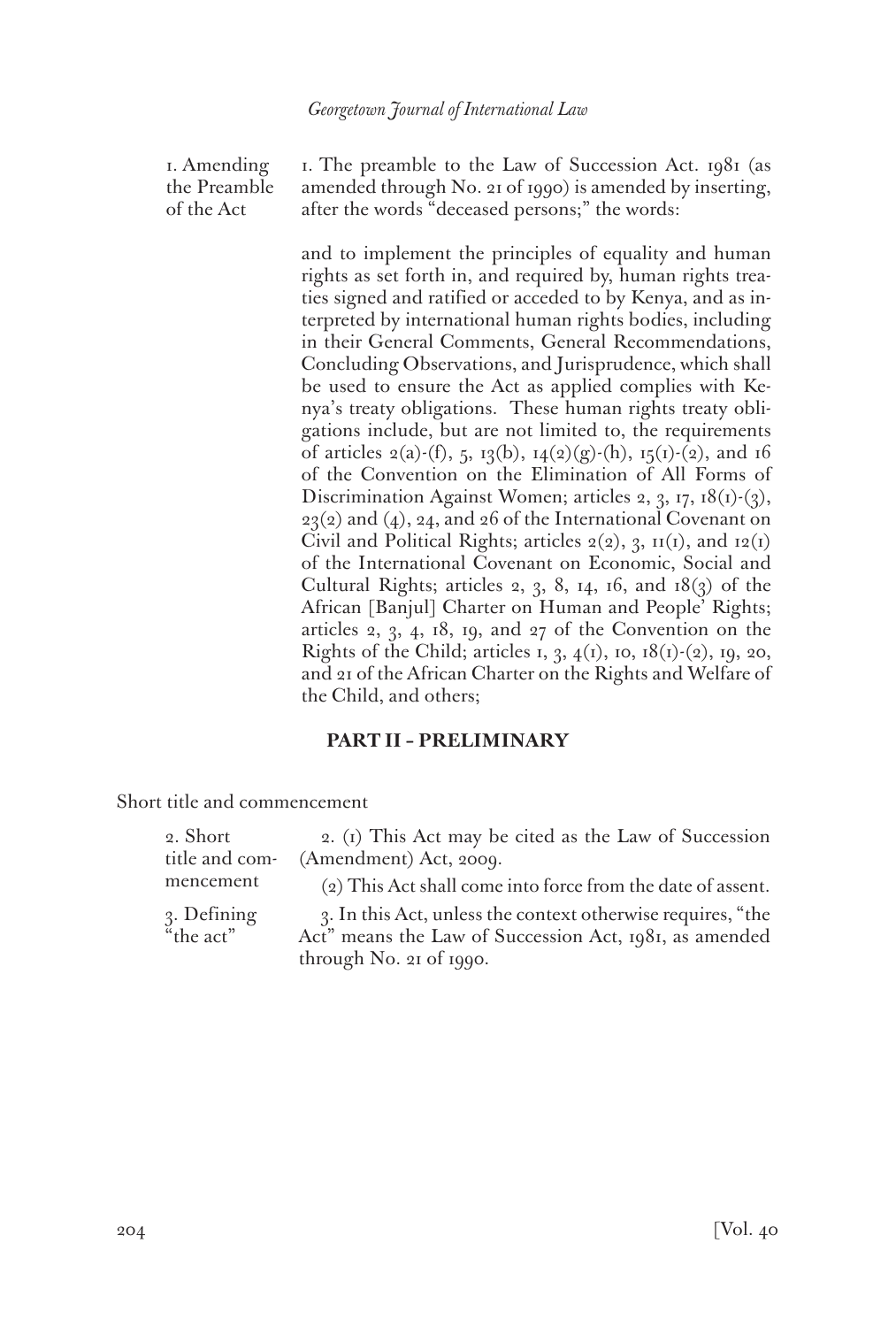1. Amending the Preamble of the Act

1. The preamble to the Law of Succession Act. 1981 (as amended through No. 21 of 1990) is amended by inserting, after the words "deceased persons;" the words:

and to implement the principles of equality and human rights as set forth in, and required by, human rights treaties signed and ratified or acceded to by Kenya, and as interpreted by international human rights bodies, including in their General Comments, General Recommendations, Concluding Observations, and Jurisprudence, which shall be used to ensure the Act as applied complies with Kenya's treaty obligations. These human rights treaty obligations include, but are not limited to, the requirements of articles 2(a)-(f), 5, 13(b), 14(2)(g)-(h), 15(1)-(2), and 16 of the Convention on the Elimination of All Forms of Discrimination Against Women; articles 2, 3, 17, 18(1)-(3), 23(2) and (4), 24, and 26 of the International Covenant on Civil and Political Rights; articles 2(2), 3, 11(1), and 12(1) of the International Covenant on Economic, Social and Cultural Rights; articles 2, 3, 8, 14, 16, and 18(3) of the African [Banjul] Charter on Human and People' Rights; articles 2, 3, 4, 18, 19, and 27 of the Convention on the Rights of the Child; articles 1, 3, 4(1), 10, 18(1)-(2), 19, 20, and 21 of the African Charter on the Rights and Welfare of the Child, and others;

**PART II - PRELIMINARY**

Short title and commencement

2. Short title and commencement

2. (1) This Act may be cited as the Law of Succession (Amendment) Act, 2009.

(2) This Act shall come into force from the date of assent.

3. Defining "the act"

3. In this Act, unless the context otherwise requires, "the Act" means the Law of Succession Act, 1981, as amended through No. 21 of 1990.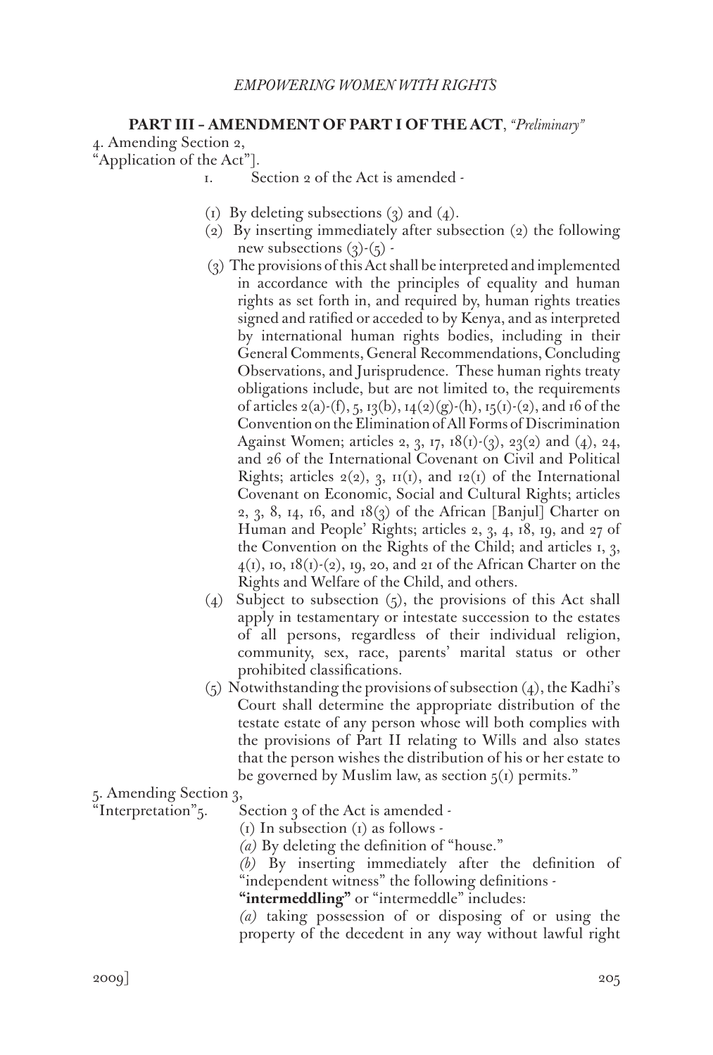**PART III – AMENDMENT OF PART I OF THE ACT**, *"Preliminary"*

4. Amending Section 2, "Application of the Act"].

1. Section 2 of the Act is amended -

(1) By deleting subsections (3) and (4).

(2) By inserting immediately after subsection (2) the following new subsections (3)-(5) -

(3) The provisions of this Act shall be interpreted and implemented in accordance with the principles of equality and human rights as set forth in, and required by, human rights treaties signed and ratified or acceded to by Kenya, and as interpreted by international human rights bodies, including in their General Comments, General Recommendations, Concluding Observations, and Jurisprudence. These human rights treaty obligations include, but are not limited to, the requirements of articles 2(a)-(f), 5, 13(b), 14(2)(g)-(h), 15(1)-(2), and 16 of the Convention on the Elimination of All Forms of Discrimination Against Women; articles 2, 3, 17, 18(1)-(3), 23(2) and (4), 24, and 26 of the International Covenant on Civil and Political Rights; articles 2(2), 3, 11(1), and 12(1) of the International Covenant on Economic, Social and Cultural Rights; articles 2, 3, 8, 14, 16, and 18(3) of the African [Banjul] Charter on Human and People' Rights; articles 2, 3, 4, 18, 19, and 27 of the Convention on the Rights of the Child; and articles 1, 3, 4(1), 10, 18(1)-(2), 19, 20, and 21 of the African Charter on the Rights and Welfare of the Child, and others.

(4) Subject to subsection (5), the provisions of this Act shall apply in testamentary or intestate succession to the estates of all persons, regardless of their individual religion, community, sex, race, parents' marital status or other prohibited classifications.

(5) Notwithstanding the provisions of subsection (4), the Kadhi's Court shall determine the appropriate distribution of the testate estate of any person whose will both complies with the provisions of Part II relating to Wills and also states that the person wishes the distribution of his or her estate to be governed by Muslim law, as section 5(1) permits."

5. Amending Section 3, "Interpretation"

5. Section 3 of the Act is amended -

(1) In subsection (1) as follows -

*(a)* By deleting the definition of "house."

*(b)* By inserting immediately after the definition of "independent witness" the following definitions -

**"intermeddling"** or "intermeddle" includes:

*(a)* taking possession of or disposing of or using the property of the decedent in any way without lawful right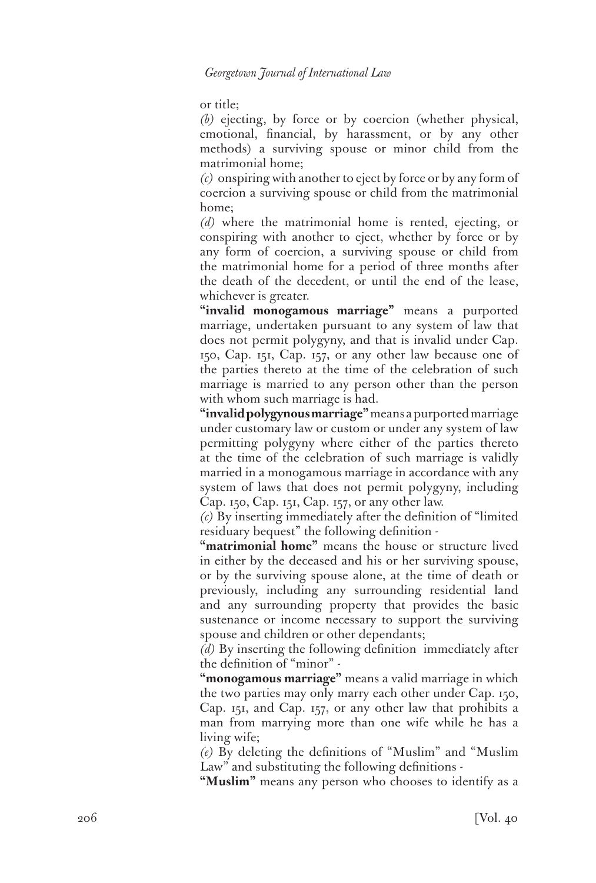or title;

*(b)* ejecting, by force or by coercion (whether physical, emotional, financial, by harassment, or by any other methods) a surviving spouse or minor child from the matrimonial home;

*(c)* onspiring with another to eject by force or by any form of coercion a surviving spouse or child from the matrimonial home;

*(d)* where the matrimonial home is rented, ejecting, or conspiring with another to eject, whether by force or by any form of coercion, a surviving spouse or child from the matrimonial home for a period of three months after the death of the decedent, or until the end of the lease, whichever is greater.

**"invalid monogamous marriage"** means a purported marriage, undertaken pursuant to any system of law that does not permit polygyny, and that is invalid under Cap. 150, Cap. 151, Cap. 157, or any other law because one of the parties thereto at the time of the celebration of such marriage is married to any person other than the person with whom such marriage is had.

**"invalid polygynous marriage"** means a purported marriage under customary law or custom or under any system of law permitting polygyny where either of the parties thereto at the time of the celebration of such marriage is validly married in a monogamous marriage in accordance with any system of laws that does not permit polygyny, including Cap. 150, Cap. 151, Cap. 157, or any other law.

*(c)* By inserting immediately after the definition of "limited residuary bequest" the following definition -

**"matrimonial home"** means the house or structure lived in either by the deceased and his or her surviving spouse, or by the surviving spouse alone, at the time of death or previously, including any surrounding residential land and any surrounding property that provides the basic sustenance or income necessary to support the surviving spouse and children or other dependants;

*(d)* By inserting the following definition immediately after the definition of "minor" -

**"monogamous marriage"** means a valid marriage in which the two parties may only marry each other under Cap. 150, Cap. 151, and Cap. 157, or any other law that prohibits a man from marrying more than one wife while he has a living wife;

*(e)* By deleting the definitions of "Muslim" and "Muslim Law" and substituting the following definitions -

**"Muslim"** means any person who chooses to identify as a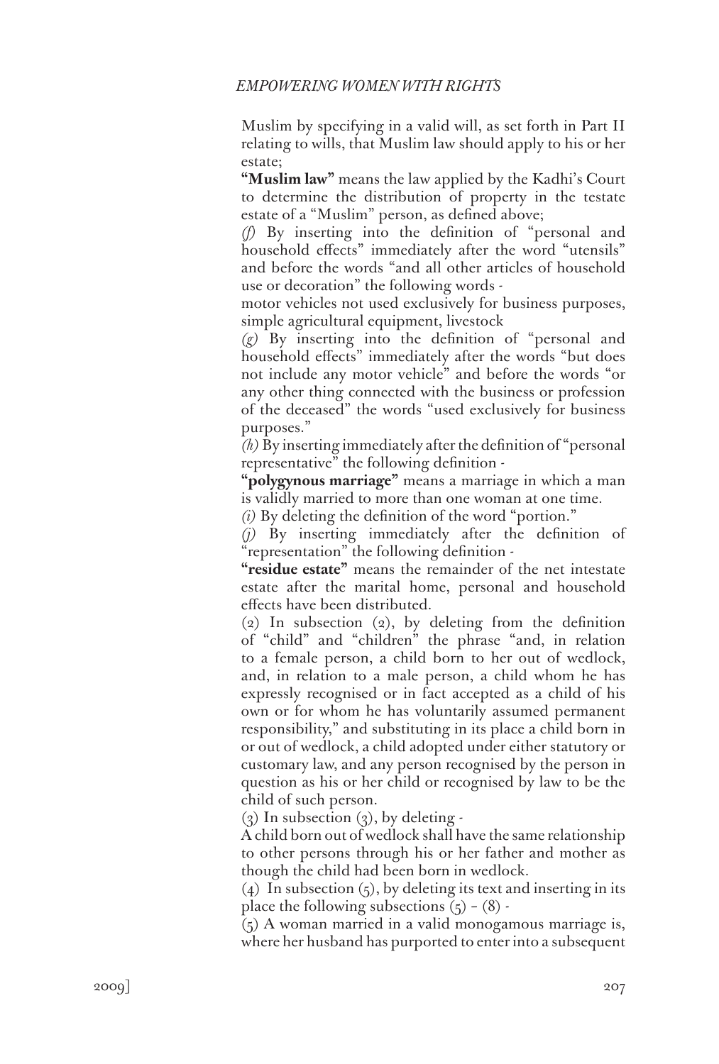Muslim by specifying in a valid will, as set forth in Part II relating to wills, that Muslim law should apply to his or her estate;

**"Muslim law"** means the law applied by the Kadhi's Court to determine the distribution of property in the testate estate of a "Muslim" person, as defined above;

*(f)* By inserting into the definition of "personal and household effects" immediately after the word "utensils" and before the words "and all other articles of household use or decoration" the following words -

motor vehicles not used exclusively for business purposes, simple agricultural equipment, livestock

*(g)* By inserting into the definition of "personal and household effects" immediately after the words "but does not include any motor vehicle" and before the words "or any other thing connected with the business or profession of the deceased" the words "used exclusively for business purposes."

*(h)* By inserting immediately after the definition of "personal representative" the following definition -

**"polygynous marriage"** means a marriage in which a man is validly married to more than one woman at one time.

*(i)* By deleting the definition of the word "portion."

*(j)* By inserting immediately after the definition of "representation" the following definition -

**"residue estate"** means the remainder of the net intestate estate after the marital home, personal and household effects have been distributed.

(2) In subsection (2), by deleting from the definition of "child" and "children" the phrase "and, in relation to a female person, a child born to her out of wedlock, and, in relation to a male person, a child whom he has expressly recognised or in fact accepted as a child of his own or for whom he has voluntarily assumed permanent responsibility," and substituting in its place a child born in or out of wedlock, a child adopted under either statutory or customary law, and any person recognised by the person in question as his or her child or recognised by law to be the child of such person.

(3) In subsection (3), by deleting -

A child born out of wedlock shall have the same relationship to other persons through his or her father and mother as though the child had been born in wedlock.

(4) In subsection (5), by deleting its text and inserting in its place the following subsections (5) – (8) -

(5) A woman married in a valid monogamous marriage is, where her husband has purported to enter into a subsequent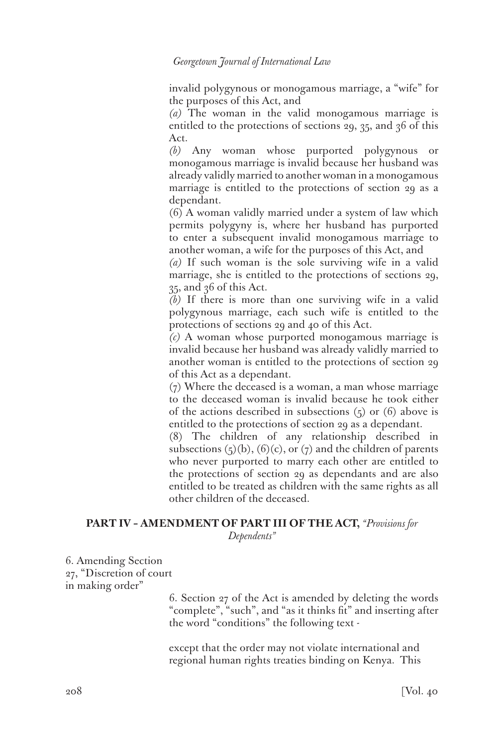invalid polygynous or monogamous marriage, a "wife" for the purposes of this Act, and

*(a)* The woman in the valid monogamous marriage is entitled to the protections of sections 29, 35, and 36 of this Act.

*(b)* Any woman whose purported polygynous or monogamous marriage is invalid because her husband was already validly married to another woman in a monogamous marriage is entitled to the protections of section 29 as a dependant.

(6) A woman validly married under a system of law which permits polygyny is, where her husband has purported to enter a subsequent invalid monogamous marriage to another woman, a wife for the purposes of this Act, and

*(a)* If such woman is the sole surviving wife in a valid marriage, she is entitled to the protections of sections 29, 35, and 36 of this Act.

*(b)* If there is more than one surviving wife in a valid polygynous marriage, each such wife is entitled to the protections of sections 29 and 40 of this Act.

*(c)* A woman whose purported monogamous marriage is invalid because her husband was already validly married to another woman is entitled to the protections of section 29 of this Act as a dependant.

(7) Where the deceased is a woman, a man whose marriage to the deceased woman is invalid because he took either of the actions described in subsections (5) or (6) above is entitled to the protections of section 29 as a dependant.

(8) The children of any relationship described in subsections (5)(b), (6)(c), or (7) and the children of parents who never purported to marry each other are entitled to the protections of section 29 as dependants and are also entitled to be treated as children with the same rights as all other children of the deceased.

## PART IV – AMENDMENT OF PART III OF THE ACT, *"Provisions for Dependents"*

6. Amending Section 27, "Discretion of court in making order"

6. Section 27 of the Act is amended by deleting the words "complete", "such", and "as it thinks fit" and inserting after the word "conditions" the following text -

except that the order may not violate international and regional human rights treaties binding on Kenya. This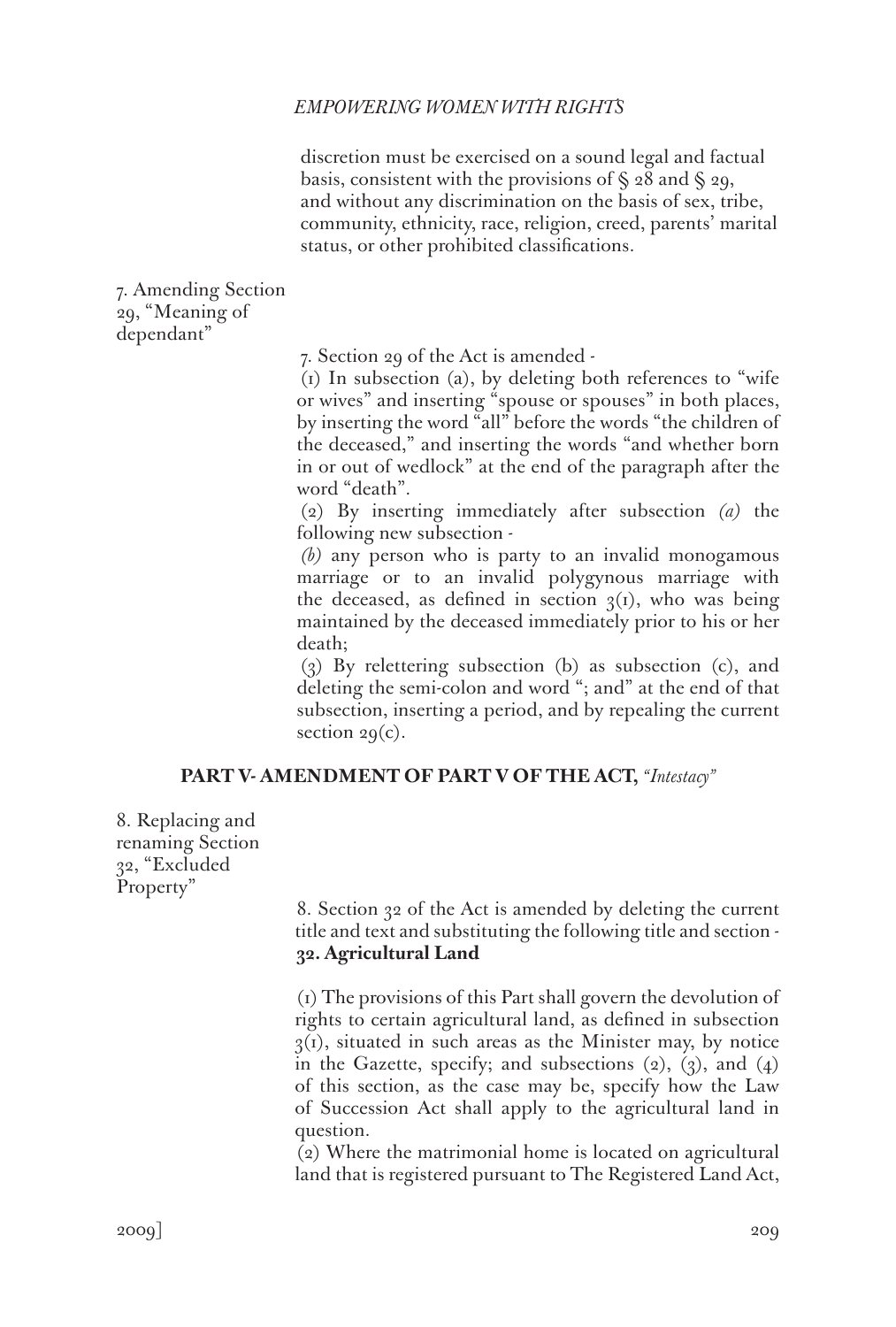discretion must be exercised on a sound legal and factual basis, consistent with the provisions of § 28 and § 29, and without any discrimination on the basis of sex, tribe, community, ethnicity, race, religion, creed, parents' marital status, or other prohibited classifications.

7. Amending Section 29, "Meaning of dependant"

7. Section 29 of the Act is amended -

(1) In subsection (a), by deleting both references to "wife or wives" and inserting "spouse or spouses" in both places, by inserting the word "all" before the words "the children of the deceased," and inserting the words "and whether born in or out of wedlock" at the end of the paragraph after the word "death".

(2) By inserting immediately after subsection *(a)* the following new subsection -

*(b)* any person who is party to an invalid monogamous marriage or to an invalid polygynous marriage with the deceased, as defined in section 3(1), who was being maintained by the deceased immediately prior to his or her death;

(3) By relettering subsection (b) as subsection (c), and deleting the semi-colon and word "; and" at the end of that subsection, inserting a period, and by repealing the current section 29(c).

## PART V- AMENDMENT OF PART V OF THE ACT, *"Intestacy"*

8. Replacing and renaming Section 32, "Excluded Property"

8. Section 32 of the Act is amended by deleting the current title and text and substituting the following title and section -

**32. Agricultural Land**

(1) The provisions of this Part shall govern the devolution of rights to certain agricultural land, as defined in subsection 3(1), situated in such areas as the Minister may, by notice in the Gazette, specify; and subsections (2), (3), and (4) of this section, as the case may be, specify how the Law of Succession Act shall apply to the agricultural land in question.

(2) Where the matrimonial home is located on agricultural land that is registered pursuant to The Registered Land Act,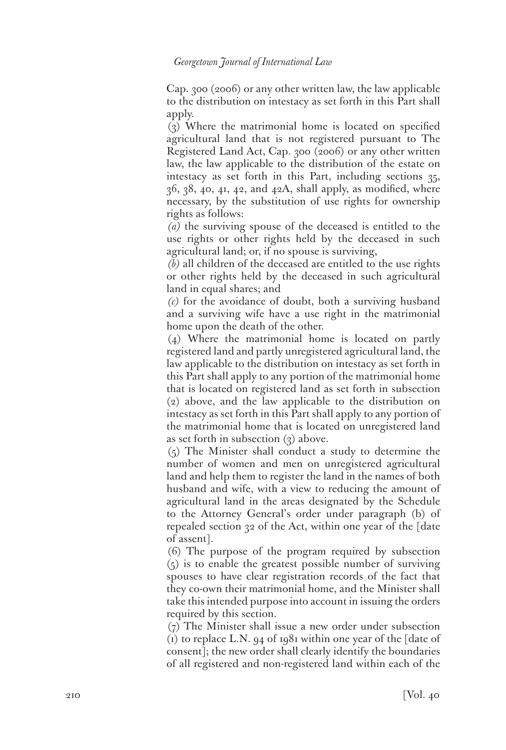Cap. 300 (2006) or any other written law, the law applicable to the distribution on intestacy as set forth in this Part shall apply.

(3) Where the matrimonial home is located on specified agricultural land that is not registered pursuant to The Registered Land Act, Cap. 300 (2006) or any other written law, the law applicable to the distribution of the estate on intestacy as set forth in this Part, including sections 35, 36, 38, 40, 41, 42, and 42A, shall apply, as modified, where necessary, by the substitution of use rights for ownership rights as follows:

*(a)* the surviving spouse of the deceased is entitled to the use rights or other rights held by the deceased in such agricultural land; or, if no spouse is surviving,

*(b)* all children of the deceased are entitled to the use rights or other rights held by the deceased in such agricultural land in equal shares; and

*(c)* for the avoidance of doubt, both a surviving husband and a surviving wife have a use right in the matrimonial home upon the death of the other.

(4) Where the matrimonial home is located on partly registered land and partly unregistered agricultural land, the law applicable to the distribution on intestacy as set forth in this Part shall apply to any portion of the matrimonial home that is located on registered land as set forth in subsection (2) above, and the law applicable to the distribution on intestacy as set forth in this Part shall apply to any portion of the matrimonial home that is located on unregistered land as set forth in subsection (3) above.

(5) The Minister shall conduct a study to determine the number of women and men on unregistered agricultural land and help them to register the land in the names of both husband and wife, with a view to reducing the amount of agricultural land in the areas designated by the Schedule to the Attorney General's order under paragraph (b) of repealed section 32 of the Act, within one year of the [date of assent].

(6) The purpose of the program required by subsection (5) is to enable the greatest possible number of surviving spouses to have clear registration records of the fact that they co-own their matrimonial home, and the Minister shall take this intended purpose into account in issuing the orders required by this section.

(7) The Minister shall issue a new order under subsection (1) to replace L.N. 94 of 1981 within one year of the [date of consent]; the new order shall clearly identify the boundaries of all registered and non-registered land within each of the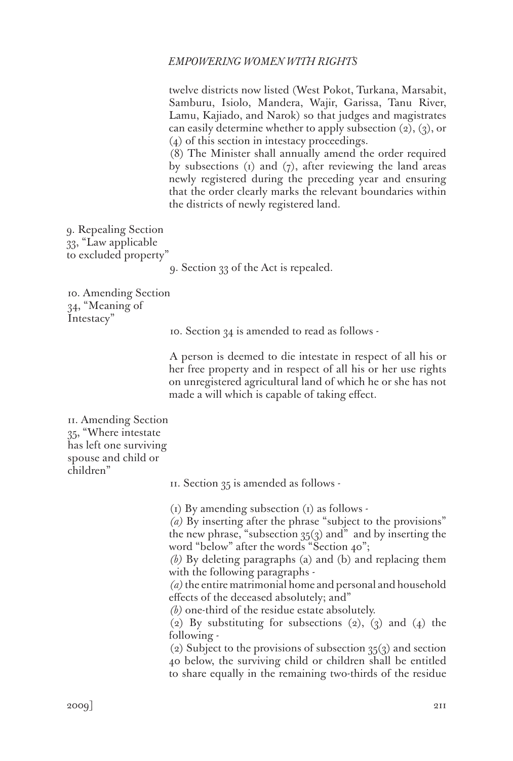twelve districts now listed (West Pokot, Turkana, Marsabit, Samburu, Isiolo, Mandera, Wajir, Garissa, Tanu River, Lamu, Kajiado, and Narok) so that judges and magistrates can easily determine whether to apply subsection (2), (3), or (4) of this section in intestacy proceedings.

(8) The Minister shall annually amend the order required by subsections (1) and (7), after reviewing the land areas newly registered during the preceding year and ensuring that the order clearly marks the relevant boundaries within the districts of newly registered land.

9. Repealing Section 33, "Law applicable to excluded property"

9. Section 33 of the Act is repealed.

10. Amending Section 34, "Meaning of Intestacy"

10. Section 34 is amended to read as follows -

A person is deemed to die intestate in respect of all his or her free property and in respect of all his or her use rights on unregistered agricultural land of which he or she has not made a will which is capable of taking effect.

11. Amending Section 35, "Where intestate has left one surviving spouse and child or children"

11. Section 35 is amended as follows -

(1) By amending subsection (1) as follows -

*(a)* By inserting after the phrase "subject to the provisions" the new phrase, "subsection 35(3) and" and by inserting the word "below" after the words "Section 40";

*(b)* By deleting paragraphs (a) and (b) and replacing them with the following paragraphs -

*(a)* the entire matrimonial home and personal and household effects of the deceased absolutely; and"

*(b)* one-third of the residue estate absolutely.

(2) By substituting for subsections (2), (3) and (4) the following -

(2) Subject to the provisions of subsection 35(3) and section 40 below, the surviving child or children shall be entitled to share equally in the remaining two-thirds of the residue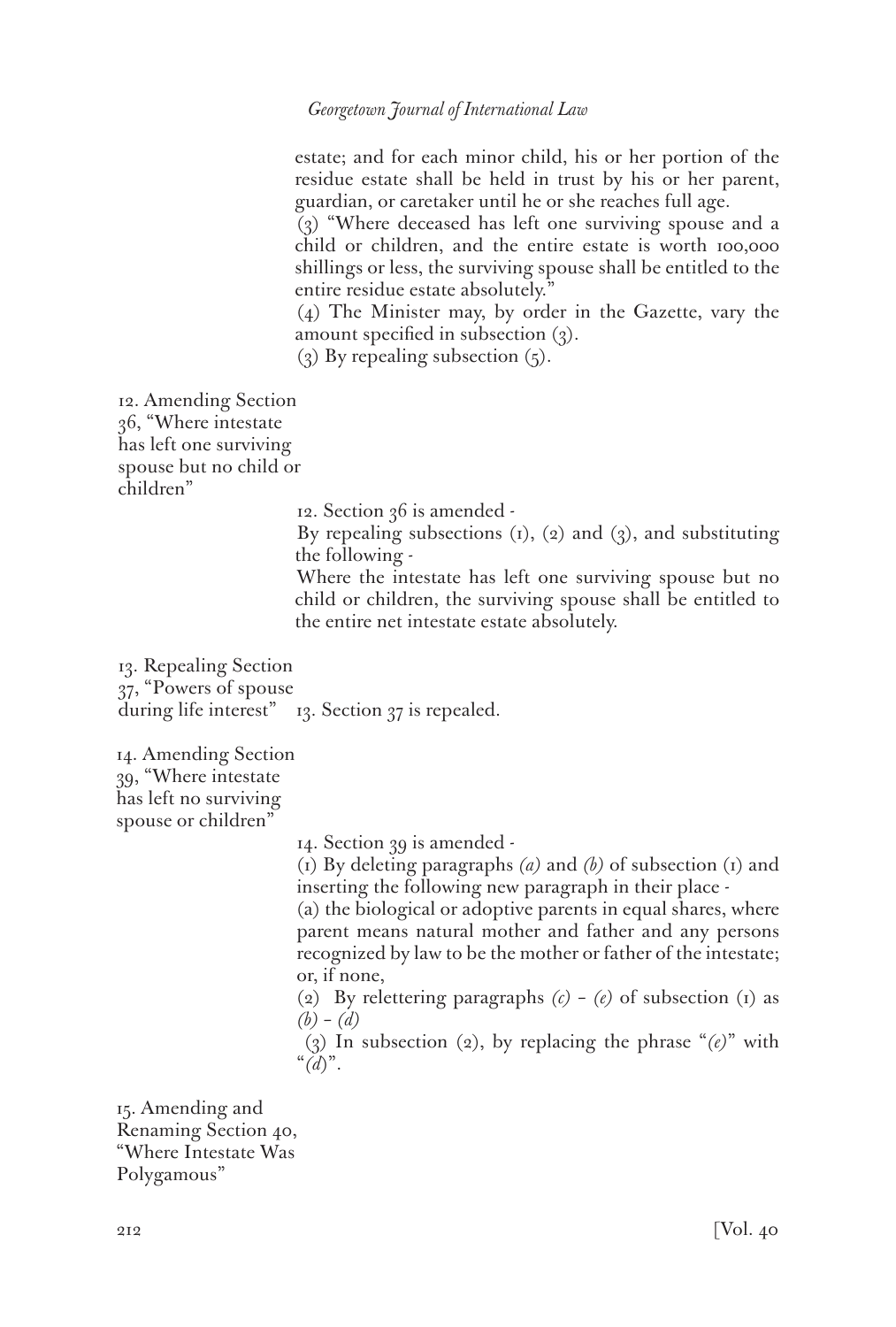estate; and for each minor child, his or her portion of the residue estate shall be held in trust by his or her parent, guardian, or caretaker until he or she reaches full age.

(3) "Where deceased has left one surviving spouse and a child or children, and the entire estate is worth 100,000 shillings or less, the surviving spouse shall be entitled to the entire residue estate absolutely."

(4) The Minister may, by order in the Gazette, vary the amount specified in subsection (3).

(3) By repealing subsection (5).

12. Amending Section 36, "Where intestate has left one surviving spouse but no child or children"

12. Section 36 is amended -

By repealing subsections (1), (2) and (3), and substituting the following -

Where the intestate has left one surviving spouse but no child or children, the surviving spouse shall be entitled to the entire net intestate estate absolutely.

13. Repealing Section 37, "Powers of spouse during life interest"

13. Section 37 is repealed.

14. Amending Section 39, "Where intestate has left no surviving spouse or children"

14. Section 39 is amended -

(1) By deleting paragraphs *(a)* and *(b)* of subsection (1) and inserting the following new paragraph in their place -

(a) the biological or adoptive parents in equal shares, where parent means natural mother and father and any persons recognized by law to be the mother or father of the intestate; or, if none,

(2) By relettering paragraphs *(c)* – *(e)* of subsection (1) as *(b)* – *(d)*

(3) In subsection (2), by replacing the phrase "*(e)*" with "*(d)*".

15. Amending and Renaming Section 40, "Where Intestate Was Polygamous"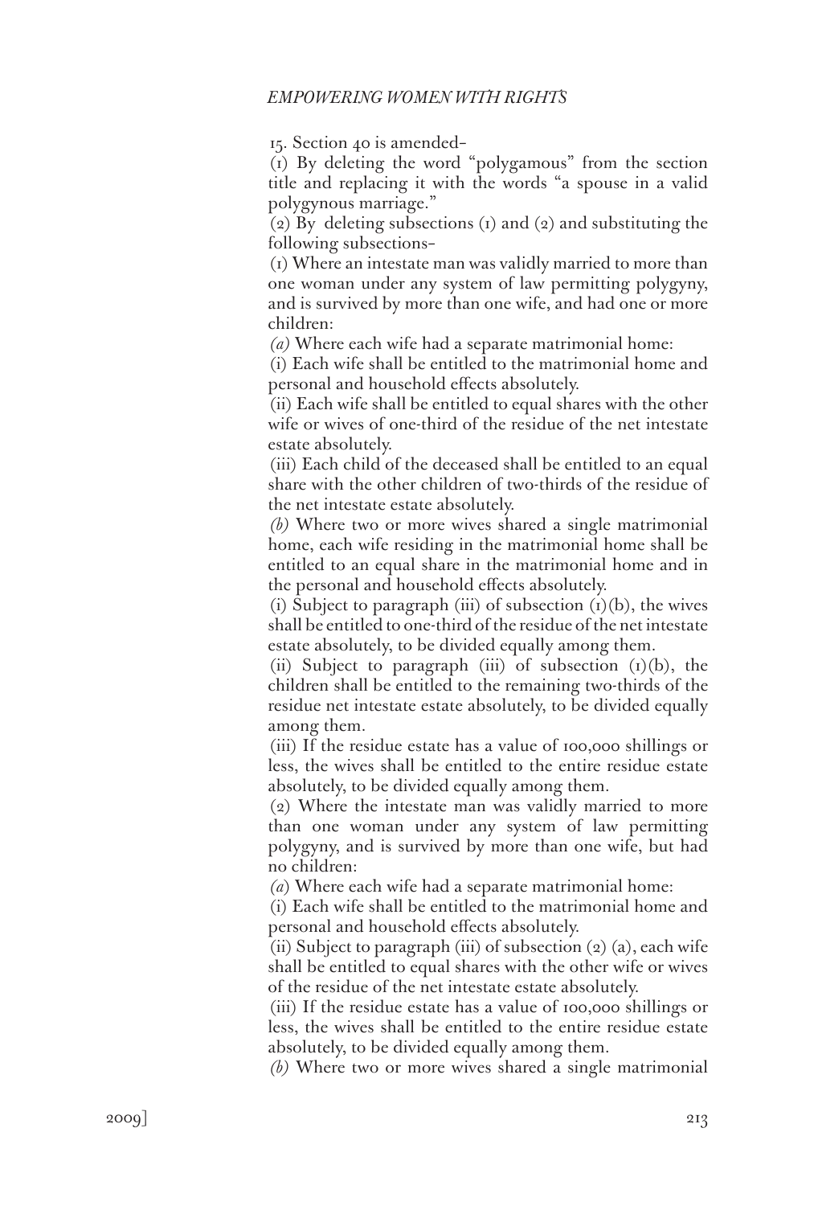15. Section 40 is amended–

(1) By deleting the word "polygamous" from the section title and replacing it with the words "a spouse in a valid polygynous marriage."

(2) By deleting subsections (1) and (2) and substituting the following subsections–

(1) Where an intestate man was validly married to more than one woman under any system of law permitting polygyny, and is survived by more than one wife, and had one or more children:

*(a)* Where each wife had a separate matrimonial home:

(i) Each wife shall be entitled to the matrimonial home and personal and household effects absolutely.

(ii) Each wife shall be entitled to equal shares with the other wife or wives of one-third of the residue of the net intestate estate absolutely.

(iii) Each child of the deceased shall be entitled to an equal share with the other children of two-thirds of the residue of the net intestate estate absolutely.

*(b)* Where two or more wives shared a single matrimonial home, each wife residing in the matrimonial home shall be entitled to an equal share in the matrimonial home and in the personal and household effects absolutely.

(i) Subject to paragraph (iii) of subsection (1)(b), the wives shall be entitled to one-third of the residue of the net intestate estate absolutely, to be divided equally among them.

(ii) Subject to paragraph (iii) of subsection (1)(b), the children shall be entitled to the remaining two-thirds of the residue net intestate estate absolutely, to be divided equally among them.

(iii) If the residue estate has a value of 100,000 shillings or less, the wives shall be entitled to the entire residue estate absolutely, to be divided equally among them.

(2) Where the intestate man was validly married to more than one woman under any system of law permitting polygyny, and is survived by more than one wife, but had no children:

*(a)* Where each wife had a separate matrimonial home:

(i) Each wife shall be entitled to the matrimonial home and personal and household effects absolutely.

(ii) Subject to paragraph (iii) of subsection (2) (a), each wife shall be entitled to equal shares with the other wife or wives of the residue of the net intestate estate absolutely.

(iii) If the residue estate has a value of 100,000 shillings or less, the wives shall be entitled to the entire residue estate absolutely, to be divided equally among them.

*(b)* Where two or more wives shared a single matrimonial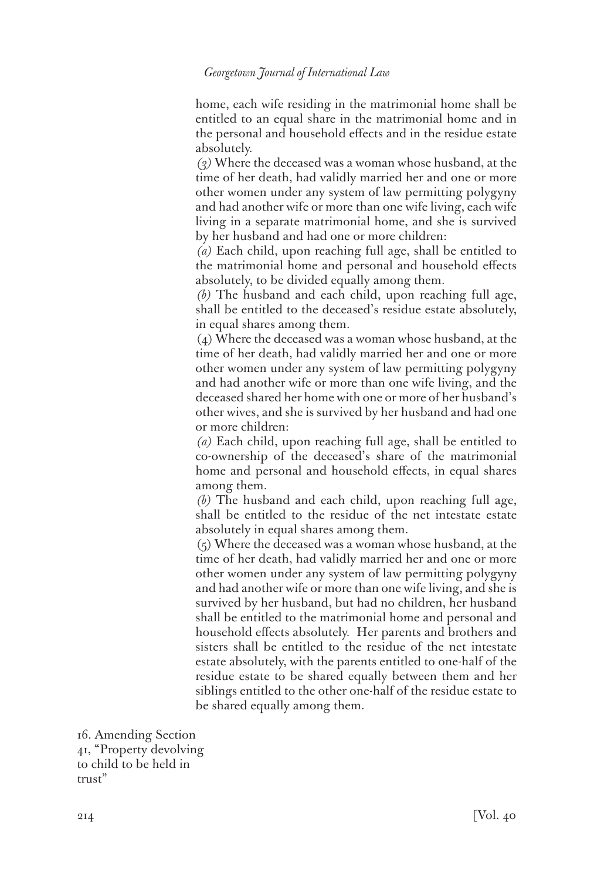home, each wife residing in the matrimonial home shall be entitled to an equal share in the matrimonial home and in the personal and household effects and in the residue estate absolutely.

*(3)* Where the deceased was a woman whose husband, at the time of her death, had validly married her and one or more other women under any system of law permitting polygyny and had another wife or more than one wife living, each wife living in a separate matrimonial home, and she is survived by her husband and had one or more children:

*(a)* Each child, upon reaching full age, shall be entitled to the matrimonial home and personal and household effects absolutely, to be divided equally among them.

*(b)* The husband and each child, upon reaching full age, shall be entitled to the deceased's residue estate absolutely, in equal shares among them.

(4) Where the deceased was a woman whose husband, at the time of her death, had validly married her and one or more other women under any system of law permitting polygyny and had another wife or more than one wife living, and the deceased shared her home with one or more of her husband's other wives, and she is survived by her husband and had one or more children:

*(a)* Each child, upon reaching full age, shall be entitled to co-ownership of the deceased's share of the matrimonial home and personal and household effects, in equal shares among them.

*(b)* The husband and each child, upon reaching full age, shall be entitled to the residue of the net intestate estate absolutely in equal shares among them.

(5) Where the deceased was a woman whose husband, at the time of her death, had validly married her and one or more other women under any system of law permitting polygyny and had another wife or more than one wife living, and she is survived by her husband, but had no children, her husband shall be entitled to the matrimonial home and personal and household effects absolutely. Her parents and brothers and sisters shall be entitled to the residue of the net intestate estate absolutely, with the parents entitled to one-half of the residue estate to be shared equally between them and her siblings entitled to the other one-half of the residue estate to be shared equally among them.

16. Amending Section 41, "Property devolving to child to be held in trust"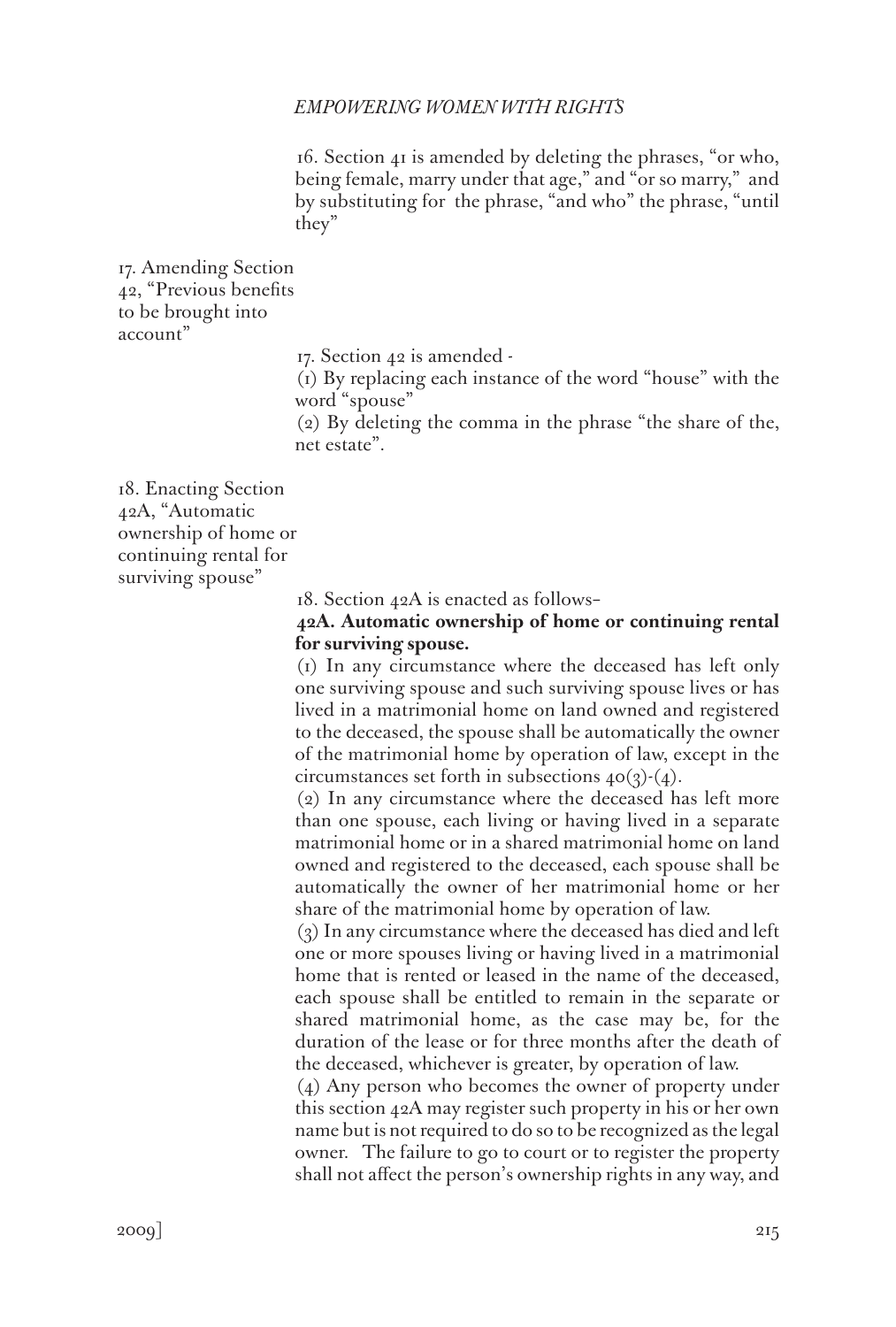16. Section 41 is amended by deleting the phrases, "or who, being female, marry under that age," and "or so marry," and by substituting for the phrase, "and who" the phrase, "until they"

17. Amending Section 42, "Previous benefits to be brought into account"

17. Section 42 is amended -

(1) By replacing each instance of the word "house" with the word "spouse"

(2) By deleting the comma in the phrase "the share of the, net estate".

18. Enacting Section 42A, "Automatic ownership of home or continuing rental for surviving spouse"

18. Section 42A is enacted as follows–

**42A. Automatic ownership of home or continuing rental for surviving spouse.**

(1) In any circumstance where the deceased has left only one surviving spouse and such surviving spouse lives or has lived in a matrimonial home on land owned and registered to the deceased, the spouse shall be automatically the owner of the matrimonial home by operation of law, except in the circumstances set forth in subsections 40(3)-(4).

(2) In any circumstance where the deceased has left more than one spouse, each living or having lived in a separate matrimonial home or in a shared matrimonial home on land owned and registered to the deceased, each spouse shall be automatically the owner of her matrimonial home or her share of the matrimonial home by operation of law.

(3) In any circumstance where the deceased has died and left one or more spouses living or having lived in a matrimonial home that is rented or leased in the name of the deceased, each spouse shall be entitled to remain in the separate or shared matrimonial home, as the case may be, for the duration of the lease or for three months after the death of the deceased, whichever is greater, by operation of law.

(4) Any person who becomes the owner of property under this section 42A may register such property in his or her own name but is not required to do so to be recognized as the legal owner. The failure to go to court or to register the property shall not affect the person's ownership rights in any way, and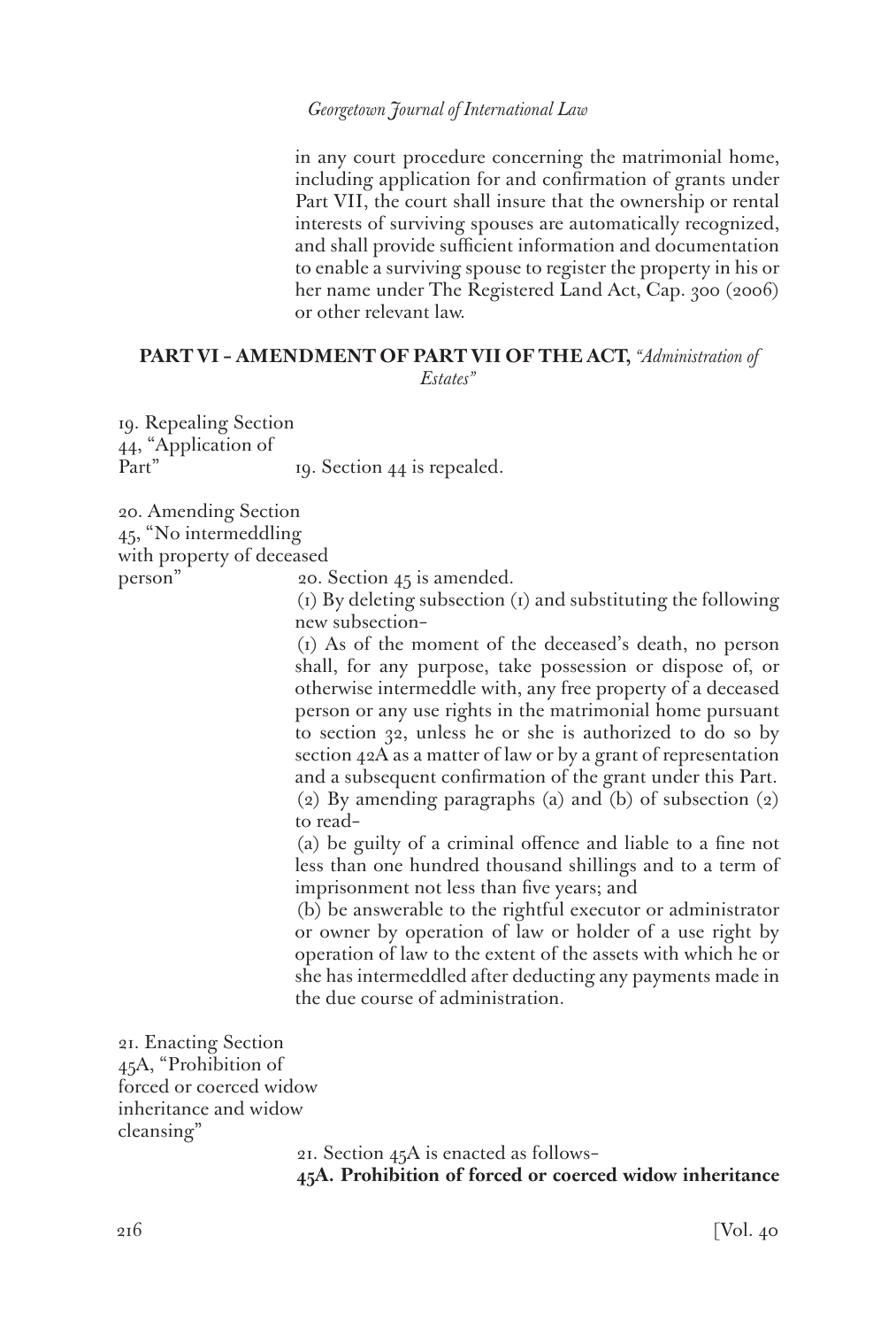in any court procedure concerning the matrimonial home, including application for and confirmation of grants under Part VII, the court shall insure that the ownership or rental interests of surviving spouses are automatically recognized, and shall provide sufficient information and documentation to enable a surviving spouse to register the property in his or her name under The Registered Land Act, Cap. 300 (2006) or other relevant law.

## PART VI – AMENDMENT OF PART VII OF THE ACT, *"Administration of Estates"*

19. Repealing Section 44, "Application of Part"

19. Section 44 is repealed.

20. Amending Section 45, "No intermeddling with property of deceased person"

20. Section 45 is amended.

(1) By deleting subsection (1) and substituting the following new subsection–

(1) As of the moment of the deceased's death, no person shall, for any purpose, take possession or dispose of, or otherwise intermeddle with, any free property of a deceased person or any use rights in the matrimonial home pursuant to section 32, unless he or she is authorized to do so by section 42A as a matter of law or by a grant of representation and a subsequent confirmation of the grant under this Part.

(2) By amending paragraphs (a) and (b) of subsection (2) to read–

(a) be guilty of a criminal offence and liable to a fine not less than one hundred thousand shillings and to a term of imprisonment not less than five years; and

(b) be answerable to the rightful executor or administrator or owner by operation of law or holder of a use right by operation of law to the extent of the assets with which he or she has intermeddled after deducting any payments made in the due course of administration.

21. Enacting Section 45A, "Prohibition of forced or coerced widow inheritance and widow cleansing"

21. Section 45A is enacted as follows–

**45A. Prohibition of forced or coerced widow inheritance**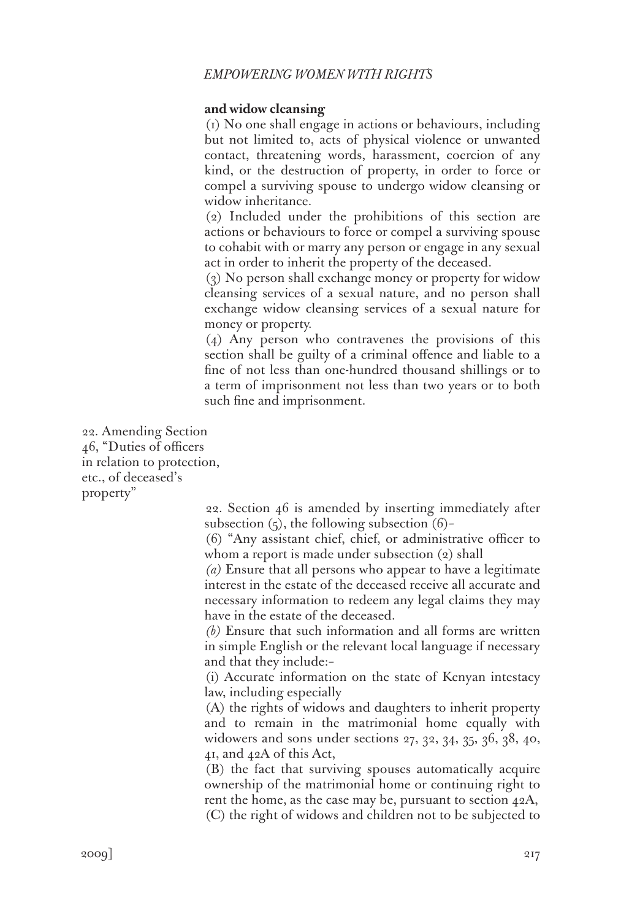**and widow cleansing**

(1) No one shall engage in actions or behaviours, including but not limited to, acts of physical violence or unwanted contact, threatening words, harassment, coercion of any kind, or the destruction of property, in order to force or compel a surviving spouse to undergo widow cleansing or widow inheritance.

(2) Included under the prohibitions of this section are actions or behaviours to force or compel a surviving spouse to cohabit with or marry any person or engage in any sexual act in order to inherit the property of the deceased.

(3) No person shall exchange money or property for widow cleansing services of a sexual nature, and no person shall exchange widow cleansing services of a sexual nature for money or property.

(4) Any person who contravenes the provisions of this section shall be guilty of a criminal offence and liable to a fine of not less than one-hundred thousand shillings or to a term of imprisonment not less than two years or to both such fine and imprisonment.

22. Amending Section 46, "Duties of officers in relation to protection, etc., of deceased's property"

22. Section 46 is amended by inserting immediately after subsection (5), the following subsection (6)–

(6) "Any assistant chief, chief, or administrative officer to whom a report is made under subsection (2) shall

*(a)* Ensure that all persons who appear to have a legitimate interest in the estate of the deceased receive all accurate and necessary information to redeem any legal claims they may have in the estate of the deceased.

*(b)* Ensure that such information and all forms are written in simple English or the relevant local language if necessary and that they include:–

(i) Accurate information on the state of Kenyan intestacy law, including especially

(A) the rights of widows and daughters to inherit property and to remain in the matrimonial home equally with widowers and sons under sections 27, 32, 34, 35, 36, 38, 40, 41, and 42A of this Act,

(B) the fact that surviving spouses automatically acquire ownership of the matrimonial home or continuing right to rent the home, as the case may be, pursuant to section 42A,

(C) the right of widows and children not to be subjected to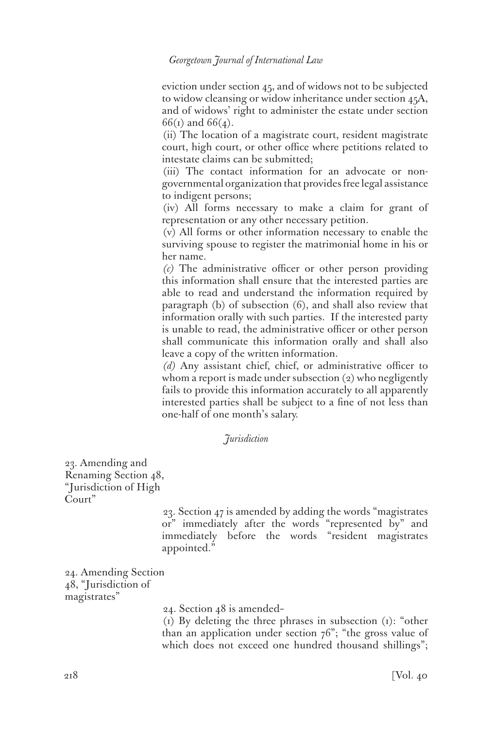eviction under section 45, and of widows not to be subjected to widow cleansing or widow inheritance under section 45A, and of widows' right to administer the estate under section 66(1) and 66(4).

(ii) The location of a magistrate court, resident magistrate court, high court, or other office where petitions related to intestate claims can be submitted;

(iii) The contact information for an advocate or non-governmental organization that provides free legal assistance to indigent persons;

(iv) All forms necessary to make a claim for grant of representation or any other necessary petition.

(v) All forms or other information necessary to enable the surviving spouse to register the matrimonial home in his or her name.

*(c)* The administrative officer or other person providing this information shall ensure that the interested parties are able to read and understand the information required by paragraph (b) of subsection (6), and shall also review that information orally with such parties. If the interested party is unable to read, the administrative officer or other person shall communicate this information orally and shall also leave a copy of the written information.

*(d)* Any assistant chief, chief, or administrative officer to whom a report is made under subsection (2) who negligently fails to provide this information accurately to all apparently interested parties shall be subject to a fine of not less than one-half of one month's salary.

*Jurisdiction*

23. Amending and Renaming Section 48, "Jurisdiction of High Court"

23. Section 47 is amended by adding the words "magistrates or" immediately after the words "represented by" and immediately before the words "resident magistrates appointed."

24. Amending Section 48, "Jurisdiction of magistrates"

24. Section 48 is amended–

(1) By deleting the three phrases in subsection (1): "other than an application under section 76"; "the gross value of which does not exceed one hundred thousand shillings";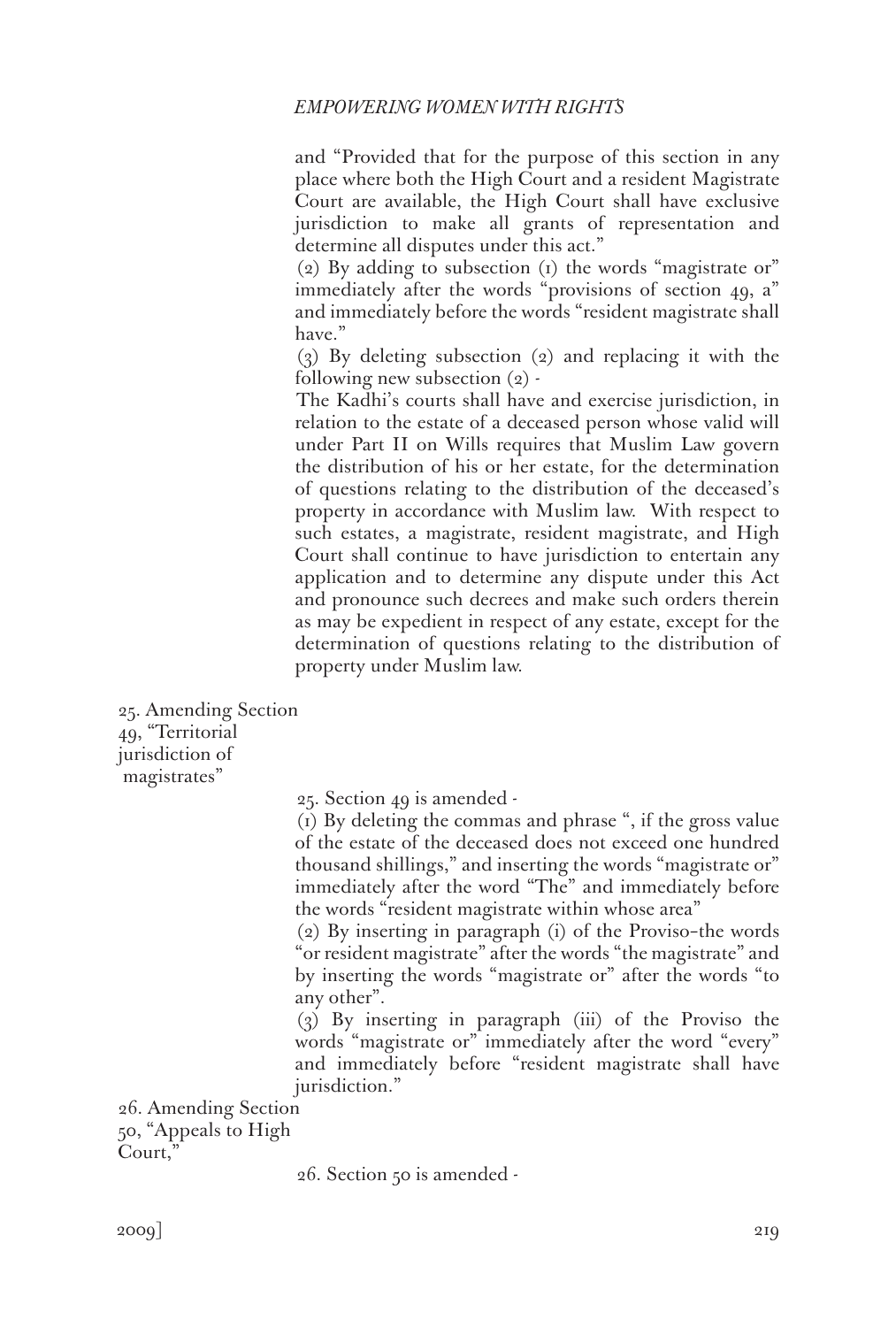and "Provided that for the purpose of this section in any place where both the High Court and a resident Magistrate Court are available, the High Court shall have exclusive jurisdiction to make all grants of representation and determine all disputes under this act."

(2) By adding to subsection (1) the words "magistrate or" immediately after the words "provisions of section 49, a" and immediately before the words "resident magistrate shall have."

(3) By deleting subsection (2) and replacing it with the following new subsection (2) -

The Kadhi's courts shall have and exercise jurisdiction, in relation to the estate of a deceased person whose valid will under Part II on Wills requires that Muslim Law govern the distribution of his or her estate, for the determination of questions relating to the distribution of the deceased's property in accordance with Muslim law. With respect to such estates, a magistrate, resident magistrate, and High Court shall continue to have jurisdiction to entertain any application and to determine any dispute under this Act and pronounce such decrees and make such orders therein as may be expedient in respect of any estate, except for the determination of questions relating to the distribution of property under Muslim law.

25. Amending Section 49, "Territorial jurisdiction of magistrates"

25. Section 49 is amended -

(1) By deleting the commas and phrase ", if the gross value of the estate of the deceased does not exceed one hundred thousand shillings," and inserting the words "magistrate or" immediately after the word "The" and immediately before the words "resident magistrate within whose area"

(2) By inserting in paragraph (i) of the Proviso–the words "or resident magistrate" after the words "the magistrate" and by inserting the words "magistrate or" after the words "to any other".

(3) By inserting in paragraph (iii) of the Proviso the words "magistrate or" immediately after the word "every" and immediately before "resident magistrate shall have jurisdiction."

26. Amending Section 50, "Appeals to High Court,"

26. Section 50 is amended -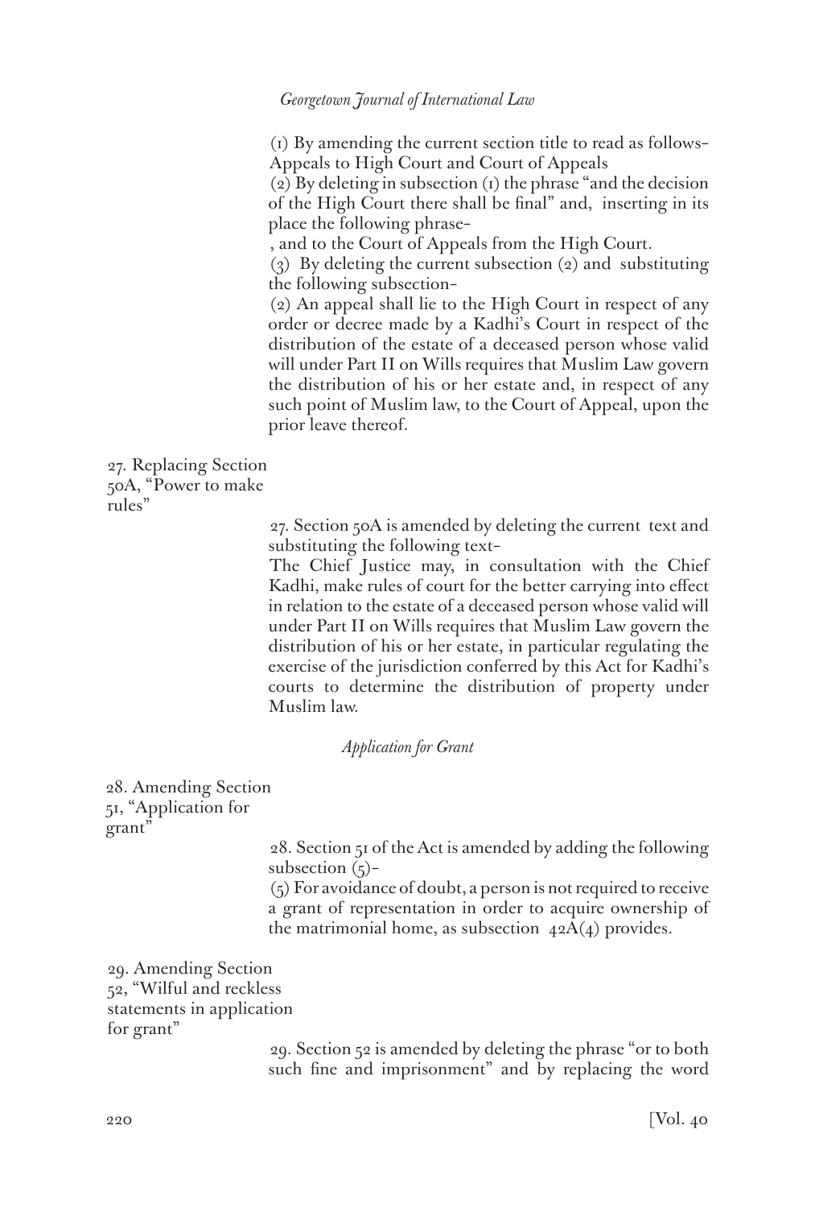(1) By amending the current section title to read as follows–
Appeals to High Court and Court of Appeals

(2) By deleting in subsection (1) the phrase "and the decision of the High Court there shall be final" and, inserting in its place the following phrase–

, and to the Court of Appeals from the High Court.

(3) By deleting the current subsection (2) and substituting the following subsection–

(2) An appeal shall lie to the High Court in respect of any order or decree made by a Kadhi's Court in respect of the distribution of the estate of a deceased person whose valid will under Part II on Wills requires that Muslim Law govern the distribution of his or her estate and, in respect of any such point of Muslim law, to the Court of Appeal, upon the prior leave thereof.

27. Replacing Section 50A, "Power to make rules"

27. Section 50A is amended by deleting the current text and substituting the following text–

The Chief Justice may, in consultation with the Chief Kadhi, make rules of court for the better carrying into effect in relation to the estate of a deceased person whose valid will under Part II on Wills requires that Muslim Law govern the distribution of his or her estate, in particular regulating the exercise of the jurisdiction conferred by this Act for Kadhi's courts to determine the distribution of property under Muslim law.

*Application for Grant*

28. Amending Section 51, "Application for grant"

28. Section 51 of the Act is amended by adding the following subsection (5)–

(5) For avoidance of doubt, a person is not required to receive a grant of representation in order to acquire ownership of the matrimonial home, as subsection 42A(4) provides.

29. Amending Section 52, "Wilful and reckless statements in application for grant"

29. Section 52 is amended by deleting the phrase "or to both such fine and imprisonment" and by replacing the word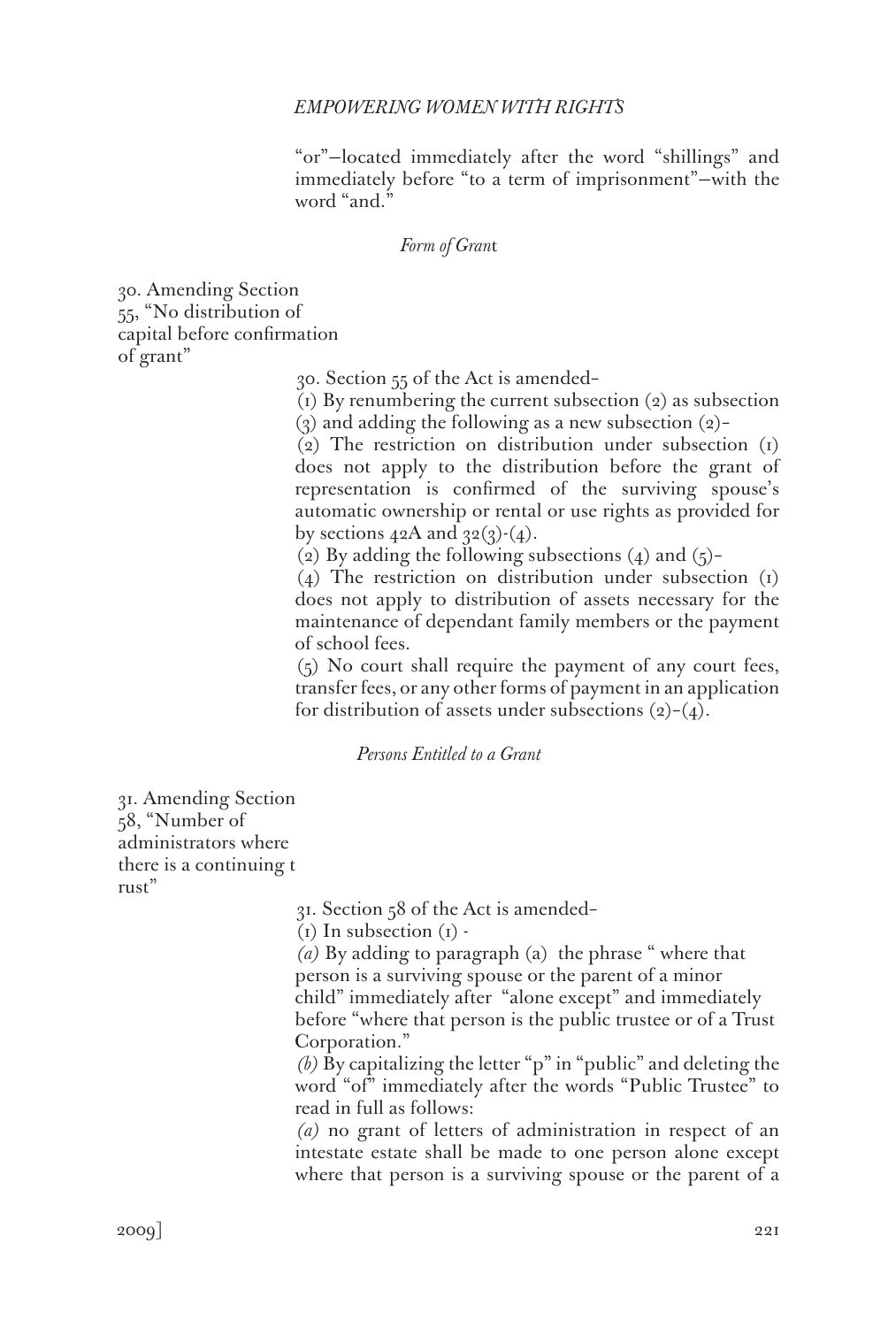"or"—located immediately after the word "shillings" and immediately before "to a term of imprisonment"—with the word "and."

*Form of Grant*

30. Amending Section 55, "No distribution of capital before confirmation of grant"

30. Section 55 of the Act is amended–

(1) By renumbering the current subsection (2) as subsection (3) and adding the following as a new subsection (2)–

(2) The restriction on distribution under subsection (1) does not apply to the distribution before the grant of representation is confirmed of the surviving spouse's automatic ownership or rental or use rights as provided for by sections 42A and 32(3)-(4).

(2) By adding the following subsections (4) and (5)–

(4) The restriction on distribution under subsection (1) does not apply to distribution of assets necessary for the maintenance of dependant family members or the payment of school fees.

(5) No court shall require the payment of any court fees, transfer fees, or any other forms of payment in an application for distribution of assets under subsections (2)–(4).

*Persons Entitled to a Grant*

31. Amending Section 58, "Number of administrators where there is a continuing t rust"

31. Section 58 of the Act is amended–

(1) In subsection (1) -

*(a)* By adding to paragraph (a) the phrase " where that person is a surviving spouse or the parent of a minor child" immediately after "alone except" and immediately before "where that person is the public trustee or of a Trust Corporation."

*(b)* By capitalizing the letter "p" in "public" and deleting the word "of" immediately after the words "Public Trustee" to read in full as follows:

*(a)* no grant of letters of administration in respect of an intestate estate shall be made to one person alone except where that person is a surviving spouse or the parent of a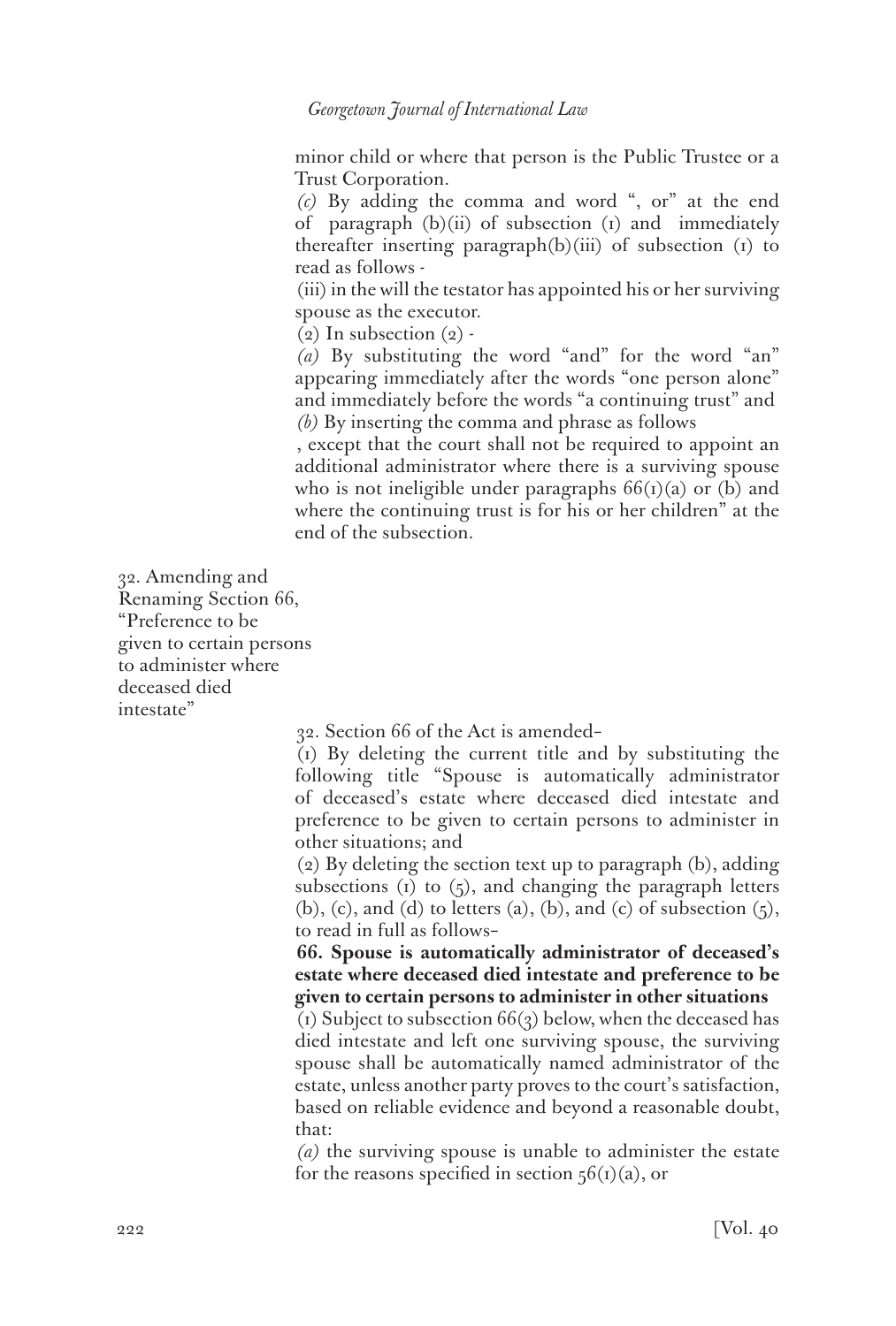minor child or where that person is the Public Trustee or a Trust Corporation.

*(c)* By adding the comma and word ", or" at the end of paragraph (b)(ii) of subsection (1) and immediately thereafter inserting paragraph(b)(iii) of subsection (1) to read as follows -

(iii) in the will the testator has appointed his or her surviving spouse as the executor.

(2) In subsection (2) -

*(a)* By substituting the word "and" for the word "an" appearing immediately after the words "one person alone" and immediately before the words "a continuing trust" and

*(b)* By inserting the comma and phrase as follows

, except that the court shall not be required to appoint an additional administrator where there is a surviving spouse who is not ineligible under paragraphs 66(1)(a) or (b) and where the continuing trust is for his or her children" at the end of the subsection.

32. Amending and Renaming Section 66, "Preference to be given to certain persons to administer where deceased died intestate"

32. Section 66 of the Act is amended–

(1) By deleting the current title and by substituting the following title "Spouse is automatically administrator of deceased's estate where deceased died intestate and preference to be given to certain persons to administer in other situations; and

(2) By deleting the section text up to paragraph (b), adding subsections (1) to (5), and changing the paragraph letters (b), (c), and (d) to letters (a), (b), and (c) of subsection (5), to read in full as follows–

**66. Spouse is automatically administrator of deceased's estate where deceased died intestate and preference to be given to certain persons to administer in other situations**

(1) Subject to subsection 66(3) below, when the deceased has died intestate and left one surviving spouse, the surviving spouse shall be automatically named administrator of the estate, unless another party proves to the court's satisfaction, based on reliable evidence and beyond a reasonable doubt, that:

*(a)* the surviving spouse is unable to administer the estate for the reasons specified in section 56(1)(a), or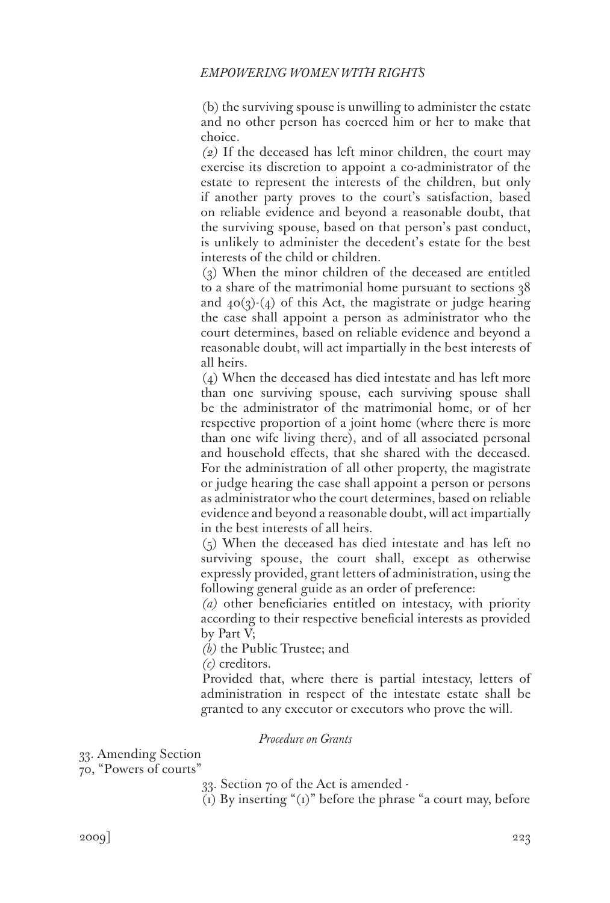(b) the surviving spouse is unwilling to administer the estate and no other person has coerced him or her to make that choice.

*(2)* If the deceased has left minor children, the court may exercise its discretion to appoint a co-administrator of the estate to represent the interests of the children, but only if another party proves to the court's satisfaction, based on reliable evidence and beyond a reasonable doubt, that the surviving spouse, based on that person's past conduct, is unlikely to administer the decedent's estate for the best interests of the child or children.

(3) When the minor children of the deceased are entitled to a share of the matrimonial home pursuant to sections 38 and 40(3)-(4) of this Act, the magistrate or judge hearing the case shall appoint a person as administrator who the court determines, based on reliable evidence and beyond a reasonable doubt, will act impartially in the best interests of all heirs.

(4) When the deceased has died intestate and has left more than one surviving spouse, each surviving spouse shall be the administrator of the matrimonial home, or of her respective proportion of a joint home (where there is more than one wife living there), and of all associated personal and household effects, that she shared with the deceased. For the administration of all other property, the magistrate or judge hearing the case shall appoint a person or persons as administrator who the court determines, based on reliable evidence and beyond a reasonable doubt, will act impartially in the best interests of all heirs.

(5) When the deceased has died intestate and has left no surviving spouse, the court shall, except as otherwise expressly provided, grant letters of administration, using the following general guide as an order of preference:

*(a)* other beneficiaries entitled on intestacy, with priority according to their respective beneficial interests as provided by Part V;

*(b)* the Public Trustee; and

*(c)* creditors.

Provided that, where there is partial intestacy, letters of administration in respect of the intestate estate shall be granted to any executor or executors who prove the will.

*Procedure on Grants*

33. Amending Section 70, "Powers of courts"

33. Section 70 of the Act is amended -

(1) By inserting "(1)" before the phrase "a court may, before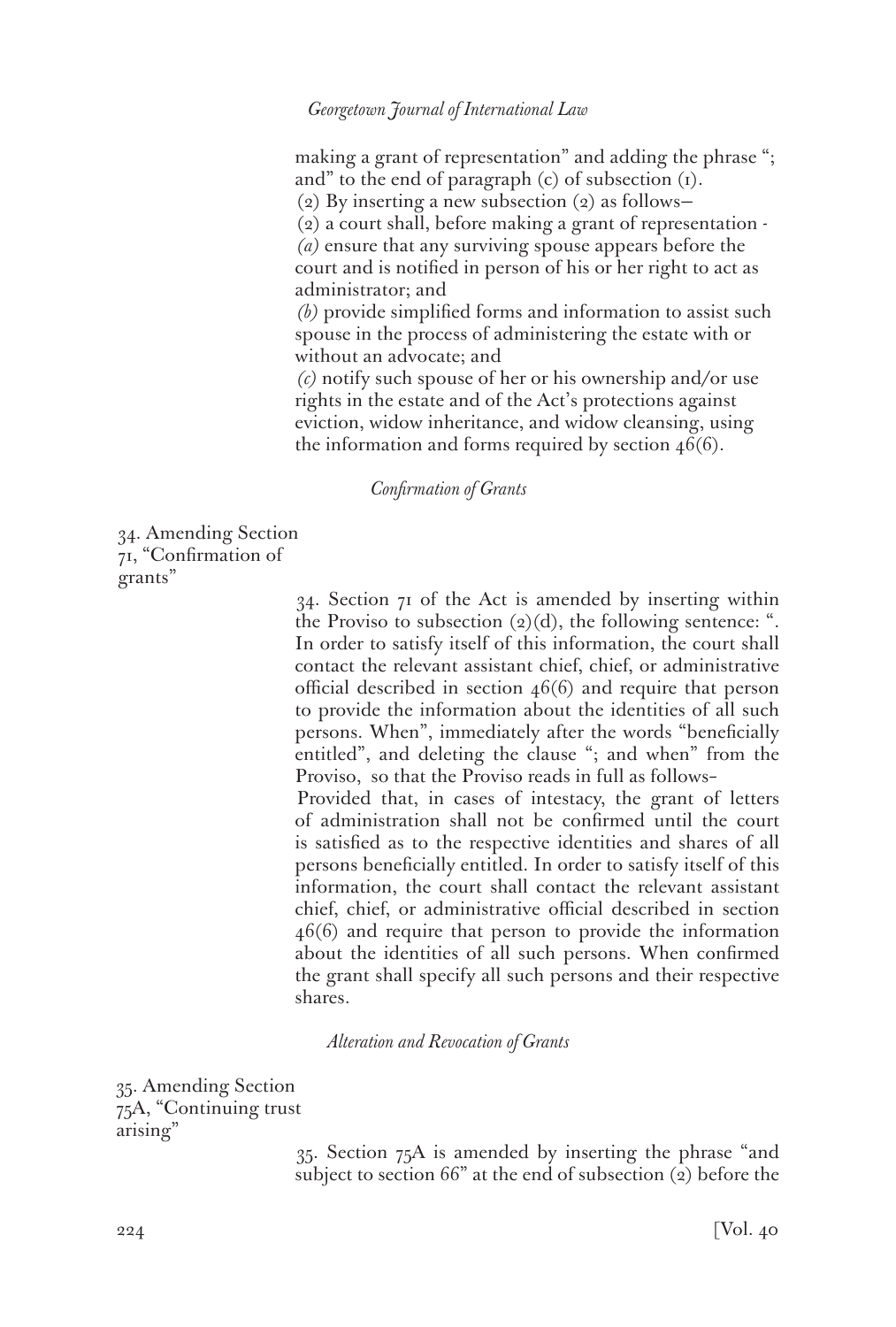making a grant of representation" and adding the phrase "; and" to the end of paragraph (c) of subsection (1).

(2) By inserting a new subsection (2) as follows—

(2) a court shall, before making a grant of representation -

*(a)* ensure that any surviving spouse appears before the court and is notified in person of his or her right to act as administrator; and

*(b)* provide simplified forms and information to assist such spouse in the process of administering the estate with or without an advocate; and

*(c)* notify such spouse of her or his ownership and/or use rights in the estate and of the Act's protections against eviction, widow inheritance, and widow cleansing, using the information and forms required by section 46(6).

*Confirmation of Grants*

34. Amending Section 71, "Confirmation of grants"

34. Section 71 of the Act is amended by inserting within the Proviso to subsection (2)(d), the following sentence: ". In order to satisfy itself of this information, the court shall contact the relevant assistant chief, chief, or administrative official described in section 46(6) and require that person to provide the information about the identities of all such persons. When", immediately after the words "beneficially entitled", and deleting the clause "; and when" from the Proviso, so that the Proviso reads in full as follows–

Provided that, in cases of intestacy, the grant of letters of administration shall not be confirmed until the court is satisfied as to the respective identities and shares of all persons beneficially entitled. In order to satisfy itself of this information, the court shall contact the relevant assistant chief, chief, or administrative official described in section 46(6) and require that person to provide the information about the identities of all such persons. When confirmed the grant shall specify all such persons and their respective shares.

*Alteration and Revocation of Grants*

35. Amending Section 75A, "Continuing trust arising"

35. Section 75A is amended by inserting the phrase "and subject to section 66" at the end of subsection (2) before the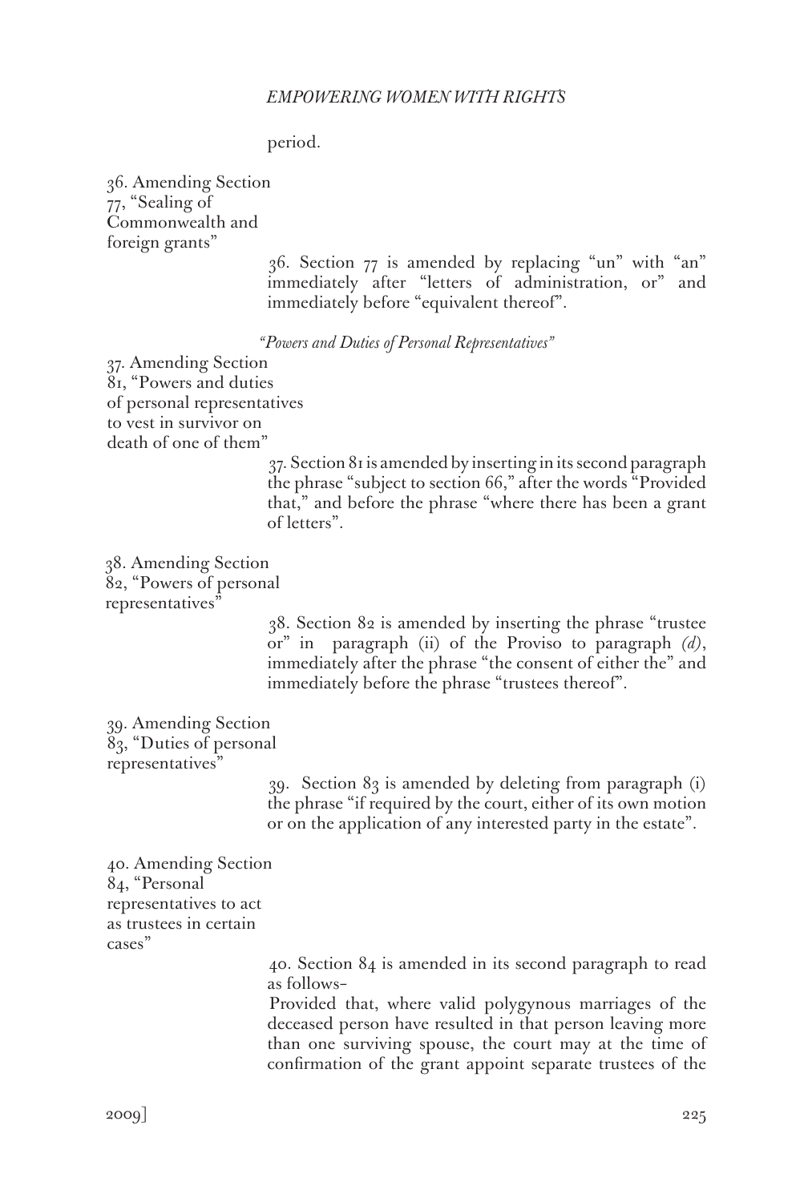period.

36. Amending Section 77, "Sealing of Commonwealth and foreign grants"

36. Section 77 is amended by replacing "un" with "an" immediately after "letters of administration, or" and immediately before "equivalent thereof".

*"Powers and Duties of Personal Representatives"*

37. Amending Section 81, "Powers and duties of personal representatives to vest in survivor on death of one of them"

37. Section 81 is amended by inserting in its second paragraph the phrase "subject to section 66," after the words "Provided that," and before the phrase "where there has been a grant of letters".

38. Amending Section 82, "Powers of personal representatives"

38. Section 82 is amended by inserting the phrase "trustee or" in paragraph (ii) of the Proviso to paragraph *(d)*, immediately after the phrase "the consent of either the" and immediately before the phrase "trustees thereof".

39. Amending Section 83, "Duties of personal representatives"

39. Section 83 is amended by deleting from paragraph (i) the phrase "if required by the court, either of its own motion or on the application of any interested party in the estate".

40. Amending Section 84, "Personal representatives to act as trustees in certain cases"

40. Section 84 is amended in its second paragraph to read as follows-

Provided that, where valid polygynous marriages of the deceased person have resulted in that person leaving more than one surviving spouse, the court may at the time of confirmation of the grant appoint separate trustees of the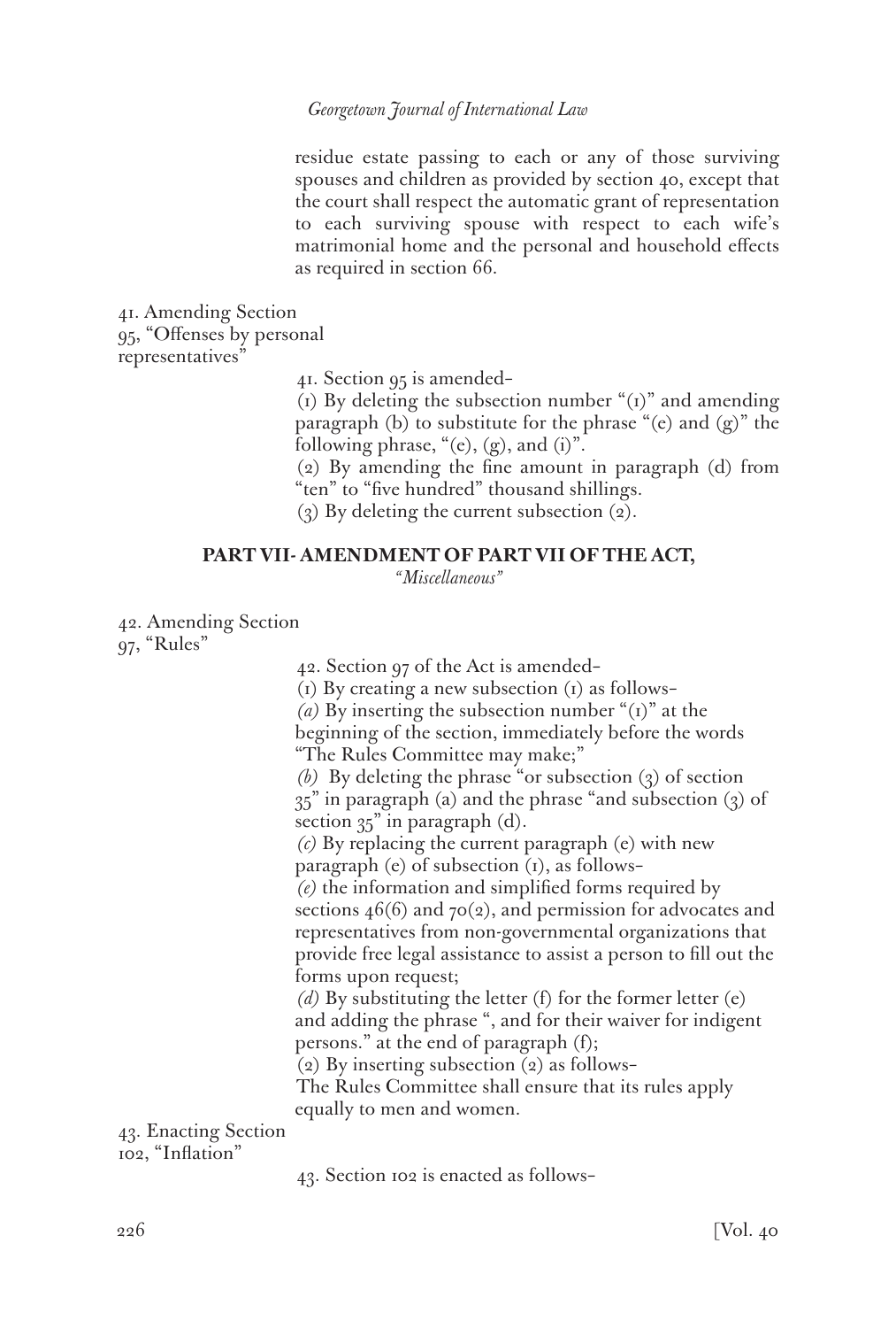residue estate passing to each or any of those surviving spouses and children as provided by section 40, except that the court shall respect the automatic grant of representation to each surviving spouse with respect to each wife's matrimonial home and the personal and household effects as required in section 66.

41. Amending Section 95, "Offenses by personal representatives"

41. Section 95 is amended–

(1) By deleting the subsection number "(1)" and amending paragraph (b) to substitute for the phrase "(e) and (g)" the following phrase, "(e), (g), and (i)".

(2) By amending the fine amount in paragraph (d) from "ten" to "five hundred" thousand shillings.

(3) By deleting the current subsection (2).

## PART VII- AMENDMENT OF PART VII OF THE ACT, *"Miscellaneous"*

42. Amending Section 97, "Rules"

42. Section 97 of the Act is amended–

(1) By creating a new subsection (1) as follows–

*(a)* By inserting the subsection number "(1)" at the beginning of the section, immediately before the words "The Rules Committee may make;"

*(b)* By deleting the phrase "or subsection (3) of section 35" in paragraph (a) and the phrase "and subsection (3) of section 35" in paragraph (d).

*(c)* By replacing the current paragraph (e) with new paragraph (e) of subsection (1), as follows–

*(e)* the information and simplified forms required by sections 46(6) and 70(2), and permission for advocates and representatives from non-governmental organizations that provide free legal assistance to assist a person to fill out the forms upon request;

*(d)* By substituting the letter (f) for the former letter (e) and adding the phrase ", and for their waiver for indigent persons." at the end of paragraph (f);

(2) By inserting subsection (2) as follows–

The Rules Committee shall ensure that its rules apply equally to men and women.

43. Enacting Section 102, "Inflation"

43. Section 102 is enacted as follows–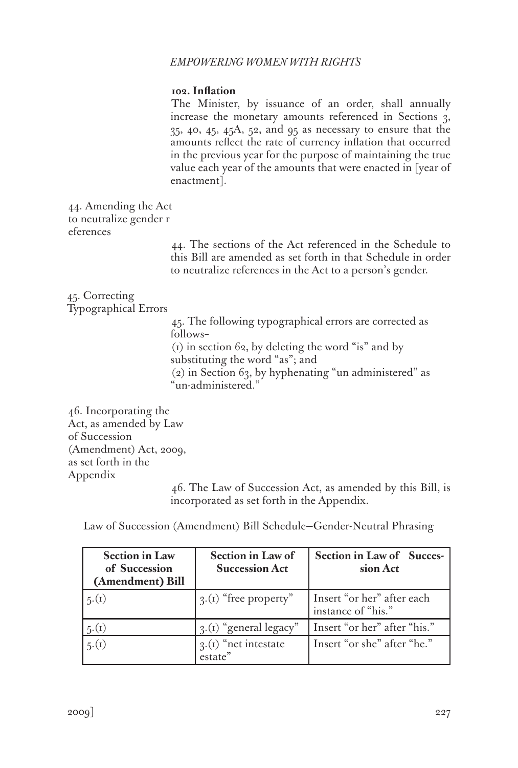**102. Inflation**

The Minister, by issuance of an order, shall annually increase the monetary amounts referenced in Sections 3, 35, 40, 45, 45A, 52, and 95 as necessary to ensure that the amounts reflect the rate of currency inflation that occurred in the previous year for the purpose of maintaining the true value each year of the amounts that were enacted in [year of enactment].

44. Amending the Act to neutralize gender references

44. The sections of the Act referenced in the Schedule to this Bill are amended as set forth in that Schedule in order to neutralize references in the Act to a person's gender.

45. Correcting Typographical Errors

45. The following typographical errors are corrected as follows–

(1) in section 62, by deleting the word "is" and by substituting the word "as"; and

(2) in Section 63, by hyphenating "un administered" as "un-administered."

46. Incorporating the Act, as amended by Law of Succession (Amendment) Act, 2009, as set forth in the Appendix

46. The Law of Succession Act, as amended by this Bill, is incorporated as set forth in the Appendix.

Law of Succession (Amendment) Bill Schedule—Gender-Neutral Phrasing

| Section in Law of Succession (Amendment) Bill | Section in Law of Succession Act | Section in Law of Succession Act |
|---|---|---|
| 5.(1) | 3.(1) "free property" | Insert "or her" after each instance of "his." |
| 5.(1) | 3.(1) "general legacy" | Insert "or her" after "his." |
| 5.(1) | 3.(1) "net intestate estate" | Insert "or she" after "he." |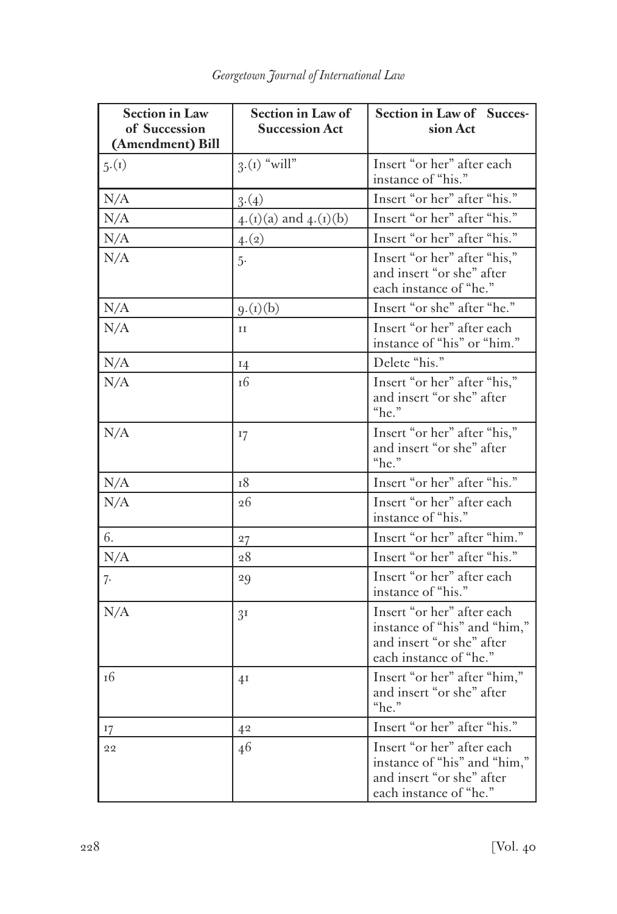| Section in Law of Succession (Amendment) Bill | Section in Law of Succession Act | Section in Law of Succession Act |
|---|---|---|
| 5.(1) | 3.(1) "will" | Insert "or her" after each instance of "his." |
| N/A | 3.(4) | Insert "or her" after "his." |
| N/A | 4.(1)(a) and 4.(1)(b) | Insert "or her" after "his." |
| N/A | 4.(2) | Insert "or her" after "his." |
| N/A | 5. | Insert "or her" after "his," and insert "or she" after each instance of "he." |
| N/A | 9.(1)(b) | Insert "or she" after "he." |
| N/A | 11 | Insert "or her" after each instance of "his" or "him." |
| N/A | 14 | Delete "his." |
| N/A | 16 | Insert "or her" after "his," and insert "or she" after "he." |
| N/A | 17 | Insert "or her" after "his," and insert "or she" after "he." |
| N/A | 18 | Insert "or her" after "his." |
| N/A | 26 | Insert "or her" after each instance of "his." |
| 6. | 27 | Insert "or her" after "him." |
| N/A | 28 | Insert "or her" after "his." |
| 7. | 29 | Insert "or her" after each instance of "his." |
| N/A | 31 | Insert "or her" after each instance of "his" and "him," and insert "or she" after each instance of "he." |
| 16 | 41 | Insert "or her" after "him," and insert "or she" after "he." |
| 17 | 42 | Insert "or her" after "his." |
| 22 | 46 | Insert "or her" after each instance of "his" and "him," and insert "or she" after each instance of "he." |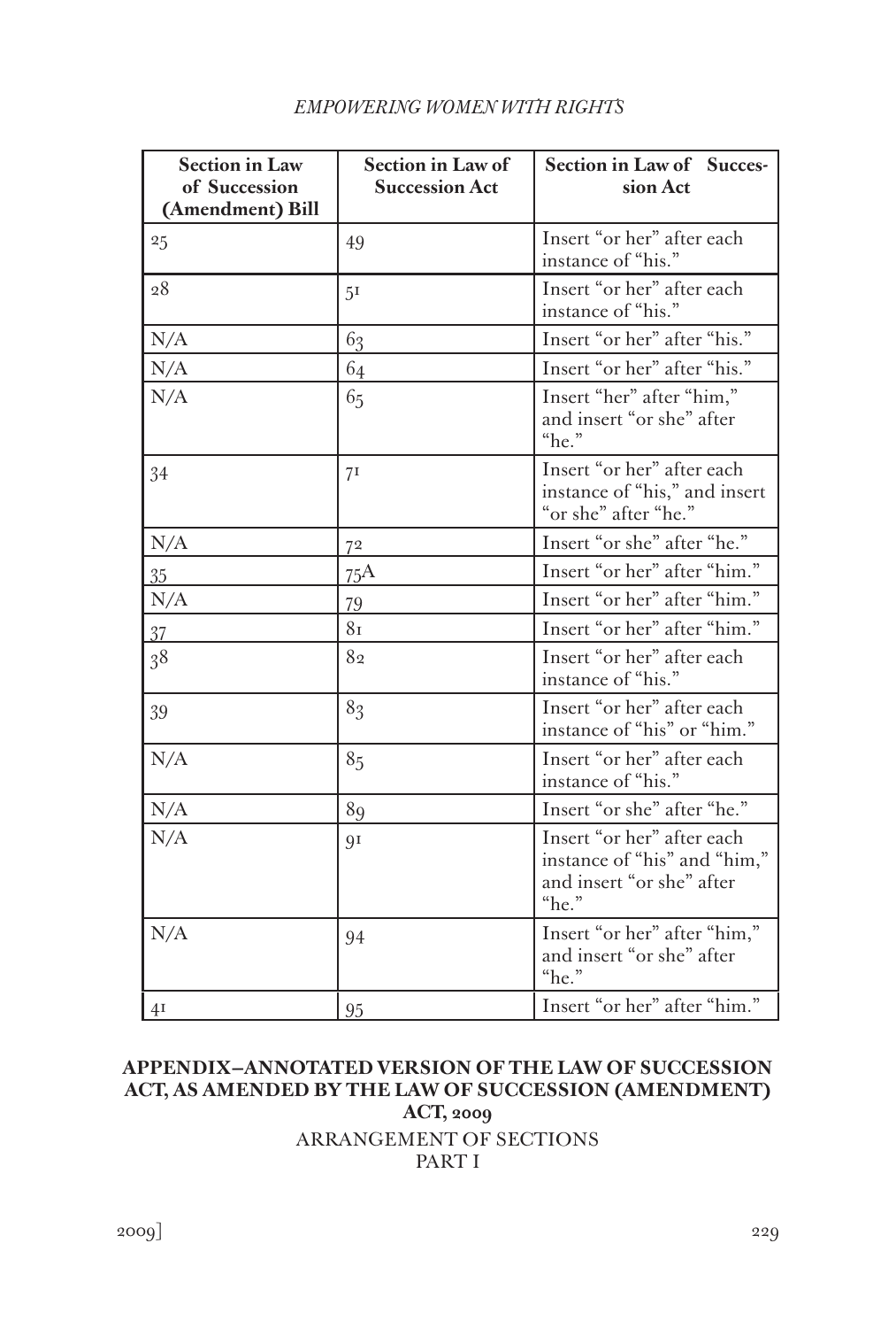| Section in Law of Succession (Amendment) Bill | Section in Law of Succession Act | Section in Law of Succession Act |
|---|---|---|
| 25 | 49 | Insert "or her" after each instance of "his." |
| 28 | 51 | Insert "or her" after each instance of "his." |
| N/A | 63 | Insert "or her" after "his." |
| N/A | 64 | Insert "or her" after "his." |
| N/A | 65 | Insert "her" after "him," and insert "or she" after "he." |
| 34 | 71 | Insert "or her" after each instance of "his," and insert "or she" after "he." |
| N/A | 72 | Insert "or she" after "he." |
| 35 | 75A | Insert "or her" after "him." |
| N/A | 79 | Insert "or her" after "him." |
| 37 | 81 | Insert "or her" after "him." |
| 38 | 82 | Insert "or her" after each instance of "his." |
| 39 | 83 | Insert "or her" after each instance of "his" or "him." |
| N/A | 85 | Insert "or her" after each instance of "his." |
| N/A | 89 | Insert "or she" after "he." |
| N/A | 91 | Insert "or her" after each instance of "his" and "him," and insert "or she" after "he." |
| N/A | 94 | Insert "or her" after "him," and insert "or she" after "he." |
| 41 | 95 | Insert "or her" after "him." |

## APPENDIX–ANNOTATED VERSION OF THE LAW OF SUCCESSION ACT, AS AMENDED BY THE LAW OF SUCCESSION (AMENDMENT) ACT, 2009

ARRANGEMENT OF SECTIONS

PART I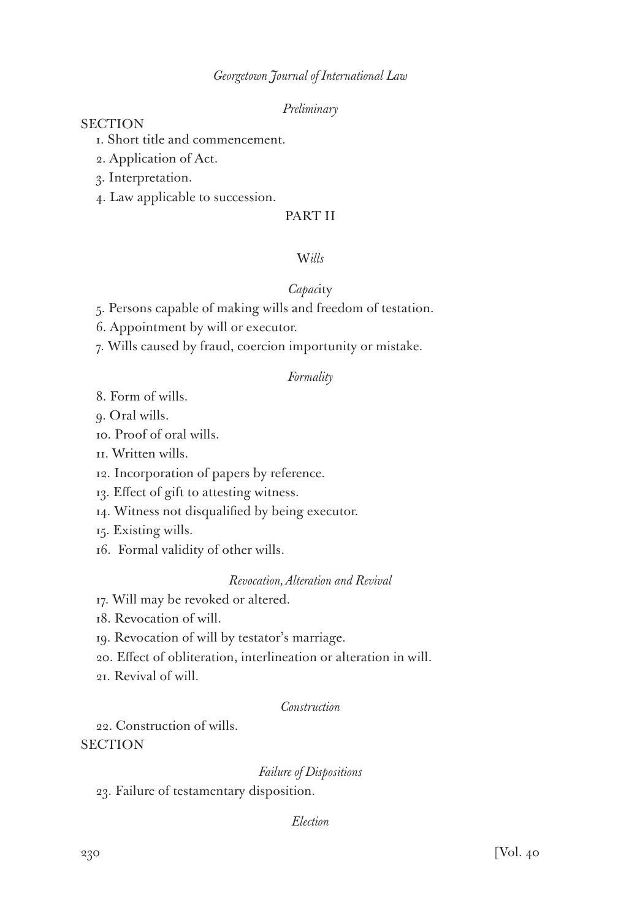*Preliminary*

SECTION

1. Short title and commencement.
2. Application of Act.
3. Interpretation.
4. Law applicable to succession.

PART II

*Wills*

*Capacity*

5. Persons capable of making wills and freedom of testation.
6. Appointment by will or executor.
7. Wills caused by fraud, coercion importunity or mistake.

*Formality*

8. Form of wills.
9. Oral wills.
10. Proof of oral wills.
11. Written wills.
12. Incorporation of papers by reference.
13. Effect of gift to attesting witness.
14. Witness not disqualified by being executor.
15. Existing wills.
16. Formal validity of other wills.

*Revocation, Alteration and Revival*

17. Will may be revoked or altered.
18. Revocation of will.
19. Revocation of will by testator's marriage.
20. Effect of obliteration, interlineation or alteration in will.
21. Revival of will.

*Construction*

22. Construction of wills.

SECTION

*Failure of Dispositions*

23. Failure of testamentary disposition.

*Election*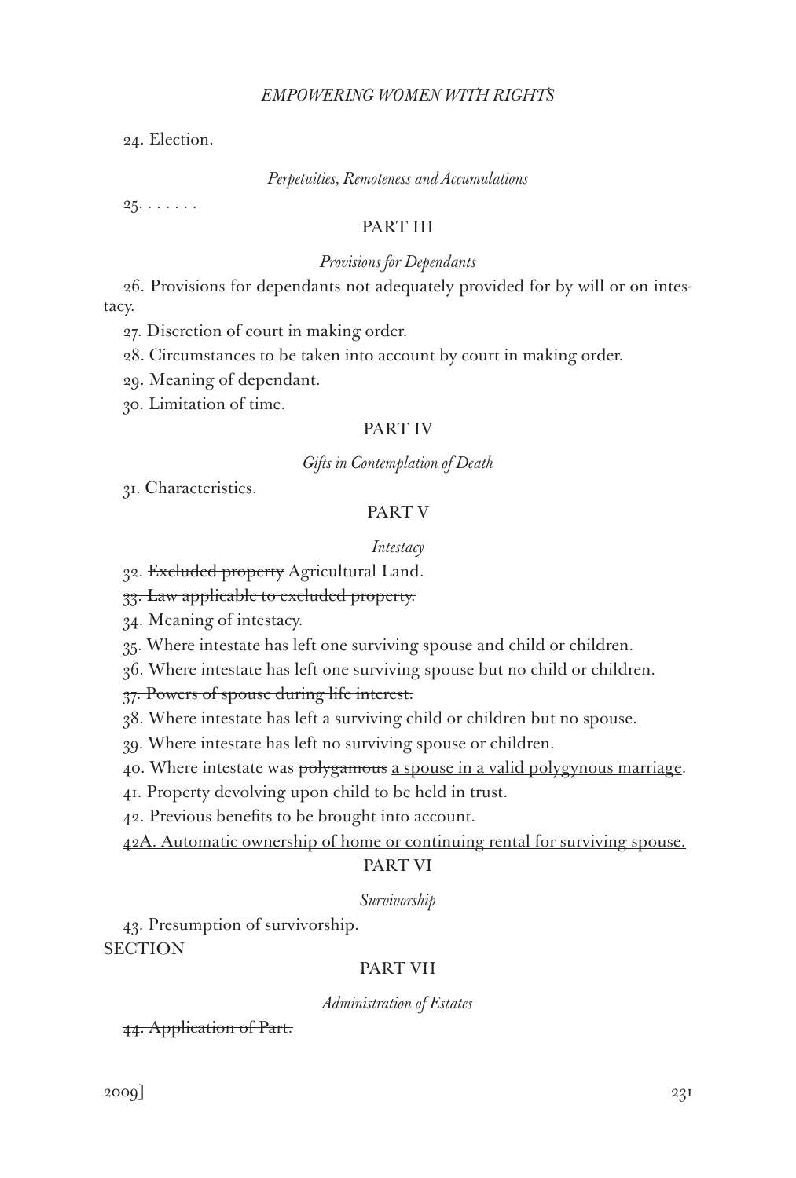24. Election.

*Perpetuities, Remoteness and Accumulations*

25. . . . . . .

PART III

*Provisions for Dependants*

26. Provisions for dependants not adequately provided for by will or on intestacy.

27. Discretion of court in making order.

28. Circumstances to be taken into account by court in making order.

29. Meaning of dependant.

30. Limitation of time.

PART IV

*Gifts in Contemplation of Death*

31. Characteristics.

PART V

*Intestacy*

32. ~~Excluded property~~ Agricultural Land.

~~33. Law applicable to excluded property.~~

34. Meaning of intestacy.

35. Where intestate has left one surviving spouse and child or children.

36. Where intestate has left one surviving spouse but no child or children.

~~37. Powers of spouse during life interest.~~

38. Where intestate has left a surviving child or children but no spouse.

39. Where intestate has left no surviving spouse or children.

40. Where intestate was ~~polygamous~~ <u>a spouse in a valid polygynous marriage</u>.

41. Property devolving upon child to be held in trust.

42. Previous benefits to be brought into account.

<u>42A. Automatic ownership of home or continuing rental for surviving spouse.</u>

PART VI

*Survivorship*

43. Presumption of survivorship.

SECTION

PART VII

*Administration of Estates*

~~44. Application of Part.~~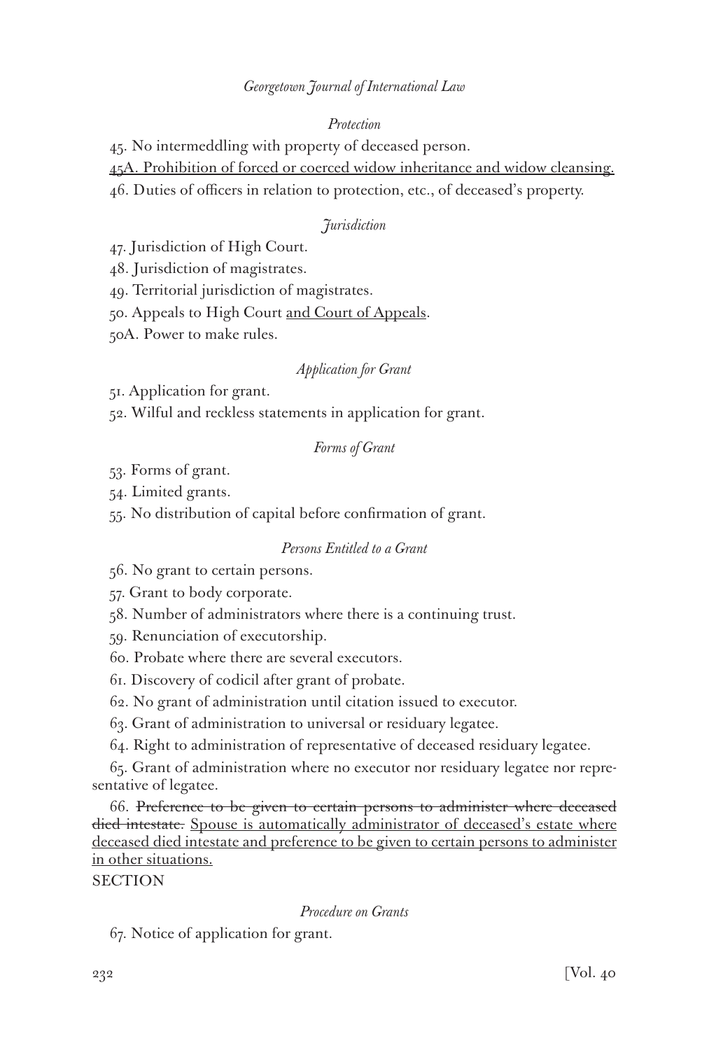*Protection*

45. No intermeddling with property of deceased person.

<u>45A. Prohibition of forced or coerced widow inheritance and widow cleansing.</u>

46. Duties of officers in relation to protection, etc., of deceased's property.

*Jurisdiction*

47. Jurisdiction of High Court.

48. Jurisdiction of magistrates.

49. Territorial jurisdiction of magistrates.

50. Appeals to High Court <u>and Court of Appeals</u>.

50A. Power to make rules.

*Application for Grant*

51. Application for grant.

52. Wilful and reckless statements in application for grant.

*Forms of Grant*

53. Forms of grant.

54. Limited grants.

55. No distribution of capital before confirmation of grant.

*Persons Entitled to a Grant*

56. No grant to certain persons.

57. Grant to body corporate.

58. Number of administrators where there is a continuing trust.

59. Renunciation of executorship.

60. Probate where there are several executors.

61. Discovery of codicil after grant of probate.

62. No grant of administration until citation issued to executor.

63. Grant of administration to universal or residuary legatee.

64. Right to administration of representative of deceased residuary legatee.

65. Grant of administration where no executor nor residuary legatee nor representative of legatee.

66. ~~Preference to be given to certain persons to administer where deceased died intestate.~~ <u>Spouse is automatically administrator of deceased's estate where deceased died intestate and preference to be given to certain persons to administer in other situations.</u>

SECTION

*Procedure on Grants*

67. Notice of application for grant.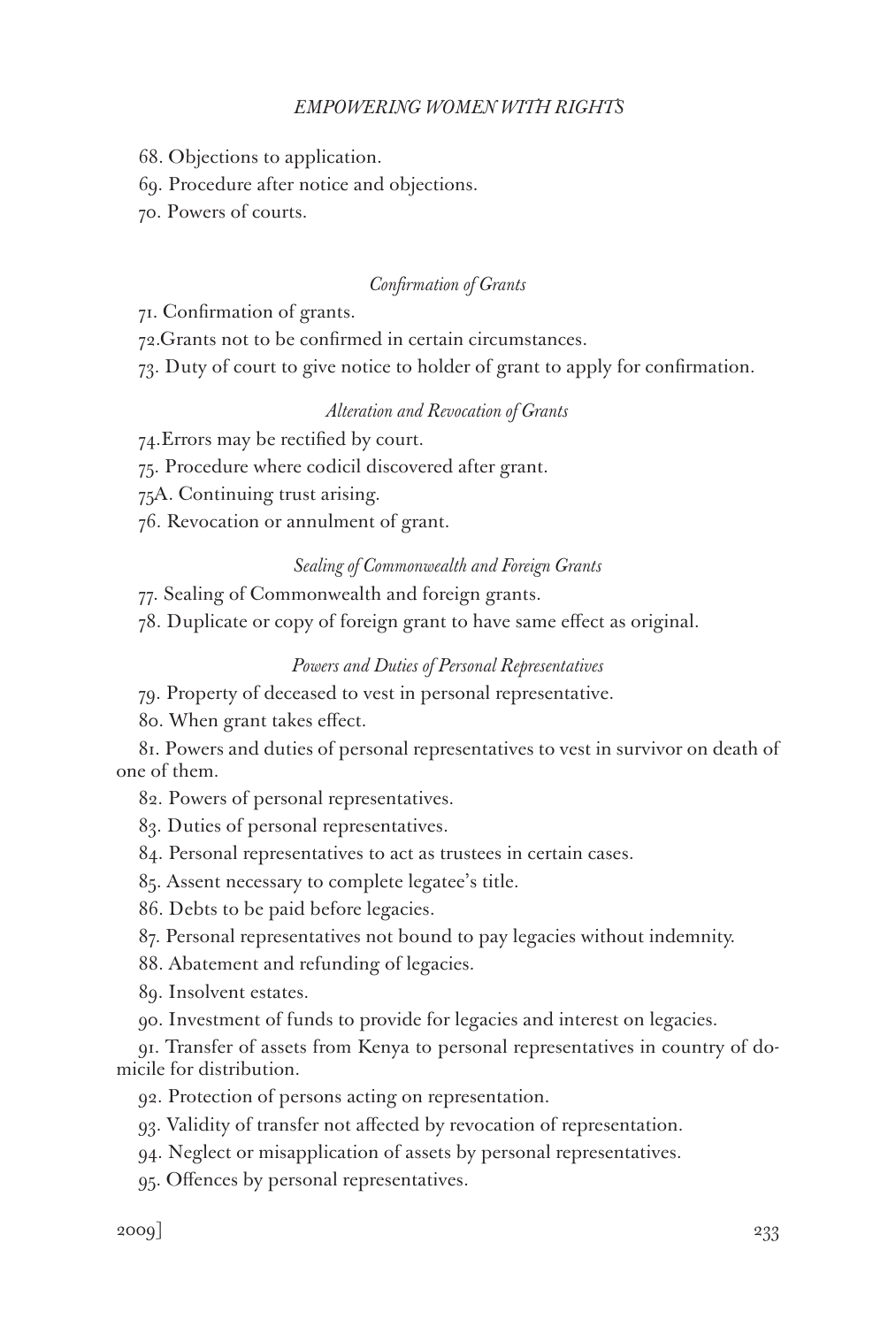68. Objections to application.

69. Procedure after notice and objections.

70. Powers of courts.

*Confirmation of Grants*

71. Confirmation of grants.

72.Grants not to be confirmed in certain circumstances.

73. Duty of court to give notice to holder of grant to apply for confirmation.

*Alteration and Revocation of Grants*

74.Errors may be rectified by court.

75. Procedure where codicil discovered after grant.

75A. Continuing trust arising.

76. Revocation or annulment of grant.

*Sealing of Commonwealth and Foreign Grants*

77. Sealing of Commonwealth and foreign grants.

78. Duplicate or copy of foreign grant to have same effect as original.

*Powers and Duties of Personal Representatives*

79. Property of deceased to vest in personal representative.

80. When grant takes effect.

81. Powers and duties of personal representatives to vest in survivor on death of one of them.

82. Powers of personal representatives.

83. Duties of personal representatives.

84. Personal representatives to act as trustees in certain cases.

85. Assent necessary to complete legatee's title.

86. Debts to be paid before legacies.

87. Personal representatives not bound to pay legacies without indemnity.

88. Abatement and refunding of legacies.

89. Insolvent estates.

90. Investment of funds to provide for legacies and interest on legacies.

91. Transfer of assets from Kenya to personal representatives in country of domicile for distribution.

92. Protection of persons acting on representation.

93. Validity of transfer not affected by revocation of representation.

94. Neglect or misapplication of assets by personal representatives.

95. Offences by personal representatives.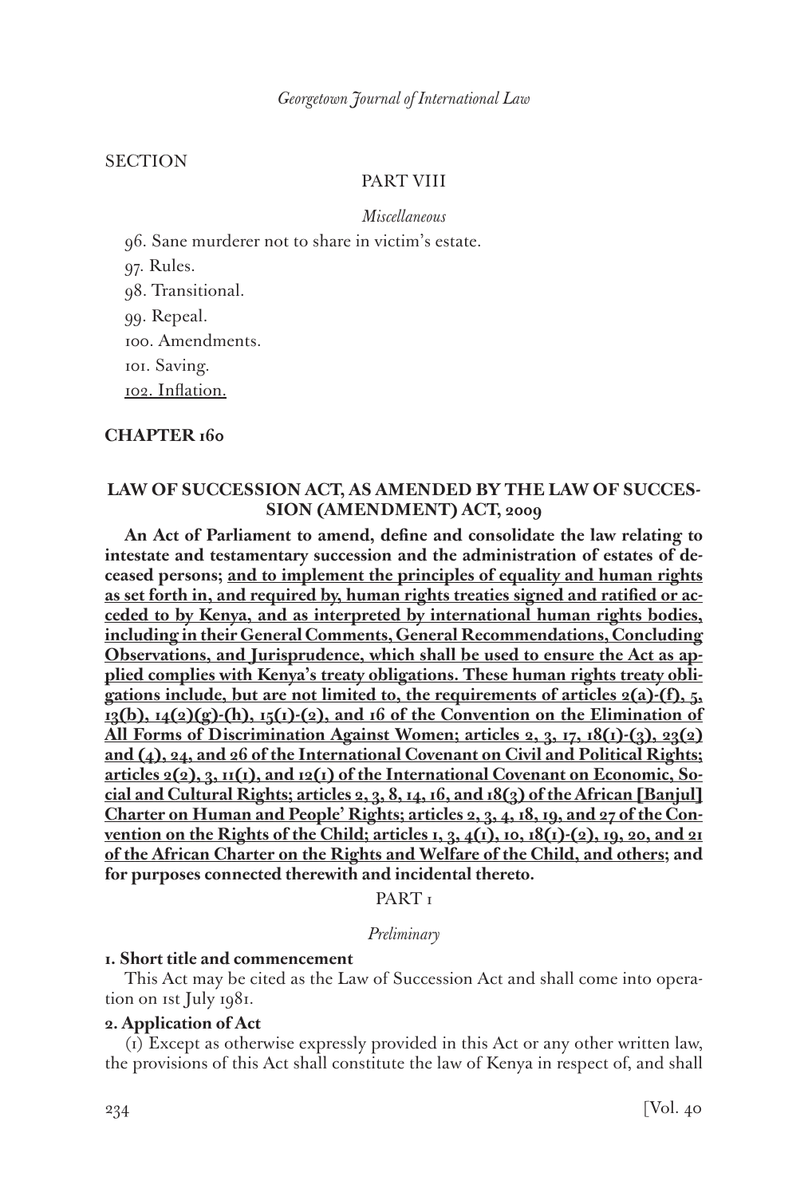SECTION

PART VIII

*Miscellaneous*

96. Sane murderer not to share in victim's estate.

97. Rules.

98. Transitional.

99. Repeal.

100. Amendments.

101. Saving.

<u>102. Inflation.</u>

**CHAPTER 160**

**LAW OF SUCCESSION ACT, AS AMENDED BY THE LAW OF SUCCESSION (AMENDMENT) ACT, 2009**

**An Act of Parliament to amend, define and consolidate the law relating to intestate and testamentary succession and the administration of estates of deceased persons; <u>and to implement the principles of equality and human rights as set forth in, and required by, human rights treaties signed and ratified or acceded to by Kenya, and as interpreted by international human rights bodies, including in their General Comments, General Recommendations, Concluding Observations, and Jurisprudence, which shall be used to ensure the Act as applied complies with Kenya's treaty obligations. These human rights treaty obligations include, but are not limited to, the requirements of articles 2(a)-(f), 5, 13(b), 14(2)(g)-(h), 15(1)-(2), and 16 of the Convention on the Elimination of All Forms of Discrimination Against Women; articles 2, 3, 17, 18(1)-(3), 23(2) and (4), 24, and 26 of the International Covenant on Civil and Political Rights; articles 2(2), 3, 11(1), and 12(1) of the International Covenant on Economic, Social and Cultural Rights; articles 2, 3, 8, 14, 16, and 18(3) of the African [Banjul] Charter on Human and People' Rights; articles 2, 3, 4, 18, 19, and 27 of the Convention on the Rights of the Child; articles 1, 3, 4(1), 10, 18(1)-(2), 19, 20, and 21 of the African Charter on the Rights and Welfare of the Child, and others</u>; and for purposes connected therewith and incidental thereto.**

PART 1

*Preliminary*

**1. Short title and commencement**

This Act may be cited as the Law of Succession Act and shall come into operation on 1st July 1981.

**2. Application of Act**

(1) Except as otherwise expressly provided in this Act or any other written law, the provisions of this Act shall constitute the law of Kenya in respect of, and shall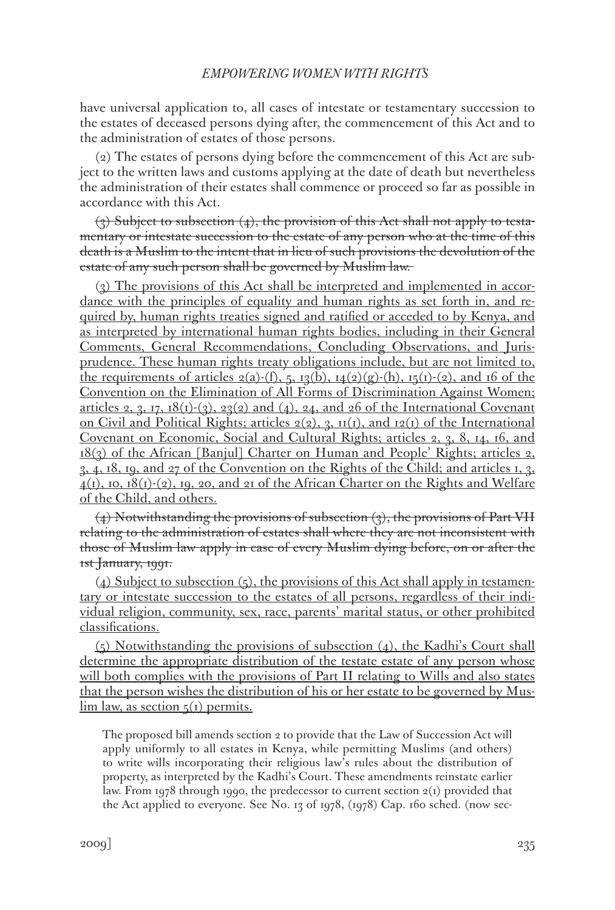have universal application to, all cases of intestate or testamentary succession to the estates of deceased persons dying after, the commencement of this Act and to the administration of estates of those persons.

(2) The estates of persons dying before the commencement of this Act are subject to the written laws and customs applying at the date of death but nevertheless the administration of their estates shall commence or proceed so far as possible in accordance with this Act.

~~(3) Subject to subsection (4), the provision of this Act shall not apply to testamentary or intestate succession to the estate of any person who at the time of this death is a Muslim to the intent that in lieu of such provisions the devolution of the estate of any such person shall be governed by Muslim law.~~

<u>(3) The provisions of this Act shall be interpreted and implemented in accordance with the principles of equality and human rights as set forth in, and required by, human rights treaties signed and ratified or acceded to by Kenya, and as interpreted by international human rights bodies, including in their General Comments, General Recommendations, Concluding Observations, and Jurisprudence. These human rights treaty obligations include, but are not limited to, the requirements of articles 2(a)-(f), 5, 13(b), 14(2)(g)-(h), 15(1)-(2), and 16 of the Convention on the Elimination of All Forms of Discrimination Against Women; articles 2, 3, 17, 18(1)-(3), 23(2) and (4), 24, and 26 of the International Covenant on Civil and Political Rights; articles 2(2), 3, 11(1), and 12(1) of the International Covenant on Economic, Social and Cultural Rights; articles 2, 3, 8, 14, 16, and 18(3) of the African [Banjul] Charter on Human and People' Rights; articles 2, 3, 4, 18, 19, and 27 of the Convention on the Rights of the Child; and articles 1, 3, 4(1), 10, 18(1)-(2), 19, 20, and 21 of the African Charter on the Rights and Welfare of the Child, and others.</u>

~~(4) Notwithstanding the provisions of subsection (3), the provisions of Part VII relating to the administration of estates shall where they are not inconsistent with those of Muslim law apply in case of every Muslim dying before, on or after the 1st January, 1991.~~

<u>(4) Subject to subsection (5), the provisions of this Act shall apply in testamentary or intestate succession to the estates of all persons, regardless of their individual religion, community, sex, race, parents' marital status, or other prohibited classifications.</u>

<u>(5) Notwithstanding the provisions of subsection (4), the Kadhi's Court shall determine the appropriate distribution of the testate estate of any person whose will both complies with the provisions of Part II relating to Wills and also states that the person wishes the distribution of his or her estate to be governed by Muslim law, as section 5(1) permits.</u>

> The proposed bill amends section 2 to provide that the Law of Succession Act will apply uniformly to all estates in Kenya, while permitting Muslims (and others) to write wills incorporating their religious law's rules about the distribution of property, as interpreted by the Kadhi's Court. These amendments reinstate earlier law. From 1978 through 1990, the predecessor to current section 2(1) provided that the Act applied to everyone. See No. 13 of 1978, (1978) Cap. 160 sched. (now sec-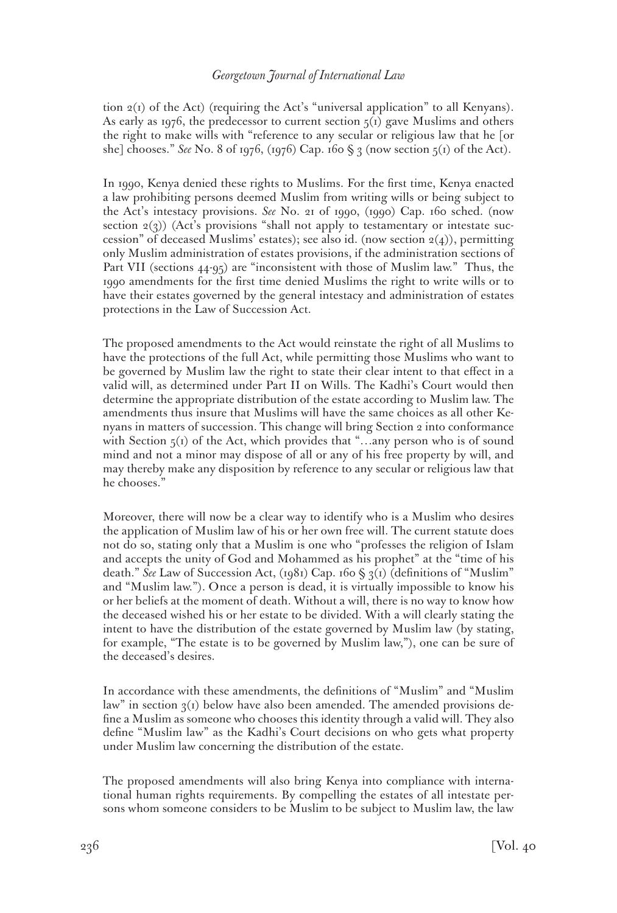tion 2(1) of the Act) (requiring the Act's "universal application" to all Kenyans). As early as 1976, the predecessor to current section 5(1) gave Muslims and others the right to make wills with "reference to any secular or religious law that he [or she] chooses." *See* No. 8 of 1976, (1976) Cap. 160 § 3 (now section 5(1) of the Act).

In 1990, Kenya denied these rights to Muslims. For the first time, Kenya enacted a law prohibiting persons deemed Muslim from writing wills or being subject to the Act's intestacy provisions. *See* No. 21 of 1990, (1990) Cap. 160 sched. (now section 2(3)) (Act's provisions "shall not apply to testamentary or intestate succession" of deceased Muslims' estates); see also id. (now section 2(4)), permitting only Muslim administration of estates provisions, if the administration sections of Part VII (sections 44-95) are "inconsistent with those of Muslim law." Thus, the 1990 amendments for the first time denied Muslims the right to write wills or to have their estates governed by the general intestacy and administration of estates protections in the Law of Succession Act.

The proposed amendments to the Act would reinstate the right of all Muslims to have the protections of the full Act, while permitting those Muslims who want to be governed by Muslim law the right to state their clear intent to that effect in a valid will, as determined under Part II on Wills. The Kadhi's Court would then determine the appropriate distribution of the estate according to Muslim law. The amendments thus insure that Muslims will have the same choices as all other Kenyans in matters of succession. This change will bring Section 2 into conformance with Section 5(1) of the Act, which provides that "…any person who is of sound mind and not a minor may dispose of all or any of his free property by will, and may thereby make any disposition by reference to any secular or religious law that he chooses."

Moreover, there will now be a clear way to identify who is a Muslim who desires the application of Muslim law of his or her own free will. The current statute does not do so, stating only that a Muslim is one who "professes the religion of Islam and accepts the unity of God and Mohammed as his prophet" at the "time of his death." *See* Law of Succession Act, (1981) Cap. 160 § 3(1) (definitions of "Muslim" and "Muslim law."). Once a person is dead, it is virtually impossible to know his or her beliefs at the moment of death. Without a will, there is no way to know how the deceased wished his or her estate to be divided. With a will clearly stating the intent to have the distribution of the estate governed by Muslim law (by stating, for example, "The estate is to be governed by Muslim law,"), one can be sure of the deceased's desires.

In accordance with these amendments, the definitions of "Muslim" and "Muslim law" in section 3(1) below have also been amended. The amended provisions define a Muslim as someone who chooses this identity through a valid will. They also define "Muslim law" as the Kadhi's Court decisions on who gets what property under Muslim law concerning the distribution of the estate.

The proposed amendments will also bring Kenya into compliance with international human rights requirements. By compelling the estates of all intestate persons whom someone considers to be Muslim to be subject to Muslim law, the law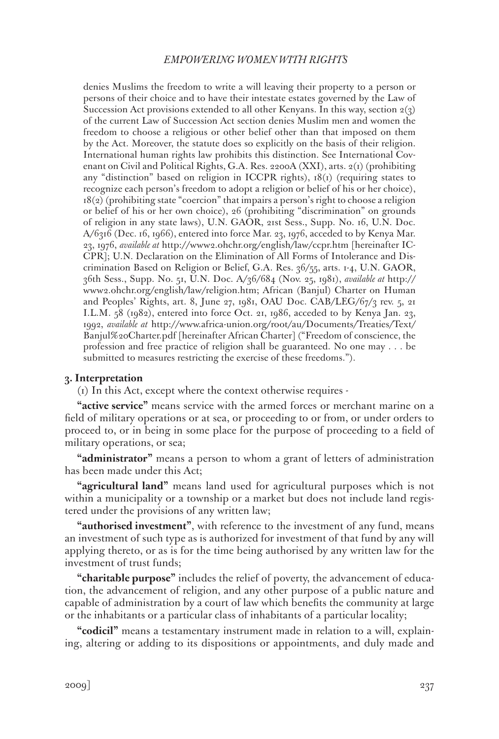denies Muslims the freedom to write a will leaving their property to a person or persons of their choice and to have their intestate estates governed by the Law of Succession Act provisions extended to all other Kenyans. In this way, section 2(3) of the current Law of Succession Act section denies Muslim men and women the freedom to choose a religious or other belief other than that imposed on them by the Act. Moreover, the statute does so explicitly on the basis of their religion. International human rights law prohibits this distinction. See International Covenant on Civil and Political Rights, G.A. Res. 2200A (XXI), arts. 2(1) (prohibiting any "distinction" based on religion in ICCPR rights), 18(1) (requiring states to recognize each person's freedom to adopt a religion or belief of his or her choice), 18(2) (prohibiting state "coercion" that impairs a person's right to choose a religion or belief of his or her own choice), 26 (prohibiting "discrimination" on grounds of religion in any state laws), U.N. GAOR, 21st Sess., Supp. No. 16, U.N. Doc. A/6316 (Dec. 16, 1966), entered into force Mar. 23, 1976, acceded to by Kenya Mar. 23, 1976, *available at* http://www2.ohchr.org/english/law/ccpr.htm [hereinafter ICCPR]; U.N. Declaration on the Elimination of All Forms of Intolerance and Discrimination Based on Religion or Belief, G.A. Res. 36/55, arts. 1-4, U.N. GAOR, 36th Sess., Supp. No. 51, U.N. Doc. A/36/684 (Nov. 25, 1981), *available at* http://www2.ohchr.org/english/law/religion.htm; African (Banjul) Charter on Human and Peoples' Rights, art. 8, June 27, 1981, OAU Doc. CAB/LEG/67/3 rev. 5, 21 I.L.M. 58 (1982), entered into force Oct. 21, 1986, acceded to by Kenya Jan. 23, 1992, *available at* http://www.africa-union.org/root/au/Documents/Treaties/Text/Banjul%20Charter.pdf [hereinafter African Charter] ("Freedom of conscience, the profession and free practice of religion shall be guaranteed. No one may . . . be submitted to measures restricting the exercise of these freedoms.").

**3. Interpretation**

(1) In this Act, except where the context otherwise requires -

**"active service"** means service with the armed forces or merchant marine on a field of military operations or at sea, or proceeding to or from, or under orders to proceed to, or in being in some place for the purpose of proceeding to a field of military operations, or sea;

**"administrator"** means a person to whom a grant of letters of administration has been made under this Act;

**"agricultural land"** means land used for agricultural purposes which is not within a municipality or a township or a market but does not include land registered under the provisions of any written law;

**"authorised investment"**, with reference to the investment of any fund, means an investment of such type as is authorized for investment of that fund by any will applying thereto, or as is for the time being authorised by any written law for the investment of trust funds;

**"charitable purpose"** includes the relief of poverty, the advancement of education, the advancement of religion, and any other purpose of a public nature and capable of administration by a court of law which benefits the community at large or the inhabitants or a particular class of inhabitants of a particular locality;

**"codicil"** means a testamentary instrument made in relation to a will, explaining, altering or adding to its dispositions or appointments, and duly made and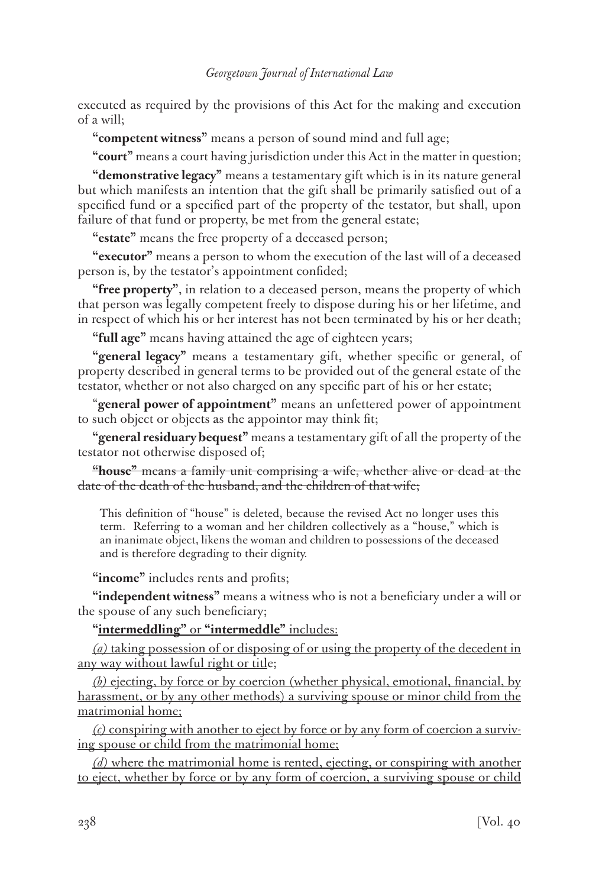executed as required by the provisions of this Act for the making and execution of a will;

**"competent witness"** means a person of sound mind and full age;

**"court"** means a court having jurisdiction under this Act in the matter in question;

**"demonstrative legacy"** means a testamentary gift which is in its nature general but which manifests an intention that the gift shall be primarily satisfied out of a specified fund or a specified part of the property of the testator, but shall, upon failure of that fund or property, be met from the general estate;

**"estate"** means the free property of a deceased person;

**"executor"** means a person to whom the execution of the last will of a deceased person is, by the testator's appointment confided;

**"free property"**, in relation to a deceased person, means the property of which that person was legally competent freely to dispose during his or her lifetime, and in respect of which his or her interest has not been terminated by his or her death;

**"full age"** means having attained the age of eighteen years;

**"general legacy"** means a testamentary gift, whether specific or general, of property described in general terms to be provided out of the general estate of the testator, whether or not also charged on any specific part of his or her estate;

"**general power of appointment"** means an unfettered power of appointment to such object or objects as the appointor may think fit;

**"general residuary bequest"** means a testamentary gift of all the property of the testator not otherwise disposed of;

~~**"house"** means a family unit comprising a wife, whether alive or dead at the date of the death of the husband, and the children of that wife;~~

> This definition of "house" is deleted, because the revised Act no longer uses this term. Referring to a woman and her children collectively as a "house," which is an inanimate object, likens the woman and children to possessions of the deceased and is therefore degrading to their dignity.

**"income"** includes rents and profits;

**"independent witness"** means a witness who is not a beneficiary under a will or the spouse of any such beneficiary;

<u>**"intermeddling"** or **"intermeddle"** includes:</u>

<u>*(a)* taking possession of or disposing of or using the property of the decedent in any way without lawful right or title;</u>

<u>*(b)* ejecting, by force or by coercion (whether physical, emotional, financial, by harassment, or by any other methods) a surviving spouse or minor child from the matrimonial home;</u>

<u>*(c)* conspiring with another to eject by force or by any form of coercion a surviving spouse or child from the matrimonial home;</u>

<u>*(d)* where the matrimonial home is rented, ejecting, or conspiring with another to eject, whether by force or by any form of coercion, a surviving spouse or child</u>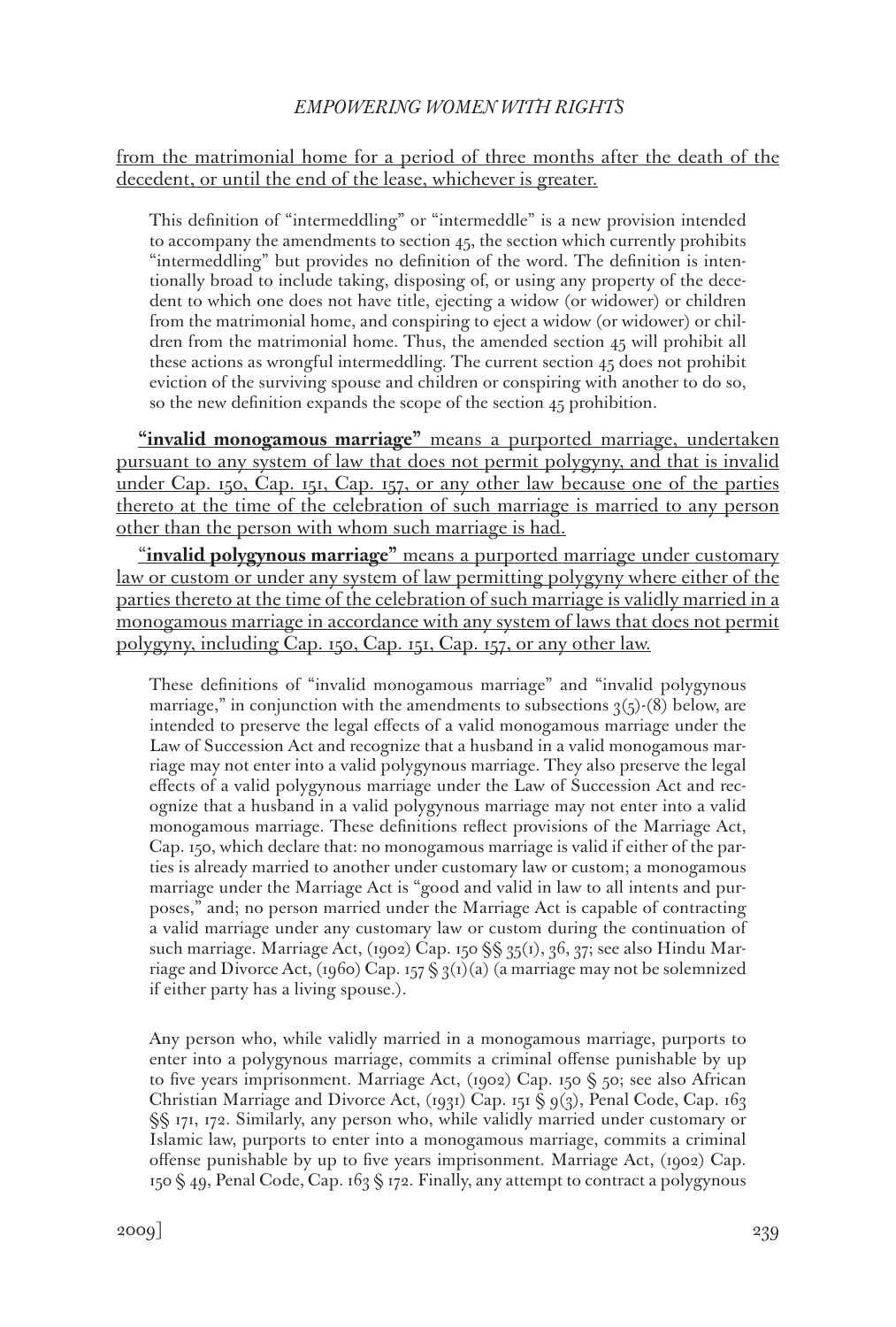<u>from the matrimonial home for a period of three months after the death of the decedent, or until the end of the lease, whichever is greater.</u>

> This definition of "intermeddling" or "intermeddle" is a new provision intended to accompany the amendments to section 45, the section which currently prohibits "intermeddling" but provides no definition of the word. The definition is intentionally broad to include taking, disposing of, or using any property of the decedent to which one does not have title, ejecting a widow (or widower) or children from the matrimonial home, and conspiring to eject a widow (or widower) or children from the matrimonial home. Thus, the amended section 45 will prohibit all these actions as wrongful intermeddling. The current section 45 does not prohibit eviction of the surviving spouse and children or conspiring with another to do so, so the new definition expands the scope of the section 45 prohibition.

<u>**"invalid monogamous marriage"** means a purported marriage, undertaken pursuant to any system of law that does not permit polygyny, and that is invalid under Cap. 150, Cap. 151, Cap. 157, or any other law because one of the parties thereto at the time of the celebration of such marriage is married to any person other than the person with whom such marriage is had.</u>

<u>"**invalid polygynous marriage"** means a purported marriage under customary law or custom or under any system of law permitting polygyny where either of the parties thereto at the time of the celebration of such marriage is validly married in a monogamous marriage in accordance with any system of laws that does not permit polygyny, including Cap. 150, Cap. 151, Cap. 157, or any other law.</u>

> These definitions of "invalid monogamous marriage" and "invalid polygynous marriage," in conjunction with the amendments to subsections 3(5)-(8) below, are intended to preserve the legal effects of a valid monogamous marriage under the Law of Succession Act and recognize that a husband in a valid monogamous marriage may not enter into a valid polygynous marriage. They also preserve the legal effects of a valid polygynous marriage under the Law of Succession Act and recognize that a husband in a valid polygynous marriage may not enter into a valid monogamous marriage. These definitions reflect provisions of the Marriage Act, Cap. 150, which declare that: no monogamous marriage is valid if either of the parties is already married to another under customary law or custom; a monogamous marriage under the Marriage Act is "good and valid in law to all intents and purposes," and; no person married under the Marriage Act is capable of contracting a valid marriage under any customary law or custom during the continuation of such marriage. Marriage Act, (1902) Cap. 150 §§ 35(1), 36, 37; see also Hindu Marriage and Divorce Act, (1960) Cap. 157 § 3(1)(a) (a marriage may not be solemnized if either party has a living spouse.).
>
> Any person who, while validly married in a monogamous marriage, purports to enter into a polygynous marriage, commits a criminal offense punishable by up to five years imprisonment. Marriage Act, (1902) Cap. 150 § 50; see also African Christian Marriage and Divorce Act, (1931) Cap. 151 § 9(3), Penal Code, Cap. 163 §§ 171, 172. Similarly, any person who, while validly married under customary or Islamic law, purports to enter into a monogamous marriage, commits a criminal offense punishable by up to five years imprisonment. Marriage Act, (1902) Cap. 150 § 49, Penal Code, Cap. 163 § 172. Finally, any attempt to contract a polygynous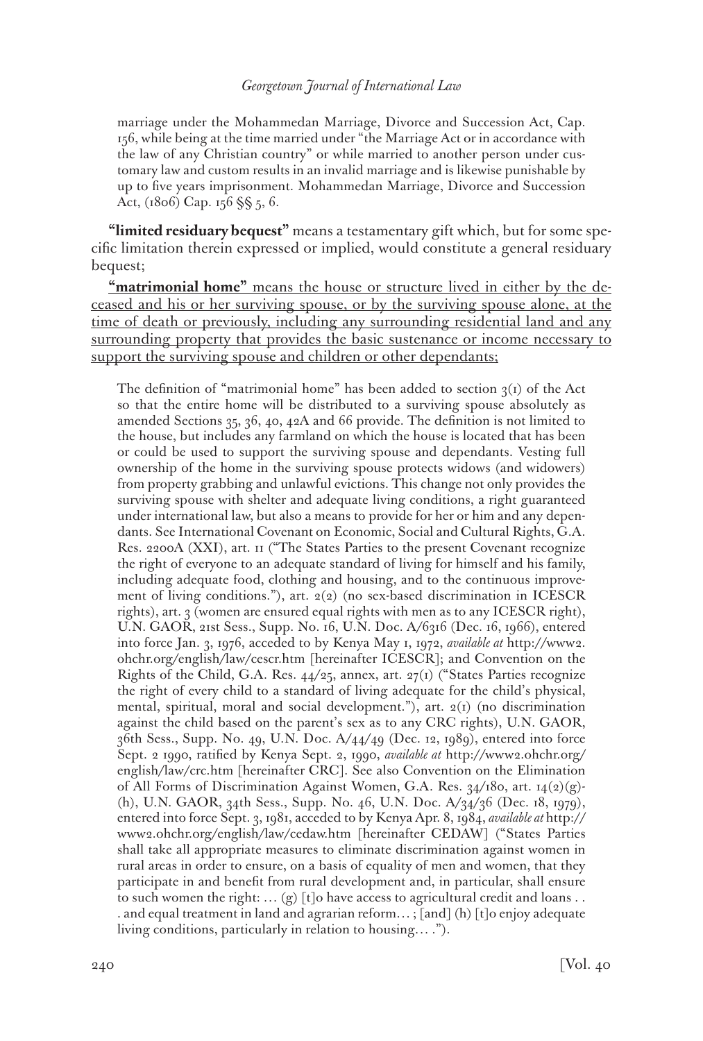marriage under the Mohammedan Marriage, Divorce and Succession Act, Cap. 156, while being at the time married under "the Marriage Act or in accordance with the law of any Christian country" or while married to another person under customary law and custom results in an invalid marriage and is likewise punishable by up to five years imprisonment. Mohammedan Marriage, Divorce and Succession Act, (1806) Cap. 156 §§ 5, 6.

**"limited residuary bequest"** means a testamentary gift which, but for some specific limitation therein expressed or implied, would constitute a general residuary bequest;

<u>**"matrimonial home"** means the house or structure lived in either by the deceased and his or her surviving spouse, or by the surviving spouse alone, at the time of death or previously, including any surrounding residential land and any surrounding property that provides the basic sustenance or income necessary to support the surviving spouse and children or other dependants;</u>

> The definition of "matrimonial home" has been added to section 3(1) of the Act so that the entire home will be distributed to a surviving spouse absolutely as amended Sections 35, 36, 40, 42A and 66 provide. The definition is not limited to the house, but includes any farmland on which the house is located that has been or could be used to support the surviving spouse and dependants. Vesting full ownership of the home in the surviving spouse protects widows (and widowers) from property grabbing and unlawful evictions. This change not only provides the surviving spouse with shelter and adequate living conditions, a right guaranteed under international law, but also a means to provide for her or him and any dependants. See International Covenant on Economic, Social and Cultural Rights, G.A. Res. 2200A (XXI), art. 11 ("The States Parties to the present Covenant recognize the right of everyone to an adequate standard of living for himself and his family, including adequate food, clothing and housing, and to the continuous improvement of living conditions."), art. 2(2) (no sex-based discrimination in ICESCR rights), art. 3 (women are ensured equal rights with men as to any ICESCR right), U.N. GAOR, 21st Sess., Supp. No. 16, U.N. Doc. A/6316 (Dec. 16, 1966), entered into force Jan. 3, 1976, acceded to by Kenya May 1, 1972, *available at* http://www2.ohchr.org/english/law/cescr.htm [hereinafter ICESCR]; and Convention on the Rights of the Child, G.A. Res. 44/25, annex, art. 27(1) ("States Parties recognize the right of every child to a standard of living adequate for the child's physical, mental, spiritual, moral and social development."), art. 2(1) (no discrimination against the child based on the parent's sex as to any CRC rights), U.N. GAOR, 36th Sess., Supp. No. 49, U.N. Doc. A/44/49 (Dec. 12, 1989), entered into force Sept. 2 1990, ratified by Kenya Sept. 2, 1990, *available at* http://www2.ohchr.org/english/law/crc.htm [hereinafter CRC]. See also Convention on the Elimination of All Forms of Discrimination Against Women, G.A. Res. 34/180, art. 14(2)(g)-(h), U.N. GAOR, 34th Sess., Supp. No. 46, U.N. Doc. A/34/36 (Dec. 18, 1979), entered into force Sept. 3, 1981, acceded to by Kenya Apr. 8, 1984, *available at* http://www2.ohchr.org/english/law/cedaw.htm [hereinafter CEDAW] ("States Parties shall take all appropriate measures to eliminate discrimination against women in rural areas in order to ensure, on a basis of equality of men and women, that they participate in and benefit from rural development and, in particular, shall ensure to such women the right: … (g) [t]o have access to agricultural credit and loans . . . and equal treatment in land and agrarian reform… ; [and] (h) [t]o enjoy adequate living conditions, particularly in relation to housing… .").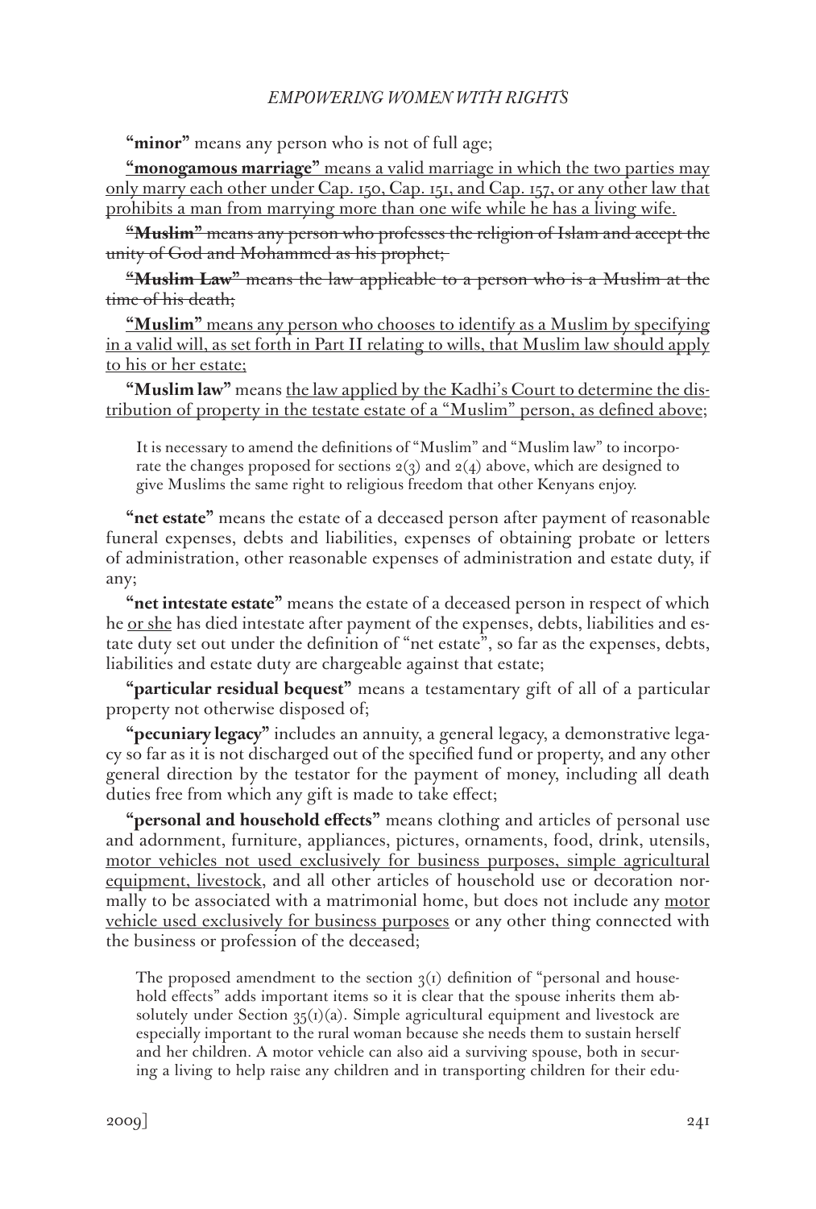**"minor"** means any person who is not of full age;

<u>**"monogamous marriage"** means a valid marriage in which the two parties may only marry each other under Cap. 150, Cap. 151, and Cap. 157, or any other law that prohibits a man from marrying more than one wife while he has a living wife.</u>

~~**"Muslim"** means any person who professes the religion of Islam and accept the unity of God and Mohammed as his prophet;~~

~~**"Muslim Law"** means the law applicable to a person who is a Muslim at the time of his death;~~

<u>**"Muslim"** means any person who chooses to identify as a Muslim by specifying in a valid will, as set forth in Part II relating to wills, that Muslim law should apply to his or her estate;</u>

**"Muslim law"** means <u>the law applied by the Kadhi's Court to determine the distribution of property in the testate estate of a "Muslim" person, as defined above</u>;

> It is necessary to amend the definitions of "Muslim" and "Muslim law" to incorporate the changes proposed for sections 2(3) and 2(4) above, which are designed to give Muslims the same right to religious freedom that other Kenyans enjoy.

**"net estate"** means the estate of a deceased person after payment of reasonable funeral expenses, debts and liabilities, expenses of obtaining probate or letters of administration, other reasonable expenses of administration and estate duty, if any;

**"net intestate estate"** means the estate of a deceased person in respect of which he <u>or she</u> has died intestate after payment of the expenses, debts, liabilities and estate duty set out under the definition of "net estate", so far as the expenses, debts, liabilities and estate duty are chargeable against that estate;

**"particular residual bequest"** means a testamentary gift of all of a particular property not otherwise disposed of;

**"pecuniary legacy"** includes an annuity, a general legacy, a demonstrative legacy so far as it is not discharged out of the specified fund or property, and any other general direction by the testator for the payment of money, including all death duties free from which any gift is made to take effect;

**"personal and household effects"** means clothing and articles of personal use and adornment, furniture, appliances, pictures, ornaments, food, drink, utensils, <u>motor vehicles not used exclusively for business purposes, simple agricultural equipment, livestock,</u> and all other articles of household use or decoration normally to be associated with a matrimonial home, but does not include any <u>motor vehicle used exclusively for business purposes</u> or any other thing connected with the business or profession of the deceased;

> The proposed amendment to the section 3(1) definition of "personal and household effects" adds important items so it is clear that the spouse inherits them absolutely under Section 35(1)(a). Simple agricultural equipment and livestock are especially important to the rural woman because she needs them to sustain herself and her children. A motor vehicle can also aid a surviving spouse, both in securing a living to help raise any children and in transporting children for their edu-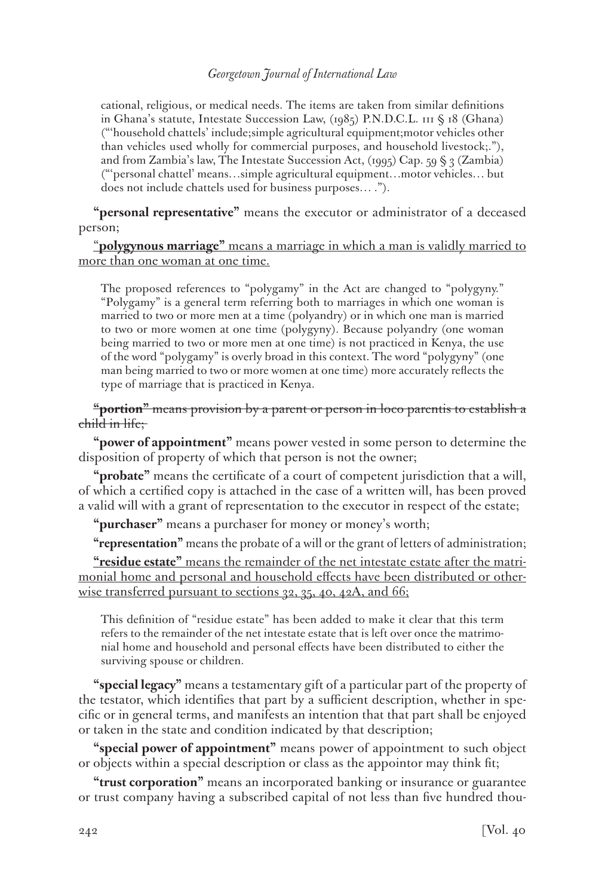cational, religious, or medical needs. The items are taken from similar definitions in Ghana's statute, Intestate Succession Law, (1985) P.N.D.C.L. 111 § 18 (Ghana) ("'household chattels' include;simple agricultural equipment;motor vehicles other than vehicles used wholly for commercial purposes, and household livestock;."), and from Zambia's law, The Intestate Succession Act, (1995) Cap. 59 § 3 (Zambia) ("'personal chattel' means…simple agricultural equipment…motor vehicles… but does not include chattels used for business purposes… .").

**"personal representative"** means the executor or administrator of a deceased person;

<u>"**polygynous marriage"** means a marriage in which a man is validly married to more than one woman at one time.</u>

> The proposed references to "polygamy" in the Act are changed to "polygyny." "Polygamy" is a general term referring both to marriages in which one woman is married to two or more men at a time (polyandry) or in which one man is married to two or more women at one time (polygyny). Because polyandry (one woman being married to two or more men at one time) is not practiced in Kenya, the use of the word "polygamy" is overly broad in this context. The word "polygyny" (one man being married to two or more women at one time) more accurately reflects the type of marriage that is practiced in Kenya.

~~**"portion"** means provision by a parent or person in loco parentis to establish a child in life;~~

**"power of appointment"** means power vested in some person to determine the disposition of property of which that person is not the owner;

**"probate"** means the certificate of a court of competent jurisdiction that a will, of which a certified copy is attached in the case of a written will, has been proved a valid will with a grant of representation to the executor in respect of the estate;

**"purchaser"** means a purchaser for money or money's worth;

**"representation"** means the probate of a will or the grant of letters of administration;

<u>**"residue estate"** means the remainder of the net intestate estate after the matrimonial home and personal and household effects have been distributed or otherwise transferred pursuant to sections 32, 35, 40, 42A, and 66;</u>

> This definition of "residue estate" has been added to make it clear that this term refers to the remainder of the net intestate estate that is left over once the matrimonial home and household and personal effects have been distributed to either the surviving spouse or children.

**"special legacy"** means a testamentary gift of a particular part of the property of the testator, which identifies that part by a sufficient description, whether in specific or in general terms, and manifests an intention that that part shall be enjoyed or taken in the state and condition indicated by that description;

**"special power of appointment"** means power of appointment to such object or objects within a special description or class as the appointor may think fit;

**"trust corporation"** means an incorporated banking or insurance or guarantee or trust company having a subscribed capital of not less than five hundred thou-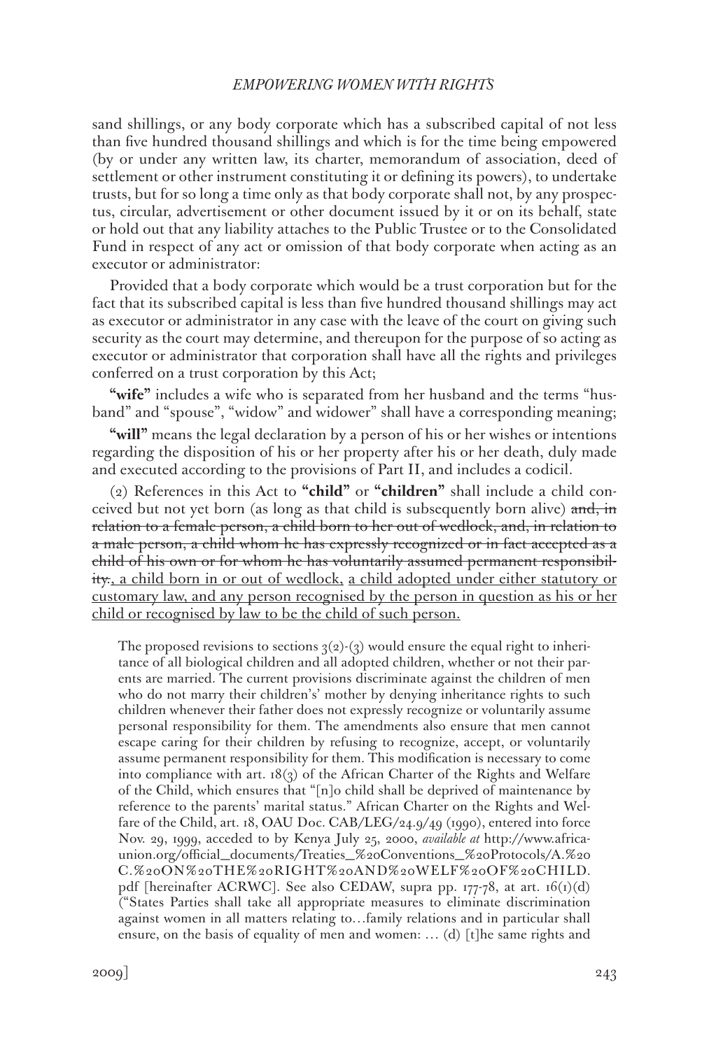sand shillings, or any body corporate which has a subscribed capital of not less than five hundred thousand shillings and which is for the time being empowered (by or under any written law, its charter, memorandum of association, deed of settlement or other instrument constituting it or defining its powers), to undertake trusts, but for so long a time only as that body corporate shall not, by any prospectus, circular, advertisement or other document issued by it or on its behalf, state or hold out that any liability attaches to the Public Trustee or to the Consolidated Fund in respect of any act or omission of that body corporate when acting as an executor or administrator:

Provided that a body corporate which would be a trust corporation but for the fact that its subscribed capital is less than five hundred thousand shillings may act as executor or administrator in any case with the leave of the court on giving such security as the court may determine, and thereupon for the purpose of so acting as executor or administrator that corporation shall have all the rights and privileges conferred on a trust corporation by this Act;

**"wife"** includes a wife who is separated from her husband and the terms "husband" and "spouse", "widow" and widower" shall have a corresponding meaning;

**"will"** means the legal declaration by a person of his or her wishes or intentions regarding the disposition of his or her property after his or her death, duly made and executed according to the provisions of Part II, and includes a codicil.

(2) References in this Act to **"child"** or **"children"** shall include a child conceived but not yet born (as long as that child is subsequently born alive) ~~and, in relation to a female person, a child born to her out of wedlock, and, in relation to a male person, a child whom he has expressly recognized or in fact accepted as a child of his own or for whom he has voluntarily assumed permanent responsibility.~~, <u>a child born in or out of wedlock,</u> <u>a child adopted under either statutory or customary law, and any person recognised by the person in question as his or her child or recognised by law to be the child of such person.</u>

> The proposed revisions to sections 3(2)-(3) would ensure the equal right to inheritance of all biological children and all adopted children, whether or not their parents are married. The current provisions discriminate against the children of men who do not marry their children's' mother by denying inheritance rights to such children whenever their father does not expressly recognize or voluntarily assume personal responsibility for them. The amendments also ensure that men cannot escape caring for their children by refusing to recognize, accept, or voluntarily assume permanent responsibility for them. This modification is necessary to come into compliance with art. 18(3) of the African Charter of the Rights and Welfare of the Child, which ensures that "[n]o child shall be deprived of maintenance by reference to the parents' marital status." African Charter on the Rights and Welfare of the Child, art. 18, OAU Doc. CAB/LEG/24.9/49 (1990), entered into force Nov. 29, 1999, acceded to by Kenya July 25, 2000, *available at* http://www.africa-union.org/official_documents/Treaties_%20Conventions_%20Protocols/A.%20C.%20ON%20THE%20RIGHT%20AND%20WELF%20OF%20CHILD.pdf [hereinafter ACRWC]. See also CEDAW, supra pp. 177-78, at art. 16(1)(d) ("States Parties shall take all appropriate measures to eliminate discrimination against women in all matters relating to…family relations and in particular shall ensure, on the basis of equality of men and women: … (d) [t]he same rights and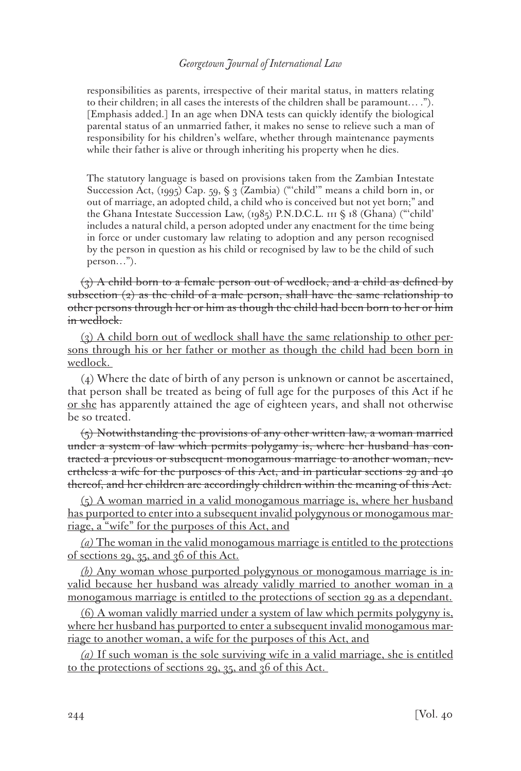responsibilities as parents, irrespective of their marital status, in matters relating to their children; in all cases the interests of the children shall be paramount. . . ."). [Emphasis added.] In an age when DNA tests can quickly identify the biological parental status of an unmarried father, it makes no sense to relieve such a man of responsibility for his children's welfare, whether through maintenance payments while their father is alive or through inheriting his property when he dies.

The statutory language is based on provisions taken from the Zambian Intestate Succession Act, (1995) Cap. 59, § 3 (Zambia) ("'child'" means a child born in, or out of marriage, an adopted child, a child who is conceived but not yet born;" and the Ghana Intestate Succession Law, (1985) P.N.D.C.L. 111 § 18 (Ghana) ("'child' includes a natural child, a person adopted under any enactment for the time being in force or under customary law relating to adoption and any person recognised by the person in question as his child or recognised by law to be the child of such person…").

~~(3) A child born to a female person out of wedlock, and a child as defined by subsection (2) as the child of a male person, shall have the same relationship to other persons through her or him as though the child had been born to her or him in wedlock.~~

<u>(3) A child born out of wedlock shall have the same relationship to other persons through his or her father or mother as though the child had been born in wedlock.</u>

(4) Where the date of birth of any person is unknown or cannot be ascertained, that person shall be treated as being of full age for the purposes of this Act if he <u>or she</u> has apparently attained the age of eighteen years, and shall not otherwise be so treated.

~~(5) Notwithstanding the provisions of any other written law, a woman married under a system of law which permits polygamy is, where her husband has contracted a previous or subsequent monogamous marriage to another woman, nevertheless a wife for the purposes of this Act, and in particular sections 29 and 40 thereof, and her children are accordingly children within the meaning of this Act.~~

<u>(5) A woman married in a valid monogamous marriage is, where her husband has purported to enter into a subsequent invalid polygynous or monogamous marriage, a "wife" for the purposes of this Act, and</u>

<u>*(a)* The woman in the valid monogamous marriage is entitled to the protections of sections 29, 35, and 36 of this Act.</u>

<u>*(b)* Any woman whose purported polygynous or monogamous marriage is invalid because her husband was already validly married to another woman in a monogamous marriage is entitled to the protections of section 29 as a dependant.</u>

<u>(6) A woman validly married under a system of law which permits polygyny is, where her husband has purported to enter a subsequent invalid monogamous marriage to another woman, a wife for the purposes of this Act, and</u>

<u>*(a)* If such woman is the sole surviving wife in a valid marriage, she is entitled to the protections of sections 29, 35, and 36 of this Act.</u>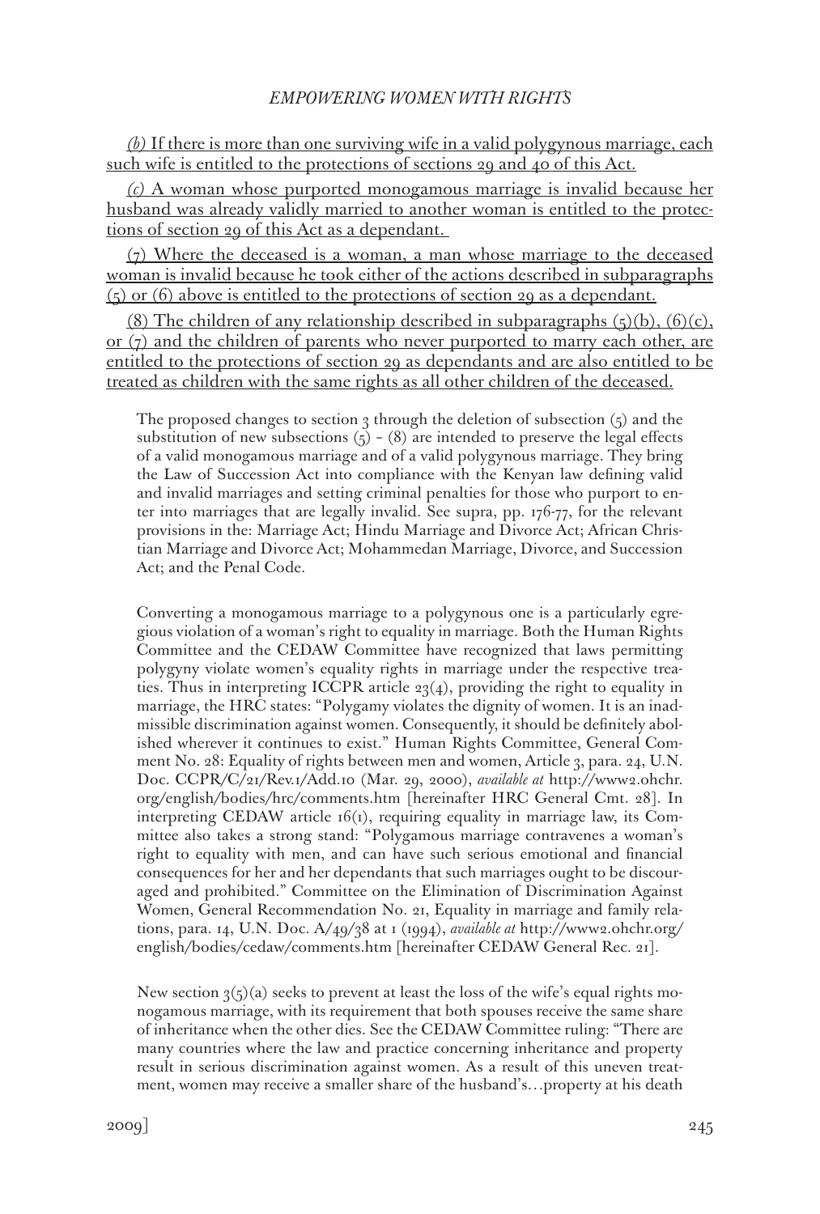<u>*(b)* If there is more than one surviving wife in a valid polygynous marriage, each such wife is entitled to the protections of sections 29 and 40 of this Act.</u>

<u>*(c)* A woman whose purported monogamous marriage is invalid because her husband was already validly married to another woman is entitled to the protections of section 29 of this Act as a dependant.</u>

<u>(7) Where the deceased is a woman, a man whose marriage to the deceased woman is invalid because he took either of the actions described in subparagraphs (5) or (6) above is entitled to the protections of section 29 as a dependant.</u>

<u>(8) The children of any relationship described in subparagraphs (5)(b), (6)(c), or (7) and the children of parents who never purported to marry each other, are entitled to the protections of section 29 as dependants and are also entitled to be treated as children with the same rights as all other children of the deceased.</u>

> The proposed changes to section 3 through the deletion of subsection (5) and the substitution of new subsections (5) - (8) are intended to preserve the legal effects of a valid monogamous marriage and of a valid polygynous marriage. They bring the Law of Succession Act into compliance with the Kenyan law defining valid and invalid marriages and setting criminal penalties for those who purport to enter into marriages that are legally invalid. See supra, pp. 176-77, for the relevant provisions in the: Marriage Act; Hindu Marriage and Divorce Act; African Christian Marriage and Divorce Act; Mohammedan Marriage, Divorce, and Succession Act; and the Penal Code.
>
> Converting a monogamous marriage to a polygynous one is a particularly egregious violation of a woman's right to equality in marriage. Both the Human Rights Committee and the CEDAW Committee have recognized that laws permitting polygyny violate women's equality rights in marriage under the respective treaties. Thus in interpreting ICCPR article 23(4), providing the right to equality in marriage, the HRC states: "Polygamy violates the dignity of women. It is an inadmissible discrimination against women. Consequently, it should be definitely abolished wherever it continues to exist." Human Rights Committee, General Comment No. 28: Equality of rights between men and women, Article 3, para. 24, U.N. Doc. CCPR/C/21/Rev.1/Add.10 (Mar. 29, 2000), *available at* http://www2.ohchr.org/english/bodies/hrc/comments.htm [hereinafter HRC General Cmt. 28]. In interpreting CEDAW article 16(1), requiring equality in marriage law, its Committee also takes a strong stand: "Polygamous marriage contravenes a woman's right to equality with men, and can have such serious emotional and financial consequences for her and her dependants that such marriages ought to be discouraged and prohibited." Committee on the Elimination of Discrimination Against Women, General Recommendation No. 21, Equality in marriage and family relations, para. 14, U.N. Doc. A/49/38 at 1 (1994), *available at* http://www2.ohchr.org/english/bodies/cedaw/comments.htm [hereinafter CEDAW General Rec. 21].
>
> New section 3(5)(a) seeks to prevent at least the loss of the wife's equal rights monogamous marriage, with its requirement that both spouses receive the same share of inheritance when the other dies. See the CEDAW Committee ruling: "There are many countries where the law and practice concerning inheritance and property result in serious discrimination against women. As a result of this uneven treatment, women may receive a smaller share of the husband's…property at his death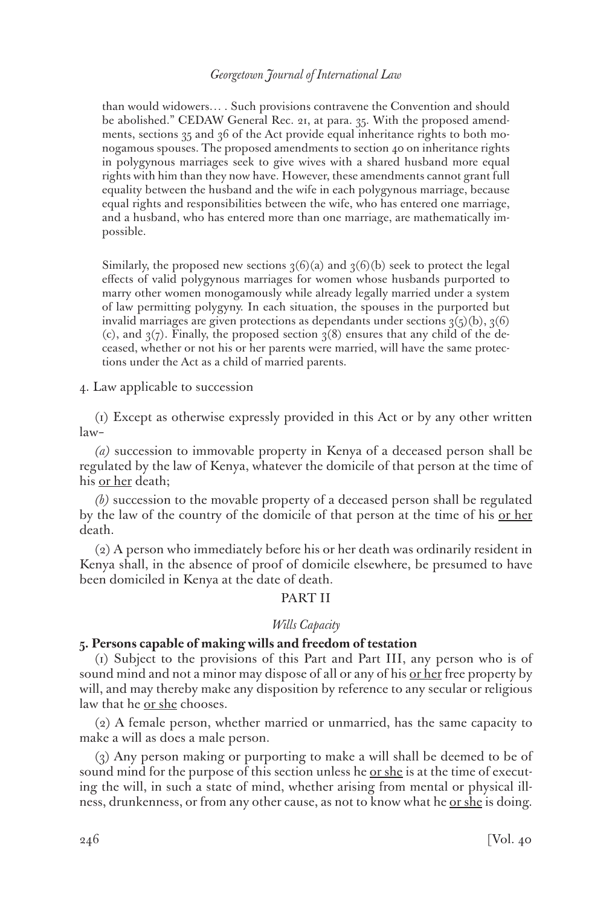than would widowers… . Such provisions contravene the Convention and should be abolished." CEDAW General Rec. 21, at para. 35. With the proposed amendments, sections 35 and 36 of the Act provide equal inheritance rights to both monogamous spouses. The proposed amendments to section 40 on inheritance rights in polygynous marriages seek to give wives with a shared husband more equal rights with him than they now have. However, these amendments cannot grant full equality between the husband and the wife in each polygynous marriage, because equal rights and responsibilities between the wife, who has entered one marriage, and a husband, who has entered more than one marriage, are mathematically impossible.

Similarly, the proposed new sections 3(6)(a) and 3(6)(b) seek to protect the legal effects of valid polygynous marriages for women whose husbands purported to marry other women monogamously while already legally married under a system of law permitting polygyny. In each situation, the spouses in the purported but invalid marriages are given protections as dependants under sections 3(5)(b), 3(6)(c), and 3(7). Finally, the proposed section 3(8) ensures that any child of the deceased, whether or not his or her parents were married, will have the same protections under the Act as a child of married parents.

4. Law applicable to succession

(1) Except as otherwise expressly provided in this Act or by any other written law–

*(a)* succession to immovable property in Kenya of a deceased person shall be regulated by the law of Kenya, whatever the domicile of that person at the time of his <u>or her</u> death;

*(b)* succession to the movable property of a deceased person shall be regulated by the law of the country of the domicile of that person at the time of his <u>or her</u> death.

(2) A person who immediately before his or her death was ordinarily resident in Kenya shall, in the absence of proof of domicile elsewhere, be presumed to have been domiciled in Kenya at the date of death.

PART II

*Wills Capacity*

**5. Persons capable of making wills and freedom of testation**

(1) Subject to the provisions of this Part and Part III, any person who is of sound mind and not a minor may dispose of all or any of his <u>or her</u> free property by will, and may thereby make any disposition by reference to any secular or religious law that he <u>or she</u> chooses.

(2) A female person, whether married or unmarried, has the same capacity to make a will as does a male person.

(3) Any person making or purporting to make a will shall be deemed to be of sound mind for the purpose of this section unless he <u>or she</u> is at the time of executing the will, in such a state of mind, whether arising from mental or physical illness, drunkenness, or from any other cause, as not to know what he <u>or she</u> is doing.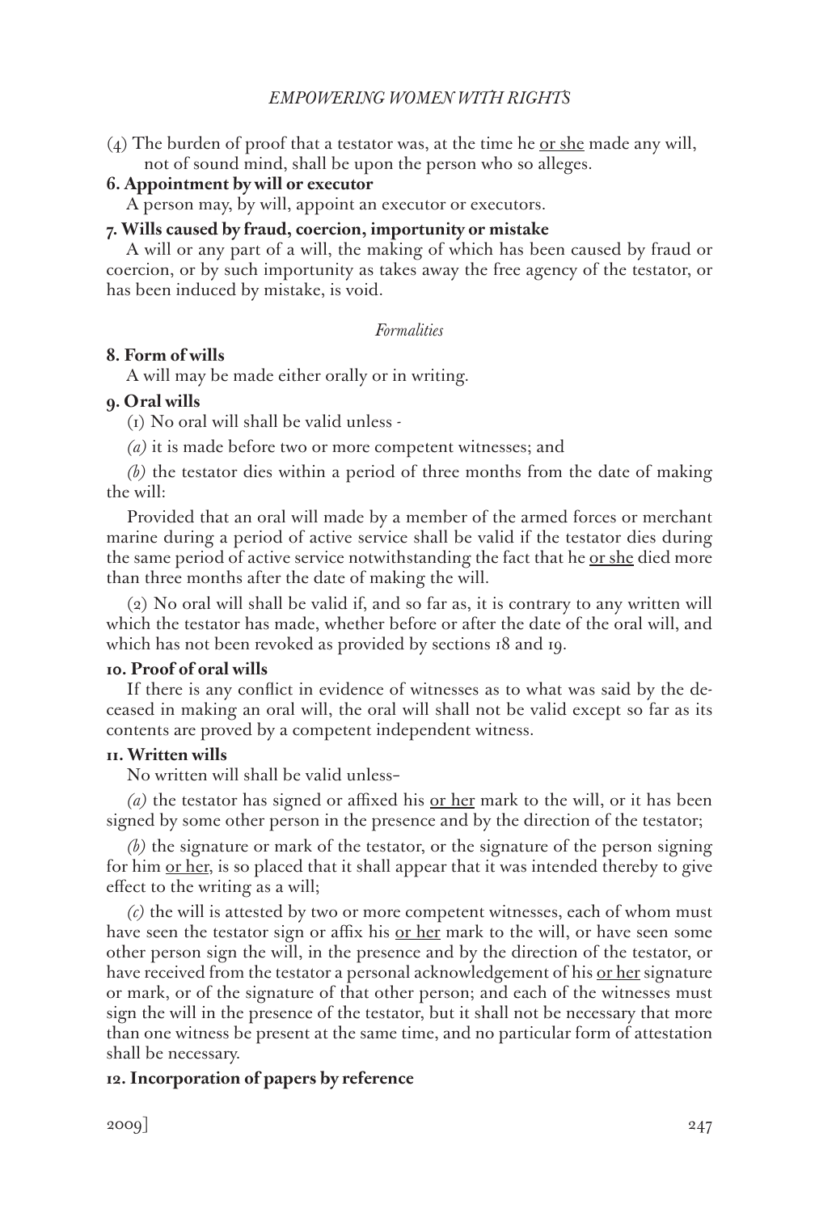(4) The burden of proof that a testator was, at the time he or she made any will, not of sound mind, shall be upon the person who so alleges.

**6. Appointment by will or executor**

A person may, by will, appoint an executor or executors.

**7. Wills caused by fraud, coercion, importunity or mistake**

A will or any part of a will, the making of which has been caused by fraud or coercion, or by such importunity as takes away the free agency of the testator, or has been induced by mistake, is void.

*Formalities*

**8. Form of wills**

A will may be made either orally or in writing.

**9. Oral wills**

(1) No oral will shall be valid unless -

*(a)* it is made before two or more competent witnesses; and

*(b)* the testator dies within a period of three months from the date of making the will:

Provided that an oral will made by a member of the armed forces or merchant marine during a period of active service shall be valid if the testator dies during the same period of active service notwithstanding the fact that he or she died more than three months after the date of making the will.

(2) No oral will shall be valid if, and so far as, it is contrary to any written will which the testator has made, whether before or after the date of the oral will, and which has not been revoked as provided by sections 18 and 19.

**10. Proof of oral wills**

If there is any conflict in evidence of witnesses as to what was said by the deceased in making an oral will, the oral will shall not be valid except so far as its contents are proved by a competent independent witness.

**11. Written wills**

No written will shall be valid unless–

*(a)* the testator has signed or affixed his or her mark to the will, or it has been signed by some other person in the presence and by the direction of the testator;

*(b)* the signature or mark of the testator, or the signature of the person signing for him or her, is so placed that it shall appear that it was intended thereby to give effect to the writing as a will;

*(c)* the will is attested by two or more competent witnesses, each of whom must have seen the testator sign or affix his or her mark to the will, or have seen some other person sign the will, in the presence and by the direction of the testator, or have received from the testator a personal acknowledgement of his or her signature or mark, or of the signature of that other person; and each of the witnesses must sign the will in the presence of the testator, but it shall not be necessary that more than one witness be present at the same time, and no particular form of attestation shall be necessary.

**12. Incorporation of papers by reference**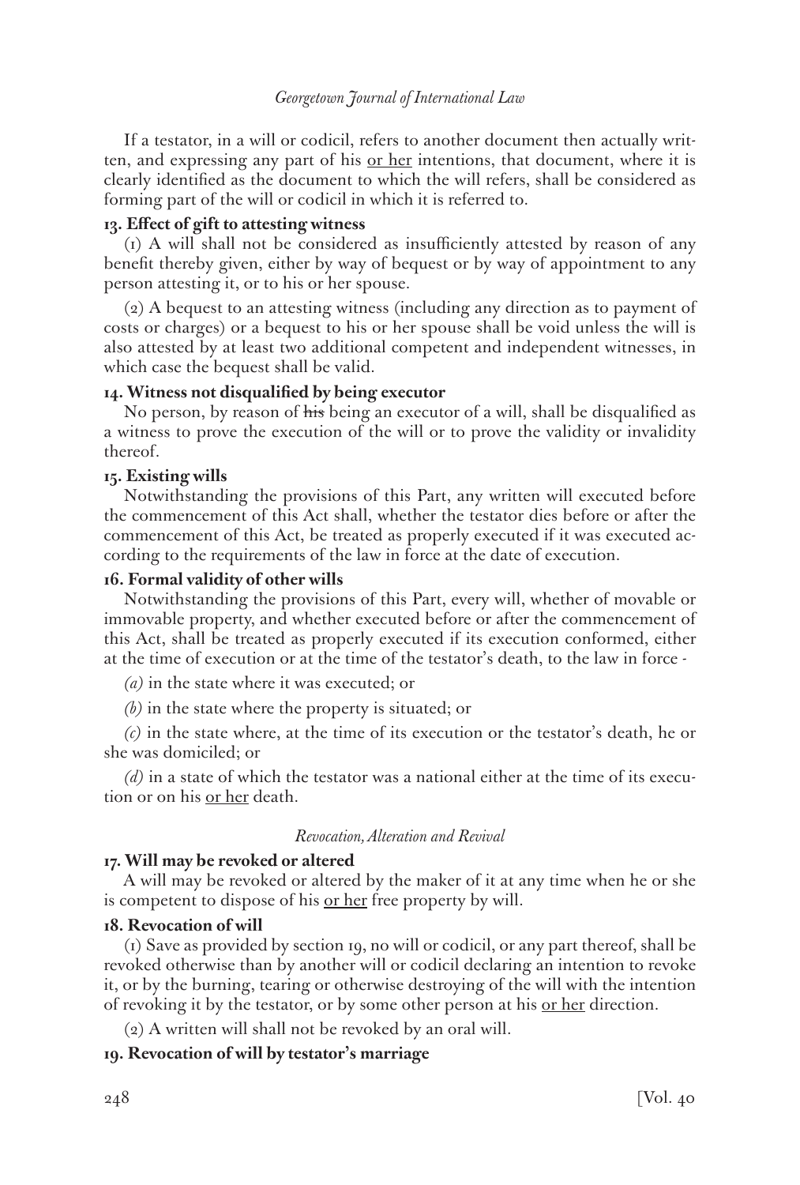If a testator, in a will or codicil, refers to another document then actually written, and expressing any part of his or her intentions, that document, where it is clearly identified as the document to which the will refers, shall be considered as forming part of the will or codicil in which it is referred to.

**13. Effect of gift to attesting witness**

(1) A will shall not be considered as insufficiently attested by reason of any benefit thereby given, either by way of bequest or by way of appointment to any person attesting it, or to his or her spouse.

(2) A bequest to an attesting witness (including any direction as to payment of costs or charges) or a bequest to his or her spouse shall be void unless the will is also attested by at least two additional competent and independent witnesses, in which case the bequest shall be valid.

**14. Witness not disqualified by being executor**

No person, by reason of ~~his~~ being an executor of a will, shall be disqualified as a witness to prove the execution of the will or to prove the validity or invalidity thereof.

**15. Existing wills**

Notwithstanding the provisions of this Part, any written will executed before the commencement of this Act shall, whether the testator dies before or after the commencement of this Act, be treated as properly executed if it was executed according to the requirements of the law in force at the date of execution.

**16. Formal validity of other wills**

Notwithstanding the provisions of this Part, every will, whether of movable or immovable property, and whether executed before or after the commencement of this Act, shall be treated as properly executed if its execution conformed, either at the time of execution or at the time of the testator's death, to the law in force -

*(a)* in the state where it was executed; or

*(b)* in the state where the property is situated; or

*(c)* in the state where, at the time of its execution or the testator's death, he or she was domiciled; or

*(d)* in a state of which the testator was a national either at the time of its execution or on his or her death.

*Revocation, Alteration and Revival*

**17. Will may be revoked or altered**

A will may be revoked or altered by the maker of it at any time when he or she is competent to dispose of his or her free property by will.

**18. Revocation of will**

(1) Save as provided by section 19, no will or codicil, or any part thereof, shall be revoked otherwise than by another will or codicil declaring an intention to revoke it, or by the burning, tearing or otherwise destroying of the will with the intention of revoking it by the testator, or by some other person at his or her direction.

(2) A written will shall not be revoked by an oral will.

**19. Revocation of will by testator's marriage**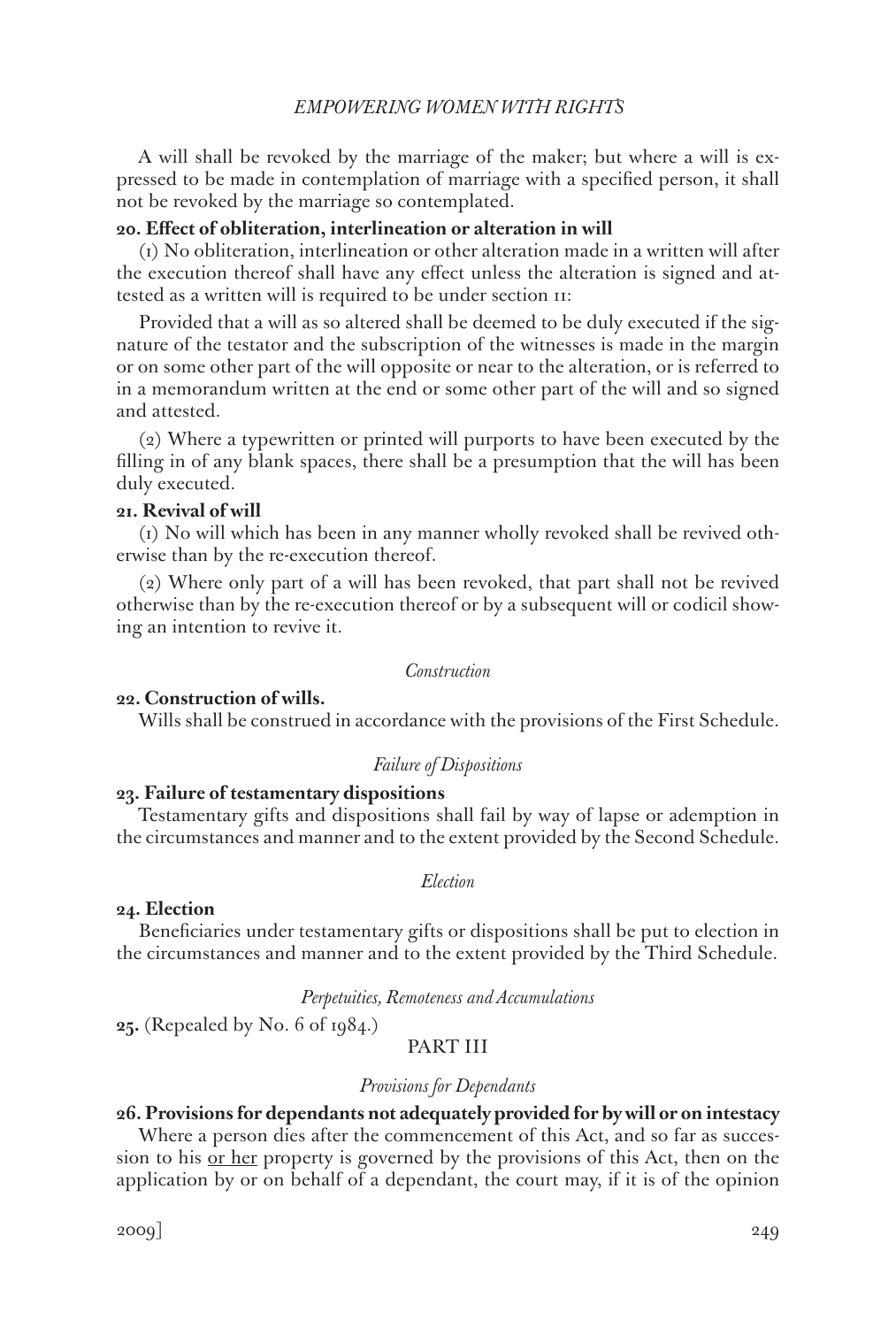A will shall be revoked by the marriage of the maker; but where a will is expressed to be made in contemplation of marriage with a specified person, it shall not be revoked by the marriage so contemplated.

**20. Effect of obliteration, interlineation or alteration in will**

(1) No obliteration, interlineation or other alteration made in a written will after the execution thereof shall have any effect unless the alteration is signed and attested as a written will is required to be under section 11:

Provided that a will as so altered shall be deemed to be duly executed if the signature of the testator and the subscription of the witnesses is made in the margin or on some other part of the will opposite or near to the alteration, or is referred to in a memorandum written at the end or some other part of the will and so signed and attested.

(2) Where a typewritten or printed will purports to have been executed by the filling in of any blank spaces, there shall be a presumption that the will has been duly executed.

**21. Revival of will**

(1) No will which has been in any manner wholly revoked shall be revived otherwise than by the re-execution thereof.

(2) Where only part of a will has been revoked, that part shall not be revived otherwise than by the re-execution thereof or by a subsequent will or codicil showing an intention to revive it.

*Construction*

**22. Construction of wills.**

Wills shall be construed in accordance with the provisions of the First Schedule.

*Failure of Dispositions*

**23. Failure of testamentary dispositions**

Testamentary gifts and dispositions shall fail by way of lapse or ademption in the circumstances and manner and to the extent provided by the Second Schedule.

*Election*

**24. Election**

Beneficiaries under testamentary gifts or dispositions shall be put to election in the circumstances and manner and to the extent provided by the Third Schedule.

*Perpetuities, Remoteness and Accumulations*

**25.** (Repealed by No. 6 of 1984.)

## PART III

*Provisions for Dependants*

**26. Provisions for dependants not adequately provided for by will or on intestacy**

Where a person dies after the commencement of this Act, and so far as succession to his <u>or her</u> property is governed by the provisions of this Act, then on the application by or on behalf of a dependant, the court may, if it is of the opinion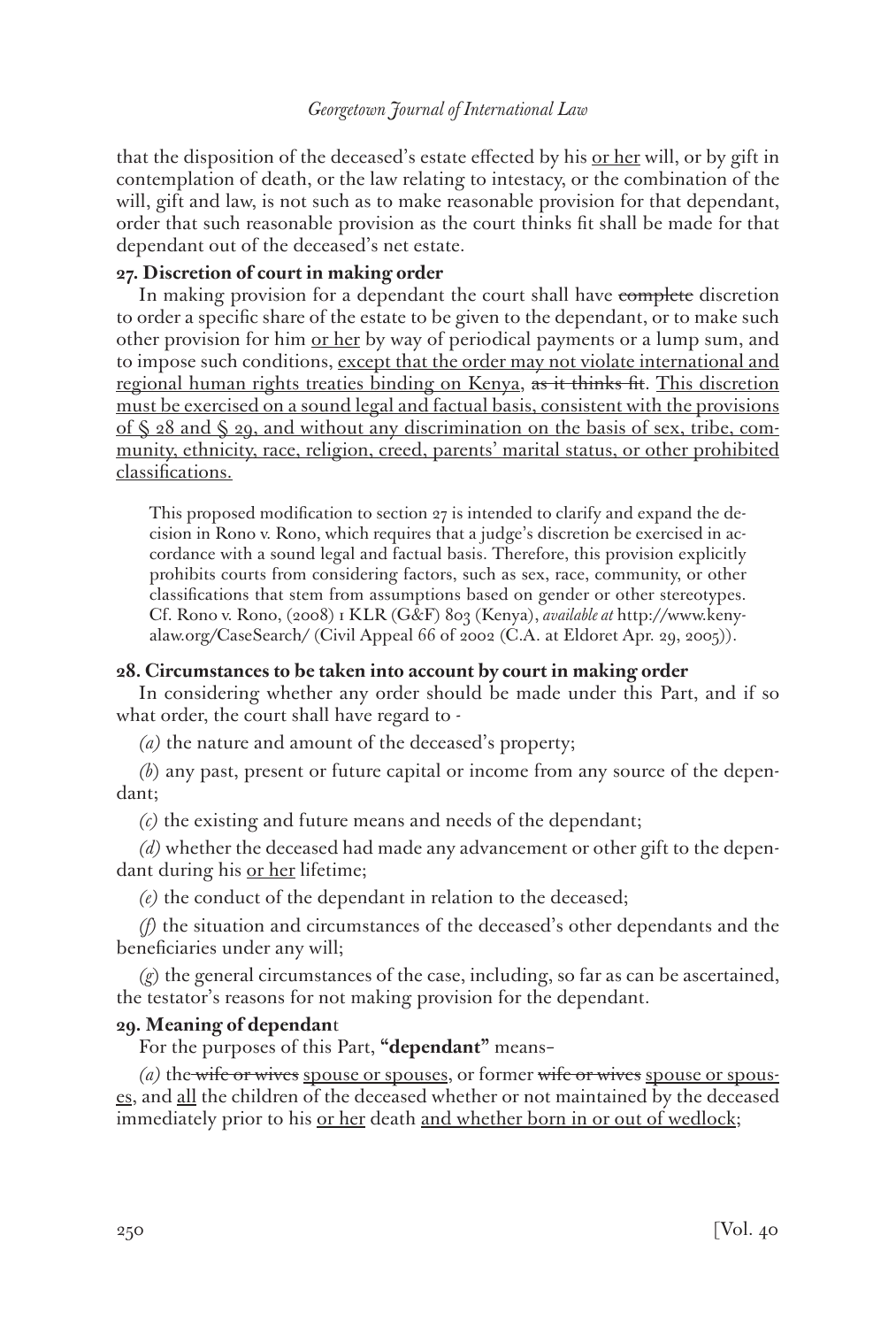that the disposition of the deceased's estate effected by his <u>or her</u> will, or by gift in contemplation of death, or the law relating to intestacy, or the combination of the will, gift and law, is not such as to make reasonable provision for that dependant, order that such reasonable provision as the court thinks fit shall be made for that dependant out of the deceased's net estate.

**27. Discretion of court in making order**

In making provision for a dependant the court shall have ~~complete~~ discretion to order a specific share of the estate to be given to the dependant, or to make such other provision for him <u>or her</u> by way of periodical payments or a lump sum, and to impose such conditions, <u>except that the order may not violate international and regional human rights treaties binding on Kenya</u>, ~~as it thinks fit~~. <u>This discretion must be exercised on a sound legal and factual basis, consistent with the provisions of § 28 and § 29, and without any discrimination on the basis of sex, tribe, community, ethnicity, race, religion, creed, parents' marital status, or other prohibited classifications.</u>

> This proposed modification to section 27 is intended to clarify and expand the decision in Rono v. Rono, which requires that a judge's discretion be exercised in accordance with a sound legal and factual basis. Therefore, this provision explicitly prohibits courts from considering factors, such as sex, race, community, or other classifications that stem from assumptions based on gender or other stereotypes. Cf. Rono v. Rono, (2008) 1 KLR (G&F) 803 (Kenya), *available at* http://www.kenyalaw.org/CaseSearch/ (Civil Appeal 66 of 2002 (C.A. at Eldoret Apr. 29, 2005)).

**28. Circumstances to be taken into account by court in making order**

In considering whether any order should be made under this Part, and if so what order, the court shall have regard to -

*(a)* the nature and amount of the deceased's property;

*(b)* any past, present or future capital or income from any source of the dependant;

*(c)* the existing and future means and needs of the dependant;

*(d)* whether the deceased had made any advancement or other gift to the dependant during his <u>or her</u> lifetime;

*(e)* the conduct of the dependant in relation to the deceased;

*(f)* the situation and circumstances of the deceased's other dependants and the beneficiaries under any will;

*(g)* the general circumstances of the case, including, so far as can be ascertained, the testator's reasons for not making provision for the dependant.

**29. Meaning of dependant**

For the purposes of this Part, **"dependant"** means–

*(a)* the ~~wife or wives~~ <u>spouse or spouses</u>, or former ~~wife or wives~~ <u>spouse or spouses</u>, and <u>all</u> the children of the deceased whether or not maintained by the deceased immediately prior to his <u>or her</u> death <u>and whether born in or out of wedlock</u>;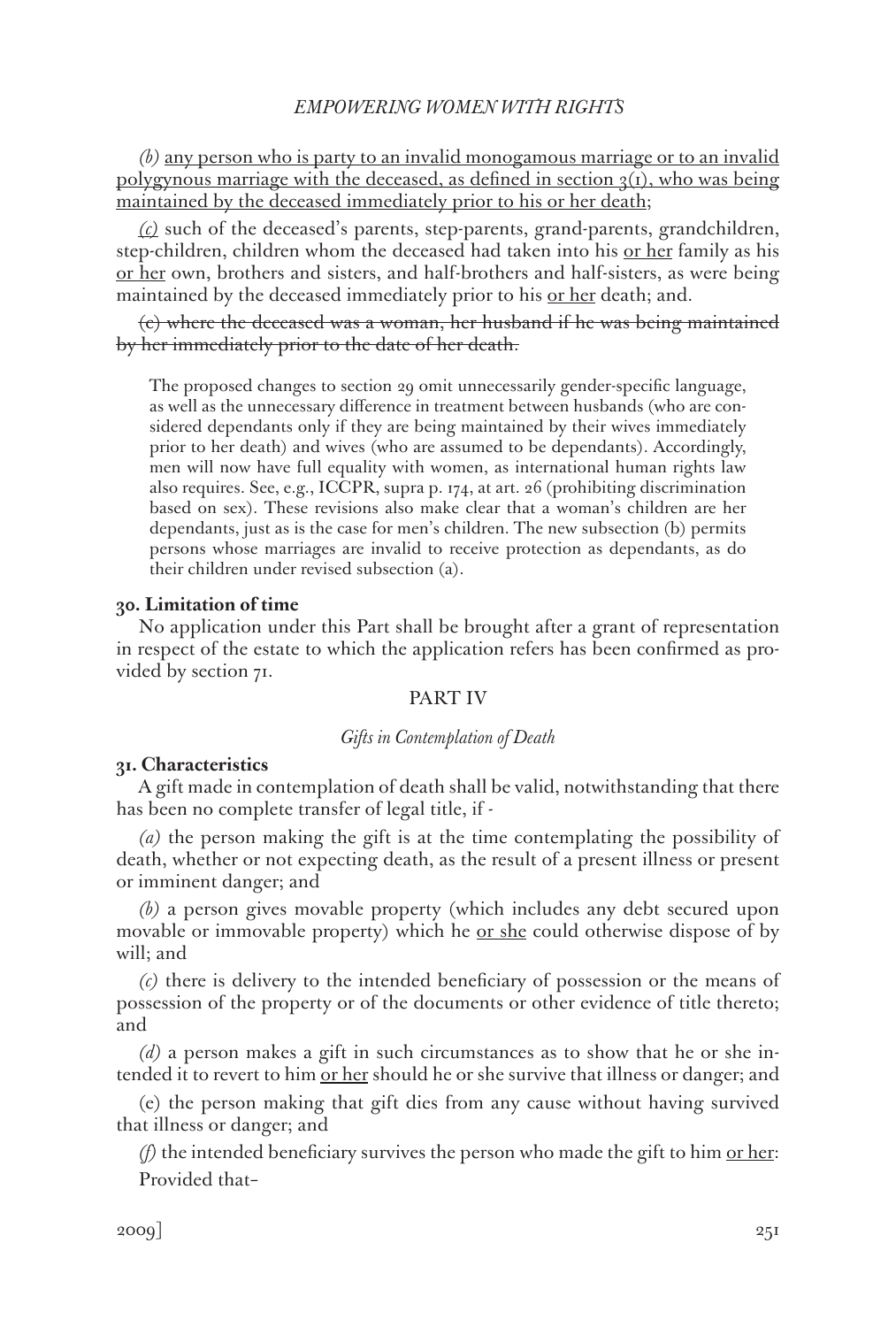*(b)* <u>any person who is party to an invalid monogamous marriage or to an invalid polygynous marriage with the deceased, as defined in section 3(1), who was being maintained by the deceased immediately prior to his or her death;</u>

<u>*(c)*</u> such of the deceased's parents, step-parents, grand-parents, grandchildren, step-children, children whom the deceased had taken into his <u>or her</u> family as his <u>or her</u> own, brothers and sisters, and half-brothers and half-sisters, as were being maintained by the deceased immediately prior to his <u>or her</u> death; and.

~~(c) where the deceased was a woman, her husband if he was being maintained by her immediately prior to the date of her death.~~

> The proposed changes to section 29 omit unnecessarily gender-specific language, as well as the unnecessary difference in treatment between husbands (who are considered dependants only if they are being maintained by their wives immediately prior to her death) and wives (who are assumed to be dependants). Accordingly, men will now have full equality with women, as international human rights law also requires. See, e.g., ICCPR, supra p. 174, at art. 26 (prohibiting discrimination based on sex). These revisions also make clear that a woman's children are her dependants, just as is the case for men's children. The new subsection (b) permits persons whose marriages are invalid to receive protection as dependants, as do their children under revised subsection (a).

**30. Limitation of time**

No application under this Part shall be brought after a grant of representation in respect of the estate to which the application refers has been confirmed as provided by section 71.

PART IV

*Gifts in Contemplation of Death*

**31. Characteristics**

A gift made in contemplation of death shall be valid, notwithstanding that there has been no complete transfer of legal title, if -

*(a)* the person making the gift is at the time contemplating the possibility of death, whether or not expecting death, as the result of a present illness or present or imminent danger; and

*(b)* a person gives movable property (which includes any debt secured upon movable or immovable property) which he <u>or she</u> could otherwise dispose of by will; and

*(c)* there is delivery to the intended beneficiary of possession or the means of possession of the property or of the documents or other evidence of title thereto; and

*(d)* a person makes a gift in such circumstances as to show that he or she intended it to revert to him <u>or her</u> should he or she survive that illness or danger; and

(e) the person making that gift dies from any cause without having survived that illness or danger; and

*(f)* the intended beneficiary survives the person who made the gift to him <u>or her</u>:

Provided that–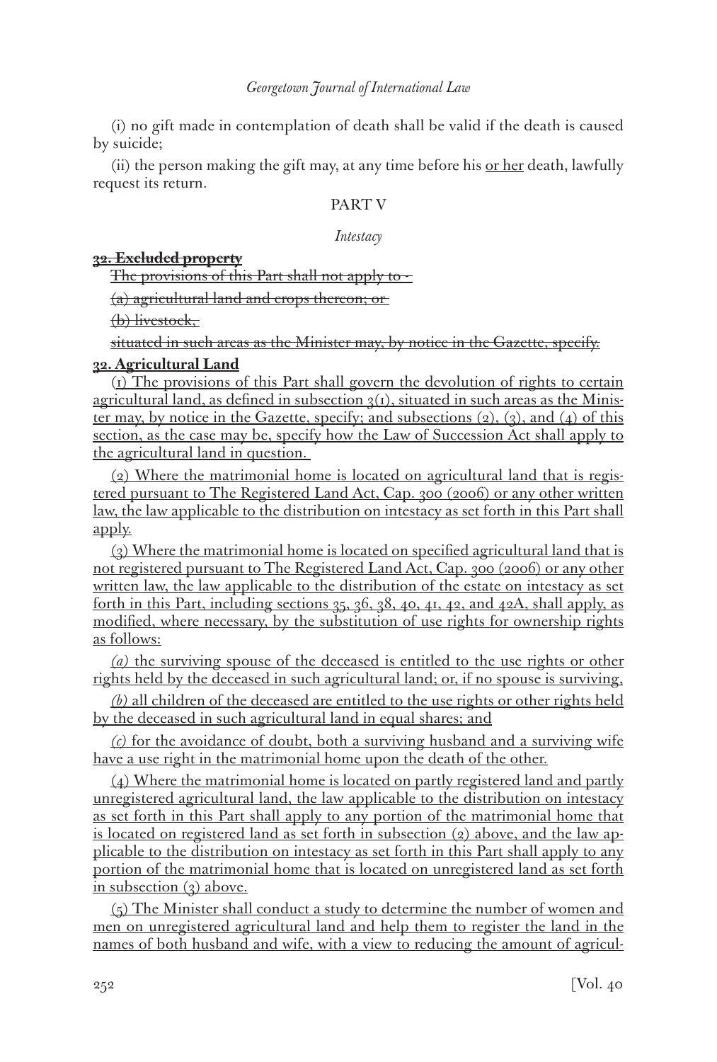(i) no gift made in contemplation of death shall be valid if the death is caused by suicide;

(ii) the person making the gift may, at any time before his <u>or her</u> death, lawfully request its return.

PART V

*Intestacy*

~~**32. Excluded property**~~

~~The provisions of this Part shall not apply to -~~

~~(a) agricultural land and crops thereon; or~~

~~(b) livestock,~~

~~situated in such areas as the Minister may, by notice in the Gazette, specify.~~

<u>**32. Agricultural Land**</u>

<u>(1) The provisions of this Part shall govern the devolution of rights to certain agricultural land, as defined in subsection 3(1), situated in such areas as the Minister may, by notice in the Gazette, specify; and subsections (2), (3), and (4) of this section, as the case may be, specify how the Law of Succession Act shall apply to the agricultural land in question.</u>

<u>(2) Where the matrimonial home is located on agricultural land that is registered pursuant to The Registered Land Act, Cap. 300 (2006) or any other written law, the law applicable to the distribution on intestacy as set forth in this Part shall apply.</u>

<u>(3) Where the matrimonial home is located on specified agricultural land that is not registered pursuant to The Registered Land Act, Cap. 300 (2006) or any other written law, the law applicable to the distribution of the estate on intestacy as set forth in this Part, including sections 35, 36, 38, 40, 41, 42, and 42A, shall apply, as modified, where necessary, by the substitution of use rights for ownership rights as follows:</u>

<u>*(a)* the surviving spouse of the deceased is entitled to the use rights or other rights held by the deceased in such agricultural land; or, if no spouse is surviving,</u>

<u>*(b)* all children of the deceased are entitled to the use rights or other rights held by the deceased in such agricultural land in equal shares; and</u>

<u>*(c)* for the avoidance of doubt, both a surviving husband and a surviving wife have a use right in the matrimonial home upon the death of the other.</u>

<u>(4) Where the matrimonial home is located on partly registered land and partly unregistered agricultural land, the law applicable to the distribution on intestacy as set forth in this Part shall apply to any portion of the matrimonial home that is located on registered land as set forth in subsection (2) above, and the law applicable to the distribution on intestacy as set forth in this Part shall apply to any portion of the matrimonial home that is located on unregistered land as set forth in subsection (3) above.</u>

<u>(5) The Minister shall conduct a study to determine the number of women and men on unregistered agricultural land and help them to register the land in the names of both husband and wife, with a view to reducing the amount of agricul-</u>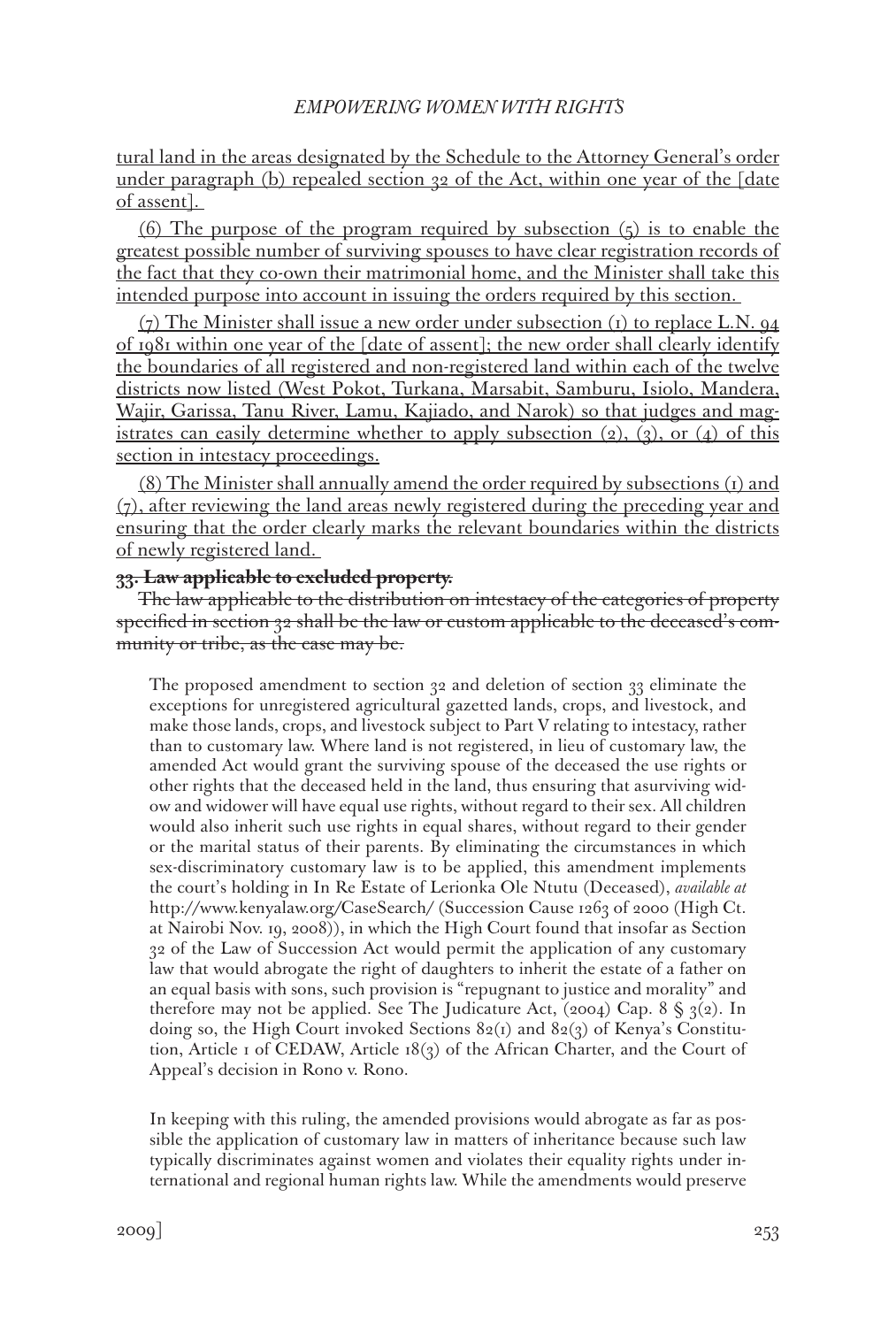tural land in the areas designated by the Schedule to the Attorney General's order under paragraph (b) repealed section 32 of the Act, within one year of the [date of assent].

(6) The purpose of the program required by subsection (5) is to enable the greatest possible number of surviving spouses to have clear registration records of the fact that they co-own their matrimonial home, and the Minister shall take this intended purpose into account in issuing the orders required by this section.

(7) The Minister shall issue a new order under subsection (1) to replace L.N. 94 of 1981 within one year of the [date of assent]; the new order shall clearly identify the boundaries of all registered and non-registered land within each of the twelve districts now listed (West Pokot, Turkana, Marsabit, Samburu, Isiolo, Mandera, Wajir, Garissa, Tanu River, Lamu, Kajiado, and Narok) so that judges and magistrates can easily determine whether to apply subsection (2), (3), or (4) of this section in intestacy proceedings.

(8) The Minister shall annually amend the order required by subsections (1) and (7), after reviewing the land areas newly registered during the preceding year and ensuring that the order clearly marks the relevant boundaries within the districts of newly registered land.

~~**33. Law applicable to excluded property.**~~

~~The law applicable to the distribution on intestacy of the categories of property specified in section 32 shall be the law or custom applicable to the deceased's community or tribe, as the case may be.~~

> The proposed amendment to section 32 and deletion of section 33 eliminate the exceptions for unregistered agricultural gazetted lands, crops, and livestock, and make those lands, crops, and livestock subject to Part V relating to intestacy, rather than to customary law. Where land is not registered, in lieu of customary law, the amended Act would grant the surviving spouse of the deceased the use rights or other rights that the deceased held in the land, thus ensuring that asurviving widow and widower will have equal use rights, without regard to their sex. All children would also inherit such use rights in equal shares, without regard to their gender or the marital status of their parents. By eliminating the circumstances in which sex-discriminatory customary law is to be applied, this amendment implements the court's holding in In Re Estate of Lerionka Ole Ntutu (Deceased), *available at* http://www.kenyalaw.org/CaseSearch/ (Succession Cause 1263 of 2000 (High Ct. at Nairobi Nov. 19, 2008)), in which the High Court found that insofar as Section 32 of the Law of Succession Act would permit the application of any customary law that would abrogate the right of daughters to inherit the estate of a father on an equal basis with sons, such provision is "repugnant to justice and morality" and therefore may not be applied. See The Judicature Act, (2004) Cap. 8 § 3(2). In doing so, the High Court invoked Sections 82(1) and 82(3) of Kenya's Constitution, Article 1 of CEDAW, Article 18(3) of the African Charter, and the Court of Appeal's decision in Rono v. Rono.
>
> In keeping with this ruling, the amended provisions would abrogate as far as possible the application of customary law in matters of inheritance because such law typically discriminates against women and violates their equality rights under international and regional human rights law. While the amendments would preserve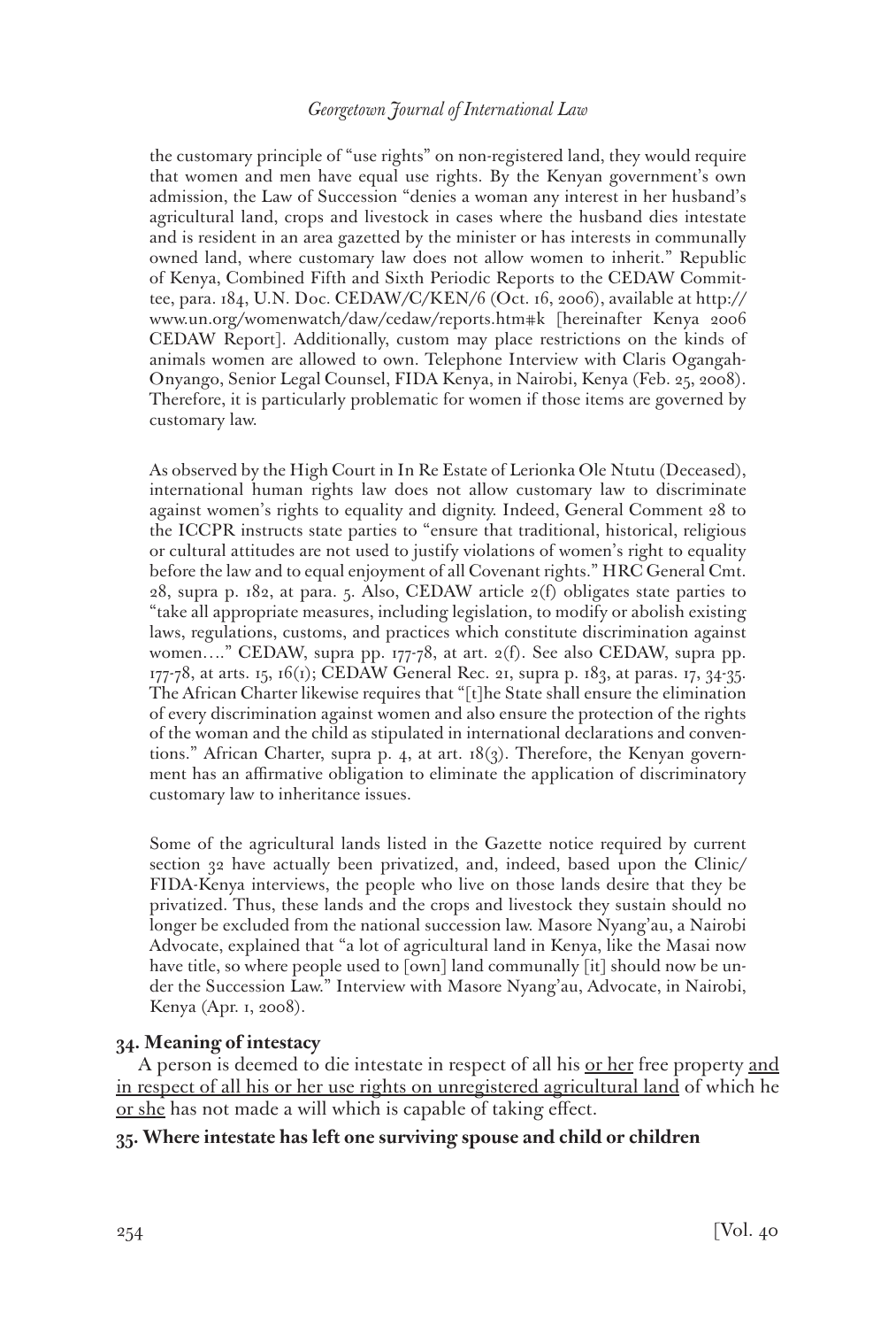the customary principle of "use rights" on non-registered land, they would require that women and men have equal use rights. By the Kenyan government's own admission, the Law of Succession "denies a woman any interest in her husband's agricultural land, crops and livestock in cases where the husband dies intestate and is resident in an area gazetted by the minister or has interests in communally owned land, where customary law does not allow women to inherit." Republic of Kenya, Combined Fifth and Sixth Periodic Reports to the CEDAW Committee, para. 184, U.N. Doc. CEDAW/C/KEN/6 (Oct. 16, 2006), available at http://www.un.org/womenwatch/daw/cedaw/reports.htm#k [hereinafter Kenya 2006 CEDAW Report]. Additionally, custom may place restrictions on the kinds of animals women are allowed to own. Telephone Interview with Claris Ogangah-Onyango, Senior Legal Counsel, FIDA Kenya, in Nairobi, Kenya (Feb. 25, 2008). Therefore, it is particularly problematic for women if those items are governed by customary law.

As observed by the High Court in In Re Estate of Lerionka Ole Ntutu (Deceased), international human rights law does not allow customary law to discriminate against women's rights to equality and dignity. Indeed, General Comment 28 to the ICCPR instructs state parties to "ensure that traditional, historical, religious or cultural attitudes are not used to justify violations of women's right to equality before the law and to equal enjoyment of all Covenant rights." HRC General Cmt. 28, supra p. 182, at para. 5. Also, CEDAW article 2(f) obligates state parties to "take all appropriate measures, including legislation, to modify or abolish existing laws, regulations, customs, and practices which constitute discrimination against women…." CEDAW, supra pp. 177-78, at art. 2(f). See also CEDAW, supra pp. 177-78, at arts. 15, 16(1); CEDAW General Rec. 21, supra p. 183, at paras. 17, 34-35. The African Charter likewise requires that "[t]he State shall ensure the elimination of every discrimination against women and also ensure the protection of the rights of the woman and the child as stipulated in international declarations and conventions." African Charter, supra p. 4, at art. 18(3). Therefore, the Kenyan government has an affirmative obligation to eliminate the application of discriminatory customary law to inheritance issues.

Some of the agricultural lands listed in the Gazette notice required by current section 32 have actually been privatized, and, indeed, based upon the Clinic/FIDA-Kenya interviews, the people who live on those lands desire that they be privatized. Thus, these lands and the crops and livestock they sustain should no longer be excluded from the national succession law. Masore Nyang'au, a Nairobi Advocate, explained that "a lot of agricultural land in Kenya, like the Masai now have title, so where people used to [own] land communally [it] should now be under the Succession Law." Interview with Masore Nyang'au, Advocate, in Nairobi, Kenya (Apr. 1, 2008).

**34. Meaning of intestacy**

A person is deemed to die intestate in respect of all his or her free property and in respect of all his or her use rights on unregistered agricultural land of which he or she has not made a will which is capable of taking effect.

**35. Where intestate has left one surviving spouse and child or children**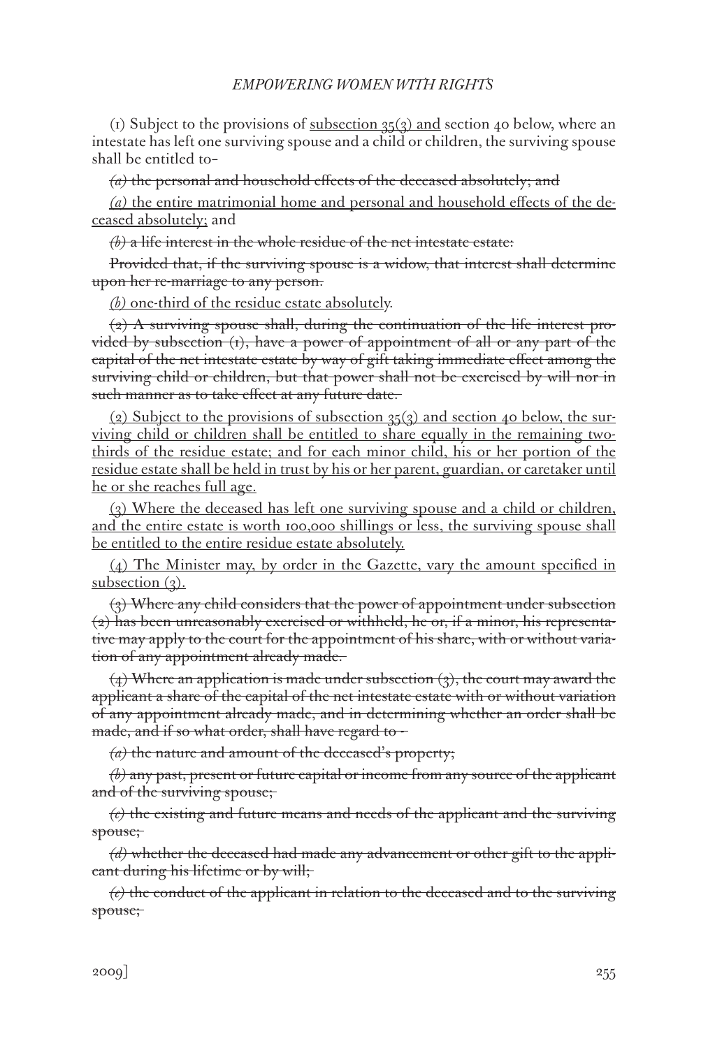(1) Subject to the provisions of <u>subsection 35(3) and</u> section 40 below, where an intestate has left one surviving spouse and a child or children, the surviving spouse shall be entitled to–

~~*(a)* the personal and household effects of the deceased absolutely; and~~

<u>*(a)* the entire matrimonial home and personal and household effects of the deceased absolutely;</u> and

~~*(b)* a life interest in the whole residue of the net intestate estate:~~

~~Provided that, if the surviving spouse is a widow, that interest shall determine upon her re-marriage to any person.~~

<u>*(b)* one-third of the residue estate absolutely</u>.

~~(2) A surviving spouse shall, during the continuation of the life interest provided by subsection (1), have a power of appointment of all or any part of the capital of the net intestate estate by way of gift taking immediate effect among the surviving child or children, but that power shall not be exercised by will nor in such manner as to take effect at any future date.~~

<u>(2) Subject to the provisions of subsection 35(3) and section 40 below, the surviving child or children shall be entitled to share equally in the remaining two-thirds of the residue estate; and for each minor child, his or her portion of the residue estate shall be held in trust by his or her parent, guardian, or caretaker until he or she reaches full age.</u>

<u>(3) Where the deceased has left one surviving spouse and a child or children, and the entire estate is worth 100,000 shillings or less, the surviving spouse shall be entitled to the entire residue estate absolutely.</u>

<u>(4) The Minister may, by order in the Gazette, vary the amount specified in subsection (3).</u>

~~(3) Where any child considers that the power of appointment under subsection (2) has been unreasonably exercised or withheld, he or, if a minor, his representative may apply to the court for the appointment of his share, with or without variation of any appointment already made.~~

~~(4) Where an application is made under subsection (3), the court may award the applicant a share of the capital of the net intestate estate with or without variation of any appointment already made, and in determining whether an order shall be made, and if so what order, shall have regard to -~~

~~*(a)* the nature and amount of the deceased's property;~~

~~*(b)* any past, present or future capital or income from any source of the applicant and of the surviving spouse;~~

~~*(c)* the existing and future means and needs of the applicant and the surviving spouse;~~

~~*(d)* whether the deceased had made any advancement or other gift to the applicant during his lifetime or by will;~~

~~*(e)* the conduct of the applicant in relation to the deceased and to the surviving spouse;~~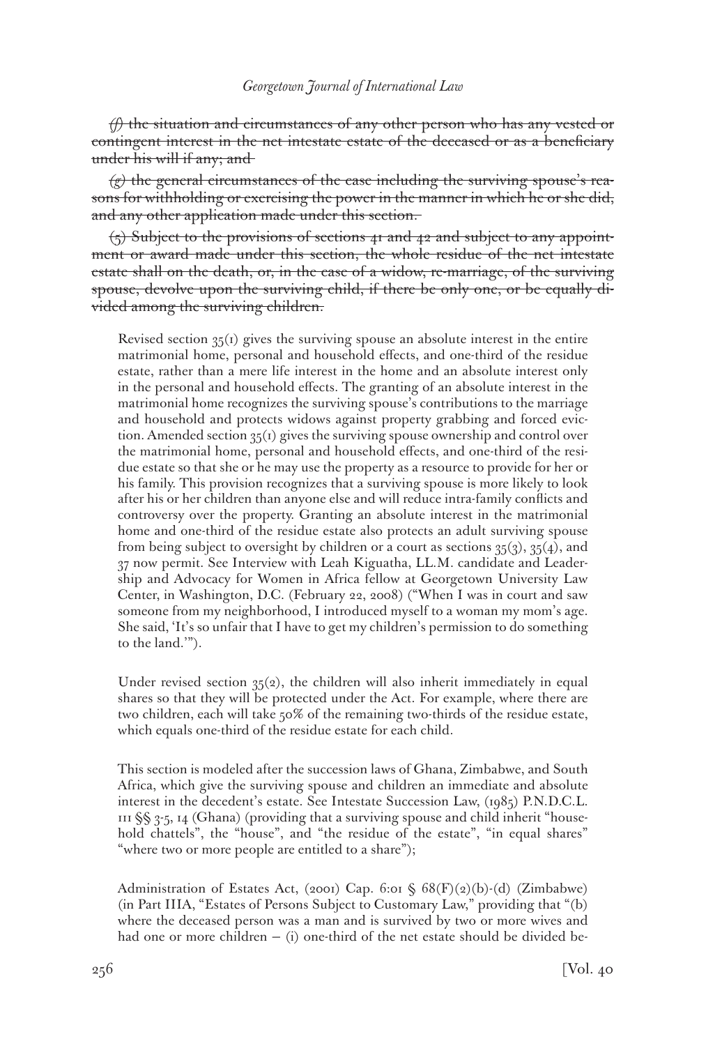~~*(f)* the situation and circumstances of any other person who has any vested or contingent interest in the net intestate estate of the deceased or as a beneficiary under his will if any; and~~

~~*(g)* the general circumstances of the case including the surviving spouse's reasons for withholding or exercising the power in the manner in which he or she did, and any other application made under this section.~~

~~(5) Subject to the provisions of sections 41 and 42 and subject to any appointment or award made under this section, the whole residue of the net intestate estate shall on the death, or, in the case of a widow, re-marriage, of the surviving spouse, devolve upon the surviving child, if there be only one, or be equally divided among the surviving children.~~

> Revised section 35(1) gives the surviving spouse an absolute interest in the entire matrimonial home, personal and household effects, and one-third of the residue estate, rather than a mere life interest in the home and an absolute interest only in the personal and household effects. The granting of an absolute interest in the matrimonial home recognizes the surviving spouse's contributions to the marriage and household and protects widows against property grabbing and forced eviction. Amended section 35(1) gives the surviving spouse ownership and control over the matrimonial home, personal and household effects, and one-third of the residue estate so that she or he may use the property as a resource to provide for her or his family. This provision recognizes that a surviving spouse is more likely to look after his or her children than anyone else and will reduce intra-family conflicts and controversy over the property. Granting an absolute interest in the matrimonial home and one-third of the residue estate also protects an adult surviving spouse from being subject to oversight by children or a court as sections 35(3), 35(4), and 37 now permit. See Interview with Leah Kiguatha, LL.M. candidate and Leadership and Advocacy for Women in Africa fellow at Georgetown University Law Center, in Washington, D.C. (February 22, 2008) ("When I was in court and saw someone from my neighborhood, I introduced myself to a woman my mom's age. She said, 'It's so unfair that I have to get my children's permission to do something to the land.'").
>
> Under revised section 35(2), the children will also inherit immediately in equal shares so that they will be protected under the Act. For example, where there are two children, each will take 50% of the remaining two-thirds of the residue estate, which equals one-third of the residue estate for each child.
>
> This section is modeled after the succession laws of Ghana, Zimbabwe, and South Africa, which give the surviving spouse and children an immediate and absolute interest in the decedent's estate. See Intestate Succession Law, (1985) P.N.D.C.L. 111 §§ 3-5, 14 (Ghana) (providing that a surviving spouse and child inherit "household chattels", the "house", and "the residue of the estate", "in equal shares" "where two or more people are entitled to a share");
>
> Administration of Estates Act, (2001) Cap. 6:01 § 68(F)(2)(b)-(d) (Zimbabwe) (in Part IIIA, "Estates of Persons Subject to Customary Law," providing that "(b) where the deceased person was a man and is survived by two or more wives and had one or more children – (i) one-third of the net estate should be divided be-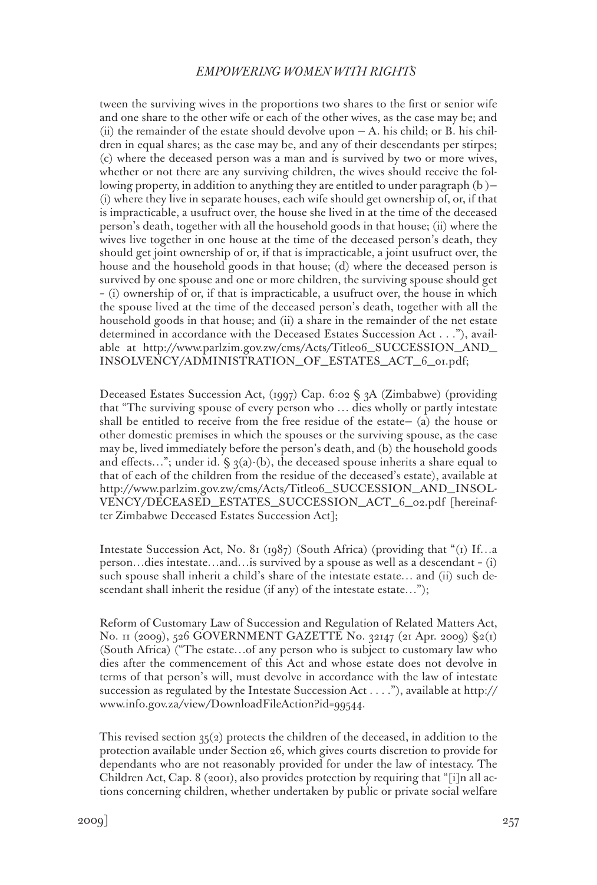tween the surviving wives in the proportions two shares to the first or senior wife and one share to the other wife or each of the other wives, as the case may be; and (ii) the remainder of the estate should devolve upon – A. his child; or B. his children in equal shares; as the case may be, and any of their descendants per stirpes; (c) where the deceased person was a man and is survived by two or more wives, whether or not there are any surviving children, the wives should receive the following property, in addition to anything they are entitled to under paragraph (b )– (i) where they live in separate houses, each wife should get ownership of, or, if that is impracticable, a usufruct over, the house she lived in at the time of the deceased person's death, together with all the household goods in that house; (ii) where the wives live together in one house at the time of the deceased person's death, they should get joint ownership of or, if that is impracticable, a joint usufruct over, the house and the household goods in that house; (d) where the deceased person is survived by one spouse and one or more children, the surviving spouse should get - (i) ownership of or, if that is impracticable, a usufruct over, the house in which the spouse lived at the time of the deceased person's death, together with all the household goods in that house; and (ii) a share in the remainder of the net estate determined in accordance with the Deceased Estates Succession Act . . ."), available at http://www.parlzim.gov.zw/cms/Acts/Title06_SUCCESSION_AND_INSOLVENCY/ADMINISTRATION_OF_ESTATES_ACT_6_01.pdf;

Deceased Estates Succession Act, (1997) Cap. 6:02 § 3A (Zimbabwe) (providing that "The surviving spouse of every person who … dies wholly or partly intestate shall be entitled to receive from the free residue of the estate– (a) the house or other domestic premises in which the spouses or the surviving spouse, as the case may be, lived immediately before the person's death, and (b) the household goods and effects…"; under id. § 3(a)-(b), the deceased spouse inherits a share equal to that of each of the children from the residue of the deceased's estate), available at http://www.parlzim.gov.zw/cms/Acts/Title06_SUCCESSION_AND_INSOLVENCY/DECEASED_ESTATES_SUCCESSION_ACT_6_02.pdf [hereinafter Zimbabwe Deceased Estates Succession Act];

Intestate Succession Act, No. 81 (1987) (South Africa) (providing that "(1) If…a person…dies intestate…and…is survived by a spouse as well as a descendant - (i) such spouse shall inherit a child's share of the intestate estate… and (ii) such descendant shall inherit the residue (if any) of the intestate estate…");

Reform of Customary Law of Succession and Regulation of Related Matters Act, No. 11 (2009), 526 GOVERNMENT GAZETTE No. 32147 (21 Apr. 2009) §2(1) (South Africa) ("The estate…of any person who is subject to customary law who dies after the commencement of this Act and whose estate does not devolve in terms of that person's will, must devolve in accordance with the law of intestate succession as regulated by the Intestate Succession Act . . . ."), available at http://www.info.gov.za/view/DownloadFileAction?id=99544.

This revised section 35(2) protects the children of the deceased, in addition to the protection available under Section 26, which gives courts discretion to provide for dependants who are not reasonably provided for under the law of intestacy. The Children Act, Cap. 8 (2001), also provides protection by requiring that "[i]n all actions concerning children, whether undertaken by public or private social welfare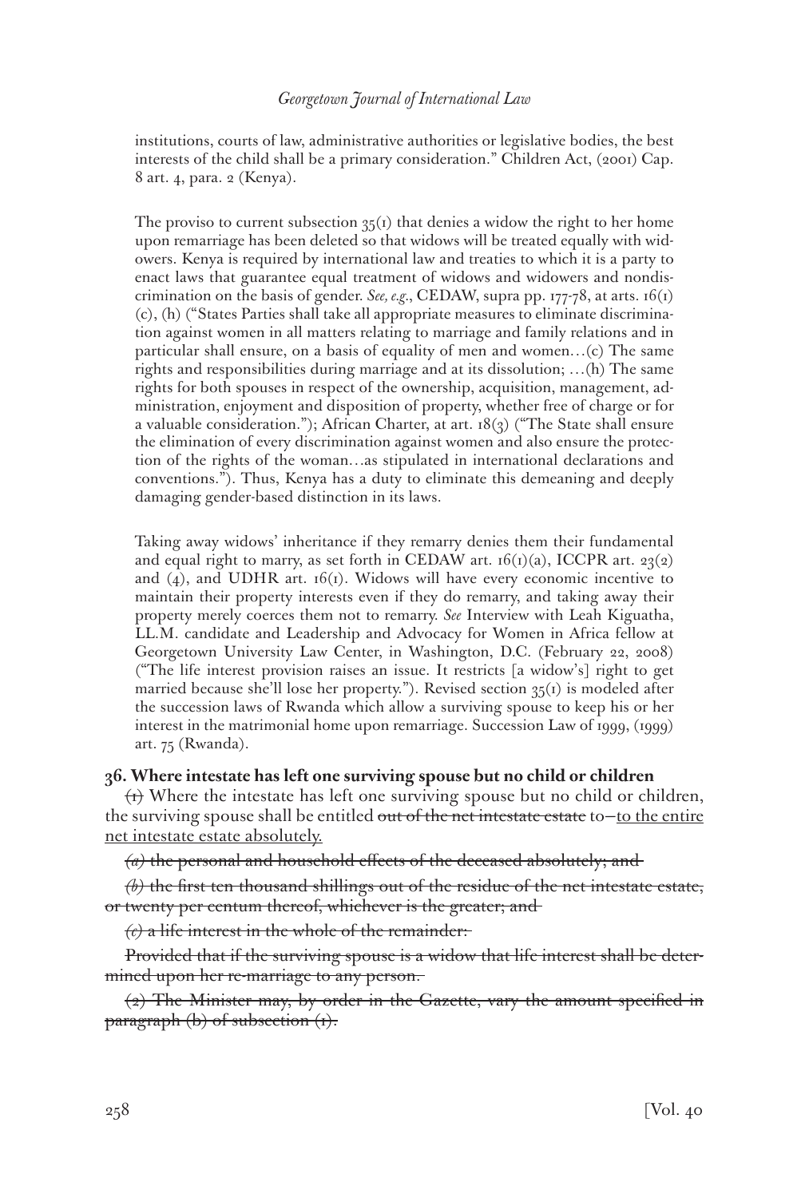institutions, courts of law, administrative authorities or legislative bodies, the best interests of the child shall be a primary consideration." Children Act, (2001) Cap. 8 art. 4, para. 2 (Kenya).

The proviso to current subsection 35(1) that denies a widow the right to her home upon remarriage has been deleted so that widows will be treated equally with widowers. Kenya is required by international law and treaties to which it is a party to enact laws that guarantee equal treatment of widows and widowers and nondiscrimination on the basis of gender. *See, e.g.*, CEDAW, supra pp. 177-78, at arts. 16(1) (c), (h) ("States Parties shall take all appropriate measures to eliminate discrimination against women in all matters relating to marriage and family relations and in particular shall ensure, on a basis of equality of men and women…(c) The same rights and responsibilities during marriage and at its dissolution; …(h) The same rights for both spouses in respect of the ownership, acquisition, management, administration, enjoyment and disposition of property, whether free of charge or for a valuable consideration."); African Charter, at art. 18(3) ("The State shall ensure the elimination of every discrimination against women and also ensure the protection of the rights of the woman…as stipulated in international declarations and conventions."). Thus, Kenya has a duty to eliminate this demeaning and deeply damaging gender-based distinction in its laws.

Taking away widows' inheritance if they remarry denies them their fundamental and equal right to marry, as set forth in CEDAW art. 16(1)(a), ICCPR art. 23(2) and (4), and UDHR art. 16(1). Widows will have every economic incentive to maintain their property interests even if they do remarry, and taking away their property merely coerces them not to remarry. *See* Interview with Leah Kiguatha, LL.M. candidate and Leadership and Advocacy for Women in Africa fellow at Georgetown University Law Center, in Washington, D.C. (February 22, 2008) ("The life interest provision raises an issue. It restricts [a widow's] right to get married because she'll lose her property."). Revised section 35(1) is modeled after the succession laws of Rwanda which allow a surviving spouse to keep his or her interest in the matrimonial home upon remarriage. Succession Law of 1999, (1999) art. 75 (Rwanda).

**36. Where intestate has left one surviving spouse but no child or children**

~~(1)~~ Where the intestate has left one surviving spouse but no child or children, the surviving spouse shall be entitled ~~out of the net intestate estate~~ to—<u>to the entire net intestate estate absolutely.</u>

~~*(a)* the personal and household effects of the deceased absolutely; and~~

~~*(b)* the first ten thousand shillings out of the residue of the net intestate estate, or twenty per centum thereof, whichever is the greater; and~~

~~*(c)* a life interest in the whole of the remainder:~~

~~Provided that if the surviving spouse is a widow that life interest shall be determined upon her re-marriage to any person.~~

~~(2) The Minister may, by order in the Gazette, vary the amount specified in paragraph (b) of subsection (1).~~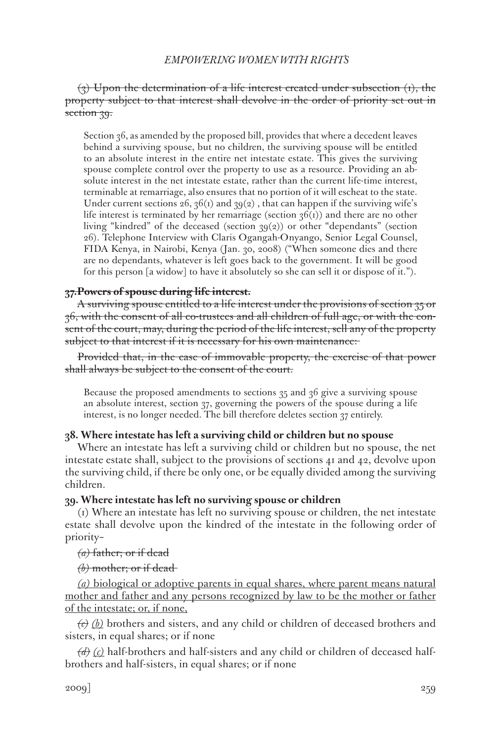~~(3) Upon the determination of a life interest created under subsection (1), the property subject to that interest shall devolve in the order of priority set out in section 39.~~

> Section 36, as amended by the proposed bill, provides that where a decedent leaves behind a surviving spouse, but no children, the surviving spouse will be entitled to an absolute interest in the entire net intestate estate. This gives the surviving spouse complete control over the property to use as a resource. Providing an absolute interest in the net intestate estate, rather than the current life-time interest, terminable at remarriage, also ensures that no portion of it will escheat to the state. Under current sections 26, 36(1) and 39(2) , that can happen if the surviving wife's life interest is terminated by her remarriage (section 36(1)) and there are no other living "kindred" of the deceased (section 39(2)) or other "dependants" (section 26). Telephone Interview with Claris Ogangah-Onyango, Senior Legal Counsel, FIDA Kenya, in Nairobi, Kenya (Jan. 30, 2008) ("When someone dies and there are no dependants, whatever is left goes back to the government. It will be good for this person [a widow] to have it absolutely so she can sell it or dispose of it.").

**~~37. Powers of spouse during life interest.~~**

~~A surviving spouse entitled to a life interest under the provisions of section 35 or 36, with the consent of all co-trustees and all children of full age, or with the consent of the court, may, during the period of the life interest, sell any of the property subject to that interest if it is necessary for his own maintenance:~~

~~Provided that, in the case of immovable property, the exercise of that power shall always be subject to the consent of the court.~~

> Because the proposed amendments to sections 35 and 36 give a surviving spouse an absolute interest, section 37, governing the powers of the spouse during a life interest, is no longer needed. The bill therefore deletes section 37 entirely.

**38. Where intestate has left a surviving child or children but no spouse**

Where an intestate has left a surviving child or children but no spouse, the net intestate estate shall, subject to the provisions of sections 41 and 42, devolve upon the surviving child, if there be only one, or be equally divided among the surviving children.

**39. Where intestate has left no surviving spouse or children**

(1) Where an intestate has left no surviving spouse or children, the net intestate estate shall devolve upon the kindred of the intestate in the following order of priority–

~~*(a)* father; or if dead~~

~~*(b)* mother; or if dead~~

<u>*(a)* biological or adoptive parents in equal shares, where parent means natural mother and father and any persons recognized by law to be the mother or father of the intestate; or, if none,</u>

~~*(c)*~~ <u>*(b)*</u> brothers and sisters, and any child or children of deceased brothers and sisters, in equal shares; or if none

~~*(d)*~~ <u>*(c)*</u> half-brothers and half-sisters and any child or children of deceased half-brothers and half-sisters, in equal shares; or if none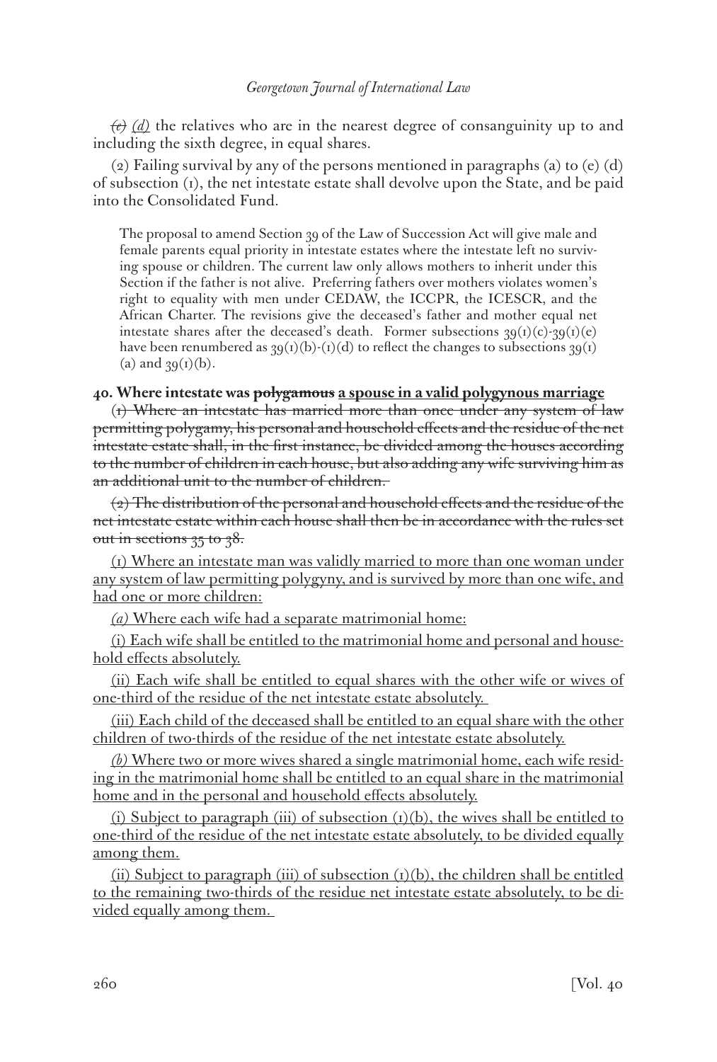~~(e)~~ <u>*(d)*</u> the relatives who are in the nearest degree of consanguinity up to and including the sixth degree, in equal shares.

(2) Failing survival by any of the persons mentioned in paragraphs (a) to ~~(e)~~ <u>(d)</u> of subsection (1), the net intestate estate shall devolve upon the State, and be paid into the Consolidated Fund.

> The proposal to amend Section 39 of the Law of Succession Act will give male and female parents equal priority in intestate estates where the intestate left no surviving spouse or children. The current law only allows mothers to inherit under this Section if the father is not alive. Preferring fathers over mothers violates women's right to equality with men under CEDAW, the ICCPR, the ICESCR, and the African Charter. The revisions give the deceased's father and mother equal net intestate shares after the deceased's death. Former subsections 39(1)(c)-39(1)(e) have been renumbered as 39(1)(b)-(1)(d) to reflect the changes to subsections 39(1)(a) and 39(1)(b).

**40. Where intestate was ~~polygamous~~ <u>a spouse in a valid polygynous marriage</u>**

~~(1) Where an intestate has married more than once under any system of law permitting polygamy, his personal and household effects and the residue of the net intestate estate shall, in the first instance, be divided among the houses according to the number of children in each house, but also adding any wife surviving him as an additional unit to the number of children.~~

~~(2) The distribution of the personal and household effects and the residue of the net intestate estate within each house shall then be in accordance with the rules set out in sections 35 to 38.~~

<u>(1) Where an intestate man was validly married to more than one woman under any system of law permitting polygyny, and is survived by more than one wife, and had one or more children:</u>

<u>*(a)* Where each wife had a separate matrimonial home:</u>

<u>(i) Each wife shall be entitled to the matrimonial home and personal and household effects absolutely.</u>

<u>(ii) Each wife shall be entitled to equal shares with the other wife or wives of one-third of the residue of the net intestate estate absolutely.</u>

<u>(iii) Each child of the deceased shall be entitled to an equal share with the other children of two-thirds of the residue of the net intestate estate absolutely.</u>

<u>*(b)* Where two or more wives shared a single matrimonial home, each wife residing in the matrimonial home shall be entitled to an equal share in the matrimonial home and in the personal and household effects absolutely.</u>

<u>(i) Subject to paragraph (iii) of subsection (1)(b), the wives shall be entitled to one-third of the residue of the net intestate estate absolutely, to be divided equally among them.</u>

<u>(ii) Subject to paragraph (iii) of subsection (1)(b), the children shall be entitled to the remaining two-thirds of the residue net intestate estate absolutely, to be divided equally among them.</u>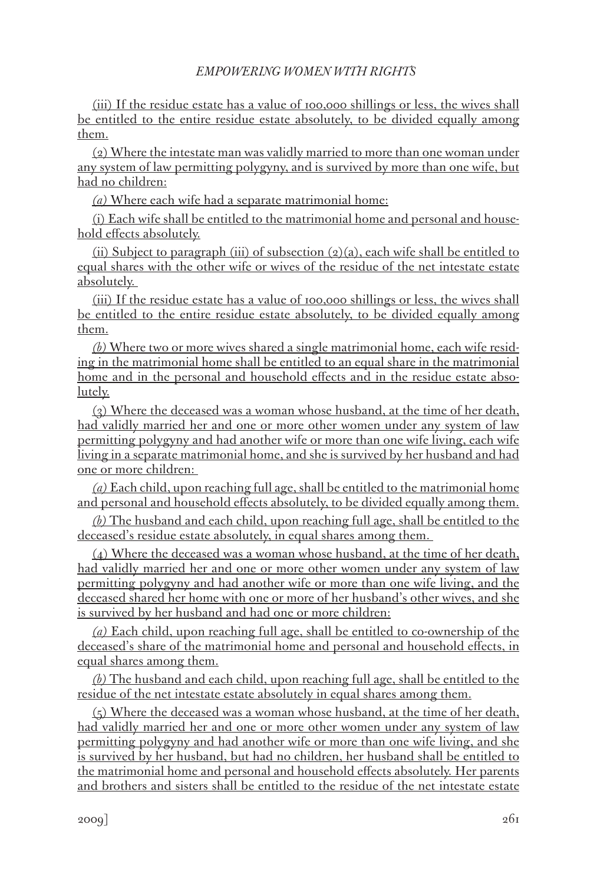(iii) If the residue estate has a value of 100,000 shillings or less, the wives shall be entitled to the entire residue estate absolutely, to be divided equally among them.

(2) Where the intestate man was validly married to more than one woman under any system of law permitting polygyny, and is survived by more than one wife, but had no children:

*(a)* Where each wife had a separate matrimonial home:

(i) Each wife shall be entitled to the matrimonial home and personal and household effects absolutely.

(ii) Subject to paragraph (iii) of subsection (2)(a), each wife shall be entitled to equal shares with the other wife or wives of the residue of the net intestate estate absolutely.

(iii) If the residue estate has a value of 100,000 shillings or less, the wives shall be entitled to the entire residue estate absolutely, to be divided equally among them.

*(b)* Where two or more wives shared a single matrimonial home, each wife residing in the matrimonial home shall be entitled to an equal share in the matrimonial home and in the personal and household effects and in the residue estate absolutely.

(3) Where the deceased was a woman whose husband, at the time of her death, had validly married her and one or more other women under any system of law permitting polygyny and had another wife or more than one wife living, each wife living in a separate matrimonial home, and she is survived by her husband and had one or more children:

*(a)* Each child, upon reaching full age, shall be entitled to the matrimonial home and personal and household effects absolutely, to be divided equally among them.

*(b)* The husband and each child, upon reaching full age, shall be entitled to the deceased's residue estate absolutely, in equal shares among them.

(4) Where the deceased was a woman whose husband, at the time of her death, had validly married her and one or more other women under any system of law permitting polygyny and had another wife or more than one wife living, and the deceased shared her home with one or more of her husband's other wives, and she is survived by her husband and had one or more children:

*(a)* Each child, upon reaching full age, shall be entitled to co-ownership of the deceased's share of the matrimonial home and personal and household effects, in equal shares among them.

*(b)* The husband and each child, upon reaching full age, shall be entitled to the residue of the net intestate estate absolutely in equal shares among them.

(5) Where the deceased was a woman whose husband, at the time of her death, had validly married her and one or more other women under any system of law permitting polygyny and had another wife or more than one wife living, and she is survived by her husband, but had no children, her husband shall be entitled to the matrimonial home and personal and household effects absolutely. Her parents and brothers and sisters shall be entitled to the residue of the net intestate estate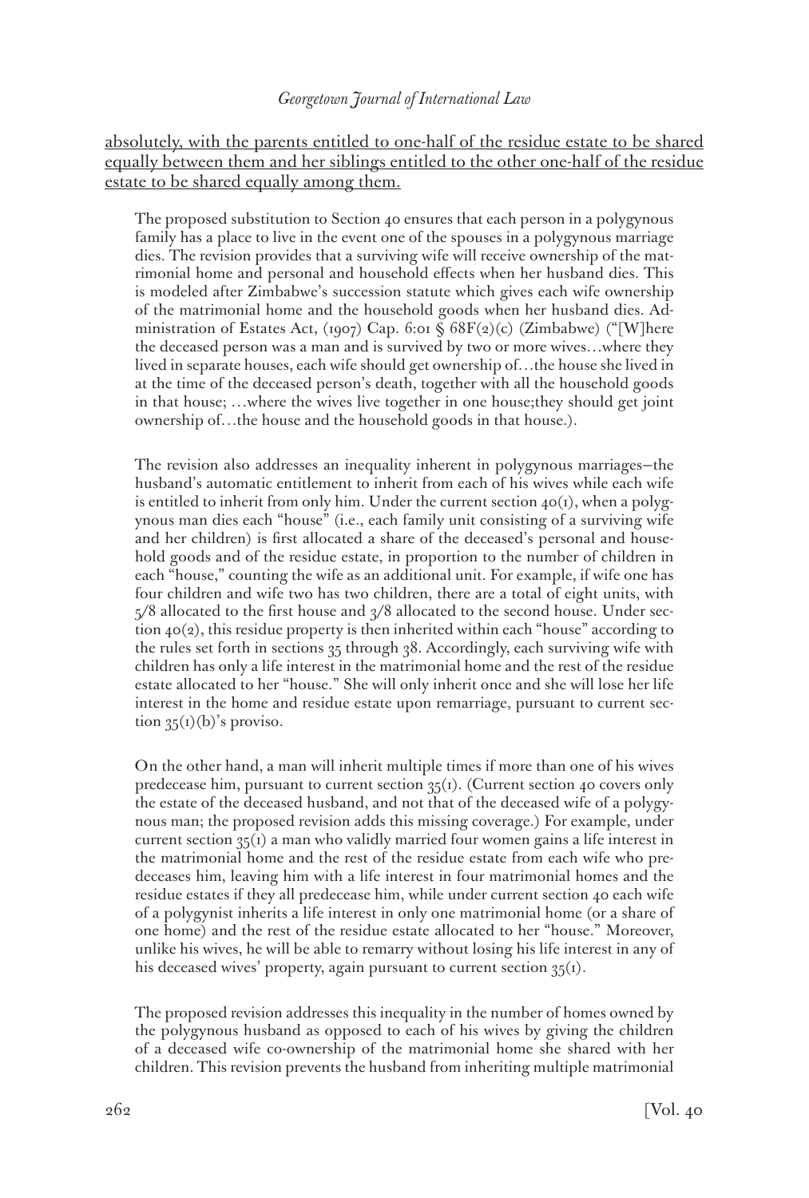<u>absolutely, with the parents entitled to one-half of the residue estate to be shared equally between them and her siblings entitled to the other one-half of the residue estate to be shared equally among them.</u>

The proposed substitution to Section 40 ensures that each person in a polygynous family has a place to live in the event one of the spouses in a polygynous marriage dies. The revision provides that a surviving wife will receive ownership of the matrimonial home and personal and household effects when her husband dies. This is modeled after Zimbabwe's succession statute which gives each wife ownership of the matrimonial home and the household goods when her husband dies. Administration of Estates Act, (1907) Cap. 6:01 § 68F(2)(c) (Zimbabwe) ("[W]here the deceased person was a man and is survived by two or more wives…where they lived in separate houses, each wife should get ownership of…the house she lived in at the time of the deceased person's death, together with all the household goods in that house; …where the wives live together in one house;they should get joint ownership of…the house and the household goods in that house.).

The revision also addresses an inequality inherent in polygynous marriages—the husband's automatic entitlement to inherit from each of his wives while each wife is entitled to inherit from only him. Under the current section 40(1), when a polygynous man dies each "house" (i.e., each family unit consisting of a surviving wife and her children) is first allocated a share of the deceased's personal and household goods and of the residue estate, in proportion to the number of children in each "house," counting the wife as an additional unit. For example, if wife one has four children and wife two has two children, there are a total of eight units, with 5/8 allocated to the first house and 3/8 allocated to the second house. Under section 40(2), this residue property is then inherited within each "house" according to the rules set forth in sections 35 through 38. Accordingly, each surviving wife with children has only a life interest in the matrimonial home and the rest of the residue estate allocated to her "house." She will only inherit once and she will lose her life interest in the home and residue estate upon remarriage, pursuant to current section 35(1)(b)'s proviso.

On the other hand, a man will inherit multiple times if more than one of his wives predecease him, pursuant to current section 35(1). (Current section 40 covers only the estate of the deceased husband, and not that of the deceased wife of a polygynous man; the proposed revision adds this missing coverage.) For example, under current section 35(1) a man who validly married four women gains a life interest in the matrimonial home and the rest of the residue estate from each wife who predeceases him, leaving him with a life interest in four matrimonial homes and the residue estates if they all predecease him, while under current section 40 each wife of a polygynist inherits a life interest in only one matrimonial home (or a share of one home) and the rest of the residue estate allocated to her "house." Moreover, unlike his wives, he will be able to remarry without losing his life interest in any of his deceased wives' property, again pursuant to current section 35(1).

The proposed revision addresses this inequality in the number of homes owned by the polygynous husband as opposed to each of his wives by giving the children of a deceased wife co-ownership of the matrimonial home she shared with her children. This revision prevents the husband from inheriting multiple matrimonial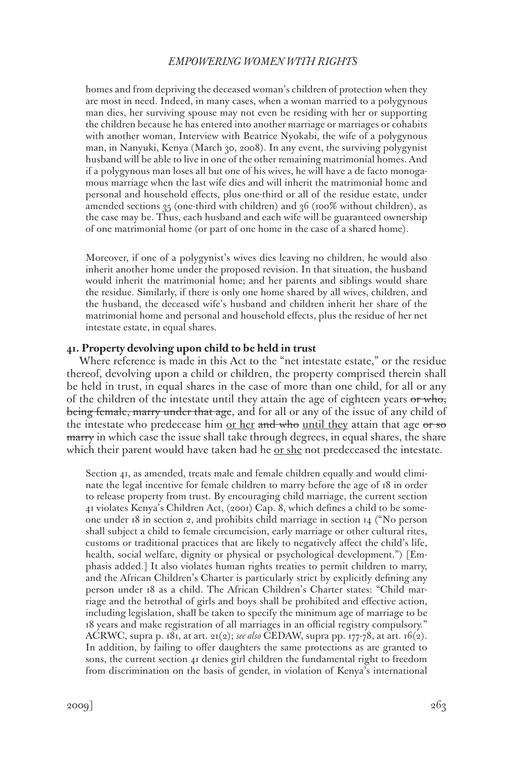homes and from depriving the deceased woman's children of protection when they are most in need. Indeed, in many cases, when a woman married to a polygynous man dies, her surviving spouse may not even be residing with her or supporting the children because he has entered into another marriage or marriages or cohabits with another woman, Interview with Beatrice Nyokabi, the wife of a polygynous man, in Nanyuki, Kenya (March 30, 2008). In any event, the surviving polygynist husband will be able to live in one of the other remaining matrimonial homes. And if a polygynous man loses all but one of his wives, he will have a de facto monogamous marriage when the last wife dies and will inherit the matrimonial home and personal and household effects, plus one-third or all of the residue estate, under amended sections 35 (one-third with children) and 36 (100% without children), as the case may be. Thus, each husband and each wife will be guaranteed ownership of one matrimonial home (or part of one home in the case of a shared home).

Moreover, if one of a polygynist's wives dies leaving no children, he would also inherit another home under the proposed revision. In that situation, the husband would inherit the matrimonial home; and her parents and siblings would share the residue. Similarly, if there is only one home shared by all wives, children, and the husband, the deceased wife's husband and children inherit her share of the matrimonial home and personal and household effects, plus the residue of her net intestate estate, in equal shares.

**41. Property devolving upon child to be held in trust**

Where reference is made in this Act to the "net intestate estate," or the residue thereof, devolving upon a child or children, the property comprised therein shall be held in trust, in equal shares in the case of more than one child, for all or any of the children of the intestate until they attain the age of eighteen years ~~or who, being female, marry under that age~~, and for all or any of the issue of any child of the intestate who predecease him <u>or her</u> ~~and who~~ <u>until they</u> attain that age ~~or so marry~~ in which case the issue shall take through degrees, in equal shares, the share which their parent would have taken had he <u>or she</u> not predeceased the intestate.

Section 41, as amended, treats male and female children equally and would eliminate the legal incentive for female children to marry before the age of 18 in order to release property from trust. By encouraging child marriage, the current section 41 violates Kenya's Children Act, (2001) Cap. 8, which defines a child to be someone under 18 in section 2, and prohibits child marriage in section 14 ("No person shall subject a child to female circumcision, early marriage or other cultural rites, customs or traditional practices that are likely to negatively affect the child's life, health, social welfare, dignity or physical or psychological development.") [Emphasis added.] It also violates human rights treaties to permit children to marry, and the African Children's Charter is particularly strict by explicitly defining any person under 18 as a child. The African Children's Charter states: "Child marriage and the betrothal of girls and boys shall be prohibited and effective action, including legislation, shall be taken to specify the minimum age of marriage to be 18 years and make registration of all marriages in an official registry compulsory." ACRWC, supra p. 181, at art. 21(2); *see also* CEDAW, supra pp. 177-78, at art. 16(2). In addition, by failing to offer daughters the same protections as are granted to sons, the current section 41 denies girl children the fundamental right to freedom from discrimination on the basis of gender, in violation of Kenya's international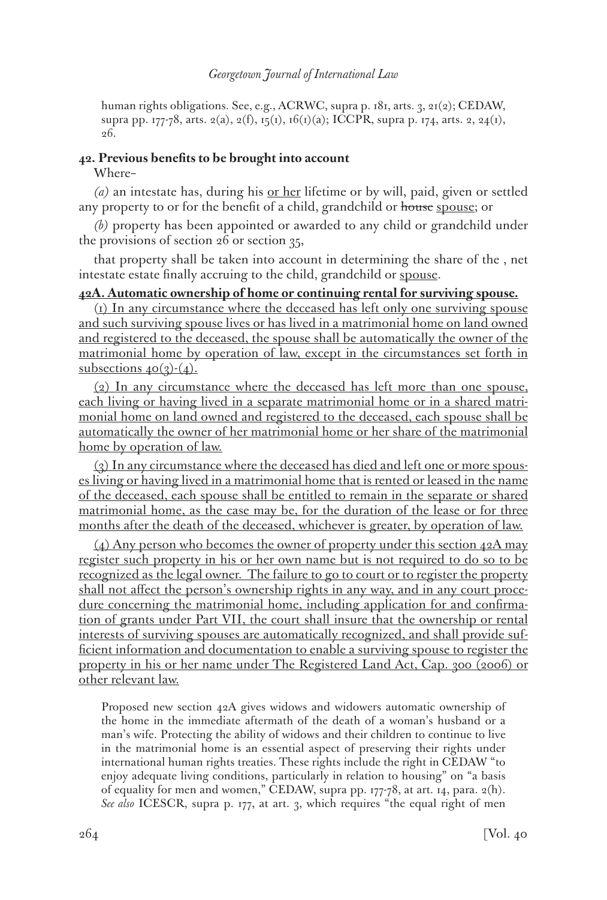human rights obligations. See, e.g., ACRWC, supra p. 181, arts. 3, 21(2); CEDAW, supra pp. 177-78, arts. 2(a), 2(f), 15(1), 16(1)(a); ICCPR, supra p. 174, arts. 2, 24(1), 26.

**42. Previous benefits to be brought into account**

Where–

*(a)* an intestate has, during his <u>or her</u> lifetime or by will, paid, given or settled any property to or for the benefit of a child, grandchild or ~~house~~ <u>spouse</u>; or

*(b)* property has been appointed or awarded to any child or grandchild under the provisions of section 26 or section 35,

that property shall be taken into account in determining the share of the , net intestate estate finally accruing to the child, grandchild or <u>spouse</u>.

<u>**42A. Automatic ownership of home or continuing rental for surviving spouse.**</u>

<u>(1) In any circumstance where the deceased has left only one surviving spouse and such surviving spouse lives or has lived in a matrimonial home on land owned and registered to the deceased, the spouse shall be automatically the owner of the matrimonial home by operation of law, except in the circumstances set forth in subsections 40(3)-(4).</u>

<u>(2) In any circumstance where the deceased has left more than one spouse, each living or having lived in a separate matrimonial home or in a shared matrimonial home on land owned and registered to the deceased, each spouse shall be automatically the owner of her matrimonial home or her share of the matrimonial home by operation of law.</u>

<u>(3) In any circumstance where the deceased has died and left one or more spouses living or having lived in a matrimonial home that is rented or leased in the name of the deceased, each spouse shall be entitled to remain in the separate or shared matrimonial home, as the case may be, for the duration of the lease or for three months after the death of the deceased, whichever is greater, by operation of law.</u>

<u>(4) Any person who becomes the owner of property under this section 42A may register such property in his or her own name but is not required to do so to be recognized as the legal owner. The failure to go to court or to register the property shall not affect the person's ownership rights in any way, and in any court procedure concerning the matrimonial home, including application for and confirmation of grants under Part VII, the court shall insure that the ownership or rental interests of surviving spouses are automatically recognized, and shall provide sufficient information and documentation to enable a surviving spouse to register the property in his or her name under The Registered Land Act, Cap. 300 (2006) or other relevant law.</u>

Proposed new section 42A gives widows and widowers automatic ownership of the home in the immediate aftermath of the death of a woman's husband or a man's wife. Protecting the ability of widows and their children to continue to live in the matrimonial home is an essential aspect of preserving their rights under international human rights treaties. These rights include the right in CEDAW "to enjoy adequate living conditions, particularly in relation to housing" on "a basis of equality for men and women," CEDAW, supra pp. 177-78, at art. 14, para. 2(h). *See also* ICESCR, supra p. 177, at art. 3, which requires "the equal right of men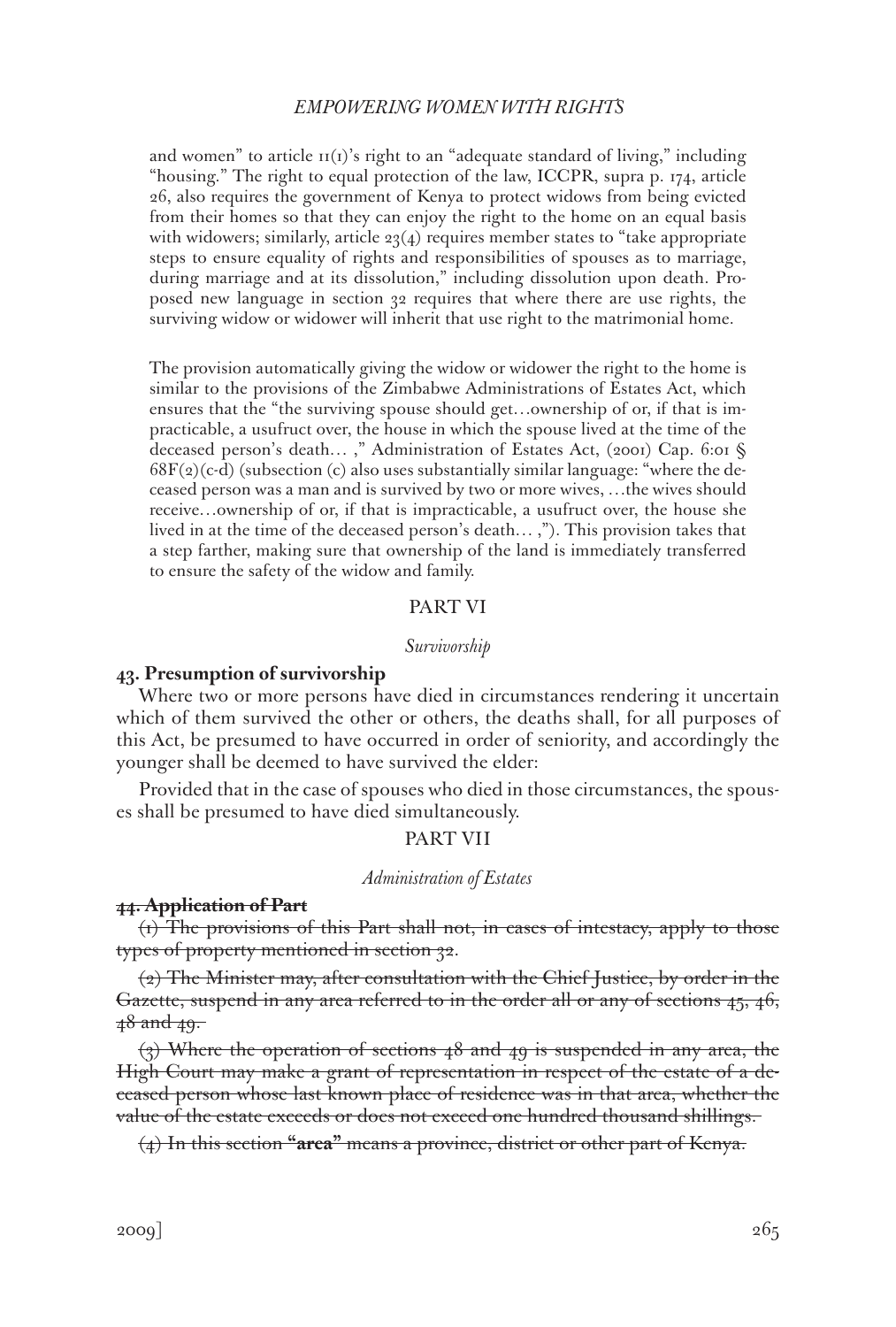and women" to article 11(1)'s right to an "adequate standard of living," including "housing." The right to equal protection of the law, ICCPR, supra p. 174, article 26, also requires the government of Kenya to protect widows from being evicted from their homes so that they can enjoy the right to the home on an equal basis with widowers; similarly, article 23(4) requires member states to "take appropriate steps to ensure equality of rights and responsibilities of spouses as to marriage, during marriage and at its dissolution," including dissolution upon death. Proposed new language in section 32 requires that where there are use rights, the surviving widow or widower will inherit that use right to the matrimonial home.

The provision automatically giving the widow or widower the right to the home is similar to the provisions of the Zimbabwe Administrations of Estates Act, which ensures that the "the surviving spouse should get…ownership of or, if that is impracticable, a usufruct over, the house in which the spouse lived at the time of the deceased person's death… ," Administration of Estates Act, (2001) Cap. 6:01 § 68F(2)(c-d) (subsection (c) also uses substantially similar language: "where the deceased person was a man and is survived by two or more wives, …the wives should receive…ownership of or, if that is impracticable, a usufruct over, the house she lived in at the time of the deceased person's death… ,"). This provision takes that a step farther, making sure that ownership of the land is immediately transferred to ensure the safety of the widow and family.

PART VI

*Survivorship*

**43. Presumption of survivorship**

Where two or more persons have died in circumstances rendering it uncertain which of them survived the other or others, the deaths shall, for all purposes of this Act, be presumed to have occurred in order of seniority, and accordingly the younger shall be deemed to have survived the elder:

Provided that in the case of spouses who died in those circumstances, the spouses shall be presumed to have died simultaneously.

PART VII

*Administration of Estates*

~~**44. Application of Part**~~

~~(1) The provisions of this Part shall not, in cases of intestacy, apply to those types of property mentioned in section 32.~~

~~(2) The Minister may, after consultation with the Chief Justice, by order in the Gazette, suspend in any area referred to in the order all or any of sections 45, 46, 48 and 49.~~

~~(3) Where the operation of sections 48 and 49 is suspended in any area, the High Court may make a grant of representation in respect of the estate of a deceased person whose last known place of residence was in that area, whether the value of the estate exceeds or does not exceed one hundred thousand shillings.~~

~~(4) In this section **"area"** means a province, district or other part of Kenya.~~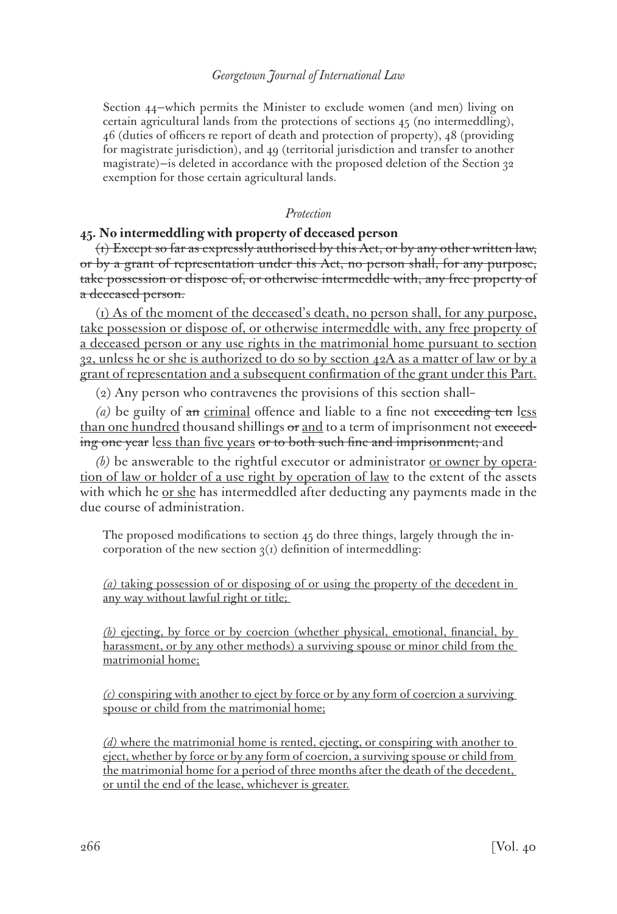Section 44—which permits the Minister to exclude women (and men) living on certain agricultural lands from the protections of sections 45 (no intermeddling), 46 (duties of officers re report of death and protection of property), 48 (providing for magistrate jurisdiction), and 49 (territorial jurisdiction and transfer to another magistrate)—is deleted in accordance with the proposed deletion of the Section 32 exemption for those certain agricultural lands.

*Protection*

**45. No intermeddling with property of deceased person**

~~(1) Except so far as expressly authorised by this Act, or by any other written law, or by a grant of representation under this Act, no person shall, for any purpose, take possession or dispose of, or otherwise intermeddle with, any free property of a deceased person.~~

<u>(1) As of the moment of the deceased's death, no person shall, for any purpose, take possession or dispose of, or otherwise intermeddle with, any free property of a deceased person or any use rights in the matrimonial home pursuant to section 32, unless he or she is authorized to do so by section 42A as a matter of law or by a grant of representation and a subsequent confirmation of the grant under this Part.</u>

(2) Any person who contravenes the provisions of this section shall–

*(a)* be guilty of ~~an~~ <u>criminal</u> offence and liable to a fine not ~~exceeding ten~~ <u>less than one hundred</u> thousand shillings ~~or~~ <u>and</u> to a term of imprisonment not ~~exceeding one year~~ <u>less than five years</u> ~~or to both such fine and imprisonment;~~ and

*(b)* be answerable to the rightful executor or administrator <u>or owner by operation of law or holder of a use right by operation of law</u> to the extent of the assets with which he <u>or she</u> has intermeddled after deducting any payments made in the due course of administration.

The proposed modifications to section 45 do three things, largely through the incorporation of the new section 3(1) definition of intermeddling:

<u>*(a)* taking possession of or disposing of or using the property of the decedent in any way without lawful right or title;</u>

<u>*(b)* ejecting, by force or by coercion (whether physical, emotional, financial, by harassment, or by any other methods) a surviving spouse or minor child from the matrimonial home;</u>

<u>*(c)* conspiring with another to eject by force or by any form of coercion a surviving spouse or child from the matrimonial home;</u>

<u>*(d)* where the matrimonial home is rented, ejecting, or conspiring with another to eject, whether by force or by any form of coercion, a surviving spouse or child from the matrimonial home for a period of three months after the death of the decedent, or until the end of the lease, whichever is greater.</u>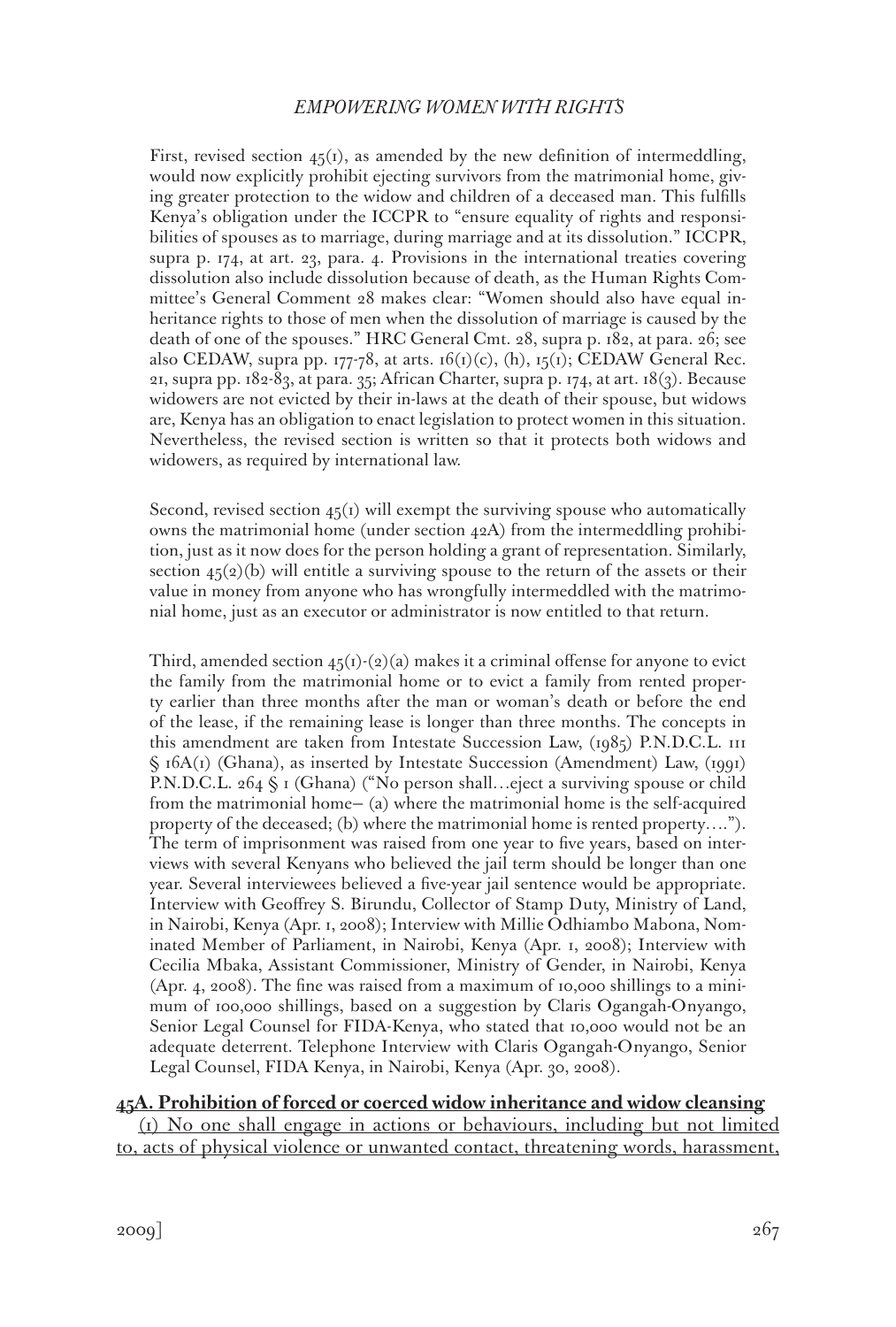First, revised section 45(1), as amended by the new definition of intermeddling, would now explicitly prohibit ejecting survivors from the matrimonial home, giving greater protection to the widow and children of a deceased man. This fulfills Kenya's obligation under the ICCPR to "ensure equality of rights and responsibilities of spouses as to marriage, during marriage and at its dissolution." ICCPR, supra p. 174, at art. 23, para. 4. Provisions in the international treaties covering dissolution also include dissolution because of death, as the Human Rights Committee's General Comment 28 makes clear: "Women should also have equal inheritance rights to those of men when the dissolution of marriage is caused by the death of one of the spouses." HRC General Cmt. 28, supra p. 182, at para. 26; see also CEDAW, supra pp. 177-78, at arts. 16(1)(c), (h), 15(1); CEDAW General Rec. 21, supra pp. 182-83, at para. 35; African Charter, supra p. 174, at art. 18(3). Because widowers are not evicted by their in-laws at the death of their spouse, but widows are, Kenya has an obligation to enact legislation to protect women in this situation. Nevertheless, the revised section is written so that it protects both widows and widowers, as required by international law.

Second, revised section 45(1) will exempt the surviving spouse who automatically owns the matrimonial home (under section 42A) from the intermeddling prohibition, just as it now does for the person holding a grant of representation. Similarly, section 45(2)(b) will entitle a surviving spouse to the return of the assets or their value in money from anyone who has wrongfully intermeddled with the matrimonial home, just as an executor or administrator is now entitled to that return.

Third, amended section 45(1)-(2)(a) makes it a criminal offense for anyone to evict the family from the matrimonial home or to evict a family from rented property earlier than three months after the man or woman's death or before the end of the lease, if the remaining lease is longer than three months. The concepts in this amendment are taken from Intestate Succession Law, (1985) P.N.D.C.L. 111 § 16A(1) (Ghana), as inserted by Intestate Succession (Amendment) Law, (1991) P.N.D.C.L. 264 § 1 (Ghana) ("No person shall…eject a surviving spouse or child from the matrimonial home— (a) where the matrimonial home is the self-acquired property of the deceased; (b) where the matrimonial home is rented property…."). The term of imprisonment was raised from one year to five years, based on interviews with several Kenyans who believed the jail term should be longer than one year. Several interviewees believed a five-year jail sentence would be appropriate. Interview with Geoffrey S. Birundu, Collector of Stamp Duty, Ministry of Land, in Nairobi, Kenya (Apr. 1, 2008); Interview with Millie Odhiambo Mabona, Nominated Member of Parliament, in Nairobi, Kenya (Apr. 1, 2008); Interview with Cecilia Mbaka, Assistant Commissioner, Ministry of Gender, in Nairobi, Kenya (Apr. 4, 2008). The fine was raised from a maximum of 10,000 shillings to a minimum of 100,000 shillings, based on a suggestion by Claris Ogangah-Onyango, Senior Legal Counsel for FIDA-Kenya, who stated that 10,000 would not be an adequate deterrent. Telephone Interview with Claris Ogangah-Onyango, Senior Legal Counsel, FIDA Kenya, in Nairobi, Kenya (Apr. 30, 2008).

<u>**45A. Prohibition of forced or coerced widow inheritance and widow cleansing**</u>

<u>(1) No one shall engage in actions or behaviours, including but not limited to, acts of physical violence or unwanted contact, threatening words, harassment,</u>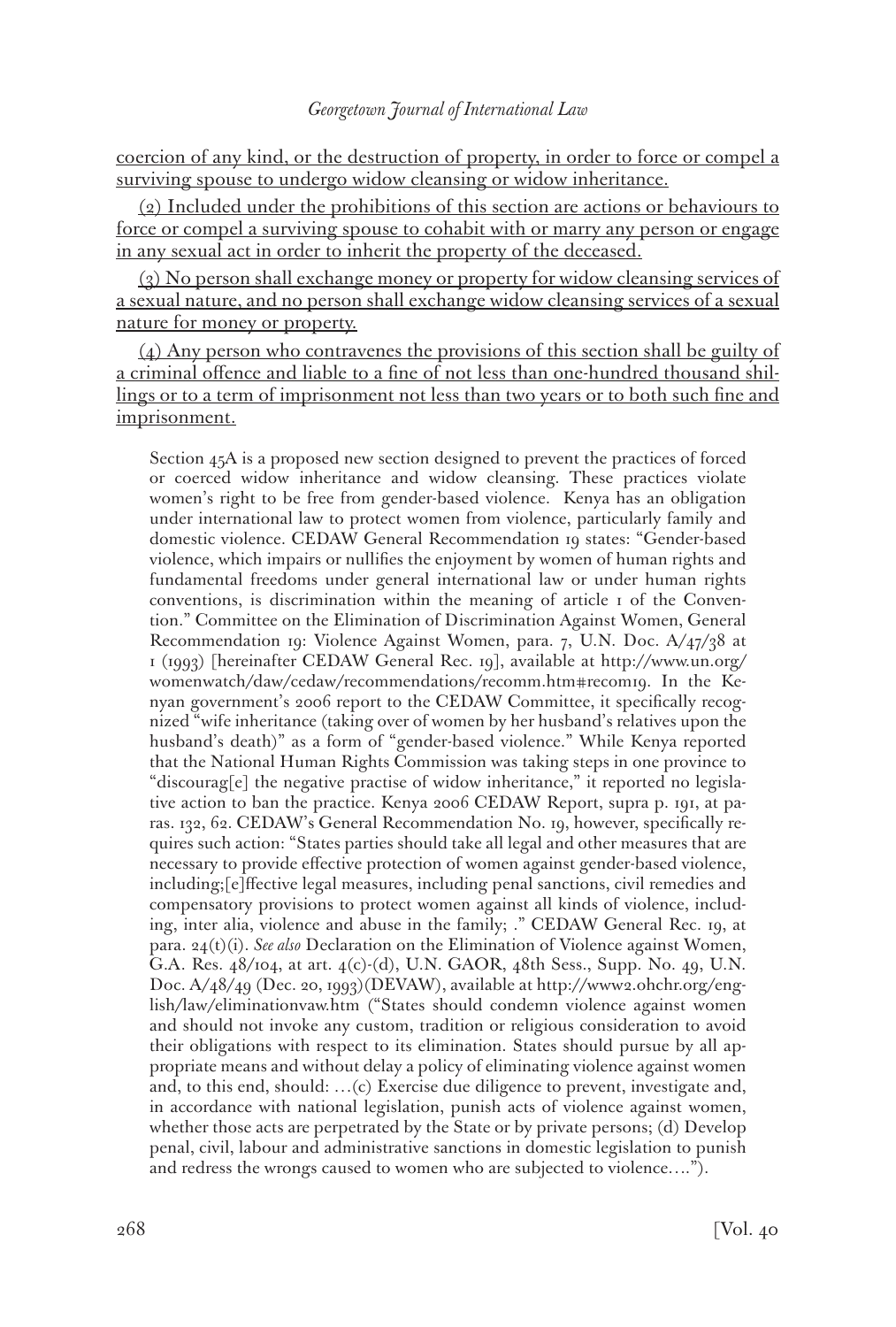<u>coercion of any kind, or the destruction of property, in order to force or compel a surviving spouse to undergo widow cleansing or widow inheritance.</u>

<u>(2) Included under the prohibitions of this section are actions or behaviours to force or compel a surviving spouse to cohabit with or marry any person or engage in any sexual act in order to inherit the property of the deceased.</u>

<u>(3) No person shall exchange money or property for widow cleansing services of a sexual nature, and no person shall exchange widow cleansing services of a sexual nature for money or property.</u>

<u>(4) Any person who contravenes the provisions of this section shall be guilty of a criminal offence and liable to a fine of not less than one-hundred thousand shillings or to a term of imprisonment not less than two years or to both such fine and imprisonment.</u>

> Section 45A is a proposed new section designed to prevent the practices of forced or coerced widow inheritance and widow cleansing. These practices violate women's right to be free from gender-based violence. Kenya has an obligation under international law to protect women from violence, particularly family and domestic violence. CEDAW General Recommendation 19 states: "Gender-based violence, which impairs or nullifies the enjoyment by women of human rights and fundamental freedoms under general international law or under human rights conventions, is discrimination within the meaning of article 1 of the Convention." Committee on the Elimination of Discrimination Against Women, General Recommendation 19: Violence Against Women, para. 7, U.N. Doc. A/47/38 at 1 (1993) [hereinafter CEDAW General Rec. 19], available at http://www.un.org/womenwatch/daw/cedaw/recommendations/recomm.htm#recom19. In the Kenyan government's 2006 report to the CEDAW Committee, it specifically recognized "wife inheritance (taking over of women by her husband's relatives upon the husband's death)" as a form of "gender-based violence." While Kenya reported that the National Human Rights Commission was taking steps in one province to "discourag[e] the negative practise of widow inheritance," it reported no legislative action to ban the practice. Kenya 2006 CEDAW Report, supra p. 191, at paras. 132, 62. CEDAW's General Recommendation No. 19, however, specifically requires such action: "States parties should take all legal and other measures that are necessary to provide effective protection of women against gender-based violence, including;[e]ffective legal measures, including penal sanctions, civil remedies and compensatory provisions to protect women against all kinds of violence, including, inter alia, violence and abuse in the family; ." CEDAW General Rec. 19, at para. 24(t)(i). *See also* Declaration on the Elimination of Violence against Women, G.A. Res. 48/104, at art. 4(c)-(d), U.N. GAOR, 48th Sess., Supp. No. 49, U.N. Doc. A/48/49 (Dec. 20, 1993)(DEVAW), available at http://www2.ohchr.org/english/law/eliminationvaw.htm ("States should condemn violence against women and should not invoke any custom, tradition or religious consideration to avoid their obligations with respect to its elimination. States should pursue by all appropriate means and without delay a policy of eliminating violence against women and, to this end, should: …(c) Exercise due diligence to prevent, investigate and, in accordance with national legislation, punish acts of violence against women, whether those acts are perpetrated by the State or by private persons; (d) Develop penal, civil, labour and administrative sanctions in domestic legislation to punish and redress the wrongs caused to women who are subjected to violence….").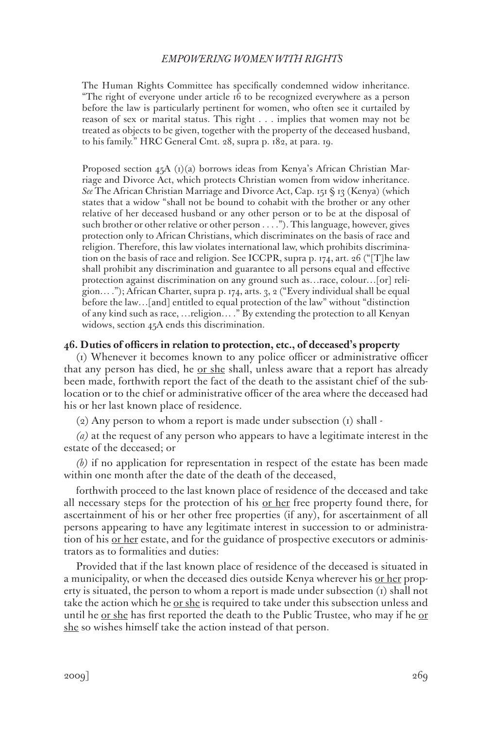The Human Rights Committee has specifically condemned widow inheritance. "The right of everyone under article 16 to be recognized everywhere as a person before the law is particularly pertinent for women, who often see it curtailed by reason of sex or marital status. This right . . . implies that women may not be treated as objects to be given, together with the property of the deceased husband, to his family." HRC General Cmt. 28, supra p. 182, at para. 19.

Proposed section 45A (1)(a) borrows ideas from Kenya's African Christian Marriage and Divorce Act, which protects Christian women from widow inheritance. *See* The African Christian Marriage and Divorce Act, Cap. 151 § 13 (Kenya) (which states that a widow "shall not be bound to cohabit with the brother or any other relative of her deceased husband or any other person or to be at the disposal of such brother or other relative or other person . . . ."). This language, however, gives protection only to African Christians, which discriminates on the basis of race and religion. Therefore, this law violates international law, which prohibits discrimination on the basis of race and religion. See ICCPR, supra p. 174, art. 26 ("[T]he law shall prohibit any discrimination and guarantee to all persons equal and effective protection against discrimination on any ground such as…race, colour…[or] religion… ."); African Charter, supra p. 174, arts. 3, 2 ("Every individual shall be equal before the law…[and] entitled to equal protection of the law" without "distinction of any kind such as race, …religion… ." By extending the protection to all Kenyan widows, section 45A ends this discrimination.

**46. Duties of officers in relation to protection, etc., of deceased's property**

(1) Whenever it becomes known to any police officer or administrative officer that any person has died, he <u>or she</u> shall, unless aware that a report has already been made, forthwith report the fact of the death to the assistant chief of the sub-location or to the chief or administrative officer of the area where the deceased had his or her last known place of residence.

(2) Any person to whom a report is made under subsection (1) shall -

*(a)* at the request of any person who appears to have a legitimate interest in the estate of the deceased; or

*(b)* if no application for representation in respect of the estate has been made within one month after the date of the death of the deceased,

forthwith proceed to the last known place of residence of the deceased and take all necessary steps for the protection of his <u>or her</u> free property found there, for ascertainment of his or her other free properties (if any), for ascertainment of all persons appearing to have any legitimate interest in succession to or administration of his <u>or her</u> estate, and for the guidance of prospective executors or administrators as to formalities and duties:

Provided that if the last known place of residence of the deceased is situated in a municipality, or when the deceased dies outside Kenya wherever his <u>or her</u> property is situated, the person to whom a report is made under subsection (1) shall not take the action which he <u>or she</u> is required to take under this subsection unless and until he <u>or she</u> has first reported the death to the Public Trustee, who may if he <u>or she</u> so wishes himself take the action instead of that person.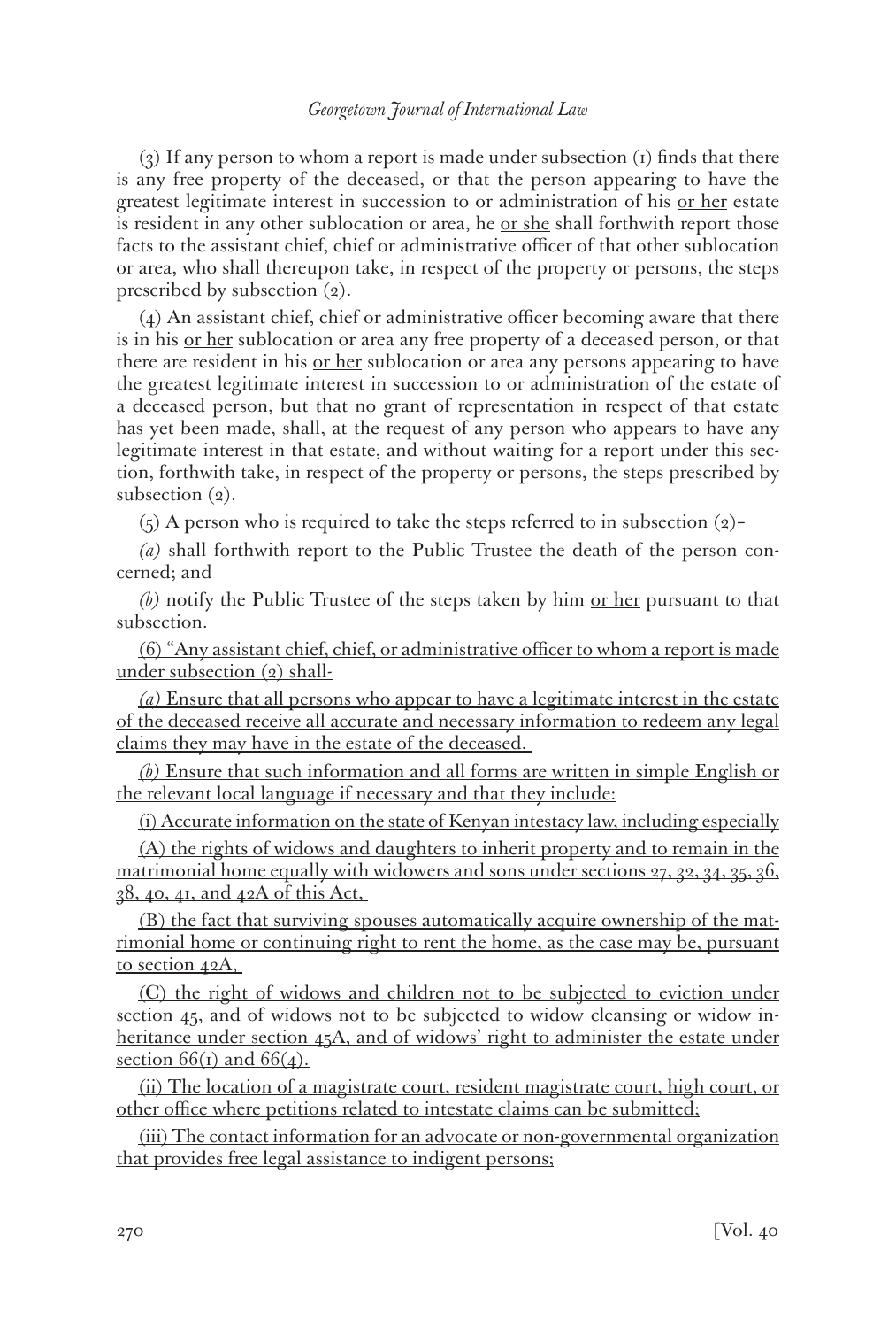(3) If any person to whom a report is made under subsection (1) finds that there is any free property of the deceased, or that the person appearing to have the greatest legitimate interest in succession to or administration of his <u>or her</u> estate is resident in any other sublocation or area, he <u>or she</u> shall forthwith report those facts to the assistant chief, chief or administrative officer of that other sublocation or area, who shall thereupon take, in respect of the property or persons, the steps prescribed by subsection (2).

(4) An assistant chief, chief or administrative officer becoming aware that there is in his <u>or her</u> sublocation or area any free property of a deceased person, or that there are resident in his <u>or her</u> sublocation or area any persons appearing to have the greatest legitimate interest in succession to or administration of the estate of a deceased person, but that no grant of representation in respect of that estate has yet been made, shall, at the request of any person who appears to have any legitimate interest in that estate, and without waiting for a report under this section, forthwith take, in respect of the property or persons, the steps prescribed by subsection (2).

(5) A person who is required to take the steps referred to in subsection (2)–

*(a)* shall forthwith report to the Public Trustee the death of the person concerned; and

*(b)* notify the Public Trustee of the steps taken by him <u>or her</u> pursuant to that subsection.

<u>(6) "Any assistant chief, chief, or administrative officer to whom a report is made under subsection (2) shall-</u>

<u>*(a)* Ensure that all persons who appear to have a legitimate interest in the estate of the deceased receive all accurate and necessary information to redeem any legal claims they may have in the estate of the deceased.</u>

<u>*(b)* Ensure that such information and all forms are written in simple English or the relevant local language if necessary and that they include:</u>

<u>(i) Accurate information on the state of Kenyan intestacy law, including especially</u>

<u>(A) the rights of widows and daughters to inherit property and to remain in the matrimonial home equally with widowers and sons under sections 27, 32, 34, 35, 36, 38, 40, 41, and 42A of this Act,</u>

<u>(B) the fact that surviving spouses automatically acquire ownership of the matrimonial home or continuing right to rent the home, as the case may be, pursuant to section 42A,</u>

<u>(C) the right of widows and children not to be subjected to eviction under section 45, and of widows not to be subjected to widow cleansing or widow inheritance under section 45A, and of widows' right to administer the estate under section 66(1) and 66(4).</u>

<u>(ii) The location of a magistrate court, resident magistrate court, high court, or other office where petitions related to intestate claims can be submitted;</u>

<u>(iii) The contact information for an advocate or non-governmental organization that provides free legal assistance to indigent persons;</u>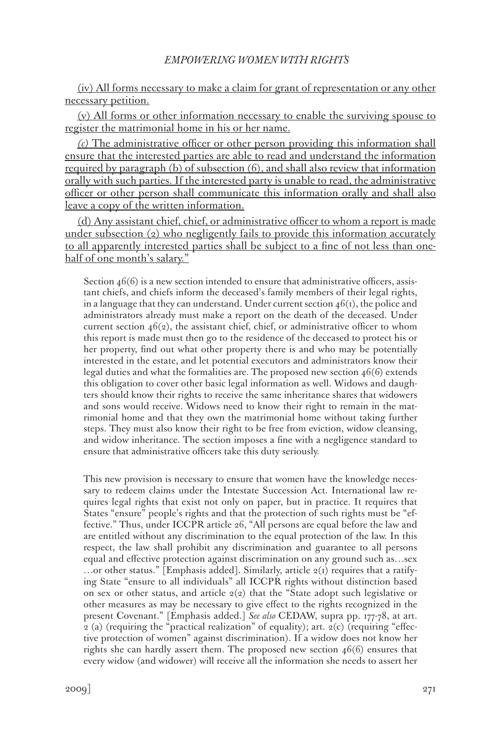<u>(iv) All forms necessary to make a claim for grant of representation or any other necessary petition.</u>

<u>(v) All forms or other information necessary to enable the surviving spouse to register the matrimonial home in his or her name.</u>

<u>*(c)* The administrative officer or other person providing this information shall ensure that the interested parties are able to read and understand the information required by paragraph (b) of subsection (6), and shall also review that information orally with such parties. If the interested party is unable to read, the administrative officer or other person shall communicate this information orally and shall also leave a copy of the written information.</u>

<u>(d) Any assistant chief, chief, or administrative officer to whom a report is made under subsection (2) who negligently fails to provide this information accurately to all apparently interested parties shall be subject to a fine of not less than one-half of one month's salary."</u>

> Section 46(6) is a new section intended to ensure that administrative officers, assistant chiefs, and chiefs inform the deceased's family members of their legal rights, in a language that they can understand. Under current section 46(1), the police and administrators already must make a report on the death of the deceased. Under current section 46(2), the assistant chief, chief, or administrative officer to whom this report is made must then go to the residence of the deceased to protect his or her property, find out what other property there is and who may be potentially interested in the estate, and let potential executors and administrators know their legal duties and what the formalities are. The proposed new section 46(6) extends this obligation to cover other basic legal information as well. Widows and daughters should know their rights to receive the same inheritance shares that widowers and sons would receive. Widows need to know their right to remain in the matrimonial home and that they own the matrimonial home without taking further steps. They must also know their right to be free from eviction, widow cleansing, and widow inheritance. The section imposes a fine with a negligence standard to ensure that administrative officers take this duty seriously.
>
> This new provision is necessary to ensure that women have the knowledge necessary to redeem claims under the Intestate Succession Act. International law requires legal rights that exist not only on paper, but in practice. It requires that States "ensure" people's rights and that the protection of such rights must be "effective." Thus, under ICCPR article 26, "All persons are equal before the law and are entitled without any discrimination to the equal protection of the law. In this respect, the law shall prohibit any discrimination and guarantee to all persons equal and effective protection against discrimination on any ground such as…sex …or other status." [Emphasis added]. Similarly, article 2(1) requires that a ratifying State "ensure to all individuals" all ICCPR rights without distinction based on sex or other status, and article 2(2) that the "State adopt such legislative or other measures as may be necessary to give effect to the rights recognized in the present Covenant." [Emphasis added.] *See also* CEDAW, supra pp. 177-78, at art. 2 (a) (requiring the "practical realization" of equality); art. 2(c) (requiring "effective protection of women" against discrimination). If a widow does not know her rights she can hardly assert them. The proposed new section 46(6) ensures that every widow (and widower) will receive all the information she needs to assert her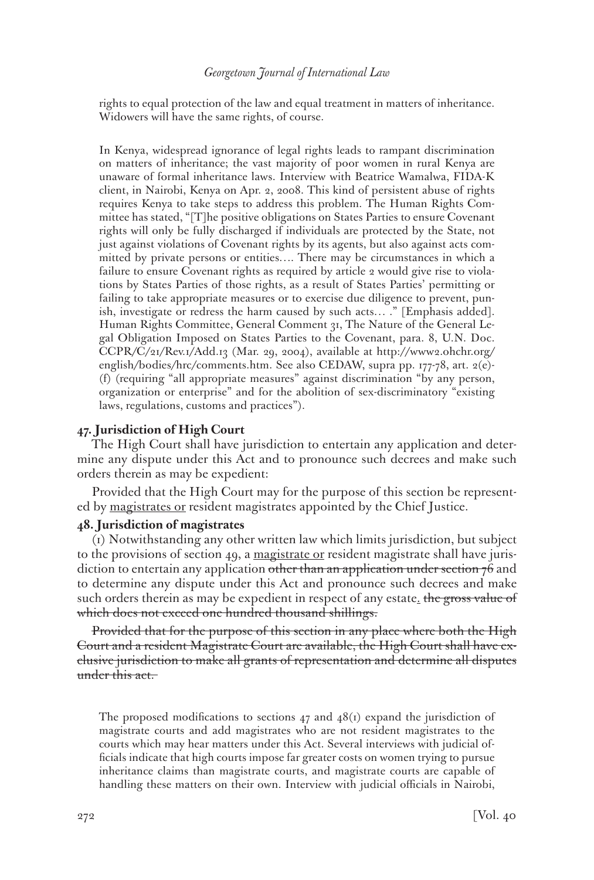rights to equal protection of the law and equal treatment in matters of inheritance. Widowers will have the same rights, of course.

In Kenya, widespread ignorance of legal rights leads to rampant discrimination on matters of inheritance; the vast majority of poor women in rural Kenya are unaware of formal inheritance laws. Interview with Beatrice Wamalwa, FIDA-K client, in Nairobi, Kenya on Apr. 2, 2008. This kind of persistent abuse of rights requires Kenya to take steps to address this problem. The Human Rights Committee has stated, "[T]he positive obligations on States Parties to ensure Covenant rights will only be fully discharged if individuals are protected by the State, not just against violations of Covenant rights by its agents, but also against acts committed by private persons or entities.... There may be circumstances in which a failure to ensure Covenant rights as required by article 2 would give rise to violations by States Parties of those rights, as a result of States Parties' permitting or failing to take appropriate measures or to exercise due diligence to prevent, punish, investigate or redress the harm caused by such acts... ." [Emphasis added]. Human Rights Committee, General Comment 31, The Nature of the General Legal Obligation Imposed on States Parties to the Covenant, para. 8, U.N. Doc. CCPR/C/21/Rev.1/Add.13 (Mar. 29, 2004), available at http://www2.ohchr.org/english/bodies/hrc/comments.htm. See also CEDAW, supra pp. 177-78, art. 2(e)-(f) (requiring "all appropriate measures" against discrimination "by any person, organization or enterprise" and for the abolition of sex-discriminatory "existing laws, regulations, customs and practices").

**47. Jurisdiction of High Court**

The High Court shall have jurisdiction to entertain any application and determine any dispute under this Act and to pronounce such decrees and make such orders therein as may be expedient:

Provided that the High Court may for the purpose of this section be represented by <u>magistrates or</u> resident magistrates appointed by the Chief Justice.

**48. Jurisdiction of magistrates**

(1) Notwithstanding any other written law which limits jurisdiction, but subject to the provisions of section 49, a <u>magistrate or</u> resident magistrate shall have jurisdiction to entertain any application ~~other than an application under section 76~~ and to determine any dispute under this Act and pronounce such decrees and make such orders therein as may be expedient in respect of any estate<u>.</u> ~~the gross value of which does not exceed one hundred thousand shillings.~~

~~Provided that for the purpose of this section in any place where both the High Court and a resident Magistrate Court are available, the High Court shall have exclusive jurisdiction to make all grants of representation and determine all disputes under this act.~~

The proposed modifications to sections 47 and 48(1) expand the jurisdiction of magistrate courts and add magistrates who are not resident magistrates to the courts which may hear matters under this Act. Several interviews with judicial officials indicate that high courts impose far greater costs on women trying to pursue inheritance claims than magistrate courts, and magistrate courts are capable of handling these matters on their own. Interview with judicial officials in Nairobi,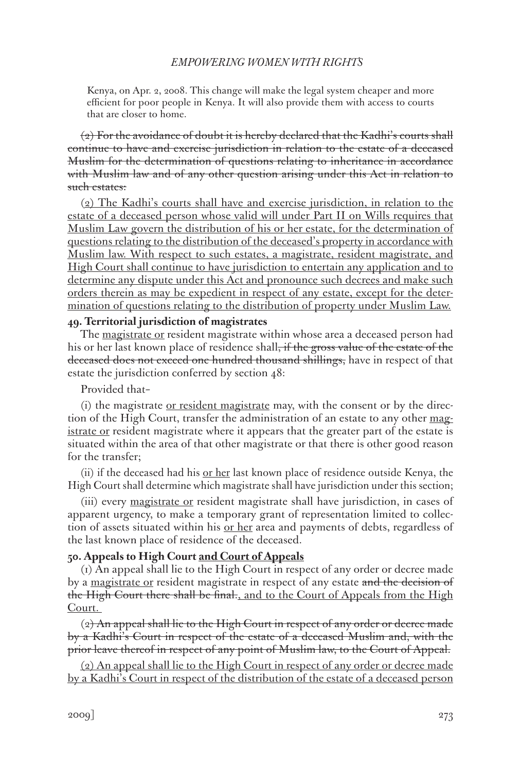Kenya, on Apr. 2, 2008. This change will make the legal system cheaper and more efficient for poor people in Kenya. It will also provide them with access to courts that are closer to home.

~~(2) For the avoidance of doubt it is hereby declared that the Kadhi's courts shall continue to have and exercise jurisdiction in relation to the estate of a deceased Muslim for the determination of questions relating to inheritance in accordance with Muslim law and of any other question arising under this Act in relation to such estates.~~

<u>(2) The Kadhi's courts shall have and exercise jurisdiction, in relation to the estate of a deceased person whose valid will under Part II on Wills requires that Muslim Law govern the distribution of his or her estate, for the determination of questions relating to the distribution of the deceased's property in accordance with Muslim law. With respect to such estates, a magistrate, resident magistrate, and High Court shall continue to have jurisdiction to entertain any application and to determine any dispute under this Act and pronounce such decrees and make such orders therein as may be expedient in respect of any estate, except for the determination of questions relating to the distribution of property under Muslim Law.</u>

**49. Territorial jurisdiction of magistrates**

The <u>magistrate or</u> resident magistrate within whose area a deceased person had his or her last known place of residence shall~~, if the gross value of the estate of the deceased does not exceed one hundred thousand shillings,~~ have in respect of that estate the jurisdiction conferred by section 48:

Provided that–

(i) the magistrate <u>or resident magistrate</u> may, with the consent or by the direction of the High Court, transfer the administration of an estate to any other <u>magistrate or</u> resident magistrate where it appears that the greater part of the estate is situated within the area of that other magistrate or that there is other good reason for the transfer;

(ii) if the deceased had his <u>or her</u> last known place of residence outside Kenya, the High Court shall determine which magistrate shall have jurisdiction under this section;

(iii) every <u>magistrate or</u> resident magistrate shall have jurisdiction, in cases of apparent urgency, to make a temporary grant of representation limited to collection of assets situated within his <u>or her</u> area and payments of debts, regardless of the last known place of residence of the deceased.

**50. Appeals to High Court <u>and Court of Appeals</u>**

(1) An appeal shall lie to the High Court in respect of any order or decree made by a <u>magistrate or</u> resident magistrate in respect of any estate ~~and the decision of the High Court there shall be final.~~<u>, and to the Court of Appeals from the High Court.</u>

~~(2) An appeal shall lie to the High Court in respect of any order or decree made by a Kadhi's Court in respect of the estate of a deceased Muslim and, with the prior leave thereof in respect of any point of Muslim law, to the Court of Appeal.~~

<u>(2) An appeal shall lie to the High Court in respect of any order or decree made by a Kadhi's Court in respect of the distribution of the estate of a deceased person</u>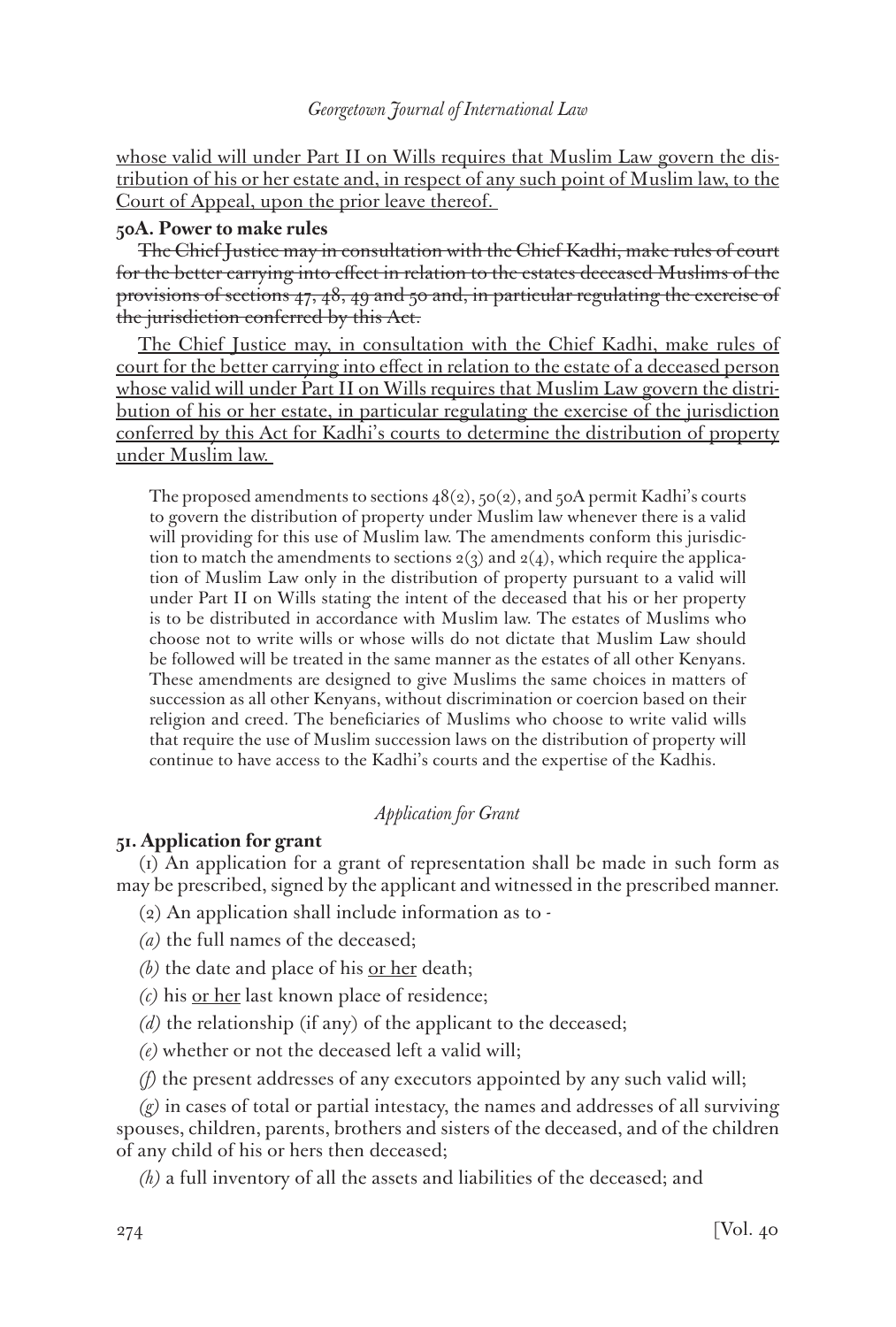whose valid will under Part II on Wills requires that Muslim Law govern the distribution of his or her estate and, in respect of any such point of Muslim law, to the Court of Appeal, upon the prior leave thereof.

**50A. Power to make rules**

~~The Chief Justice may in consultation with the Chief Kadhi, make rules of court for the better carrying into effect in relation to the estates deceased Muslims of the provisions of sections 47, 48, 49 and 50 and, in particular regulating the exercise of the jurisdiction conferred by this Act.~~

The Chief Justice may, in consultation with the Chief Kadhi, make rules of court for the better carrying into effect in relation to the estate of a deceased person whose valid will under Part II on Wills requires that Muslim Law govern the distribution of his or her estate, in particular regulating the exercise of the jurisdiction conferred by this Act for Kadhi's courts to determine the distribution of property under Muslim law.

> The proposed amendments to sections 48(2), 50(2), and 50A permit Kadhi's courts to govern the distribution of property under Muslim law whenever there is a valid will providing for this use of Muslim law. The amendments conform this jurisdiction to match the amendments to sections 2(3) and 2(4), which require the application of Muslim Law only in the distribution of property pursuant to a valid will under Part II on Wills stating the intent of the deceased that his or her property is to be distributed in accordance with Muslim law. The estates of Muslims who choose not to write wills or whose wills do not dictate that Muslim Law should be followed will be treated in the same manner as the estates of all other Kenyans. These amendments are designed to give Muslims the same choices in matters of succession as all other Kenyans, without discrimination or coercion based on their religion and creed. The beneficiaries of Muslims who choose to write valid wills that require the use of Muslim succession laws on the distribution of property will continue to have access to the Kadhi's courts and the expertise of the Kadhis.

*Application for Grant*

**51. Application for grant**

(1) An application for a grant of representation shall be made in such form as may be prescribed, signed by the applicant and witnessed in the prescribed manner.

(2) An application shall include information as to -

*(a)* the full names of the deceased;

*(b)* the date and place of his or her death;

*(c)* his or her last known place of residence;

*(d)* the relationship (if any) of the applicant to the deceased;

*(e)* whether or not the deceased left a valid will;

*(f)* the present addresses of any executors appointed by any such valid will;

*(g)* in cases of total or partial intestacy, the names and addresses of all surviving spouses, children, parents, brothers and sisters of the deceased, and of the children of any child of his or hers then deceased;

*(h)* a full inventory of all the assets and liabilities of the deceased; and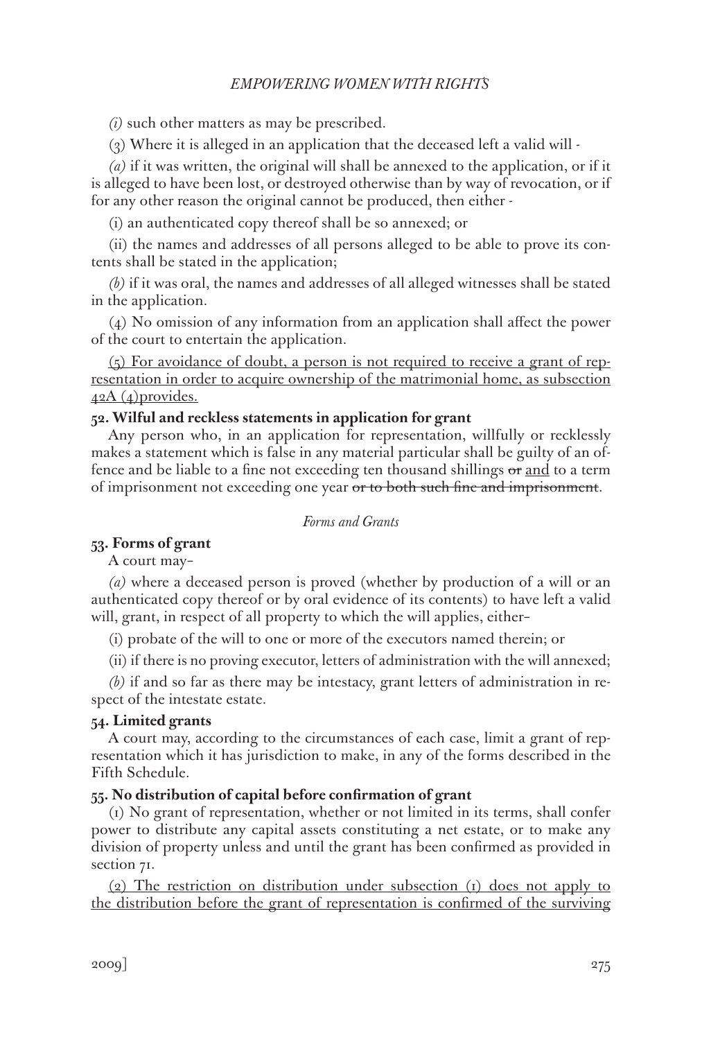*(i)* such other matters as may be prescribed.

(3) Where it is alleged in an application that the deceased left a valid will -

*(a)* if it was written, the original will shall be annexed to the application, or if it is alleged to have been lost, or destroyed otherwise than by way of revocation, or if for any other reason the original cannot be produced, then either -

(i) an authenticated copy thereof shall be so annexed; or

(ii) the names and addresses of all persons alleged to be able to prove its contents shall be stated in the application;

*(b)* if it was oral, the names and addresses of all alleged witnesses shall be stated in the application.

(4) No omission of any information from an application shall affect the power of the court to entertain the application.

<u>(5) For avoidance of doubt, a person is not required to receive a grant of representation in order to acquire ownership of the matrimonial home, as subsection 42A (4)provides.</u>

**52. Wilful and reckless statements in application for grant**

Any person who, in an application for representation, willfully or recklessly makes a statement which is false in any material particular shall be guilty of an offence and be liable to a fine not exceeding ten thousand shillings ~~or~~ <u>and</u> to a term of imprisonment not exceeding one year ~~or to both such fine and imprisonment~~.

*Forms and Grants*

**53. Forms of grant**

A court may–

*(a)* where a deceased person is proved (whether by production of a will or an authenticated copy thereof or by oral evidence of its contents) to have left a valid will, grant, in respect of all property to which the will applies, either–

(i) probate of the will to one or more of the executors named therein; or

(ii) if there is no proving executor, letters of administration with the will annexed;

*(b)* if and so far as there may be intestacy, grant letters of administration in respect of the intestate estate.

**54. Limited grants**

A court may, according to the circumstances of each case, limit a grant of representation which it has jurisdiction to make, in any of the forms described in the Fifth Schedule.

**55. No distribution of capital before confirmation of grant**

(1) No grant of representation, whether or not limited in its terms, shall confer power to distribute any capital assets constituting a net estate, or to make any division of property unless and until the grant has been confirmed as provided in section 71.

<u>(2) The restriction on distribution under subsection (1) does not apply to the distribution before the grant of representation is confirmed of the surviving</u>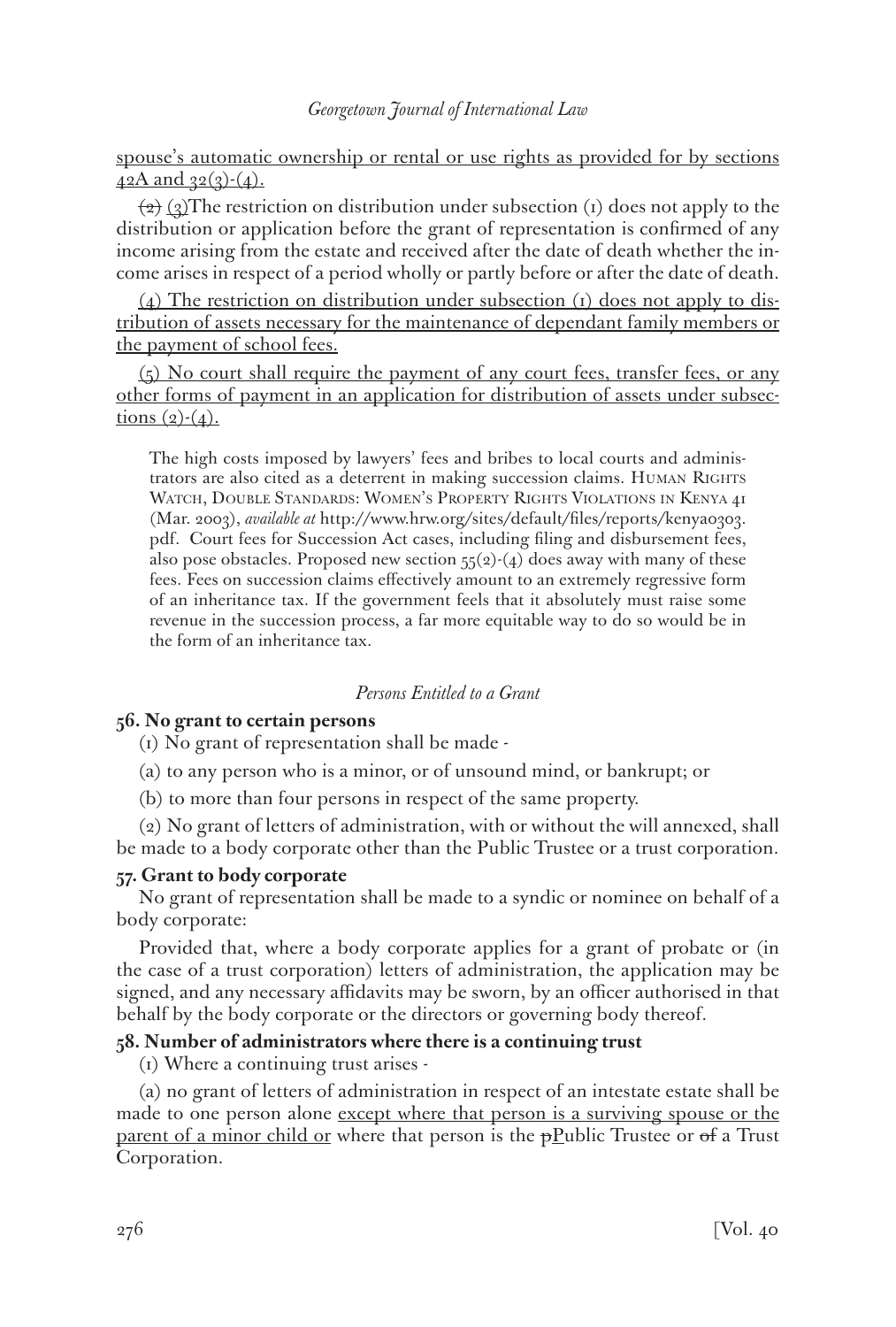spouse's automatic ownership or rental or use rights as provided for by sections 42A and 32(3)-(4).

~~(2)~~ (3)The restriction on distribution under subsection (1) does not apply to the distribution or application before the grant of representation is confirmed of any income arising from the estate and received after the date of death whether the income arises in respect of a period wholly or partly before or after the date of death.

(4) The restriction on distribution under subsection (1) does not apply to distribution of assets necessary for the maintenance of dependant family members or the payment of school fees.

(5) No court shall require the payment of any court fees, transfer fees, or any other forms of payment in an application for distribution of assets under subsections (2)-(4).

> The high costs imposed by lawyers' fees and bribes to local courts and administrators are also cited as a deterrent in making succession claims. HUMAN RIGHTS WATCH, DOUBLE STANDARDS: WOMEN'S PROPERTY RIGHTS VIOLATIONS IN KENYA 41 (Mar. 2003), *available at* http://www.hrw.org/sites/default/files/reports/kenya0303.pdf. Court fees for Succession Act cases, including filing and disbursement fees, also pose obstacles. Proposed new section 55(2)-(4) does away with many of these fees. Fees on succession claims effectively amount to an extremely regressive form of an inheritance tax. If the government feels that it absolutely must raise some revenue in the succession process, a far more equitable way to do so would be in the form of an inheritance tax.

*Persons Entitled to a Grant*

**56. No grant to certain persons**

(1) No grant of representation shall be made -

(a) to any person who is a minor, or of unsound mind, or bankrupt; or

(b) to more than four persons in respect of the same property.

(2) No grant of letters of administration, with or without the will annexed, shall be made to a body corporate other than the Public Trustee or a trust corporation.

**57. Grant to body corporate**

No grant of representation shall be made to a syndic or nominee on behalf of a body corporate:

Provided that, where a body corporate applies for a grant of probate or (in the case of a trust corporation) letters of administration, the application may be signed, and any necessary affidavits may be sworn, by an officer authorised in that behalf by the body corporate or the directors or governing body thereof.

**58. Number of administrators where there is a continuing trust**

(1) Where a continuing trust arises -

(a) no grant of letters of administration in respect of an intestate estate shall be made to one person alone except where that person is a surviving spouse or the parent of a minor child or where that person is the ~~p~~Public Trustee or ~~of~~ a Trust Corporation.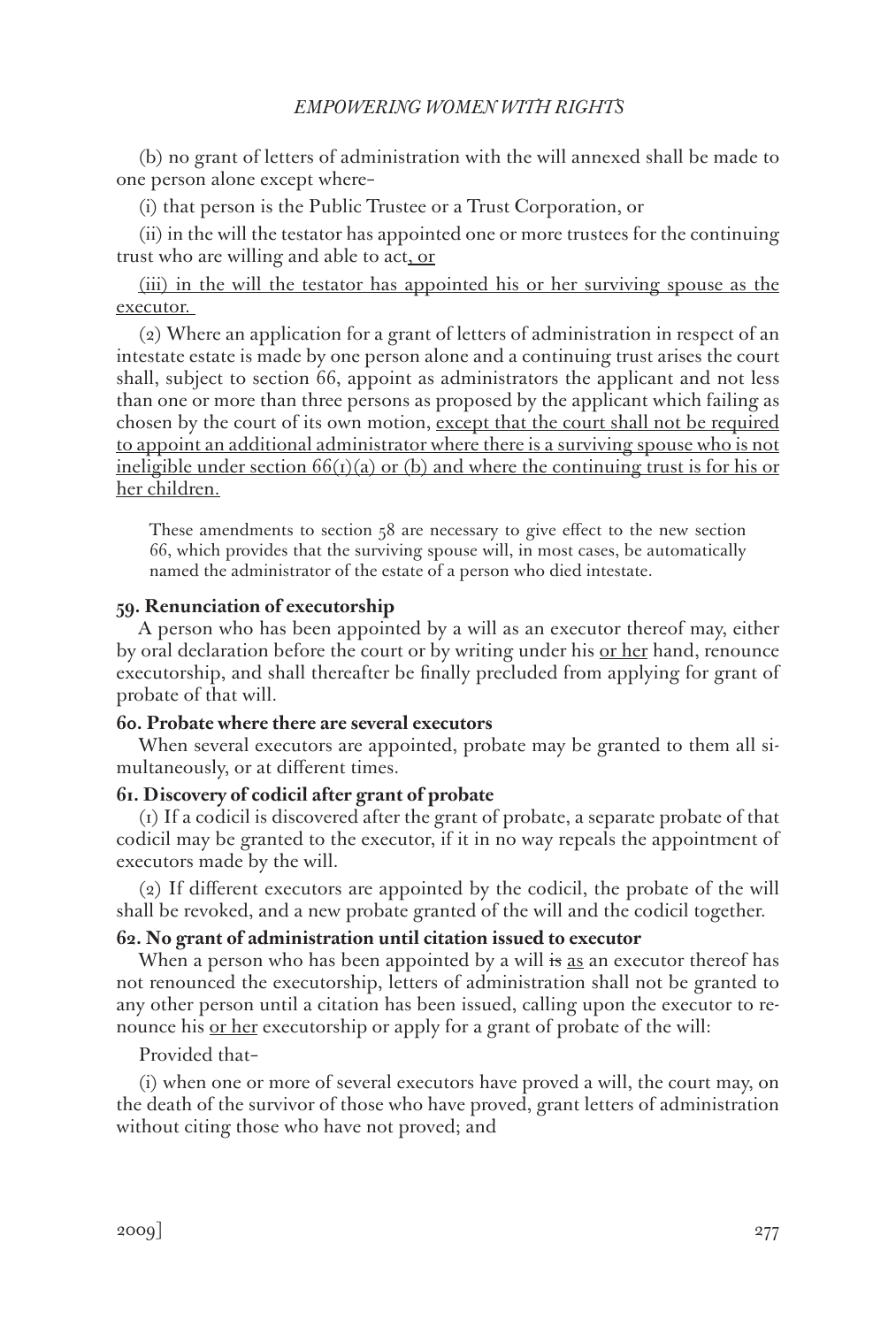(b) no grant of letters of administration with the will annexed shall be made to one person alone except where–

(i) that person is the Public Trustee or a Trust Corporation, or

(ii) in the will the testator has appointed one or more trustees for the continuing trust who are willing and able to act<u>, or</u>

<u>(iii) in the will the testator has appointed his or her surviving spouse as the executor.</u>

(2) Where an application for a grant of letters of administration in respect of an intestate estate is made by one person alone and a continuing trust arises the court shall, subject to section 66, appoint as administrators the applicant and not less than one or more than three persons as proposed by the applicant which failing as chosen by the court of its own motion, <u>except that the court shall not be required to appoint an additional administrator where there is a surviving spouse who is not ineligible under section 66(1)(a) or (b) and where the continuing trust is for his or her children.</u>

> These amendments to section 58 are necessary to give effect to the new section 66, which provides that the surviving spouse will, in most cases, be automatically named the administrator of the estate of a person who died intestate.

**59. Renunciation of executorship**

A person who has been appointed by a will as an executor thereof may, either by oral declaration before the court or by writing under his <u>or her</u> hand, renounce executorship, and shall thereafter be finally precluded from applying for grant of probate of that will.

**60. Probate where there are several executors**

When several executors are appointed, probate may be granted to them all simultaneously, or at different times.

**61. Discovery of codicil after grant of probate**

(1) If a codicil is discovered after the grant of probate, a separate probate of that codicil may be granted to the executor, if it in no way repeals the appointment of executors made by the will.

(2) If different executors are appointed by the codicil, the probate of the will shall be revoked, and a new probate granted of the will and the codicil together.

**62. No grant of administration until citation issued to executor**

When a person who has been appointed by a will ~~is~~ <u>as</u> an executor thereof has not renounced the executorship, letters of administration shall not be granted to any other person until a citation has been issued, calling upon the executor to renounce his <u>or her</u> executorship or apply for a grant of probate of the will:

Provided that–

(i) when one or more of several executors have proved a will, the court may, on the death of the survivor of those who have proved, grant letters of administration without citing those who have not proved; and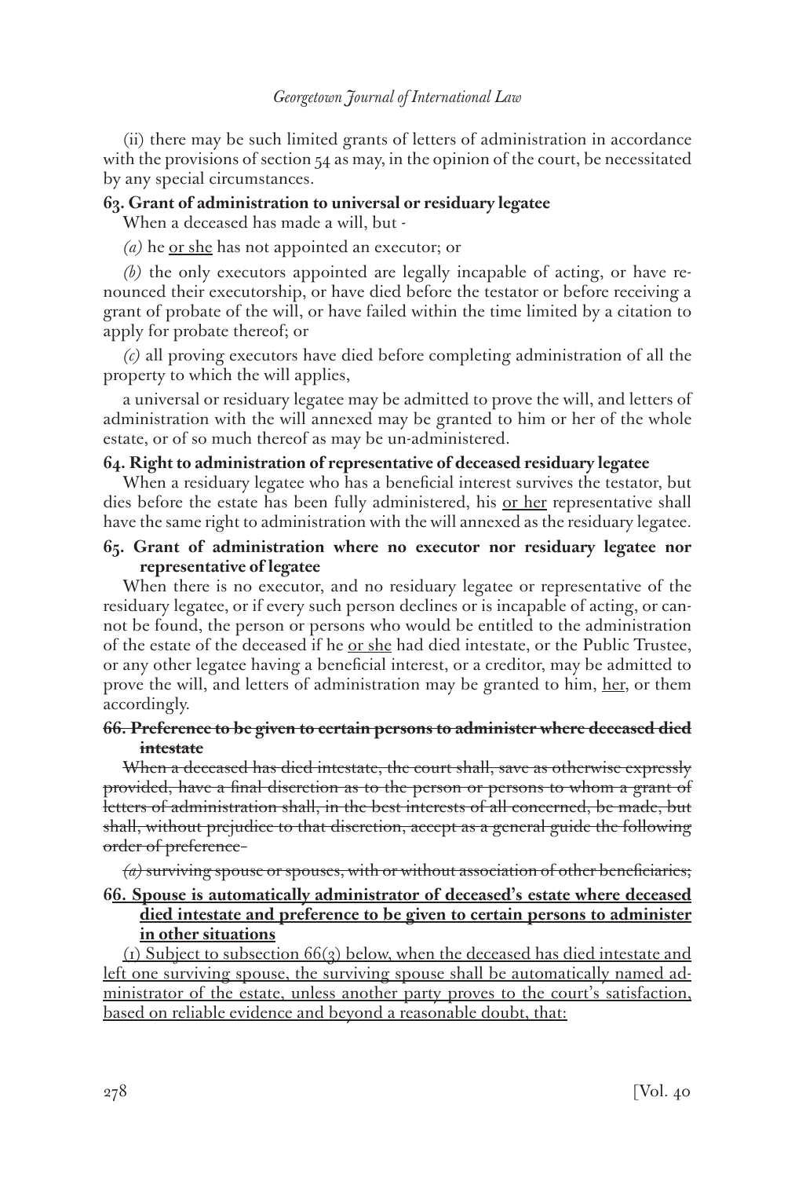(ii) there may be such limited grants of letters of administration in accordance with the provisions of section 54 as may, in the opinion of the court, be necessitated by any special circumstances.

**63. Grant of administration to universal or residuary legatee**

When a deceased has made a will, but -

*(a)* he <u>or she</u> has not appointed an executor; or

*(b)* the only executors appointed are legally incapable of acting, or have renounced their executorship, or have died before the testator or before receiving a grant of probate of the will, or have failed within the time limited by a citation to apply for probate thereof; or

*(c)* all proving executors have died before completing administration of all the property to which the will applies,

a universal or residuary legatee may be admitted to prove the will, and letters of administration with the will annexed may be granted to him or her of the whole estate, or of so much thereof as may be un-administered.

**64. Right to administration of representative of deceased residuary legatee**

When a residuary legatee who has a beneficial interest survives the testator, but dies before the estate has been fully administered, his <u>or her</u> representative shall have the same right to administration with the will annexed as the residuary legatee.

**65. Grant of administration where no executor nor residuary legatee nor representative of legatee**

When there is no executor, and no residuary legatee or representative of the residuary legatee, or if every such person declines or is incapable of acting, or cannot be found, the person or persons who would be entitled to the administration of the estate of the deceased if he <u>or she</u> had died intestate, or the Public Trustee, or any other legatee having a beneficial interest, or a creditor, may be admitted to prove the will, and letters of administration may be granted to him, <u>her</u>, or them accordingly.

~~**66. Preference to be given to certain persons to administer where deceased died intestate**~~

~~When a deceased has died intestate, the court shall, save as otherwise expressly provided, have a final discretion as to the person or persons to whom a grant of letters of administration shall, in the best interests of all concerned, be made, but shall, without prejudice to that discretion, accept as a general guide the following order of preference-~~

~~*(a)* surviving spouse or spouses, with or without association of other beneficiaries;~~

**6<u>6. Spouse is automatically administrator of deceased's estate where deceased died intestate and preference to be given to certain persons to administer in other situations</u>**

<u>(1) Subject to subsection 66(3) below, when the deceased has died intestate and left one surviving spouse, the surviving spouse shall be automatically named administrator of the estate, unless another party proves to the court's satisfaction, based on reliable evidence and beyond a reasonable doubt, that:</u>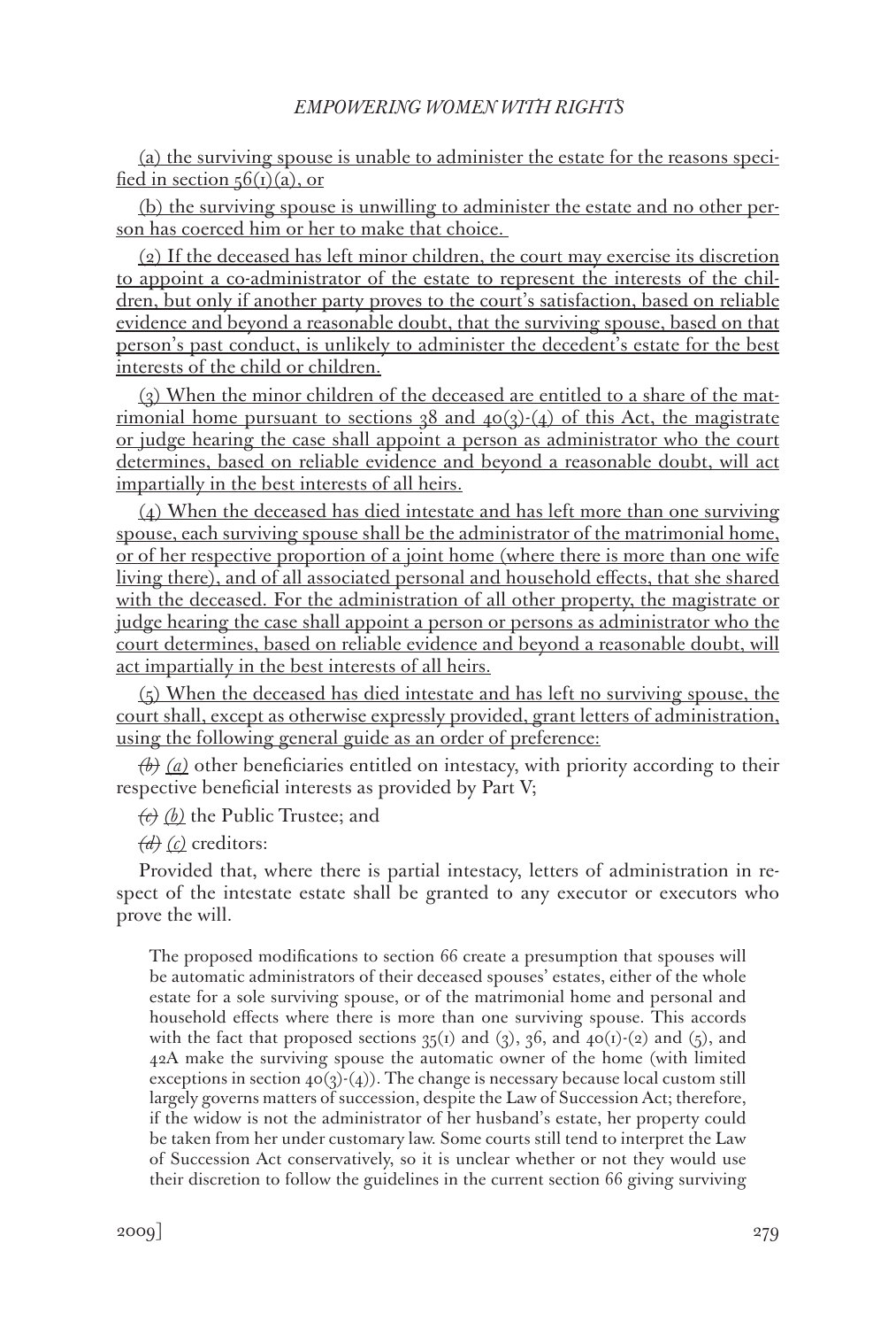(a) the surviving spouse is unable to administer the estate for the reasons specified in section 56(1)(a), or

(b) the surviving spouse is unwilling to administer the estate and no other person has coerced him or her to make that choice.

(2) If the deceased has left minor children, the court may exercise its discretion to appoint a co-administrator of the estate to represent the interests of the children, but only if another party proves to the court's satisfaction, based on reliable evidence and beyond a reasonable doubt, that the surviving spouse, based on that person's past conduct, is unlikely to administer the decedent's estate for the best interests of the child or children.

(3) When the minor children of the deceased are entitled to a share of the matrimonial home pursuant to sections 38 and 40(3)-(4) of this Act, the magistrate or judge hearing the case shall appoint a person as administrator who the court determines, based on reliable evidence and beyond a reasonable doubt, will act impartially in the best interests of all heirs.

(4) When the deceased has died intestate and has left more than one surviving spouse, each surviving spouse shall be the administrator of the matrimonial home, or of her respective proportion of a joint home (where there is more than one wife living there), and of all associated personal and household effects, that she shared with the deceased. For the administration of all other property, the magistrate or judge hearing the case shall appoint a person or persons as administrator who the court determines, based on reliable evidence and beyond a reasonable doubt, will act impartially in the best interests of all heirs.

(5) When the deceased has died intestate and has left no surviving spouse, the court shall, except as otherwise expressly provided, grant letters of administration, using the following general guide as an order of preference:

~~(b)~~ *(a)* other beneficiaries entitled on intestacy, with priority according to their respective beneficial interests as provided by Part V;

~~(c)~~ *(b)* the Public Trustee; and

~~(d)~~ *(c)* creditors:

Provided that, where there is partial intestacy, letters of administration in respect of the intestate estate shall be granted to any executor or executors who prove the will.

> The proposed modifications to section 66 create a presumption that spouses will be automatic administrators of their deceased spouses' estates, either of the whole estate for a sole surviving spouse, or of the matrimonial home and personal and household effects where there is more than one surviving spouse. This accords with the fact that proposed sections 35(1) and (3), 36, and 40(1)-(2) and (5), and 42A make the surviving spouse the automatic owner of the home (with limited exceptions in section 40(3)-(4)). The change is necessary because local custom still largely governs matters of succession, despite the Law of Succession Act; therefore, if the widow is not the administrator of her husband's estate, her property could be taken from her under customary law. Some courts still tend to interpret the Law of Succession Act conservatively, so it is unclear whether or not they would use their discretion to follow the guidelines in the current section 66 giving surviving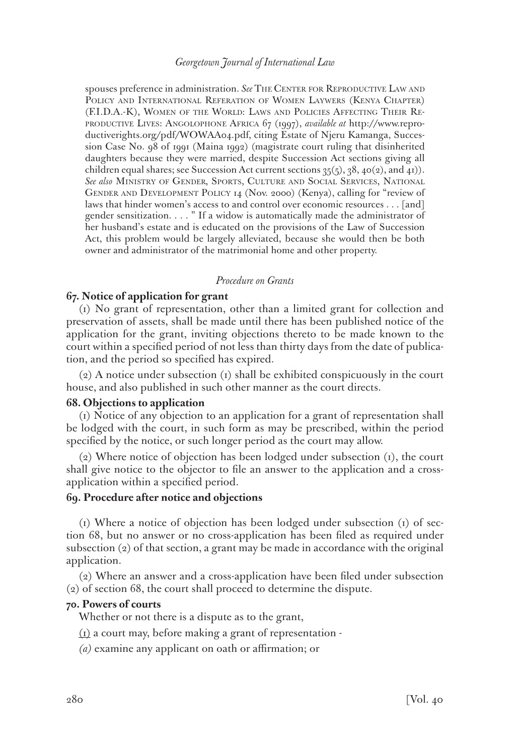spouses preference in administration. *See* The Center for Reproductive Law and Policy and International Referation of Women Laywers (Kenya Chapter) (F.I.D.A.-K), Women of the World: Laws and Policies Affecting Their Reproductive Lives: Angolophone Africa 67 (1997), *available at* http://www.reproductiverights.org/pdf/WOWAA04.pdf, citing Estate of Njeru Kamanga, Succession Case No. 98 of 1991 (Maina 1992) (magistrate court ruling that disinherited daughters because they were married, despite Succession Act sections giving all children equal shares; see Succession Act current sections 35(5), 38, 40(2), and 41)). *See also* Ministry of Gender, Sports, Culture and Social Services, National Gender and Development Policy 14 (Nov. 2000) (Kenya), calling for "review of laws that hinder women's access to and control over economic resources . . . [and] gender sensitization. . . . " If a widow is automatically made the administrator of her husband's estate and is educated on the provisions of the Law of Succession Act, this problem would be largely alleviated, because she would then be both owner and administrator of the matrimonial home and other property.

### *Procedure on Grants*

**67. Notice of application for grant**

(1) No grant of representation, other than a limited grant for collection and preservation of assets, shall be made until there has been published notice of the application for the grant, inviting objections thereto to be made known to the court within a specified period of not less than thirty days from the date of publication, and the period so specified has expired.

(2) A notice under subsection (1) shall be exhibited conspicuously in the court house, and also published in such other manner as the court directs.

**68. Objections to application**

(1) Notice of any objection to an application for a grant of representation shall be lodged with the court, in such form as may be prescribed, within the period specified by the notice, or such longer period as the court may allow.

(2) Where notice of objection has been lodged under subsection (1), the court shall give notice to the objector to file an answer to the application and a cross-application within a specified period.

**69. Procedure after notice and objections**

(1) Where a notice of objection has been lodged under subsection (1) of section 68, but no answer or no cross-application has been filed as required under subsection (2) of that section, a grant may be made in accordance with the original application.

(2) Where an answer and a cross-application have been filed under subsection (2) of section 68, the court shall proceed to determine the dispute.

**70. Powers of courts**

Whether or not there is a dispute as to the grant,

(1) a court may, before making a grant of representation -

*(a)* examine any applicant on oath or affirmation; or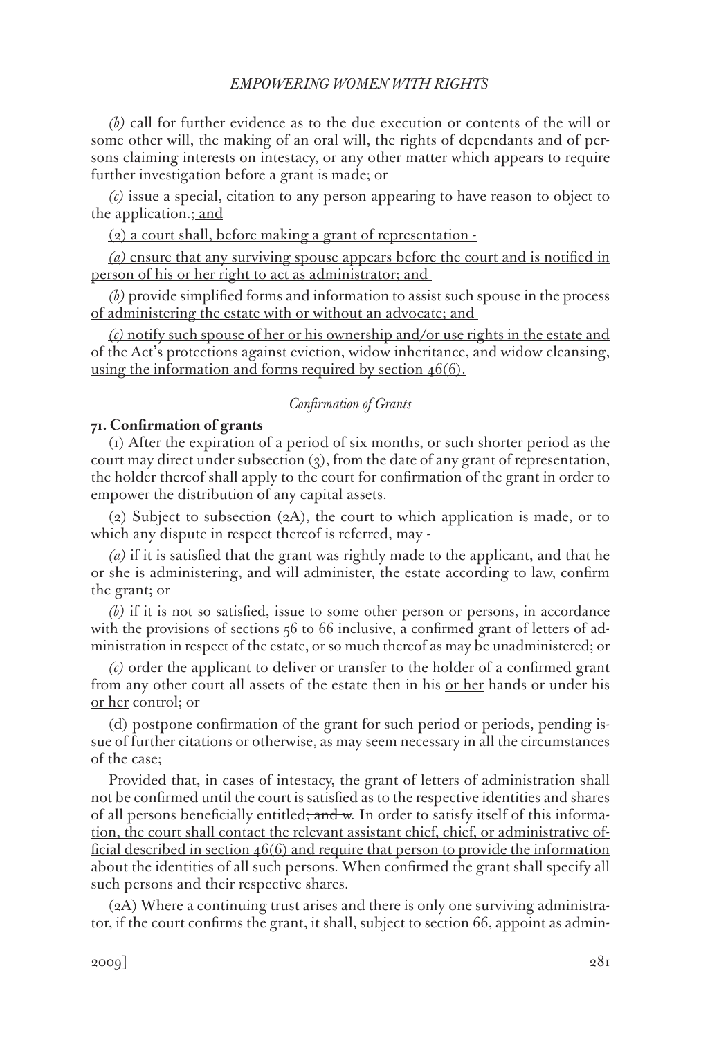*(b)* call for further evidence as to the due execution or contents of the will or some other will, the making of an oral will, the rights of dependants and of persons claiming interests on intestacy, or any other matter which appears to require further investigation before a grant is made; or

*(c)* issue a special, citation to any person appearing to have reason to object to the application.; <u>and</u>

<u>(2) a court shall, before making a grant of representation -</u>

<u>*(a)* ensure that any surviving spouse appears before the court and is notified in person of his or her right to act as administrator; and</u>

<u>*(b)* provide simplified forms and information to assist such spouse in the process of administering the estate with or without an advocate; and</u>

<u>*(c)* notify such spouse of her or his ownership and/or use rights in the estate and of the Act's protections against eviction, widow inheritance, and widow cleansing, using the information and forms required by section 46(6).</u>

*Confirmation of Grants*

**71. Confirmation of grants**

(1) After the expiration of a period of six months, or such shorter period as the court may direct under subsection (3), from the date of any grant of representation, the holder thereof shall apply to the court for confirmation of the grant in order to empower the distribution of any capital assets.

(2) Subject to subsection (2A), the court to which application is made, or to which any dispute in respect thereof is referred, may -

*(a)* if it is satisfied that the grant was rightly made to the applicant, and that he <u>or she</u> is administering, and will administer, the estate according to law, confirm the grant; or

*(b)* if it is not so satisfied, issue to some other person or persons, in accordance with the provisions of sections 56 to 66 inclusive, a confirmed grant of letters of administration in respect of the estate, or so much thereof as may be unadministered; or

*(c)* order the applicant to deliver or transfer to the holder of a confirmed grant from any other court all assets of the estate then in his <u>or her</u> hands or under his <u>or her</u> control; or

(d) postpone confirmation of the grant for such period or periods, pending issue of further citations or otherwise, as may seem necessary in all the circumstances of the case;

Provided that, in cases of intestacy, the grant of letters of administration shall not be confirmed until the court is satisfied as to the respective identities and shares of all persons beneficially entitled~~; and w~~. <u>In order to satisfy itself of this information, the court shall contact the relevant assistant chief, chief, or administrative official described in section 46(6) and require that person to provide the information about the identities of all such persons.</u> When confirmed the grant shall specify all such persons and their respective shares.

(2A) Where a continuing trust arises and there is only one surviving administrator, if the court confirms the grant, it shall, subject to section 66, appoint as admin-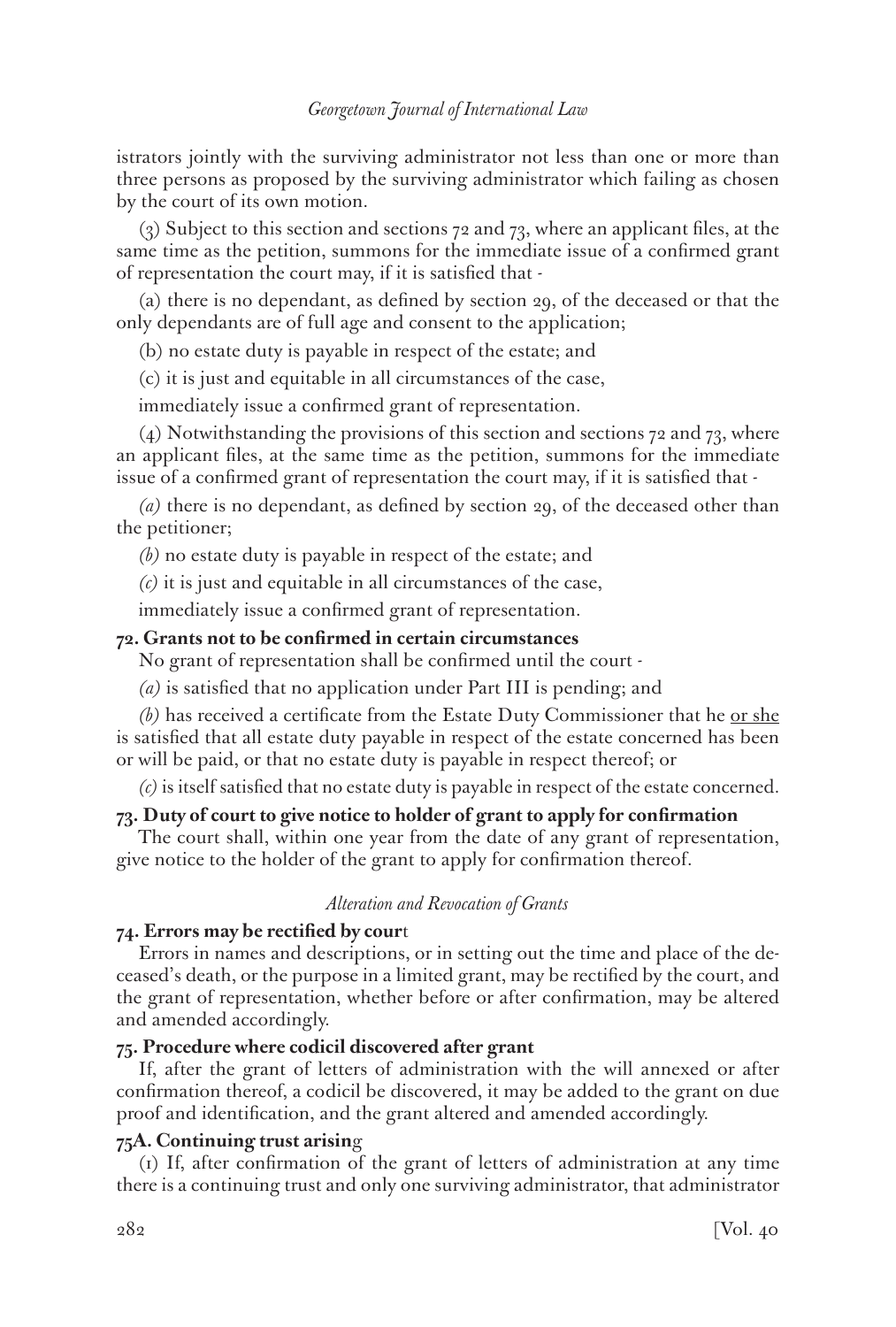istrators jointly with the surviving administrator not less than one or more than three persons as proposed by the surviving administrator which failing as chosen by the court of its own motion.

(3) Subject to this section and sections 72 and 73, where an applicant files, at the same time as the petition, summons for the immediate issue of a confirmed grant of representation the court may, if it is satisfied that -

(a) there is no dependant, as defined by section 29, of the deceased or that the only dependants are of full age and consent to the application;

(b) no estate duty is payable in respect of the estate; and

(c) it is just and equitable in all circumstances of the case,

immediately issue a confirmed grant of representation.

(4) Notwithstanding the provisions of this section and sections 72 and 73, where an applicant files, at the same time as the petition, summons for the immediate issue of a confirmed grant of representation the court may, if it is satisfied that -

*(a)* there is no dependant, as defined by section 29, of the deceased other than the petitioner;

*(b)* no estate duty is payable in respect of the estate; and

*(c)* it is just and equitable in all circumstances of the case,

immediately issue a confirmed grant of representation.

**72. Grants not to be confirmed in certain circumstances**

No grant of representation shall be confirmed until the court -

*(a)* is satisfied that no application under Part III is pending; and

*(b)* has received a certificate from the Estate Duty Commissioner that he <u>or she</u> is satisfied that all estate duty payable in respect of the estate concerned has been or will be paid, or that no estate duty is payable in respect thereof; or

*(c)* is itself satisfied that no estate duty is payable in respect of the estate concerned.

**73. Duty of court to give notice to holder of grant to apply for confirmation**

The court shall, within one year from the date of any grant of representation, give notice to the holder of the grant to apply for confirmation thereof.

*Alteration and Revocation of Grants*

**74. Errors may be rectified by court**

Errors in names and descriptions, or in setting out the time and place of the deceased's death, or the purpose in a limited grant, may be rectified by the court, and the grant of representation, whether before or after confirmation, may be altered and amended accordingly.

**75. Procedure where codicil discovered after grant**

If, after the grant of letters of administration with the will annexed or after confirmation thereof, a codicil be discovered, it may be added to the grant on due proof and identification, and the grant altered and amended accordingly.

**75A. Continuing trust arising**

(1) If, after confirmation of the grant of letters of administration at any time there is a continuing trust and only one surviving administrator, that administrator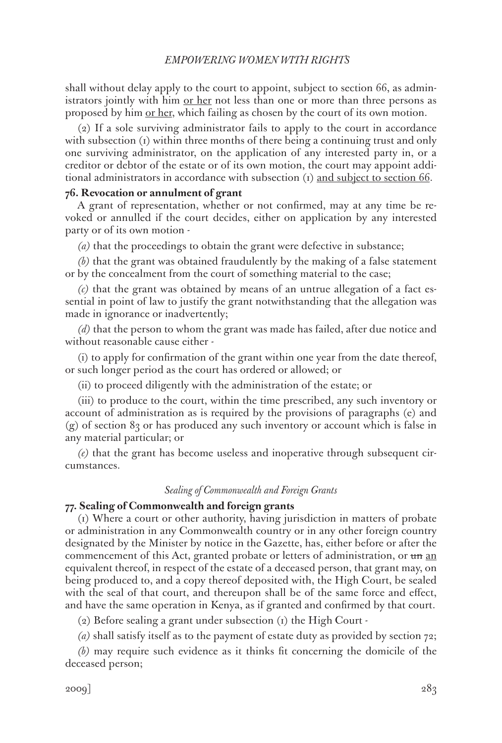shall without delay apply to the court to appoint, subject to section 66, as administrators jointly with him <u>or her</u> not less than one or more than three persons as proposed by him <u>or her</u>, which failing as chosen by the court of its own motion.

(2) If a sole surviving administrator fails to apply to the court in accordance with subsection (1) within three months of there being a continuing trust and only one surviving administrator, on the application of any interested party in, or a creditor or debtor of the estate or of its own motion, the court may appoint additional administrators in accordance with subsection (1) <u>and subject to section 66</u>.

**76. Revocation or annulment of grant**

A grant of representation, whether or not confirmed, may at any time be revoked or annulled if the court decides, either on application by any interested party or of its own motion -

*(a)* that the proceedings to obtain the grant were defective in substance;

*(b)* that the grant was obtained fraudulently by the making of a false statement or by the concealment from the court of something material to the case;

*(c)* that the grant was obtained by means of an untrue allegation of a fact essential in point of law to justify the grant notwithstanding that the allegation was made in ignorance or inadvertently;

*(d)* that the person to whom the grant was made has failed, after due notice and without reasonable cause either -

(i) to apply for confirmation of the grant within one year from the date thereof, or such longer period as the court has ordered or allowed; or

(ii) to proceed diligently with the administration of the estate; or

(iii) to produce to the court, within the time prescribed, any such inventory or account of administration as is required by the provisions of paragraphs (e) and (g) of section 83 or has produced any such inventory or account which is false in any material particular; or

*(e)* that the grant has become useless and inoperative through subsequent circumstances.

*Sealing of Commonwealth and Foreign Grants*

**77. Sealing of Commonwealth and foreign grants**

(1) Where a court or other authority, having jurisdiction in matters of probate or administration in any Commonwealth country or in any other foreign country designated by the Minister by notice in the Gazette, has, either before or after the commencement of this Act, granted probate or letters of administration, or ~~un~~ <u>an</u> equivalent thereof, in respect of the estate of a deceased person, that grant may, on being produced to, and a copy thereof deposited with, the High Court, be sealed with the seal of that court, and thereupon shall be of the same force and effect, and have the same operation in Kenya, as if granted and confirmed by that court.

(2) Before sealing a grant under subsection (1) the High Court -

*(a)* shall satisfy itself as to the payment of estate duty as provided by section 72;

*(b)* may require such evidence as it thinks fit concerning the domicile of the deceased person;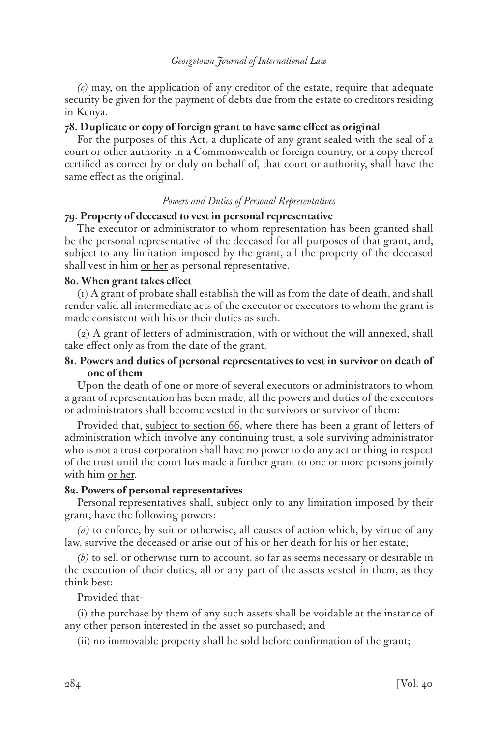*(c)* may, on the application of any creditor of the estate, require that adequate security be given for the payment of debts due from the estate to creditors residing in Kenya.

**78. Duplicate or copy of foreign grant to have same effect as original**

For the purposes of this Act, a duplicate of any grant sealed with the seal of a court or other authority in a Commonwealth or foreign country, or a copy thereof certified as correct by or duly on behalf of, that court or authority, shall have the same effect as the original.

*Powers and Duties of Personal Representatives*

**79. Property of deceased to vest in personal representative**

The executor or administrator to whom representation has been granted shall be the personal representative of the deceased for all purposes of that grant, and, subject to any limitation imposed by the grant, all the property of the deceased shall vest in him <u>or her</u> as personal representative.

**80. When grant takes effect**

(1) A grant of probate shall establish the will as from the date of death, and shall render valid all intermediate acts of the executor or executors to whom the grant is made consistent with ~~his or~~ their duties as such.

(2) A grant of letters of administration, with or without the will annexed, shall take effect only as from the date of the grant.

**81. Powers and duties of personal representatives to vest in survivor on death of one of them**

Upon the death of one or more of several executors or administrators to whom a grant of representation has been made, all the powers and duties of the executors or administrators shall become vested in the survivors or survivor of them:

Provided that, <u>subject to section 66</u>, where there has been a grant of letters of administration which involve any continuing trust, a sole surviving administrator who is not a trust corporation shall have no power to do any act or thing in respect of the trust until the court has made a further grant to one or more persons jointly with him <u>or her</u>.

**82. Powers of personal representatives**

Personal representatives shall, subject only to any limitation imposed by their grant, have the following powers:

*(a)* to enforce, by suit or otherwise, all causes of action which, by virtue of any law, survive the deceased or arise out of his <u>or her</u> death for his <u>or her</u> estate;

*(b)* to sell or otherwise turn to account, so far as seems necessary or desirable in the execution of their duties, all or any part of the assets vested in them, as they think best:

Provided that-

(i) the purchase by them of any such assets shall be voidable at the instance of any other person interested in the asset so purchased; and

(ii) no immovable property shall be sold before confirmation of the grant;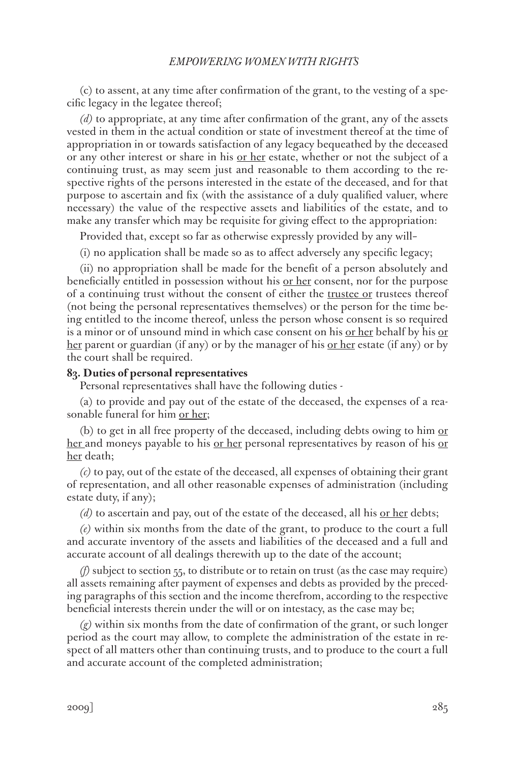(c) to assent, at any time after confirmation of the grant, to the vesting of a specific legacy in the legatee thereof;

*(d)* to appropriate, at any time after confirmation of the grant, any of the assets vested in them in the actual condition or state of investment thereof at the time of appropriation in or towards satisfaction of any legacy bequeathed by the deceased or any other interest or share in his or her estate, whether or not the subject of a continuing trust, as may seem just and reasonable to them according to the respective rights of the persons interested in the estate of the deceased, and for that purpose to ascertain and fix (with the assistance of a duly qualified valuer, where necessary) the value of the respective assets and liabilities of the estate, and to make any transfer which may be requisite for giving effect to the appropriation:

Provided that, except so far as otherwise expressly provided by any will–

(i) no application shall be made so as to affect adversely any specific legacy;

(ii) no appropriation shall be made for the benefit of a person absolutely and beneficially entitled in possession without his or her consent, nor for the purpose of a continuing trust without the consent of either the trustee or trustees thereof (not being the personal representatives themselves) or the person for the time being entitled to the income thereof, unless the person whose consent is so required is a minor or of unsound mind in which case consent on his or her behalf by his or her parent or guardian (if any) or by the manager of his or her estate (if any) or by the court shall be required.

**83. Duties of personal representatives**

Personal representatives shall have the following duties -

(a) to provide and pay out of the estate of the deceased, the expenses of a reasonable funeral for him or her;

(b) to get in all free property of the deceased, including debts owing to him or her and moneys payable to his or her personal representatives by reason of his or her death;

*(c)* to pay, out of the estate of the deceased, all expenses of obtaining their grant of representation, and all other reasonable expenses of administration (including estate duty, if any);

*(d)* to ascertain and pay, out of the estate of the deceased, all his or her debts;

*(e)* within six months from the date of the grant, to produce to the court a full and accurate inventory of the assets and liabilities of the deceased and a full and accurate account of all dealings therewith up to the date of the account;

*(f)* subject to section 55, to distribute or to retain on trust (as the case may require) all assets remaining after payment of expenses and debts as provided by the preceding paragraphs of this section and the income therefrom, according to the respective beneficial interests therein under the will or on intestacy, as the case may be;

*(g)* within six months from the date of confirmation of the grant, or such longer period as the court may allow, to complete the administration of the estate in respect of all matters other than continuing trusts, and to produce to the court a full and accurate account of the completed administration;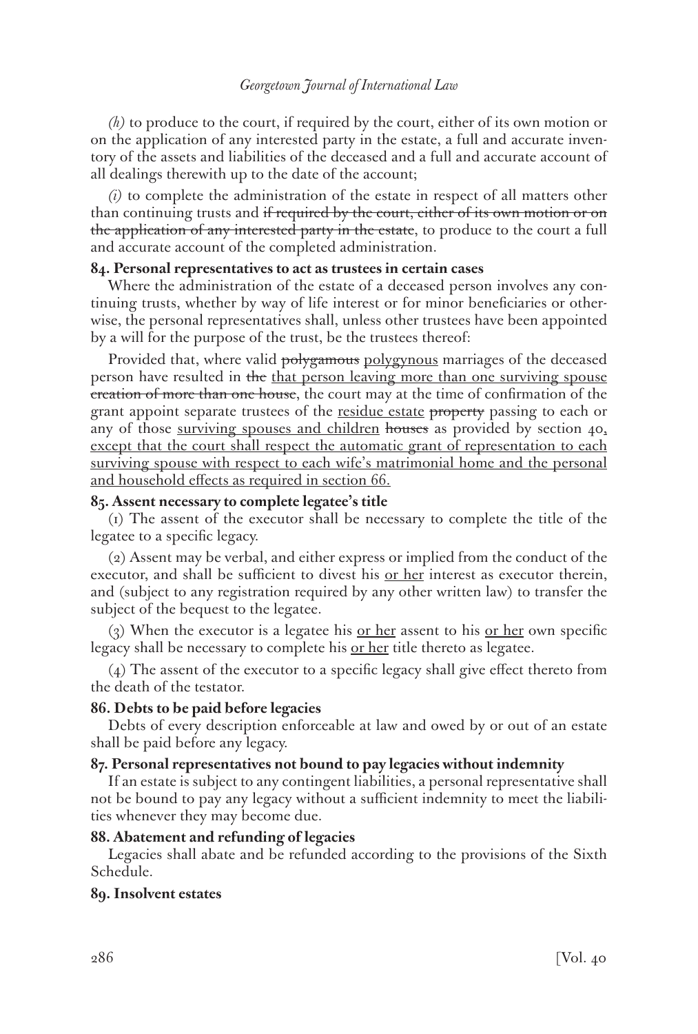*(h)* to produce to the court, if required by the court, either of its own motion or on the application of any interested party in the estate, a full and accurate inventory of the assets and liabilities of the deceased and a full and accurate account of all dealings therewith up to the date of the account;

*(i)* to complete the administration of the estate in respect of all matters other than continuing trusts and ~~if required by the court, either of its own motion or on the application of any interested party in the estate~~, to produce to the court a full and accurate account of the completed administration.

**84. Personal representatives to act as trustees in certain cases**

Where the administration of the estate of a deceased person involves any continuing trusts, whether by way of life interest or for minor beneficiaries or otherwise, the personal representatives shall, unless other trustees have been appointed by a will for the purpose of the trust, be the trustees thereof:

Provided that, where valid ~~polygamous~~ <u>polygynous</u> marriages of the deceased person have resulted in ~~the~~ <u>that person leaving more than one surviving spouse</u> ~~creation of more than one house~~, the court may at the time of confirmation of the grant appoint separate trustees of the <u>residue estate</u> ~~property~~ passing to each or any of those <u>surviving spouses and children</u> ~~houses~~ as provided by section 40<u>, except that the court shall respect the automatic grant of representation to each surviving spouse with respect to each wife's matrimonial home and the personal and household effects as required in section 66.</u>

**85. Assent necessary to complete legatee's title**

(1) The assent of the executor shall be necessary to complete the title of the legatee to a specific legacy.

(2) Assent may be verbal, and either express or implied from the conduct of the executor, and shall be sufficient to divest his <u>or her</u> interest as executor therein, and (subject to any registration required by any other written law) to transfer the subject of the bequest to the legatee.

(3) When the executor is a legatee his <u>or her</u> assent to his <u>or her</u> own specific legacy shall be necessary to complete his <u>or her</u> title thereto as legatee.

(4) The assent of the executor to a specific legacy shall give effect thereto from the death of the testator.

**86. Debts to be paid before legacies**

Debts of every description enforceable at law and owed by or out of an estate shall be paid before any legacy.

**87. Personal representatives not bound to pay legacies without indemnity**

If an estate is subject to any contingent liabilities, a personal representative shall not be bound to pay any legacy without a sufficient indemnity to meet the liabilities whenever they may become due.

**88. Abatement and refunding of legacies**

Legacies shall abate and be refunded according to the provisions of the Sixth Schedule.

**89. Insolvent estates**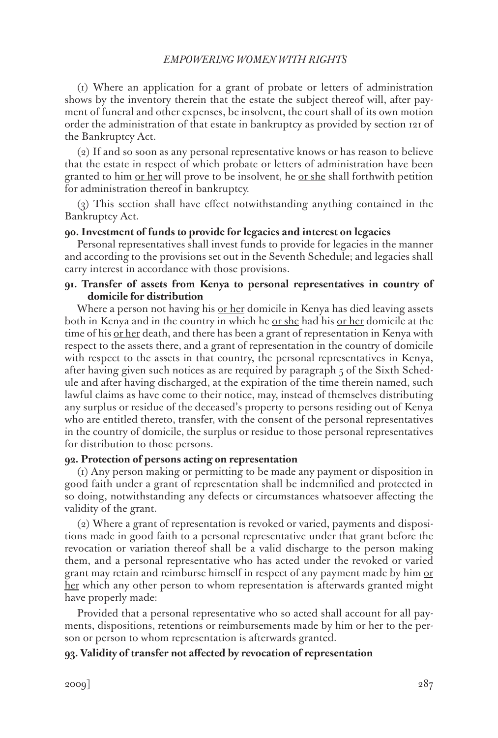(1) Where an application for a grant of probate or letters of administration shows by the inventory therein that the estate the subject thereof will, after payment of funeral and other expenses, be insolvent, the court shall of its own motion order the administration of that estate in bankruptcy as provided by section 121 of the Bankruptcy Act.

(2) If and so soon as any personal representative knows or has reason to believe that the estate in respect of which probate or letters of administration have been granted to him or her will prove to be insolvent, he or she shall forthwith petition for administration thereof in bankruptcy.

(3) This section shall have effect notwithstanding anything contained in the Bankruptcy Act.

**90. Investment of funds to provide for legacies and interest on legacies**

Personal representatives shall invest funds to provide for legacies in the manner and according to the provisions set out in the Seventh Schedule; and legacies shall carry interest in accordance with those provisions.

**91. Transfer of assets from Kenya to personal representatives in country of domicile for distribution**

Where a person not having his or her domicile in Kenya has died leaving assets both in Kenya and in the country in which he or she had his or her domicile at the time of his or her death, and there has been a grant of representation in Kenya with respect to the assets there, and a grant of representation in the country of domicile with respect to the assets in that country, the personal representatives in Kenya, after having given such notices as are required by paragraph 5 of the Sixth Schedule and after having discharged, at the expiration of the time therein named, such lawful claims as have come to their notice, may, instead of themselves distributing any surplus or residue of the deceased's property to persons residing out of Kenya who are entitled thereto, transfer, with the consent of the personal representatives in the country of domicile, the surplus or residue to those personal representatives for distribution to those persons.

**92. Protection of persons acting on representation**

(1) Any person making or permitting to be made any payment or disposition in good faith under a grant of representation shall be indemnified and protected in so doing, notwithstanding any defects or circumstances whatsoever affecting the validity of the grant.

(2) Where a grant of representation is revoked or varied, payments and dispositions made in good faith to a personal representative under that grant before the revocation or variation thereof shall be a valid discharge to the person making them, and a personal representative who has acted under the revoked or varied grant may retain and reimburse himself in respect of any payment made by him or her which any other person to whom representation is afterwards granted might have properly made:

Provided that a personal representative who so acted shall account for all payments, dispositions, retentions or reimbursements made by him or her to the person or person to whom representation is afterwards granted.

**93. Validity of transfer not affected by revocation of representation**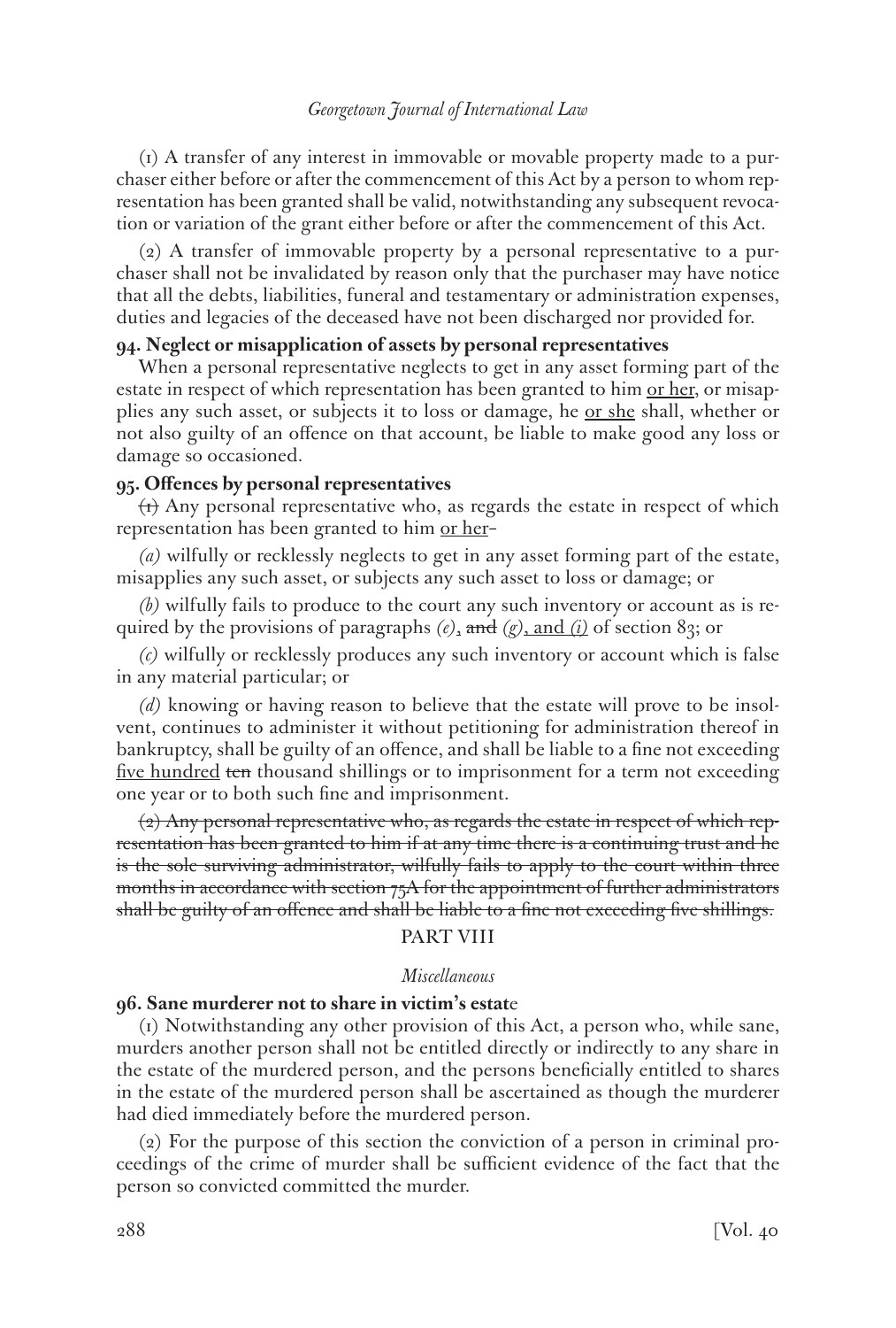(1) A transfer of any interest in immovable or movable property made to a purchaser either before or after the commencement of this Act by a person to whom representation has been granted shall be valid, notwithstanding any subsequent revocation or variation of the grant either before or after the commencement of this Act.

(2) A transfer of immovable property by a personal representative to a purchaser shall not be invalidated by reason only that the purchaser may have notice that all the debts, liabilities, funeral and testamentary or administration expenses, duties and legacies of the deceased have not been discharged nor provided for.

**94. Neglect or misapplication of assets by personal representatives**

When a personal representative neglects to get in any asset forming part of the estate in respect of which representation has been granted to him <u>or her</u>, or misapplies any such asset, or subjects it to loss or damage, he <u>or she</u> shall, whether or not also guilty of an offence on that account, be liable to make good any loss or damage so occasioned.

**95. Offences by personal representatives**

~~(1)~~ Any personal representative who, as regards the estate in respect of which representation has been granted to him <u>or her</u>–

*(a)* wilfully or recklessly neglects to get in any asset forming part of the estate, misapplies any such asset, or subjects any such asset to loss or damage; or

*(b)* wilfully fails to produce to the court any such inventory or account as is required by the provisions of paragraphs *(e)*, ~~and~~ *(g)*<u>, and *(i)*</u> of section 83; or

*(c)* wilfully or recklessly produces any such inventory or account which is false in any material particular; or

*(d)* knowing or having reason to believe that the estate will prove to be insolvent, continues to administer it without petitioning for administration thereof in bankruptcy, shall be guilty of an offence, and shall be liable to a fine not exceeding <u>five hundred</u> ~~ten~~ thousand shillings or to imprisonment for a term not exceeding one year or to both such fine and imprisonment.

~~(2) Any personal representative who, as regards the estate in respect of which representation has been granted to him if at any time there is a continuing trust and he is the sole surviving administrator, wilfully fails to apply to the court within three months in accordance with section 75A for the appointment of further administrators shall be guilty of an offence and shall be liable to a fine not exceeding five shillings.~~

## PART VIII

*Miscellaneous*

**96. Sane murderer not to share in victim's estate**

(1) Notwithstanding any other provision of this Act, a person who, while sane, murders another person shall not be entitled directly or indirectly to any share in the estate of the murdered person, and the persons beneficially entitled to shares in the estate of the murdered person shall be ascertained as though the murderer had died immediately before the murdered person.

(2) For the purpose of this section the conviction of a person in criminal proceedings of the crime of murder shall be sufficient evidence of the fact that the person so convicted committed the murder.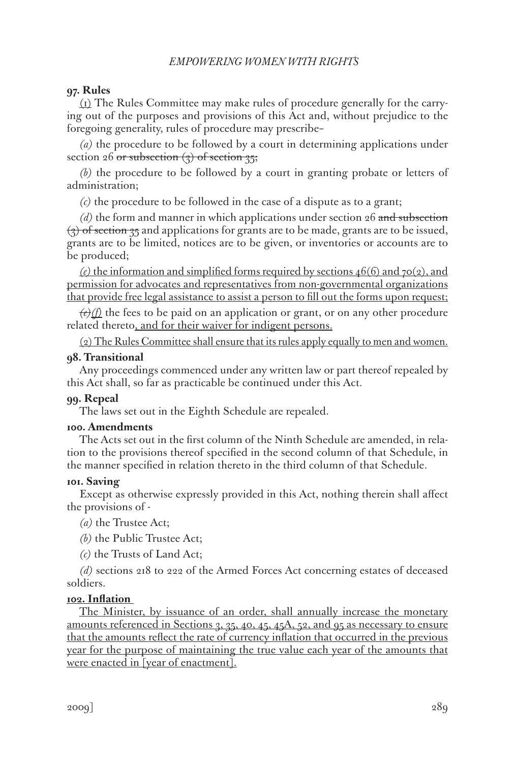**97. Rules**

<u>(1)</u> The Rules Committee may make rules of procedure generally for the carrying out of the purposes and provisions of this Act and, without prejudice to the foregoing generality, rules of procedure may prescribe–

*(a)* the procedure to be followed by a court in determining applications under section 26 ~~or subsection (3) of section 35;~~

*(b)* the procedure to be followed by a court in granting probate or letters of administration;

*(c)* the procedure to be followed in the case of a dispute as to a grant;

*(d)* the form and manner in which applications under section 26 ~~and subsection (3) of section 35~~ and applications for grants are to be made, grants are to be issued, grants are to be limited, notices are to be given, or inventories or accounts are to be produced;

<u>*(e)* the information and simplified forms required by sections 46(6) and 70(2), and permission for advocates and representatives from non-governmental organizations that provide free legal assistance to assist a person to fill out the forms upon request;</u>

~~*(e)*~~<u>*(f)*</u> the fees to be paid on an application or grant, or on any other procedure related thereto<u>, and for their waiver for indigent persons.</u>

<u>(2) The Rules Committee shall ensure that its rules apply equally to men and women.</u>

**98. Transitional**

Any proceedings commenced under any written law or part thereof repealed by this Act shall, so far as practicable be continued under this Act.

**99. Repeal**

The laws set out in the Eighth Schedule are repealed.

**100. Amendments**

The Acts set out in the first column of the Ninth Schedule are amended, in relation to the provisions thereof specified in the second column of that Schedule, in the manner specified in relation thereto in the third column of that Schedule.

**101. Saving**

Except as otherwise expressly provided in this Act, nothing therein shall affect the provisions of -

*(a)* the Trustee Act;

*(b)* the Public Trustee Act;

*(c)* the Trusts of Land Act;

*(d)* sections 218 to 222 of the Armed Forces Act concerning estates of deceased soldiers.

<u>**102. Inflation**</u>

<u>The Minister, by issuance of an order, shall annually increase the monetary amounts referenced in Sections 3, 35, 40, 45, 45A, 52, and 95 as necessary to ensure that the amounts reflect the rate of currency inflation that occurred in the previous year for the purpose of maintaining the true value each year of the amounts that were enacted in [year of enactment].</u>